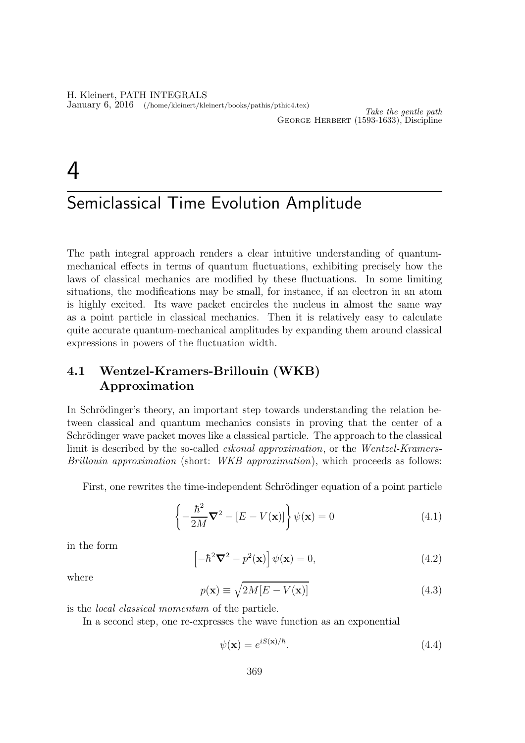*Take the gentle path*
George Herbert (1593-1633), Discipline

# 4

# Semiclassical Time Evolution Amplitude

The path integral approach renders a clear intuitive understanding of quantum-mechanical effects in terms of quantum fluctuations, exhibiting precisely how the laws of classical mechanics are modified by these fluctuations. In some limiting situations, the modifications may be small, for instance, if an electron in an atom is highly excited. Its wave packet encircles the nucleus in almost the same way as a point particle in classical mechanics. Then it is relatively easy to calculate quite accurate quantum-mechanical amplitudes by expanding them around classical expressions in powers of the fluctuation width.

## 4.1 Wentzel-Kramers-Brillouin (WKB) Approximation

In Schrödinger's theory, an important step towards understanding the relation between classical and quantum mechanics consists in proving that the center of a Schrödinger wave packet moves like a classical particle. The approach to the classical limit is described by the so-called *eikonal approximation*, or the *Wentzel-Kramers-Brillouin approximation* (short: *WKB approximation*), which proceeds as follows:

First, one rewrites the time-independent Schrödinger equation of a point particle

$$\left\{-\frac{\hbar^2}{2M}\boldsymbol{\nabla}^2 - [E - V(\mathbf{x})]\right\}\psi(\mathbf{x}) = 0 \tag{4.1}$$

in the form

$$\left[-\hbar^2\boldsymbol{\nabla}^2 - p^2(\mathbf{x})\right]\psi(\mathbf{x}) = 0, \tag{4.2}$$

where

$$p(\mathbf{x}) \equiv \sqrt{2M[E - V(\mathbf{x})]} \tag{4.3}$$

is the *local classical momentum* of the particle.

In a second step, one re-expresses the wave function as an exponential

$$\psi(\mathbf{x}) = e^{iS(\mathbf{x})/\hbar}. \tag{4.4}$$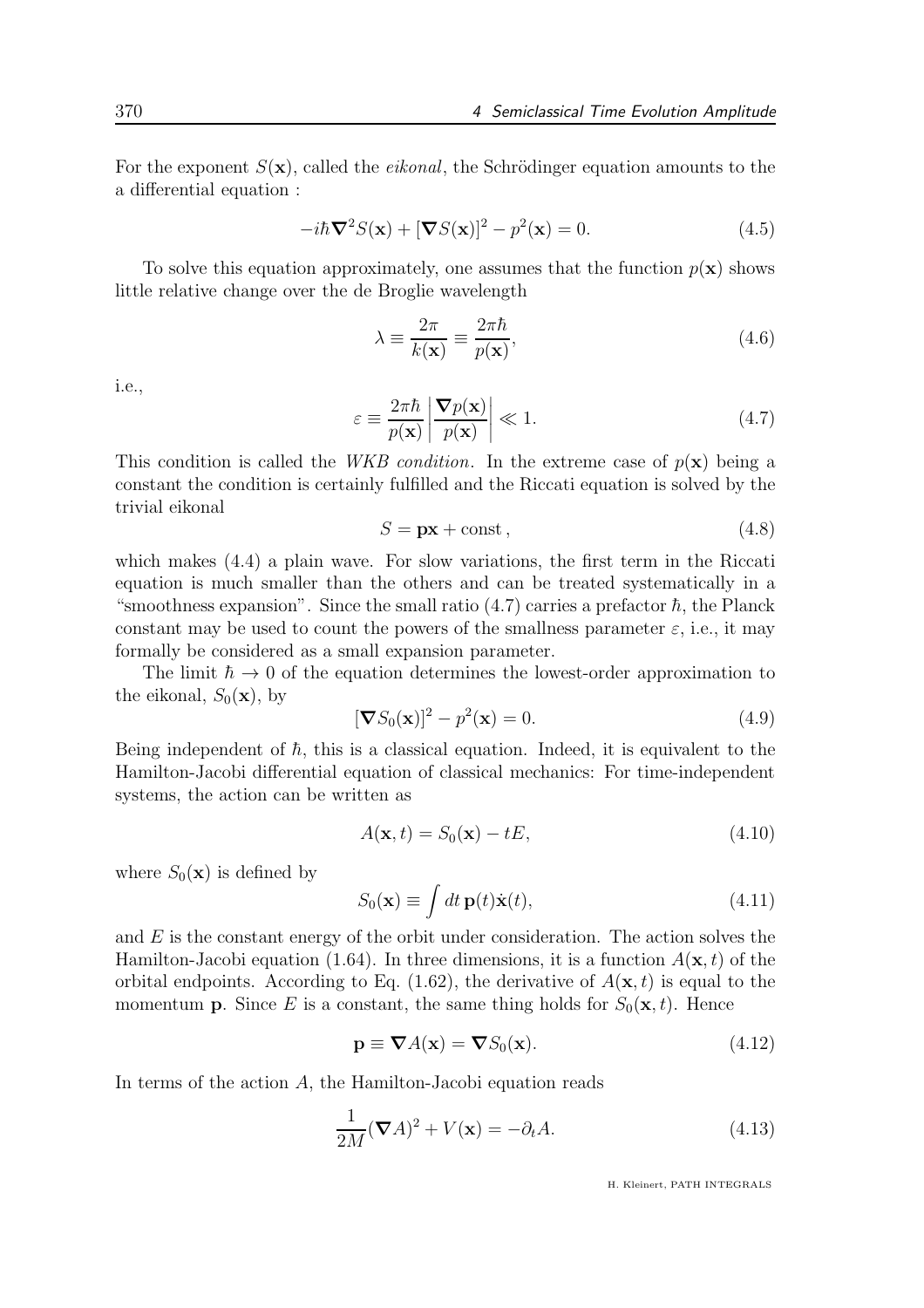For the exponent $S(\mathbf{x})$, called the *eikonal*, the Schrödinger equation amounts to the a differential equation :

$$-i\hbar\boldsymbol{\nabla}^2 S(\mathbf{x}) + [\boldsymbol{\nabla}S(\mathbf{x})]^2 - p^2(\mathbf{x}) = 0. \tag{4.5}$$

To solve this equation approximately, one assumes that the function $p(\mathbf{x})$ shows little relative change over the de Broglie wavelength

$$\lambda \equiv \frac{2\pi}{k(\mathbf{x})} \equiv \frac{2\pi\hbar}{p(\mathbf{x})}, \tag{4.6}$$

i.e.,

$$\varepsilon \equiv \frac{2\pi\hbar}{p(\mathbf{x})}\left|\frac{\boldsymbol{\nabla}p(\mathbf{x})}{p(\mathbf{x})}\right| \ll 1. \tag{4.7}$$

This condition is called the *WKB condition*. In the extreme case of $p(\mathbf{x})$ being a constant the condition is certainly fulfilled and the Riccati equation is solved by the trivial eikonal

$$S = \mathbf{p}\mathbf{x} + \text{const}\,, \tag{4.8}$$

which makes (4.4) a plain wave. For slow variations, the first term in the Riccati equation is much smaller than the others and can be treated systematically in a "smoothness expansion". Since the small ratio (4.7) carries a prefactor $\hbar$, the Planck constant may be used to count the powers of the smallness parameter $\varepsilon$, i.e., it may formally be considered as a small expansion parameter.

The limit $\hbar \to 0$ of the equation determines the lowest-order approximation to the eikonal, $S_0(\mathbf{x})$, by

$$[\boldsymbol{\nabla}S_0(\mathbf{x})]^2 - p^2(\mathbf{x}) = 0. \tag{4.9}$$

Being independent of $\hbar$, this is a classical equation. Indeed, it is equivalent to the Hamilton-Jacobi differential equation of classical mechanics: For time-independent systems, the action can be written as

$$A(\mathbf{x}, t) = S_0(\mathbf{x}) - tE, \tag{4.10}$$

where $S_0(\mathbf{x})$ is defined by

$$S_0(\mathbf{x}) \equiv \int dt\, \mathbf{p}(t)\dot{\mathbf{x}}(t), \tag{4.11}$$

and $E$ is the constant energy of the orbit under consideration. The action solves the Hamilton-Jacobi equation (1.64). In three dimensions, it is a function $A(\mathbf{x}, t)$ of the orbital endpoints. According to Eq. (1.62), the derivative of $A(\mathbf{x}, t)$ is equal to the momentum $\mathbf{p}$. Since $E$ is a constant, the same thing holds for $S_0(\mathbf{x}, t)$. Hence

$$\mathbf{p} \equiv \boldsymbol{\nabla}A(\mathbf{x}) = \boldsymbol{\nabla}S_0(\mathbf{x}). \tag{4.12}$$

In terms of the action $A$, the Hamilton-Jacobi equation reads

$$\frac{1}{2M}(\boldsymbol{\nabla}A)^2 + V(\mathbf{x}) = -\partial_t A. \tag{4.13}$$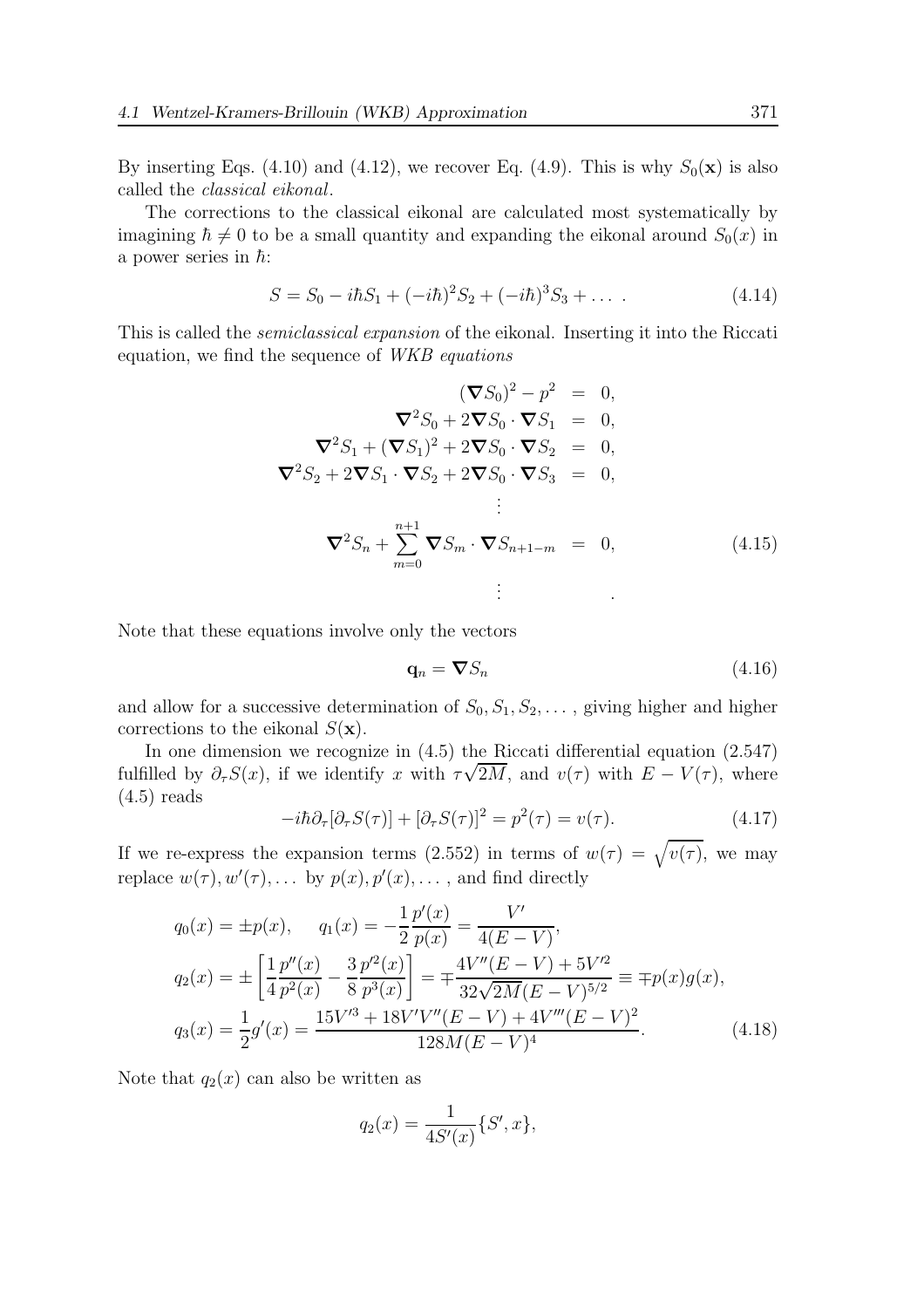By inserting Eqs. (4.10) and (4.12), we recover Eq. (4.9). This is why $S_0(\mathbf{x})$ is also called the *classical eikonal*.

The corrections to the classical eikonal are calculated most systematically by imagining $\hbar \neq 0$ to be a small quantity and expanding the eikonal around $S_0(x)$ in a power series in $\hbar$:

$$S = S_0 - i\hbar S_1 + (-i\hbar)^2 S_2 + (-i\hbar)^3 S_3 + \dots \ . \tag{4.14}$$

This is called the *semiclassical expansion* of the eikonal. Inserting it into the Riccati equation, we find the sequence of *WKB equations*

$$\begin{aligned}
(\boldsymbol{\nabla} S_0)^2 - p^2 &= 0, \\
\boldsymbol{\nabla}^2 S_0 + 2\boldsymbol{\nabla} S_0 \cdot \boldsymbol{\nabla} S_1 &= 0, \\
\boldsymbol{\nabla}^2 S_1 + (\boldsymbol{\nabla} S_1)^2 + 2\boldsymbol{\nabla} S_0 \cdot \boldsymbol{\nabla} S_2 &= 0, \\
\boldsymbol{\nabla}^2 S_2 + 2\boldsymbol{\nabla} S_1 \cdot \boldsymbol{\nabla} S_2 + 2\boldsymbol{\nabla} S_0 \cdot \boldsymbol{\nabla} S_3 &= 0, \\
&\vdots \\
\boldsymbol{\nabla}^2 S_n + \sum_{m=0}^{n+1} \boldsymbol{\nabla} S_m \cdot \boldsymbol{\nabla} S_{n+1-m} &= 0, \\
&\vdots
\end{aligned} \tag{4.15}$$

Note that these equations involve only the vectors

$$\mathbf{q}_n = \boldsymbol{\nabla} S_n \tag{4.16}$$

and allow for a successive determination of $S_0, S_1, S_2, \dots$, giving higher and higher corrections to the eikonal $S(\mathbf{x})$.

In one dimension we recognize in (4.5) the Riccati differential equation (2.547) fulfilled by $\partial_\tau S(x)$, if we identify $x$ with $\tau\sqrt{2M}$, and $v(\tau)$ with $E - V(\tau)$, where (4.5) reads

$$-i\hbar\partial_\tau[\partial_\tau S(\tau)] + [\partial_\tau S(\tau)]^2 = p^2(\tau) = v(\tau). \tag{4.17}$$

If we re-express the expansion terms (2.552) in terms of $w(\tau) = \sqrt{v(\tau)}$, we may replace $w(\tau), w'(\tau), \dots$ by $p(x), p'(x), \dots$, and find directly

$$\begin{aligned}
q_0(x) &= \pm p(x), \quad\ q_1(x) = -\frac{1}{2}\frac{p'(x)}{p(x)} = \frac{V'}{4(E-V)}, \\
q_2(x) &= \pm\left[\frac{1}{4}\frac{p''(x)}{p^2(x)} - \frac{3}{8}\frac{p'^2(x)}{p^3(x)}\right] = \mp\frac{4V''(E-V) + 5V'^2}{32\sqrt{2M}(E-V)^{5/2}} \equiv \mp p(x)g(x), \\
q_3(x) &= \frac{1}{2}g'(x) = \frac{15V'^3 + 18V'V''(E-V) + 4V'''(E-V)^2}{128M(E-V)^4}.
\end{aligned} \tag{4.18}$$

Note that $q_2(x)$ can also be written as

$$q_2(x) = \frac{1}{4S'(x)}\{S', x\},$$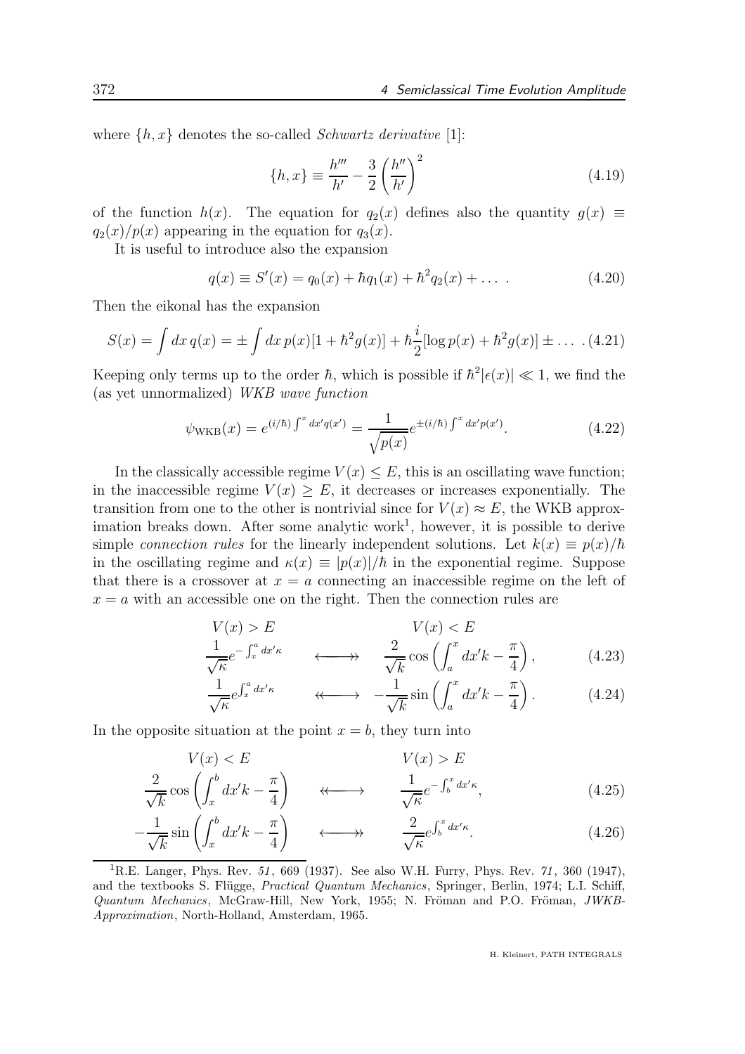where $\{h, x\}$ denotes the so-called *Schwartz derivative* [1]:

$$\{h, x\} \equiv \frac{h'''}{h'} - \frac{3}{2}\left(\frac{h''}{h'}\right)^2 \tag{4.19}$$

of the function $h(x)$. The equation for $q_2(x)$ defines also the quantity $g(x) \equiv q_2(x)/p(x)$ appearing in the equation for $q_3(x)$.

It is useful to introduce also the expansion

$$q(x) \equiv S'(x) = q_0(x) + \hbar q_1(x) + \hbar^2 q_2(x) + \dots \ . \tag{4.20}$$

Then the eikonal has the expansion

$$S(x) = \int dx\, q(x) = \pm \int dx\, p(x)[1 + \hbar^2 g(x)] + \hbar \frac{i}{2}[\log p(x) + \hbar^2 g(x)] \pm \dots \ . \tag{4.21}$$

Keeping only terms up to the order $\hbar$, which is possible if $\hbar^2|\epsilon(x)| \ll 1$, we find the (as yet unnormalized) *WKB wave function*

$$\psi_{\rm WKB}(x) = e^{(i/\hbar)\int^x dx' q(x')} = \frac{1}{\sqrt{p(x)}} e^{\pm(i/\hbar)\int^x dx' p(x')}. \tag{4.22}$$

In the classically accessible regime $V(x) \leq E$, this is an oscillating wave function; in the inaccessible regime $V(x) \geq E$, it decreases or increases exponentially. The transition from one to the other is nontrivial since for $V(x) \approx E$, the WKB approximation breaks down. After some analytic work[1], however, it is possible to derive simple *connection rules* for the linearly independent solutions. Let $k(x) \equiv p(x)/\hbar$ in the oscillating regime and $\kappa(x) \equiv |p(x)|/\hbar$ in the exponential regime. Suppose that there is a crossover at $x = a$ connecting an inaccessible regime on the left of $x = a$ with an accessible one on the right. Then the connection rules are

$$\begin{array}{ccc} V(x) > E & & V(x) < E \\ \dfrac{1}{\sqrt{\kappa}} e^{-\int_x^a dx'\kappa} & \longleftrightarrow\!\!\!\!\!\rightarrow & \dfrac{2}{\sqrt{k}} \cos\left(\displaystyle\int_a^x dx' k - \frac{\pi}{4}\right), \end{array} \tag{4.23}$$

$$\frac{1}{\sqrt{\kappa}} e^{\int_x^a dx'\kappa} \quad \leftarrow\!\!\!\!\!\longleftrightarrow \quad -\frac{1}{\sqrt{k}} \sin\left(\int_a^x dx' k - \frac{\pi}{4}\right). \tag{4.24}$$

In the opposite situation at the point $x = b$, they turn into

$$\begin{array}{ccc} V(x) < E & & V(x) > E \\ \dfrac{2}{\sqrt{k}} \cos\left(\displaystyle\int_x^b dx' k - \frac{\pi}{4}\right) & \leftarrow\!\!\!\!\!\longleftrightarrow & \dfrac{1}{\sqrt{\kappa}} e^{-\int_b^x dx'\kappa}, \end{array} \tag{4.25}$$

$$-\frac{1}{\sqrt{k}} \sin\left(\int_x^b dx' k - \frac{\pi}{4}\right) \quad \longleftrightarrow\!\!\!\!\!\rightarrow \quad \frac{2}{\sqrt{\kappa}} e^{\int_b^x dx'\kappa}. \tag{4.26}$$

---

[1] R.E. Langer, Phys. Rev. *51*, 669 (1937). See also W.H. Furry, Phys. Rev. *71*, 360 (1947), and the textbooks S. Flügge, *Practical Quantum Mechanics*, Springer, Berlin, 1974; L.I. Schiff, *Quantum Mechanics*, McGraw-Hill, New York, 1955; N. Fröman and P.O. Fröman, *JWKB-Approximation*, North-Holland, Amsterdam, 1965.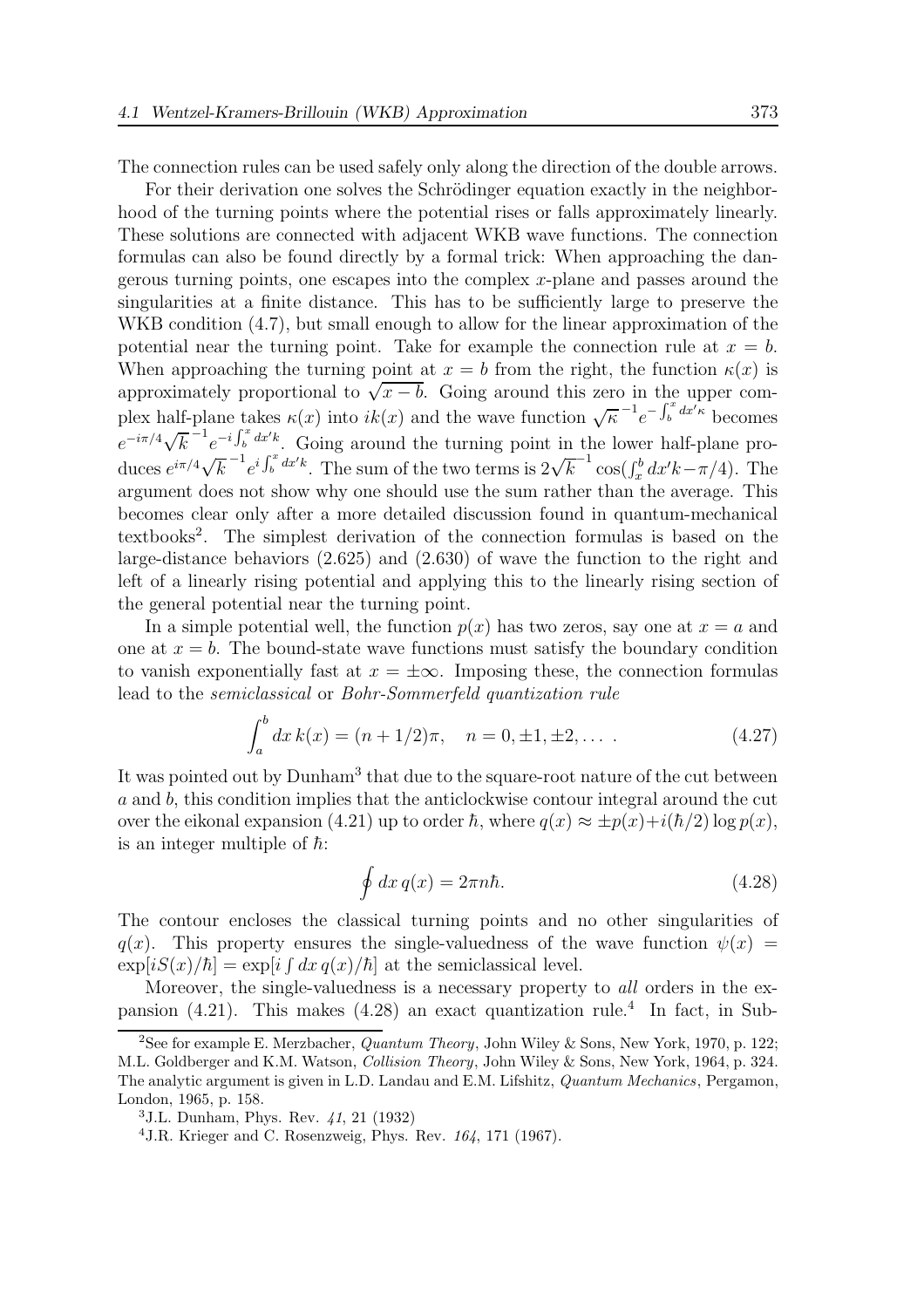The connection rules can be used safely only along the direction of the double arrows.

For their derivation one solves the Schrödinger equation exactly in the neighborhood of the turning points where the potential rises or falls approximately linearly. These solutions are connected with adjacent WKB wave functions. The connection formulas can also be found directly by a formal trick: When approaching the dangerous turning points, one escapes into the complex $x$-plane and passes around the singularities at a finite distance. This has to be sufficiently large to preserve the WKB condition (4.7), but small enough to allow for the linear approximation of the potential near the turning point. Take for example the connection rule at $x = b$. When approaching the turning point at $x = b$ from the right, the function $\kappa(x)$ is approximately proportional to $\sqrt{x-b}$. Going around this zero in the upper complex half-plane takes $\kappa(x)$ into $ik(x)$ and the wave function $\sqrt{\kappa}^{-1}e^{-\int_b^x dx'\kappa}$ becomes $e^{-i\pi/4}\sqrt{k}^{-1}e^{-i\int_b^x dx'k}$. Going around the turning point in the lower half-plane produces $e^{i\pi/4}\sqrt{k}^{-1}e^{i\int_b^x dx'k}$. The sum of the two terms is $2\sqrt{k}^{-1}\cos(\int_x^b dx'k - \pi/4)$. The argument does not show why one should use the sum rather than the average. This becomes clear only after a more detailed discussion found in quantum-mechanical textbooks[2]. The simplest derivation of the connection formulas is based on the large-distance behaviors (2.625) and (2.630) of wave the function to the right and left of a linearly rising potential and applying this to the linearly rising section of the general potential near the turning point.

In a simple potential well, the function $p(x)$ has two zeros, say one at $x = a$ and one at $x = b$. The bound-state wave functions must satisfy the boundary condition to vanish exponentially fast at $x = \pm\infty$. Imposing these, the connection formulas lead to the *semiclassical* or *Bohr-Sommerfeld quantization rule*

$$\int_a^b dx\, k(x) = (n + 1/2)\pi, \quad n = 0, \pm 1, \pm 2, \dots \,. \tag{4.27}$$

It was pointed out by Dunham[3] that due to the square-root nature of the cut between $a$ and $b$, this condition implies that the anticlockwise contour integral around the cut over the eikonal expansion (4.21) up to order $\hbar$, where $q(x) \approx \pm p(x) + i(\hbar/2)\log p(x)$, is an integer multiple of $\hbar$:

$$\oint dx\, q(x) = 2\pi n\hbar. \tag{4.28}$$

The contour encloses the classical turning points and no other singularities of $q(x)$. This property ensures the single-valuedness of the wave function $\psi(x) = \exp[iS(x)/\hbar] = \exp[i\int dx\, q(x)/\hbar]$ at the semiclassical level.

Moreover, the single-valuedness is a necessary property to *all* orders in the expansion (4.21). This makes (4.28) an exact quantization rule.[4] In fact, in Sub-

[2] See for example E. Merzbacher, *Quantum Theory*, John Wiley & Sons, New York, 1970, p. 122; M.L. Goldberger and K.M. Watson, *Collision Theory*, John Wiley & Sons, New York, 1964, p. 324. The analytic argument is given in L.D. Landau and E.M. Lifshitz, *Quantum Mechanics*, Pergamon, London, 1965, p. 158.

[3] J.L. Dunham, Phys. Rev. *41*, 21 (1932)

[4] J.R. Krieger and C. Rosenzweig, Phys. Rev. *164*, 171 (1967).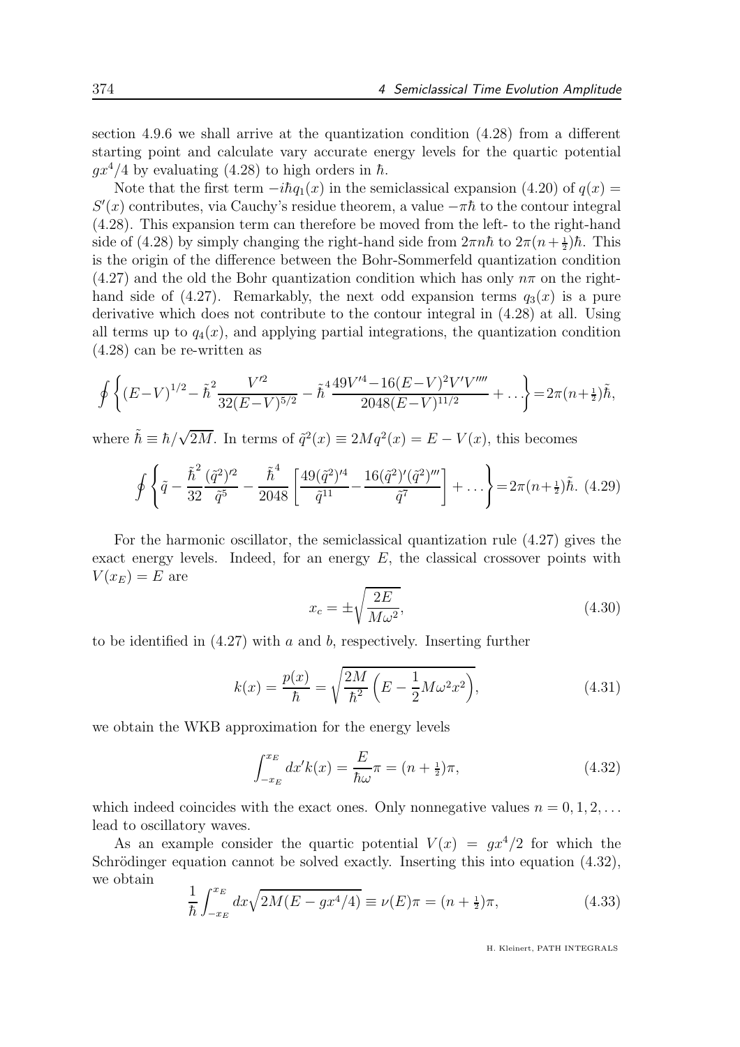section 4.9.6 we shall arrive at the quantization condition (4.28) from a different starting point and calculate vary accurate energy levels for the quartic potential $gx^4/4$ by evaluating (4.28) to high orders in $\hbar$.

Note that the first term $-i\hbar q_1(x)$ in the semiclassical expansion (4.20) of $q(x) = S'(x)$ contributes, via Cauchy's residue theorem, a value $-\pi\hbar$ to the contour integral (4.28). This expansion term can therefore be moved from the left- to the right-hand side of (4.28) by simply changing the right-hand side from $2\pi n\hbar$ to $2\pi(n+\frac{1}{2})\hbar$. This is the origin of the difference between the Bohr-Sommerfeld quantization condition (4.27) and the old the Bohr quantization condition which has only $n\pi$ on the right-hand side of (4.27). Remarkably, the next odd expansion terms $q_3(x)$ is a pure derivative which does not contribute to the contour integral in (4.28) at all. Using all terms up to $q_4(x)$, and applying partial integrations, the quantization condition (4.28) can be re-written as

$$\oint \left\{ (E-V)^{1/2} - \tilde{\hbar}^2 \frac{V'^2}{32(E-V)^{5/2}} - \tilde{\hbar}^4 \frac{49V'^4 - 16(E-V)^2 V' V''''}{2048(E-V)^{11/2}} + \dots \right\} = 2\pi(n+\tfrac{1}{2})\tilde{\hbar},$$

where $\tilde{\hbar} \equiv \hbar/\sqrt{2M}$. In terms of $\tilde{q}^2(x) \equiv 2Mq^2(x) = E - V(x)$, this becomes

$$\oint \left\{ \tilde{q} - \frac{\tilde{\hbar}^2}{32} \frac{(\tilde{q}^2)'^2}{\tilde{q}^5} - \frac{\tilde{\hbar}^4}{2048} \left[ \frac{49(\tilde{q}^2)'^4}{\tilde{q}^{11}} - \frac{16(\tilde{q}^2)'(\tilde{q}^2)'''}{\tilde{q}^7} \right] + \dots \right\} = 2\pi(n+\tfrac{1}{2})\tilde{\hbar}. \quad (4.29)$$

For the harmonic oscillator, the semiclassical quantization rule (4.27) gives the exact energy levels. Indeed, for an energy $E$, the classical crossover points with $V(x_E) = E$ are

$$x_c = \pm\sqrt{\frac{2E}{M\omega^2}}, \quad (4.30)$$

to be identified in (4.27) with $a$ and $b$, respectively. Inserting further

$$k(x) = \frac{p(x)}{\hbar} = \sqrt{\frac{2M}{\hbar^2}\left(E - \frac{1}{2}M\omega^2 x^2\right)}, \quad (4.31)$$

we obtain the WKB approximation for the energy levels

$$\int_{-x_E}^{x_E} dx' k(x) = \frac{E}{\hbar\omega}\pi = (n+\tfrac{1}{2})\pi, \quad (4.32)$$

which indeed coincides with the exact ones. Only nonnegative values $n = 0, 1, 2, \dots$ lead to oscillatory waves.

As an example consider the quartic potential $V(x) = gx^4/2$ for which the Schrödinger equation cannot be solved exactly. Inserting this into equation (4.32), we obtain

$$\frac{1}{\hbar}\int_{-x_E}^{x_E} dx \sqrt{2M(E - gx^4/4)} \equiv \nu(E)\pi = (n+\tfrac{1}{2})\pi, \quad (4.33)$$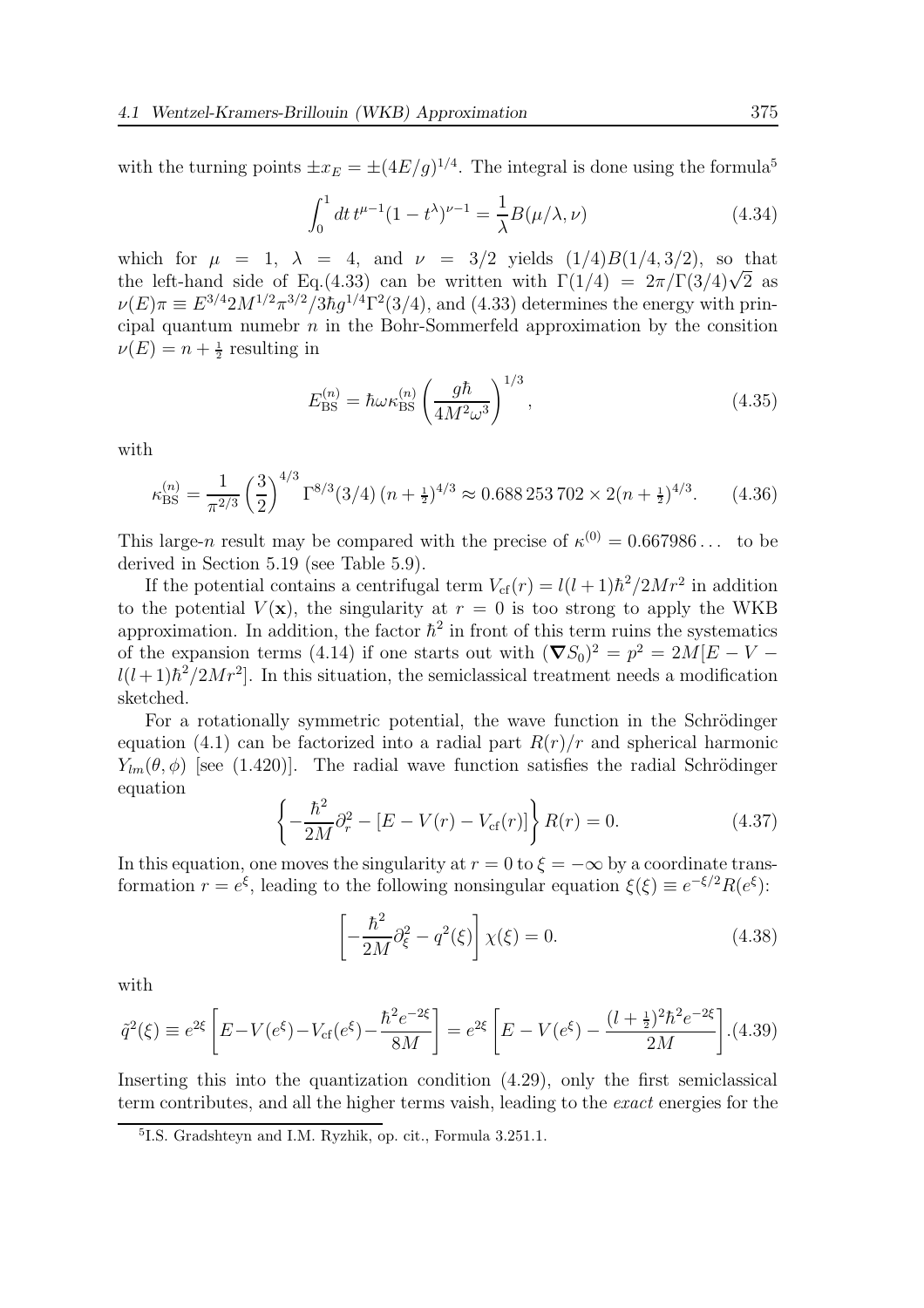with the turning points $\pm x_E = \pm(4E/g)^{1/4}$. The integral is done using the formula[5]

$$\int_0^1 dt\, t^{\mu-1}(1-t^\lambda)^{\nu-1} = \frac{1}{\lambda}B(\mu/\lambda,\nu) \tag{4.34}$$

which for $\mu = 1$, $\lambda = 4$, and $\nu = 3/2$ yields $(1/4)B(1/4,3/2)$, so that the left-hand side of Eq.(4.33) can be written with $\Gamma(1/4) = 2\pi/\Gamma(3/4)\sqrt{2}$ as $\nu(E)\pi \equiv E^{3/4}2M^{1/2}\pi^{3/2}/3\hbar g^{1/4}\Gamma^2(3/4)$, and (4.33) determines the energy with principal quantum numebr $n$ in the Bohr-Sommerfeld approximation by the consition $\nu(E) = n+\frac{1}{2}$ resulting in

$$E^{(n)}_{\rm BS} = \hbar\omega\kappa^{(n)}_{\rm BS}\left(\frac{g\hbar}{4M^2\omega^3}\right)^{1/3}, \tag{4.35}$$

with

$$\kappa^{(n)}_{\rm BS} = \frac{1}{\pi^{2/3}}\left(\frac{3}{2}\right)^{4/3}\Gamma^{8/3}(3/4)\,(n+\tfrac{1}{2})^{4/3} \approx 0.688\,253\,702\times 2(n+\tfrac{1}{2})^{4/3}. \tag{4.36}$$

This large-$n$ result may be compared with the precise of $\kappa^{(0)} = 0.667986\ldots$ to be derived in Section 5.19 (see Table 5.9).

If the potential contains a centrifugal term $V_{\rm cf}(r) = l(l+1)\hbar^2/2Mr^2$ in addition to the potential $V(\mathbf{x})$, the singularity at $r = 0$ is too strong to apply the WKB approximation. In addition, the factor $\hbar^2$ in front of this term ruins the systematics of the expansion terms (4.14) if one starts out with $(\boldsymbol{\nabla}S_0)^2 = p^2 = 2M[E - V - l(l+1)\hbar^2/2Mr^2]$. In this situation, the semiclassical treatment needs a modification sketched.

For a rotationally symmetric potential, the wave function in the Schrödinger equation (4.1) can be factorized into a radial part $R(r)/r$ and spherical harmonic $Y_{lm}(\theta,\phi)$ [see (1.420)]. The radial wave function satisfies the radial Schrödinger equation

$$\left\{-\frac{\hbar^2}{2M}\partial_r^2 - [E - V(r) - V_{\rm cf}(r)]\right\}R(r) = 0. \tag{4.37}$$

In this equation, one moves the singularity at $r = 0$ to $\xi = -\infty$ by a coordinate transformation $r = e^\xi$, leading to the following nonsingular equation $\xi(\xi) \equiv e^{-\xi/2}R(e^\xi)$:

$$\left[-\frac{\hbar^2}{2M}\partial_\xi^2 - q^2(\xi)\right]\chi(\xi) = 0. \tag{4.38}$$

with

$$\tilde{q}^2(\xi) \equiv e^{2\xi}\left[E - V(e^\xi) - V_{\rm cf}(e^\xi) - \frac{\hbar^2 e^{-2\xi}}{8M}\right] = e^{2\xi}\left[E - V(e^\xi) - \frac{(l+\frac{1}{2})^2\hbar^2 e^{-2\xi}}{2M}\right]. \tag{4.39}$$

Inserting this into the quantization condition (4.29), only the first semiclassical term contributes, and all the higher terms vaish, leading to the *exact* energies for the

---

[5] I.S. Gradshteyn and I.M. Ryzhik, op. cit., Formula 3.251.1.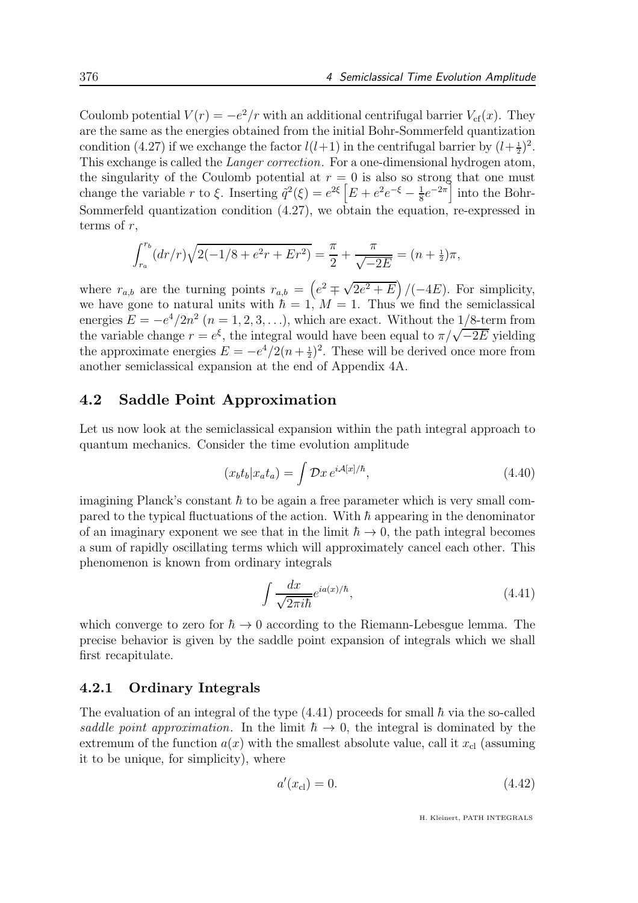Coulomb potential $V(r) = -e^2/r$ with an additional centrifugal barrier $V_{\rm cf}(x)$. They are the same as the energies obtained from the initial Bohr-Sommerfeld quantization condition (4.27) if we exchange the factor $l(l+1)$ in the centrifugal barrier by $(l+\frac{1}{2})^2$. This exchange is called the *Langer correction*. For a one-dimensional hydrogen atom, the singularity of the Coulomb potential at $r = 0$ is also so strong that one must change the variable $r$ to $\xi$. Inserting $\tilde{q}^2(\xi) = e^{2\xi}\left[E + e^2 e^{-\xi} - \frac{1}{8}e^{-2\pi}\right]$ into the Bohr-Sommerfeld quantization condition (4.27), we obtain the equation, re-expressed in terms of $r$,

$$\int_{r_a}^{r_b}(dr/r)\sqrt{2(-1/8 + e^2 r + Er^2)} = \frac{\pi}{2} + \frac{\pi}{\sqrt{-2E}} = (n+\tfrac{1}{2})\pi,$$

where $r_{a,b}$ are the turning points $r_{a,b} = \left(e^2 \mp \sqrt{2e^2 + E}\right)/(-4E)$. For simplicity, we have gone to natural units with $\hbar = 1$, $M = 1$. Thus we find the semiclassical energies $E = -e^4/2n^2$ $(n = 1, 2, 3, \ldots)$, which are exact. Without the $1/8$-term from the variable change $r = e^\xi$, the integral would have been equal to $\pi/\sqrt{-2E}$ yielding the approximate energies $E = -e^4/2(n+\frac{1}{2})^2$. These will be derived once more from another semiclassical expansion at the end of Appendix 4A.

## 4.2 Saddle Point Approximation

Let us now look at the semiclassical expansion within the path integral approach to quantum mechanics. Consider the time evolution amplitude

$$(x_b t_b|x_a t_a) = \int \mathcal{D}x\, e^{i\mathcal{A}[x]/\hbar}, \tag{4.40}$$

imagining Planck's constant $\hbar$ to be again a free parameter which is very small compared to the typical fluctuations of the action. With $\hbar$ appearing in the denominator of an imaginary exponent we see that in the limit $\hbar \to 0$, the path integral becomes a sum of rapidly oscillating terms which will approximately cancel each other. This phenomenon is known from ordinary integrals

$$\int \frac{dx}{\sqrt{2\pi i\hbar}} e^{ia(x)/\hbar}, \tag{4.41}$$

which converge to zero for $\hbar \to 0$ according to the Riemann-Lebesgue lemma. The precise behavior is given by the saddle point expansion of integrals which we shall first recapitulate.

### 4.2.1 Ordinary Integrals

The evaluation of an integral of the type (4.41) proceeds for small $\hbar$ via the so-called *saddle point approximation*. In the limit $\hbar \to 0$, the integral is dominated by the extremum of the function $a(x)$ with the smallest absolute value, call it $x_{\rm cl}$ (assuming it to be unique, for simplicity), where

$$a'(x_{\rm cl}) = 0. \tag{4.42}$$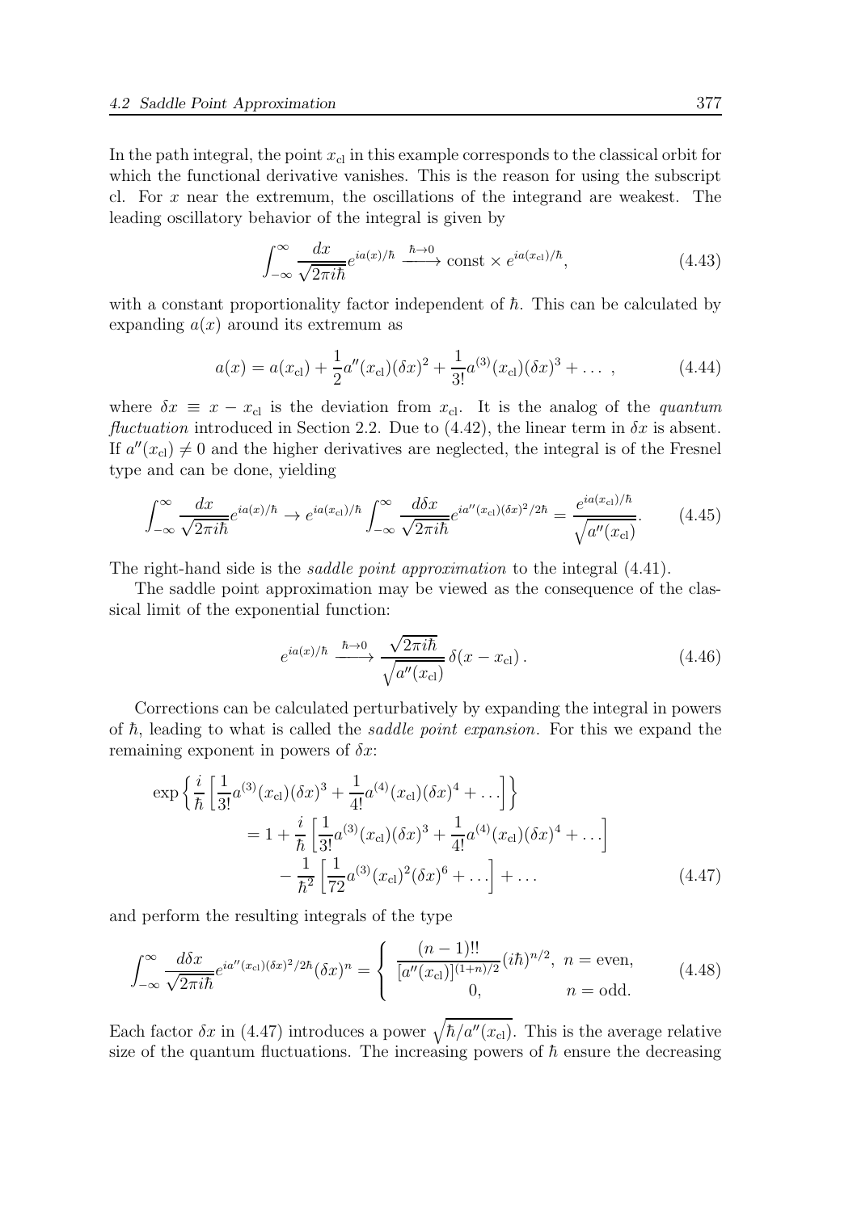In the path integral, the point $x_{\rm cl}$ in this example corresponds to the classical orbit for which the functional derivative vanishes. This is the reason for using the subscript cl. For $x$ near the extremum, the oscillations of the integrand are weakest. The leading oscillatory behavior of the integral is given by

$$\int_{-\infty}^{\infty} \frac{dx}{\sqrt{2\pi i\hbar}} e^{ia(x)/\hbar} \xrightarrow{\hbar\to 0} \text{const} \times e^{ia(x_{\rm cl})/\hbar}, \tag{4.43}$$

with a constant proportionality factor independent of $\hbar$. This can be calculated by expanding $a(x)$ around its extremum as

$$a(x) = a(x_{\rm cl}) + \frac{1}{2}a''(x_{\rm cl})(\delta x)^2 + \frac{1}{3!}a^{(3)}(x_{\rm cl})(\delta x)^3 + \dots\ , \tag{4.44}$$

where $\delta x \equiv x - x_{\rm cl}$ is the deviation from $x_{\rm cl}$. It is the analog of the *quantum fluctuation* introduced in Section 2.2. Due to (4.42), the linear term in $\delta x$ is absent. If $a''(x_{\rm cl}) \neq 0$ and the higher derivatives are neglected, the integral is of the Fresnel type and can be done, yielding

$$\int_{-\infty}^{\infty} \frac{dx}{\sqrt{2\pi i\hbar}} e^{ia(x)/\hbar} \to e^{ia(x_{\rm cl})/\hbar} \int_{-\infty}^{\infty} \frac{d\delta x}{\sqrt{2\pi i\hbar}} e^{ia''(x_{\rm cl})(\delta x)^2/2\hbar} = \frac{e^{ia(x_{\rm cl})/\hbar}}{\sqrt{a''(x_{\rm cl})}}. \tag{4.45}$$

The right-hand side is the *saddle point approximation* to the integral (4.41).

The saddle point approximation may be viewed as the consequence of the classical limit of the exponential function:

$$e^{ia(x)/\hbar} \xrightarrow{\hbar\to 0} \frac{\sqrt{2\pi i\hbar}}{\sqrt{a''(x_{\rm cl})}}\, \delta(x - x_{\rm cl})\,. \tag{4.46}$$

Corrections can be calculated perturbatively by expanding the integral in powers of $\hbar$, leading to what is called the *saddle point expansion*. For this we expand the remaining exponent in powers of $\delta x$:

$$\begin{aligned}
\exp\left\{\frac{i}{\hbar}\left[\frac{1}{3!}a^{(3)}(x_{\rm cl})(\delta x)^3 + \frac{1}{4!}a^{(4)}(x_{\rm cl})(\delta x)^4 + \dots\right]\right\} \\
= 1 + \frac{i}{\hbar}\left[\frac{1}{3!}a^{(3)}(x_{\rm cl})(\delta x)^3 + \frac{1}{4!}a^{(4)}(x_{\rm cl})(\delta x)^4 + \dots\right] \\
- \frac{1}{\hbar^2}\left[\frac{1}{72}a^{(3)}(x_{\rm cl})^2(\delta x)^6 + \dots\right] + \dots
\end{aligned} \tag{4.47}$$

and perform the resulting integrals of the type

$$\int_{-\infty}^{\infty} \frac{d\delta x}{\sqrt{2\pi i\hbar}} e^{ia''(x_{\rm cl})(\delta x)^2/2\hbar} (\delta x)^n = \begin{cases} \dfrac{(n-1)!!}{[a''(x_{\rm cl})]^{(1+n)/2}}(i\hbar)^{n/2}, & n = \text{even}, \\ 0, & n = \text{odd}. \end{cases} \tag{4.48}$$

Each factor $\delta x$ in (4.47) introduces a power $\sqrt{\hbar/a''(x_{\rm cl})}$. This is the average relative size of the quantum fluctuations. The increasing powers of $\hbar$ ensure the decreasing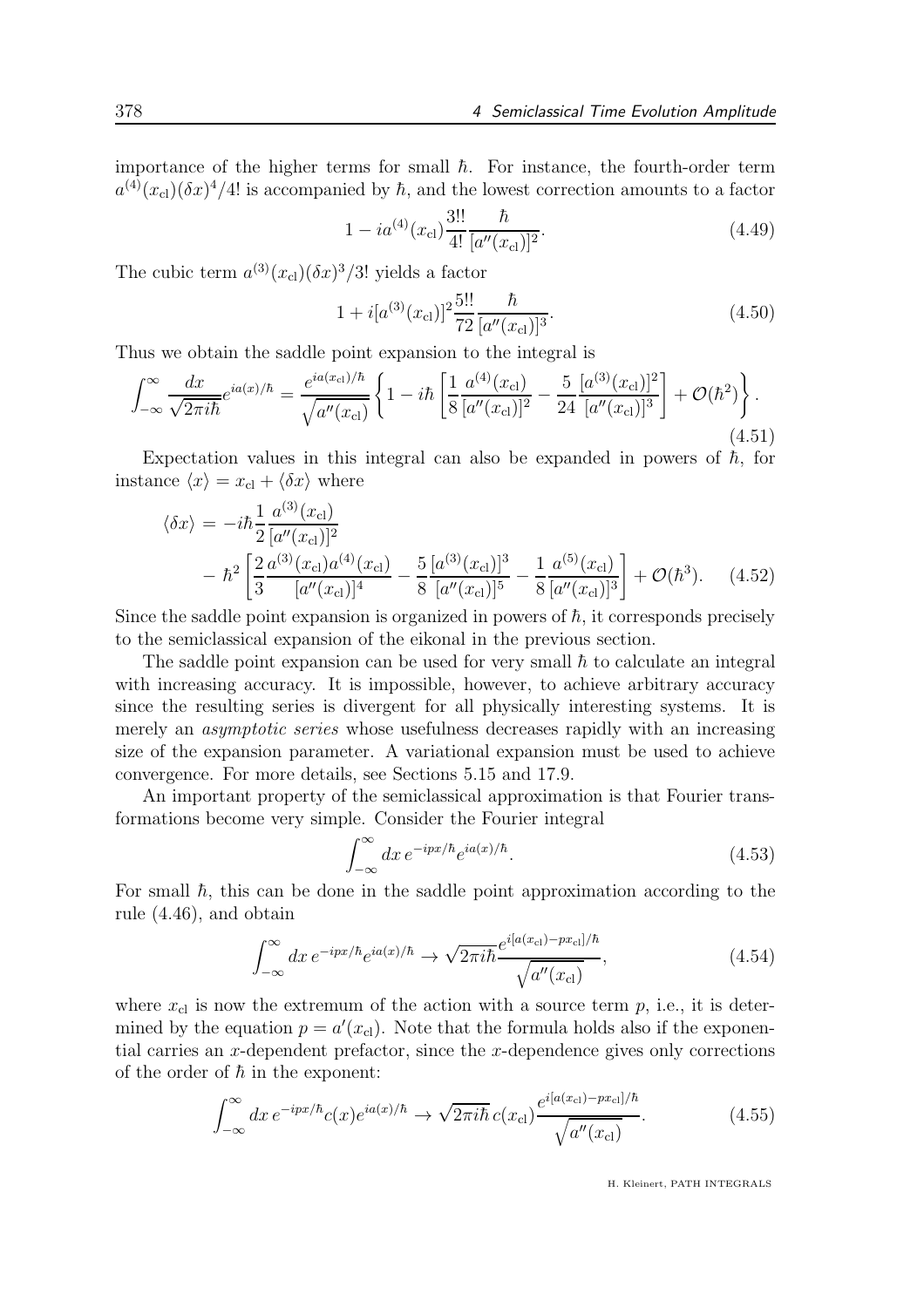importance of the higher terms for small $\hbar$. For instance, the fourth-order term $a^{(4)}(x_{\rm cl})(\delta x)^4/4!$ is accompanied by $\hbar$, and the lowest correction amounts to a factor

$$1 - ia^{(4)}(x_{\rm cl})\frac{3!!}{4!}\frac{\hbar}{[a''(x_{\rm cl})]^2}. \tag{4.49}$$

The cubic term $a^{(3)}(x_{\rm cl})(\delta x)^3/3!$ yields a factor

$$1 + i[a^{(3)}(x_{\rm cl})]^2\frac{5!!}{72}\frac{\hbar}{[a''(x_{\rm cl})]^3}. \tag{4.50}$$

Thus we obtain the saddle point expansion to the integral is

$$\int_{-\infty}^{\infty}\frac{dx}{\sqrt{2\pi i\hbar}}e^{ia(x)/\hbar} = \frac{e^{ia(x_{\rm cl})/\hbar}}{\sqrt{a''(x_{\rm cl})}}\left\{1 - i\hbar\left[\frac{1}{8}\frac{a^{(4)}(x_{\rm cl})}{[a''(x_{\rm cl})]^2} - \frac{5}{24}\frac{[a^{(3)}(x_{\rm cl})]^2}{[a''(x_{\rm cl})]^3}\right] + \mathcal{O}(\hbar^2)\right\}. \tag{4.51}$$

Expectation values in this integral can also be expanded in powers of $\hbar$, for instance $\langle x\rangle = x_{\rm cl} + \langle\delta x\rangle$ where

$$\begin{aligned}\langle\delta x\rangle &= -i\hbar\frac{1}{2}\frac{a^{(3)}(x_{\rm cl})}{[a''(x_{\rm cl})]^2} \\ &\quad - \hbar^2\left[\frac{2}{3}\frac{a^{(3)}(x_{\rm cl})a^{(4)}(x_{\rm cl})}{[a''(x_{\rm cl})]^4} - \frac{5}{8}\frac{[a^{(3)}(x_{\rm cl})]^3}{[a''(x_{\rm cl})]^5} - \frac{1}{8}\frac{a^{(5)}(x_{\rm cl})}{[a''(x_{\rm cl})]^3}\right] + \mathcal{O}(\hbar^3). \end{aligned} \tag{4.52}$$

Since the saddle point expansion is organized in powers of $\hbar$, it corresponds precisely to the semiclassical expansion of the eikonal in the previous section.

The saddle point expansion can be used for very small $\hbar$ to calculate an integral with increasing accuracy. It is impossible, however, to achieve arbitrary accuracy since the resulting series is divergent for all physically interesting systems. It is merely an *asymptotic series* whose usefulness decreases rapidly with an increasing size of the expansion parameter. A variational expansion must be used to achieve convergence. For more details, see Sections 5.15 and 17.9.

An important property of the semiclassical approximation is that Fourier transformations become very simple. Consider the Fourier integral

$$\int_{-\infty}^{\infty}dx\,e^{-ipx/\hbar}e^{ia(x)/\hbar}. \tag{4.53}$$

For small $\hbar$, this can be done in the saddle point approximation according to the rule (4.46), and obtain

$$\int_{-\infty}^{\infty}dx\,e^{-ipx/\hbar}e^{ia(x)/\hbar} \to \sqrt{2\pi i\hbar}\frac{e^{i[a(x_{\rm cl})-px_{\rm cl}]/\hbar}}{\sqrt{a''(x_{\rm cl})}}, \tag{4.54}$$

where $x_{\rm cl}$ is now the extremum of the action with a source term $p$, i.e., it is determined by the equation $p = a'(x_{\rm cl})$. Note that the formula holds also if the exponential carries an $x$-dependent prefactor, since the $x$-dependence gives only corrections of the order of $\hbar$ in the exponent:

$$\int_{-\infty}^{\infty}dx\,e^{-ipx/\hbar}c(x)e^{ia(x)/\hbar} \to \sqrt{2\pi i\hbar}\,c(x_{\rm cl})\frac{e^{i[a(x_{\rm cl})-px_{\rm cl}]/\hbar}}{\sqrt{a''(x_{\rm cl})}}. \tag{4.55}$$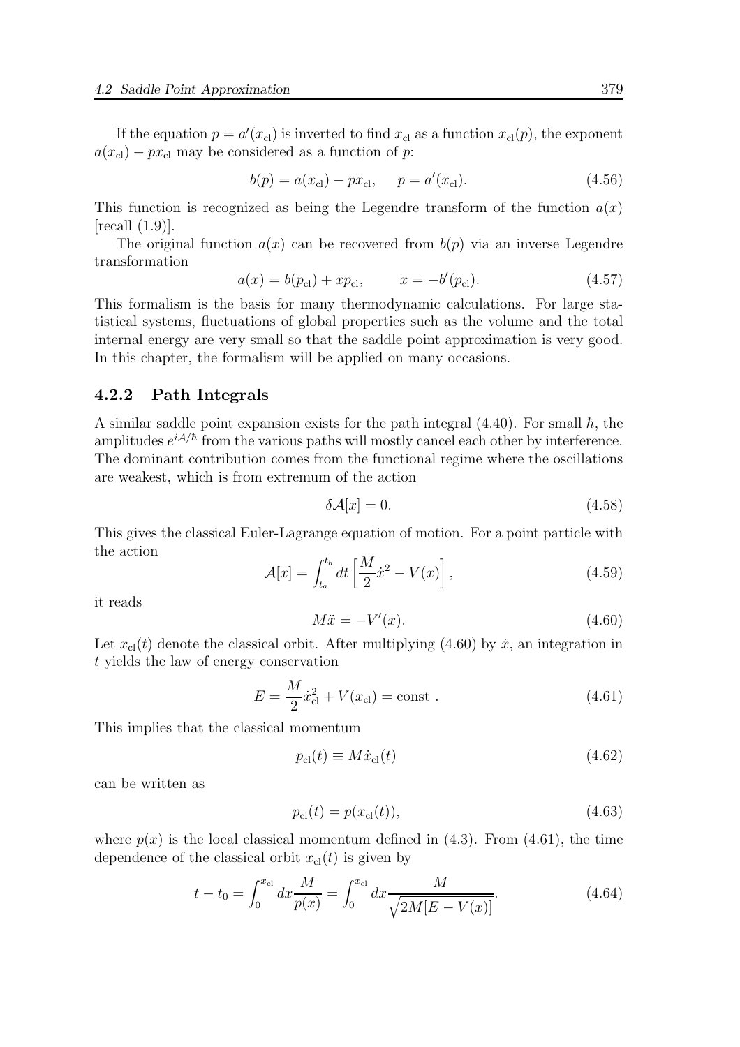If the equation $p = a'(x_{\rm cl})$ is inverted to find $x_{\rm cl}$ as a function $x_{\rm cl}(p)$, the exponent $a(x_{\rm cl}) - px_{\rm cl}$ may be considered as a function of $p$:

$$b(p) = a(x_{\rm cl}) - px_{\rm cl}, \quad p = a'(x_{\rm cl}). \tag{4.56}$$

This function is recognized as being the Legendre transform of the function $a(x)$ [recall (1.9)].

The original function $a(x)$ can be recovered from $b(p)$ via an inverse Legendre transformation

$$a(x) = b(p_{\rm cl}) + xp_{\rm cl}, \qquad x = -b'(p_{\rm cl}). \tag{4.57}$$

This formalism is the basis for many thermodynamic calculations. For large statistical systems, fluctuations of global properties such as the volume and the total internal energy are very small so that the saddle point approximation is very good. In this chapter, the formalism will be applied on many occasions.

### 4.2.2 Path Integrals

A similar saddle point expansion exists for the path integral (4.40). For small $\hbar$, the amplitudes $e^{i\mathcal{A}/\hbar}$ from the various paths will mostly cancel each other by interference. The dominant contribution comes from the functional regime where the oscillations are weakest, which is from extremum of the action

$$\delta \mathcal{A}[x] = 0. \tag{4.58}$$

This gives the classical Euler-Lagrange equation of motion. For a point particle with the action

$$\mathcal{A}[x] = \int_{t_a}^{t_b} dt \left[ \frac{M}{2}\dot{x}^2 - V(x) \right], \tag{4.59}$$

it reads

$$M\ddot{x} = -V'(x). \tag{4.60}$$

Let $x_{\rm cl}(t)$ denote the classical orbit. After multiplying (4.60) by $\dot{x}$, an integration in $t$ yields the law of energy conservation

$$E = \frac{M}{2}\dot{x}_{\rm cl}^2 + V(x_{\rm cl}) = \text{const} \,. \tag{4.61}$$

This implies that the classical momentum

$$p_{\rm cl}(t) \equiv M\dot{x}_{\rm cl}(t) \tag{4.62}$$

can be written as

$$p_{\rm cl}(t) = p(x_{\rm cl}(t)), \tag{4.63}$$

where $p(x)$ is the local classical momentum defined in (4.3). From (4.61), the time dependence of the classical orbit $x_{\rm cl}(t)$ is given by

$$t - t_0 = \int_0^{x_{\rm cl}} dx \frac{M}{p(x)} = \int_0^{x_{\rm cl}} dx \frac{M}{\sqrt{2M[E - V(x)]}}. \tag{4.64}$$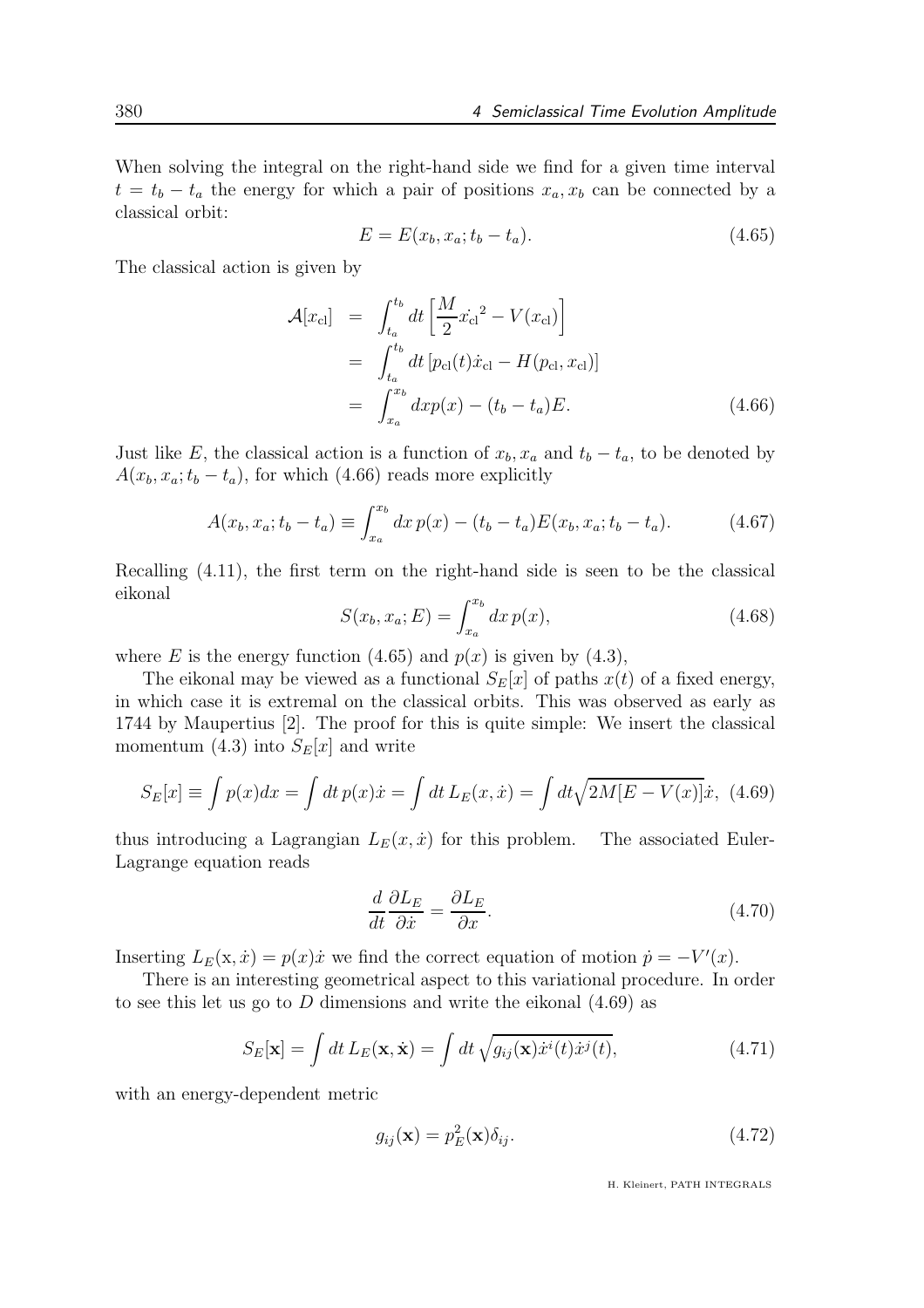When solving the integral on the right-hand side we find for a given time interval $t = t_b - t_a$ the energy for which a pair of positions $x_a, x_b$ can be connected by a classical orbit:

$$E = E(x_b, x_a; t_b - t_a). \tag{4.65}$$

The classical action is given by

$$\begin{aligned}
\mathcal{A}[x_{\rm cl}] &= \int_{t_a}^{t_b} dt \left[ \frac{M}{2} \dot{x_{\rm cl}}^2 - V(x_{\rm cl}) \right] \\
&= \int_{t_a}^{t_b} dt \left[ p_{\rm cl}(t) \dot{x}_{\rm cl} - H(p_{\rm cl}, x_{\rm cl}) \right] \\
&= \int_{x_a}^{x_b} dx p(x) - (t_b - t_a) E.
\end{aligned} \tag{4.66}$$

Just like $E$, the classical action is a function of $x_b, x_a$ and $t_b - t_a$, to be denoted by $A(x_b, x_a; t_b - t_a)$, for which (4.66) reads more explicitly

$$A(x_b, x_a; t_b - t_a) \equiv \int_{x_a}^{x_b} dx\, p(x) - (t_b - t_a) E(x_b, x_a; t_b - t_a). \tag{4.67}$$

Recalling (4.11), the first term on the right-hand side is seen to be the classical eikonal

$$S(x_b, x_a; E) = \int_{x_a}^{x_b} dx\, p(x), \tag{4.68}$$

where $E$ is the energy function (4.65) and $p(x)$ is given by (4.3),

The eikonal may be viewed as a functional $S_E[x]$ of paths $x(t)$ of a fixed energy, in which case it is extremal on the classical orbits. This was observed as early as 1744 by Maupertius [2]. The proof for this is quite simple: We insert the classical momentum (4.3) into $S_E[x]$ and write

$$S_E[x] \equiv \int p(x) dx = \int dt\, p(x) \dot{x} = \int dt\, L_E(x, \dot{x}) = \int dt \sqrt{2M[E - V(x)]}\dot{x}, \tag{4.69}$$

thus introducing a Lagrangian $L_E(x, \dot{x})$ for this problem. The associated Euler-Lagrange equation reads

$$\frac{d}{dt} \frac{\partial L_E}{\partial \dot{x}} = \frac{\partial L_E}{\partial x}. \tag{4.70}$$

Inserting $L_E(\mathrm{x}, \dot{x}) = p(x)\dot{x}$ we find the correct equation of motion $\dot{p} = -V'(x)$.

There is an interesting geometrical aspect to this variational procedure. In order to see this let us go to $D$ dimensions and write the eikonal (4.69) as

$$S_E[\mathbf{x}] = \int dt\, L_E(\mathbf{x}, \dot{\mathbf{x}}) = \int dt \sqrt{g_{ij}(\mathbf{x}) \dot{x}^i(t) \dot{x}^j(t)}, \tag{4.71}$$

with an energy-dependent metric

$$g_{ij}(\mathbf{x}) = p_E^2(\mathbf{x}) \delta_{ij}. \tag{4.72}$$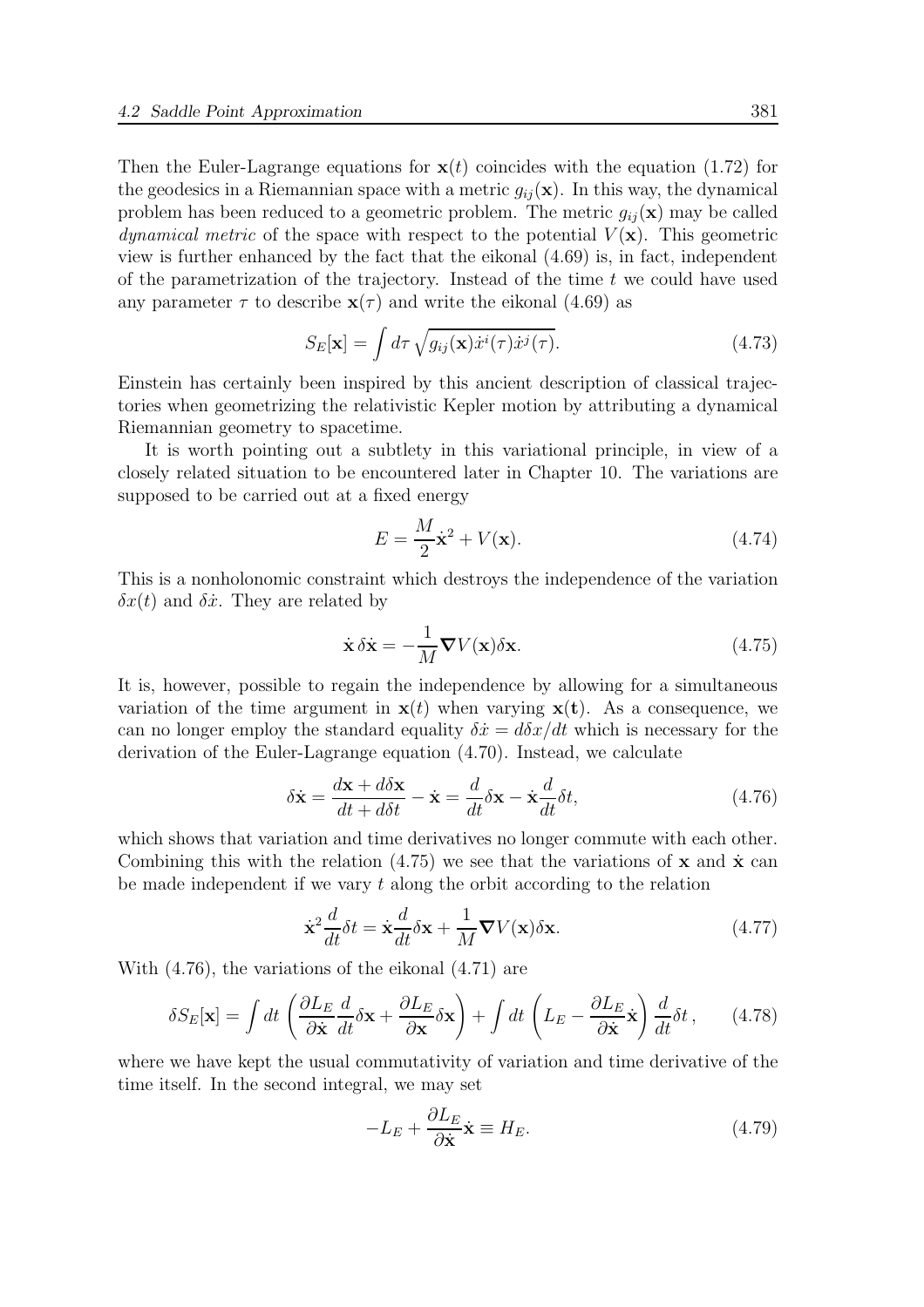Then the Euler-Lagrange equations for $\mathbf{x}(t)$ coincides with the equation (1.72) for the geodesics in a Riemannian space with a metric $g_{ij}(\mathbf{x})$. In this way, the dynamical problem has been reduced to a geometric problem. The metric $g_{ij}(\mathbf{x})$ may be called *dynamical metric* of the space with respect to the potential $V(\mathbf{x})$. This geometric view is further enhanced by the fact that the eikonal (4.69) is, in fact, independent of the parametrization of the trajectory. Instead of the time $t$ we could have used any parameter $\tau$ to describe $\mathbf{x}(\tau)$ and write the eikonal (4.69) as

$$S_E[\mathbf{x}] = \int d\tau \sqrt{g_{ij}(\mathbf{x})\dot{x}^i(\tau)\dot{x}^j(\tau)}. \tag{4.73}$$

Einstein has certainly been inspired by this ancient description of classical trajectories when geometrizing the relativistic Kepler motion by attributing a dynamical Riemannian geometry to spacetime.

It is worth pointing out a subtlety in this variational principle, in view of a closely related situation to be encountered later in Chapter 10. The variations are supposed to be carried out at a fixed energy

$$E = \frac{M}{2}\dot{\mathbf{x}}^2 + V(\mathbf{x}). \tag{4.74}$$

This is a nonholonomic constraint which destroys the independence of the variation $\delta x(t)$ and $\delta \dot{x}$. They are related by

$$\dot{\mathbf{x}}\,\delta\dot{\mathbf{x}} = -\frac{1}{M}\boldsymbol{\nabla}V(\mathbf{x})\delta\mathbf{x}. \tag{4.75}$$

It is, however, possible to regain the independence by allowing for a simultaneous variation of the time argument in $\mathbf{x}(t)$ when varying $\mathbf{x}(\mathbf{t})$. As a consequence, we can no longer employ the standard equality $\delta\dot{x} = d\delta x/dt$ which is necessary for the derivation of the Euler-Lagrange equation (4.70). Instead, we calculate

$$\delta\dot{\mathbf{x}} = \frac{d\mathbf{x} + d\delta\mathbf{x}}{dt + d\delta t} - \dot{\mathbf{x}} = \frac{d}{dt}\delta\mathbf{x} - \dot{\mathbf{x}}\frac{d}{dt}\delta t, \tag{4.76}$$

which shows that variation and time derivatives no longer commute with each other. Combining this with the relation (4.75) we see that the variations of $\mathbf{x}$ and $\dot{\mathbf{x}}$ can be made independent if we vary $t$ along the orbit according to the relation

$$\dot{\mathbf{x}}^2\frac{d}{dt}\delta t = \dot{\mathbf{x}}\frac{d}{dt}\delta\mathbf{x} + \frac{1}{M}\boldsymbol{\nabla}V(\mathbf{x})\delta\mathbf{x}. \tag{4.77}$$

With (4.76), the variations of the eikonal (4.71) are

$$\delta S_E[\mathbf{x}] = \int dt\left(\frac{\partial L_E}{\partial\dot{\mathbf{x}}}\frac{d}{dt}\delta\mathbf{x} + \frac{\partial L_E}{\partial\mathbf{x}}\delta\mathbf{x}\right) + \int dt\left(L_E - \frac{\partial L_E}{\partial\dot{\mathbf{x}}}\dot{\mathbf{x}}\right)\frac{d}{dt}\delta t\,, \tag{4.78}$$

where we have kept the usual commutativity of variation and time derivative of the time itself. In the second integral, we may set

$$-L_E + \frac{\partial L_E}{\partial\dot{\mathbf{x}}}\dot{\mathbf{x}} \equiv H_E. \tag{4.79}$$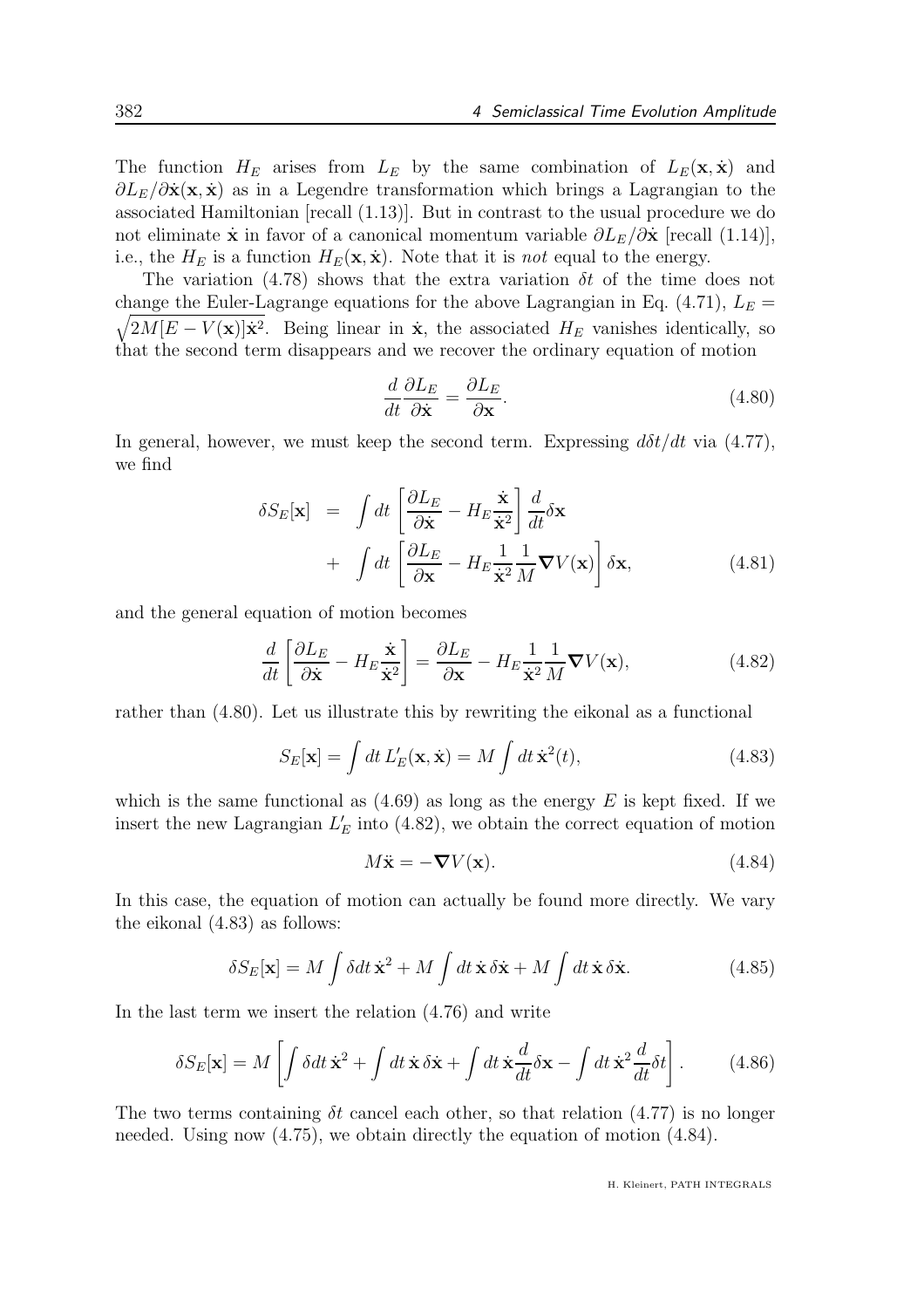The function $H_E$ arises from $L_E$ by the same combination of $L_E(\mathbf{x}, \dot{\mathbf{x}})$ and $\partial L_E/\partial\dot{\mathbf{x}}(\mathbf{x}, \dot{\mathbf{x}})$ as in a Legendre transformation which brings a Lagrangian to the associated Hamiltonian [recall (1.13)]. But in contrast to the usual procedure we do not eliminate $\dot{\mathbf{x}}$ in favor of a canonical momentum variable $\partial L_E/\partial\dot{\mathbf{x}}$ [recall (1.14)], i.e., the $H_E$ is a function $H_E(\mathbf{x}, \dot{\mathbf{x}})$. Note that it is *not* equal to the energy.

The variation (4.78) shows that the extra variation $\delta t$ of the time does not change the Euler-Lagrange equations for the above Lagrangian in Eq. (4.71), $L_E = \sqrt{2M[E - V(\mathbf{x})]\dot{\mathbf{x}}^2}$. Being linear in $\dot{\mathbf{x}}$, the associated $H_E$ vanishes identically, so that the second term disappears and we recover the ordinary equation of motion

$$\frac{d}{dt}\frac{\partial L_E}{\partial\dot{\mathbf{x}}} = \frac{\partial L_E}{\partial\mathbf{x}}. \tag{4.80}$$

In general, however, we must keep the second term. Expressing $d\delta t/dt$ via (4.77), we find

$$\begin{aligned}\delta S_E[\mathbf{x}] &= \int dt \left[\frac{\partial L_E}{\partial\dot{\mathbf{x}}} - H_E\frac{\dot{\mathbf{x}}}{\dot{\mathbf{x}}^2}\right]\frac{d}{dt}\delta\mathbf{x} \\ &+ \int dt \left[\frac{\partial L_E}{\partial\mathbf{x}} - H_E\frac{1}{\dot{\mathbf{x}}^2}\frac{1}{M}\boldsymbol{\nabla}V(\mathbf{x})\right]\delta\mathbf{x},\end{aligned} \tag{4.81}$$

and the general equation of motion becomes

$$\frac{d}{dt}\left[\frac{\partial L_E}{\partial\dot{\mathbf{x}}} - H_E\frac{\dot{\mathbf{x}}}{\dot{\mathbf{x}}^2}\right] = \frac{\partial L_E}{\partial\mathbf{x}} - H_E\frac{1}{\dot{\mathbf{x}}^2}\frac{1}{M}\boldsymbol{\nabla}V(\mathbf{x}), \tag{4.82}$$

rather than (4.80). Let us illustrate this by rewriting the eikonal as a functional

$$S_E[\mathbf{x}] = \int dt\, L'_E(\mathbf{x}, \dot{\mathbf{x}}) = M\int dt\, \dot{\mathbf{x}}^2(t), \tag{4.83}$$

which is the same functional as (4.69) as long as the energy $E$ is kept fixed. If we insert the new Lagrangian $L'_E$ into (4.82), we obtain the correct equation of motion

$$M\ddot{\mathbf{x}} = -\boldsymbol{\nabla}V(\mathbf{x}). \tag{4.84}$$

In this case, the equation of motion can actually be found more directly. We vary the eikonal (4.83) as follows:

$$\delta S_E[\mathbf{x}] = M\int \delta dt\, \dot{\mathbf{x}}^2 + M\int dt\, \dot{\mathbf{x}}\,\delta\dot{\mathbf{x}} + M\int dt\, \dot{\mathbf{x}}\,\delta\dot{\mathbf{x}}. \tag{4.85}$$

In the last term we insert the relation (4.76) and write

$$\delta S_E[\mathbf{x}] = M\left[\int \delta dt\, \dot{\mathbf{x}}^2 + \int dt\, \dot{\mathbf{x}}\,\delta\dot{\mathbf{x}} + \int dt\, \dot{\mathbf{x}}\frac{d}{dt}\delta\mathbf{x} - \int dt\, \dot{\mathbf{x}}^2\frac{d}{dt}\delta t\right]. \tag{4.86}$$

The two terms containing $\delta t$ cancel each other, so that relation (4.77) is no longer needed. Using now (4.75), we obtain directly the equation of motion (4.84).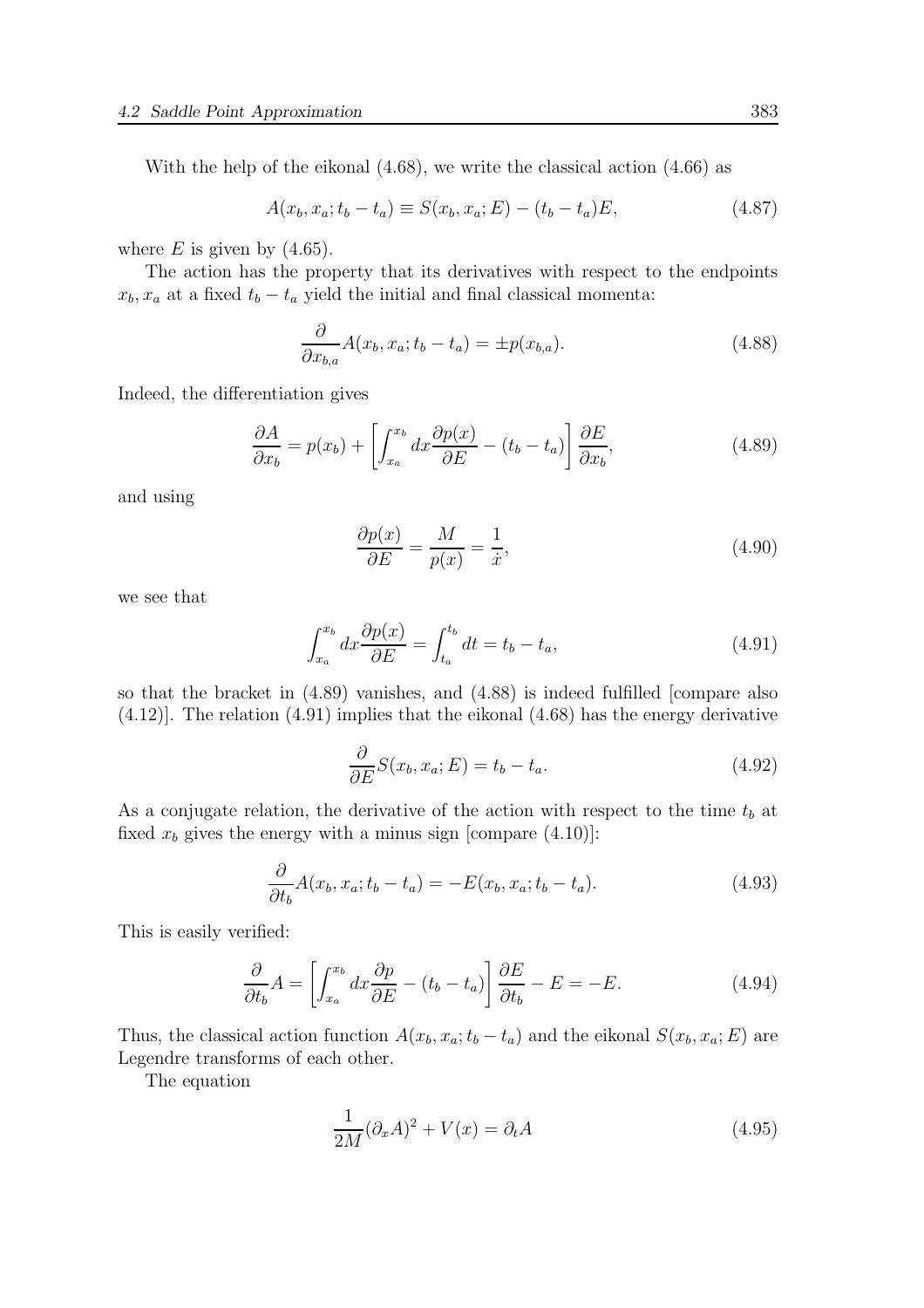With the help of the eikonal (4.68), we write the classical action (4.66) as

$$A(x_b, x_a; t_b - t_a) \equiv S(x_b, x_a; E) - (t_b - t_a)E, \tag{4.87}$$

where $E$ is given by (4.65).

The action has the property that its derivatives with respect to the endpoints $x_b, x_a$ at a fixed $t_b - t_a$ yield the initial and final classical momenta:

$$\frac{\partial}{\partial x_{b,a}} A(x_b, x_a; t_b - t_a) = \pm p(x_{b,a}). \tag{4.88}$$

Indeed, the differentiation gives

$$\frac{\partial A}{\partial x_b} = p(x_b) + \left[ \int_{x_a}^{x_b} dx \frac{\partial p(x)}{\partial E} - (t_b - t_a) \right] \frac{\partial E}{\partial x_b}, \tag{4.89}$$

and using

$$\frac{\partial p(x)}{\partial E} = \frac{M}{p(x)} = \frac{1}{\dot{x}}, \tag{4.90}$$

we see that

$$\int_{x_a}^{x_b} dx \frac{\partial p(x)}{\partial E} = \int_{t_a}^{t_b} dt = t_b - t_a, \tag{4.91}$$

so that the bracket in (4.89) vanishes, and (4.88) is indeed fulfilled [compare also (4.12)]. The relation (4.91) implies that the eikonal (4.68) has the energy derivative

$$\frac{\partial}{\partial E} S(x_b, x_a; E) = t_b - t_a. \tag{4.92}$$

As a conjugate relation, the derivative of the action with respect to the time $t_b$ at fixed $x_b$ gives the energy with a minus sign [compare (4.10)]:

$$\frac{\partial}{\partial t_b} A(x_b, x_a; t_b - t_a) = -E(x_b, x_a; t_b - t_a). \tag{4.93}$$

This is easily verified:

$$\frac{\partial}{\partial t_b} A = \left[ \int_{x_a}^{x_b} dx \frac{\partial p}{\partial E} - (t_b - t_a) \right] \frac{\partial E}{\partial t_b} - E = -E. \tag{4.94}$$

Thus, the classical action function $A(x_b, x_a; t_b - t_a)$ and the eikonal $S(x_b, x_a; E)$ are Legendre transforms of each other.

The equation

$$\frac{1}{2M} (\partial_x A)^2 + V(x) = \partial_t A \tag{4.95}$$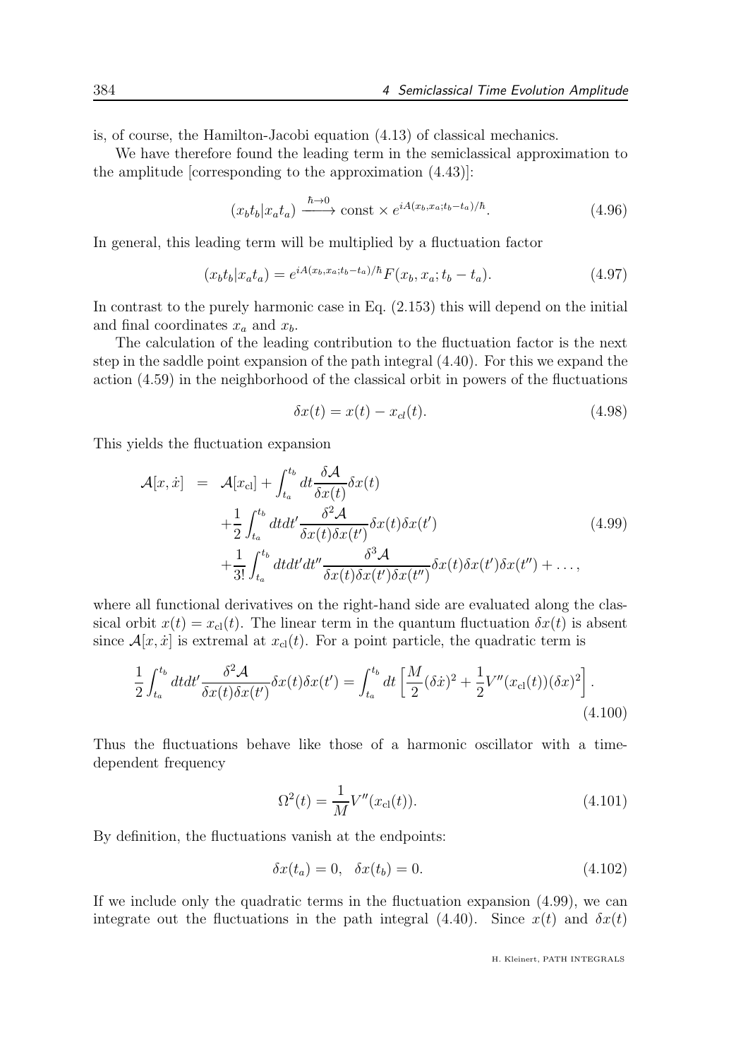is, of course, the Hamilton-Jacobi equation (4.13) of classical mechanics.

We have therefore found the leading term in the semiclassical approximation to the amplitude [corresponding to the approximation (4.43)]:

$$(x_b t_b|x_a t_a) \xrightarrow{\hbar\to 0} \text{const} \times e^{iA(x_b,x_a;t_b-t_a)/\hbar}. \tag{4.96}$$

In general, this leading term will be multiplied by a fluctuation factor

$$(x_b t_b|x_a t_a) = e^{iA(x_b,x_a;t_b-t_a)/\hbar} F(x_b, x_a; t_b - t_a). \tag{4.97}$$

In contrast to the purely harmonic case in Eq. (2.153) this will depend on the initial and final coordinates $x_a$ and $x_b$.

The calculation of the leading contribution to the fluctuation factor is the next step in the saddle point expansion of the path integral (4.40). For this we expand the action (4.59) in the neighborhood of the classical orbit in powers of the fluctuations

$$\delta x(t) = x(t) - x_{cl}(t). \tag{4.98}$$

This yields the fluctuation expansion

$$\begin{aligned}
\mathcal{A}[x,\dot{x}] &= \mathcal{A}[x_{\rm cl}] + \int_{t_a}^{t_b} dt \frac{\delta \mathcal{A}}{\delta x(t)} \delta x(t) \\
&\quad + \frac{1}{2}\int_{t_a}^{t_b} dt dt' \frac{\delta^2 \mathcal{A}}{\delta x(t)\delta x(t')} \delta x(t)\delta x(t') \\
&\quad + \frac{1}{3!}\int_{t_a}^{t_b} dt dt' dt'' \frac{\delta^3 \mathcal{A}}{\delta x(t)\delta x(t')\delta x(t'')} \delta x(t)\delta x(t')\delta x(t'') + \dots ,
\end{aligned} \tag{4.99}$$

where all functional derivatives on the right-hand side are evaluated along the classical orbit $x(t) = x_{\rm cl}(t)$. The linear term in the quantum fluctuation $\delta x(t)$ is absent since $\mathcal{A}[x,\dot{x}]$ is extremal at $x_{\rm cl}(t)$. For a point particle, the quadratic term is

$$\frac{1}{2}\int_{t_a}^{t_b} dt dt' \frac{\delta^2 \mathcal{A}}{\delta x(t)\delta x(t')} \delta x(t)\delta x(t') = \int_{t_a}^{t_b} dt \left[\frac{M}{2}(\delta\dot{x})^2 + \frac{1}{2}V''(x_{\rm cl}(t))(\delta x)^2\right]. \tag{4.100}$$

Thus the fluctuations behave like those of a harmonic oscillator with a time-dependent frequency

$$\Omega^2(t) = \frac{1}{M}V''(x_{\rm cl}(t)). \tag{4.101}$$

By definition, the fluctuations vanish at the endpoints:

$$\delta x(t_a) = 0, \quad \delta x(t_b) = 0. \tag{4.102}$$

If we include only the quadratic terms in the fluctuation expansion (4.99), we can integrate out the fluctuations in the path integral (4.40). Since $x(t)$ and $\delta x(t)$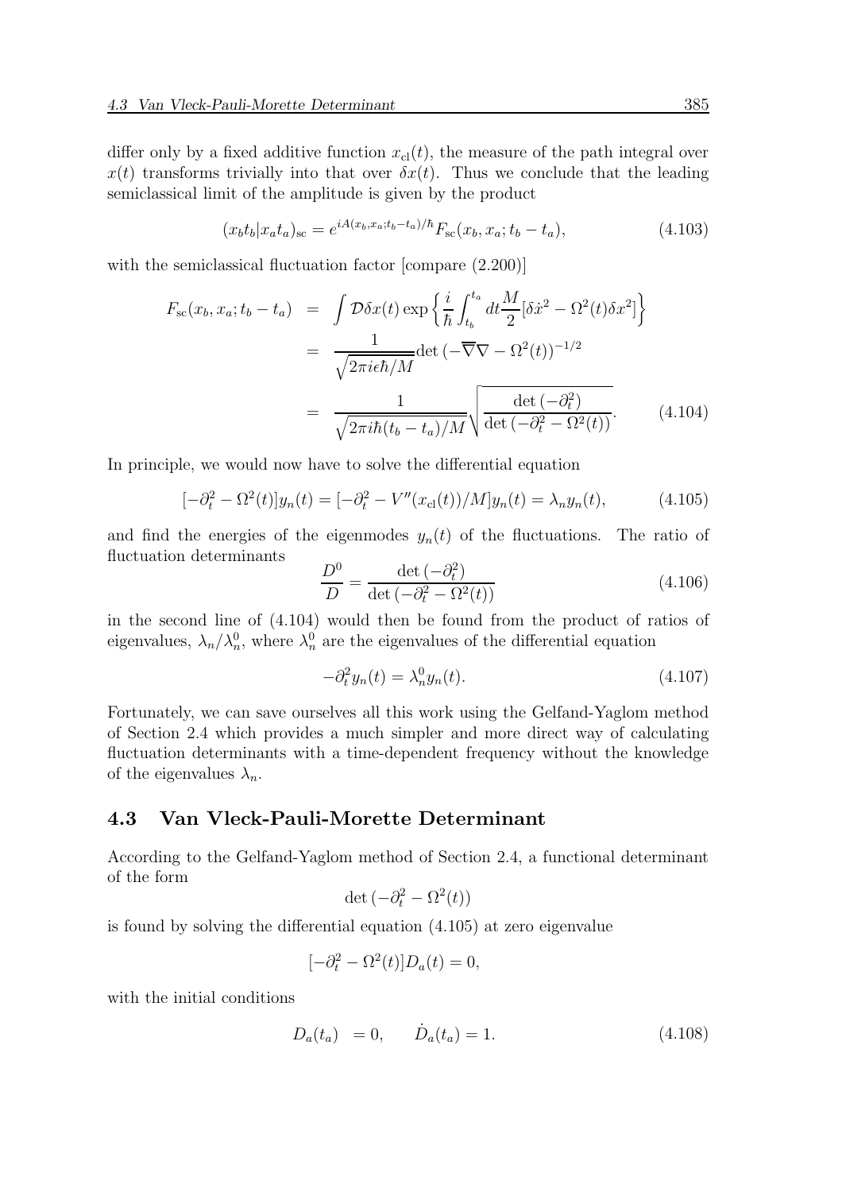differ only by a fixed additive function $x_{\rm cl}(t)$, the measure of the path integral over $x(t)$ transforms trivially into that over $\delta x(t)$. Thus we conclude that the leading semiclassical limit of the amplitude is given by the product

$$(x_b t_b|x_a t_a)_{\rm sc} = e^{iA(x_b,x_a;t_b-t_a)/\hbar} F_{\rm sc}(x_b, x_a; t_b - t_a), \tag{4.103}$$

with the semiclassical fluctuation factor [compare (2.200)]

$$\begin{aligned}
F_{\rm sc}(x_b, x_a; t_b - t_a) &= \int \mathcal{D}\delta x(t) \exp\left\{\frac{i}{\hbar}\int_{t_b}^{t_a} dt \frac{M}{2}[\delta\dot{x}^2 - \Omega^2(t)\delta x^2]\right\} \\
&= \frac{1}{\sqrt{2\pi i\epsilon\hbar/M}} \det(-\overline{\nabla}\nabla - \Omega^2(t))^{-1/2} \\
&= \frac{1}{\sqrt{2\pi i\hbar(t_b - t_a)/M}} \sqrt{\frac{\det(-\partial_t^2)}{\det(-\partial_t^2 - \Omega^2(t))}}. \qquad (4.104)
\end{aligned}$$

In principle, we would now have to solve the differential equation

$$[-\partial_t^2 - \Omega^2(t)]y_n(t) = [-\partial_t^2 - V''(x_{\rm cl}(t))/M]y_n(t) = \lambda_n y_n(t), \tag{4.105}$$

and find the energies of the eigenmodes $y_n(t)$ of the fluctuations. The ratio of fluctuation determinants

$$\frac{D^0}{D} = \frac{\det(-\partial_t^2)}{\det(-\partial_t^2 - \Omega^2(t))} \tag{4.106}$$

in the second line of (4.104) would then be found from the product of ratios of eigenvalues, $\lambda_n/\lambda_n^0$, where $\lambda_n^0$ are the eigenvalues of the differential equation

$$-\partial_t^2 y_n(t) = \lambda_n^0 y_n(t). \tag{4.107}$$

Fortunately, we can save ourselves all this work using the Gelfand-Yaglom method of Section 2.4 which provides a much simpler and more direct way of calculating fluctuation determinants with a time-dependent frequency without the knowledge of the eigenvalues $\lambda_n$.

## 4.3 Van Vleck-Pauli-Morette Determinant

According to the Gelfand-Yaglom method of Section 2.4, a functional determinant of the form

$$\det(-\partial_t^2 - \Omega^2(t))$$

is found by solving the differential equation (4.105) at zero eigenvalue

$$[-\partial_t^2 - \Omega^2(t)]D_a(t) = 0,$$

with the initial conditions

$$D_a(t_a) = 0, \qquad \dot{D}_a(t_a) = 1. \tag{4.108}$$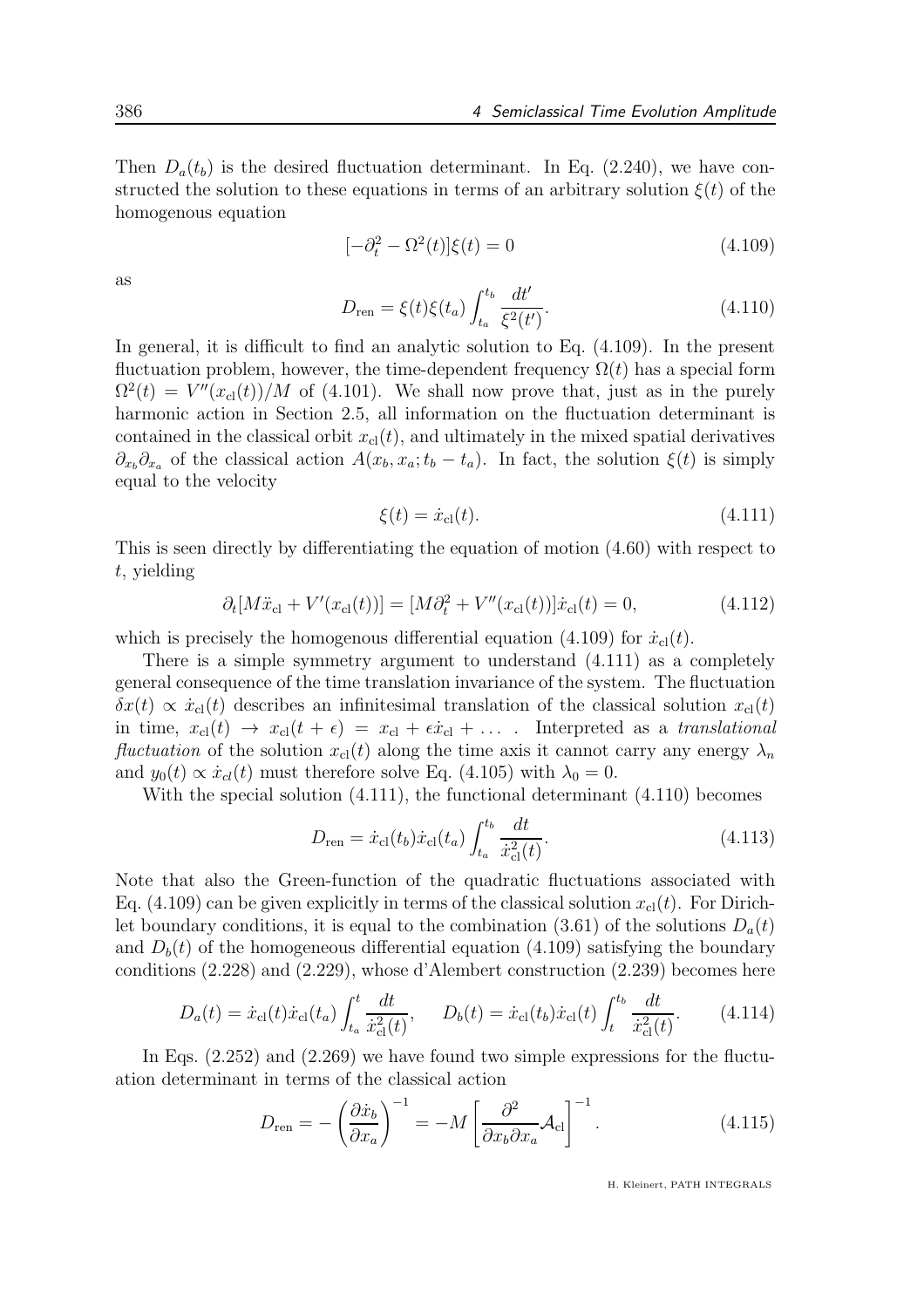Then $D_a(t_b)$ is the desired fluctuation determinant. In Eq. (2.240), we have constructed the solution to these equations in terms of an arbitrary solution $\xi(t)$ of the homogenous equation

$$[-\partial_t^2 - \Omega^2(t)]\xi(t) = 0 \tag{4.109}$$

as

$$D_{\rm ren} = \xi(t)\xi(t_a)\int_{t_a}^{t_b}\frac{dt'}{\xi^2(t')}. \tag{4.110}$$

In general, it is difficult to find an analytic solution to Eq. (4.109). In the present fluctuation problem, however, the time-dependent frequency $\Omega(t)$ has a special form $\Omega^2(t) = V''(x_{\rm cl}(t))/M$ of (4.101). We shall now prove that, just as in the purely harmonic action in Section 2.5, all information on the fluctuation determinant is contained in the classical orbit $x_{\rm cl}(t)$, and ultimately in the mixed spatial derivatives $\partial_{x_b}\partial_{x_a}$ of the classical action $A(x_b, x_a; t_b - t_a)$. In fact, the solution $\xi(t)$ is simply equal to the velocity

$$\xi(t) = \dot{x}_{\rm cl}(t). \tag{4.111}$$

This is seen directly by differentiating the equation of motion (4.60) with respect to $t$, yielding

$$\partial_t[M\ddot{x}_{\rm cl} + V'(x_{\rm cl}(t))] = [M\partial_t^2 + V''(x_{\rm cl}(t))]\dot{x}_{\rm cl}(t) = 0, \tag{4.112}$$

which is precisely the homogenous differential equation (4.109) for $\dot{x}_{\rm cl}(t)$.

There is a simple symmetry argument to understand (4.111) as a completely general consequence of the time translation invariance of the system. The fluctuation $\delta x(t) \propto \dot{x}_{\rm cl}(t)$ describes an infinitesimal translation of the classical solution $x_{\rm cl}(t)$ in time, $x_{\rm cl}(t) \to x_{\rm cl}(t+\epsilon) = x_{\rm cl} + \epsilon\dot{x}_{\rm cl} + \ldots$ . Interpreted as a *translational fluctuation* of the solution $x_{\rm cl}(t)$ along the time axis it cannot carry any energy $\lambda_n$ and $y_0(t) \propto \dot{x}_{cl}(t)$ must therefore solve Eq. (4.105) with $\lambda_0 = 0$.

With the special solution (4.111), the functional determinant (4.110) becomes

$$D_{\rm ren} = \dot{x}_{\rm cl}(t_b)\dot{x}_{\rm cl}(t_a)\int_{t_a}^{t_b}\frac{dt}{\dot{x}_{\rm cl}^2(t)}. \tag{4.113}$$

Note that also the Green-function of the quadratic fluctuations associated with Eq. (4.109) can be given explicitly in terms of the classical solution $x_{\rm cl}(t)$. For Dirichlet boundary conditions, it is equal to the combination (3.61) of the solutions $D_a(t)$ and $D_b(t)$ of the homogeneous differential equation (4.109) satisfying the boundary conditions (2.228) and (2.229), whose d'Alembert construction (2.239) becomes here

$$D_a(t) = \dot{x}_{\rm cl}(t)\dot{x}_{\rm cl}(t_a)\int_{t_a}^{t}\frac{dt}{\dot{x}_{\rm cl}^2(t)}, \qquad D_b(t) = \dot{x}_{\rm cl}(t_b)\dot{x}_{\rm cl}(t)\int_{t}^{t_b}\frac{dt}{\dot{x}_{\rm cl}^2(t)}. \tag{4.114}$$

In Eqs. (2.252) and (2.269) we have found two simple expressions for the fluctuation determinant in terms of the classical action

$$D_{\rm ren} = -\left(\frac{\partial \dot{x}_b}{\partial x_a}\right)^{-1} = -M\left[\frac{\partial^2}{\partial x_b \partial x_a}\mathcal{A}_{\rm cl}\right]^{-1}. \tag{4.115}$$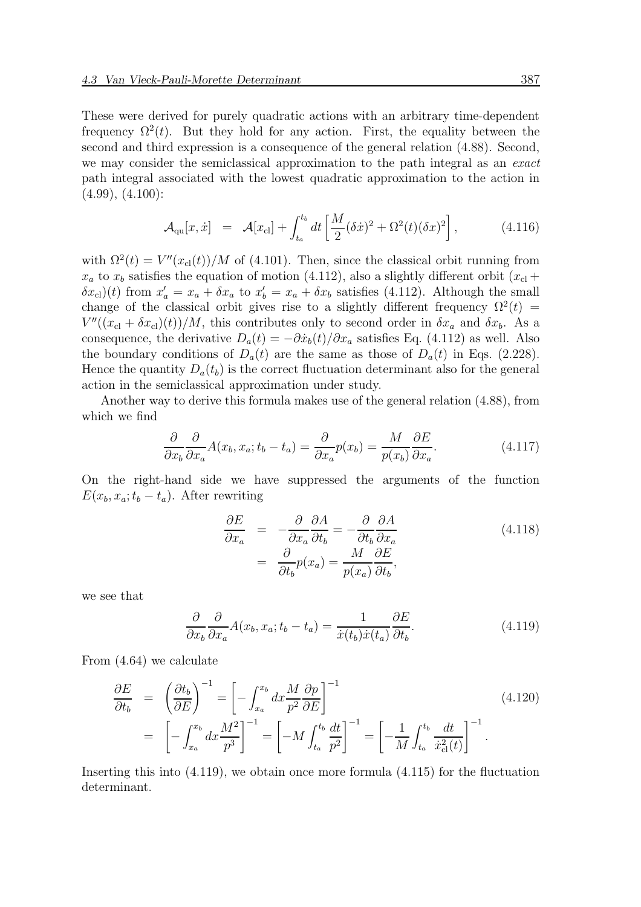These were derived for purely quadratic actions with an arbitrary time-dependent frequency $\Omega^2(t)$. But they hold for any action. First, the equality between the second and third expression is a consequence of the general relation (4.88). Second, we may consider the semiclassical approximation to the path integral as an *exact* path integral associated with the lowest quadratic approximation to the action in (4.99), (4.100):

$$\mathcal{A}_{\rm qu}[x,\dot{x}] \;\;=\;\; \mathcal{A}[x_{\rm cl}] + \int_{t_a}^{t_b} dt \left[\frac{M}{2}(\delta\dot{x})^2 + \Omega^2(t)(\delta x)^2\right], \tag{4.116}$$

with $\Omega^2(t) = V''(x_{\rm cl}(t))/M$ of (4.101). Then, since the classical orbit running from $x_a$ to $x_b$ satisfies the equation of motion (4.112), also a slightly different orbit $(x_{\rm cl}+\delta x_{\rm cl})(t)$ from $x'_a = x_a + \delta x_a$ to $x'_b = x_a + \delta x_b$ satisfies (4.112). Although the small change of the classical orbit gives rise to a slightly different frequency $\Omega^2(t) = V''((x_{\rm cl}+\delta x_{\rm cl})(t))/M$, this contributes only to second order in $\delta x_a$ and $\delta x_b$. As a consequence, the derivative $D_a(t) = -\partial \dot{x}_b(t)/\partial x_a$ satisfies Eq. (4.112) as well. Also the boundary conditions of $D_a(t)$ are the same as those of $D_a(t)$ in Eqs. (2.228). Hence the quantity $D_a(t_b)$ is the correct fluctuation determinant also for the general action in the semiclassical approximation under study.

Another way to derive this formula makes use of the general relation (4.88), from which we find

$$\frac{\partial}{\partial x_b}\frac{\partial}{\partial x_a}A(x_b,x_a;t_b-t_a) = \frac{\partial}{\partial x_a}p(x_b) = \frac{M}{p(x_b)}\frac{\partial E}{\partial x_a}. \tag{4.117}$$

On the right-hand side we have suppressed the arguments of the function $E(x_b,x_a;t_b-t_a)$. After rewriting

$$\begin{aligned}\frac{\partial E}{\partial x_a} \;&=\; -\frac{\partial}{\partial x_a}\frac{\partial A}{\partial t_b} = -\frac{\partial}{\partial t_b}\frac{\partial A}{\partial x_a} \\ &=\; \frac{\partial}{\partial t_b}p(x_a) = \frac{M}{p(x_a)}\frac{\partial E}{\partial t_b},\end{aligned} \tag{4.118}$$

we see that

$$\frac{\partial}{\partial x_b}\frac{\partial}{\partial x_a}A(x_b,x_a;t_b-t_a) = \frac{1}{\dot{x}(t_b)\dot{x}(t_a)}\frac{\partial E}{\partial t_b}. \tag{4.119}$$

From (4.64) we calculate

$$\begin{aligned}\frac{\partial E}{\partial t_b} \;&=\; \left(\frac{\partial t_b}{\partial E}\right)^{-1} = \left[-\int_{x_a}^{x_b} dx \frac{M}{p^2}\frac{\partial p}{\partial E}\right]^{-1} \\ &=\; \left[-\int_{x_a}^{x_b} dx \frac{M^2}{p^3}\right]^{-1} = \left[-M\int_{t_a}^{t_b}\frac{dt}{p^2}\right]^{-1} = \left[-\frac{1}{M}\int_{t_a}^{t_b}\frac{dt}{\dot{x}_{\rm cl}^2(t)}\right]^{-1}.\end{aligned} \tag{4.120}$$

Inserting this into (4.119), we obtain once more formula (4.115) for the fluctuation determinant.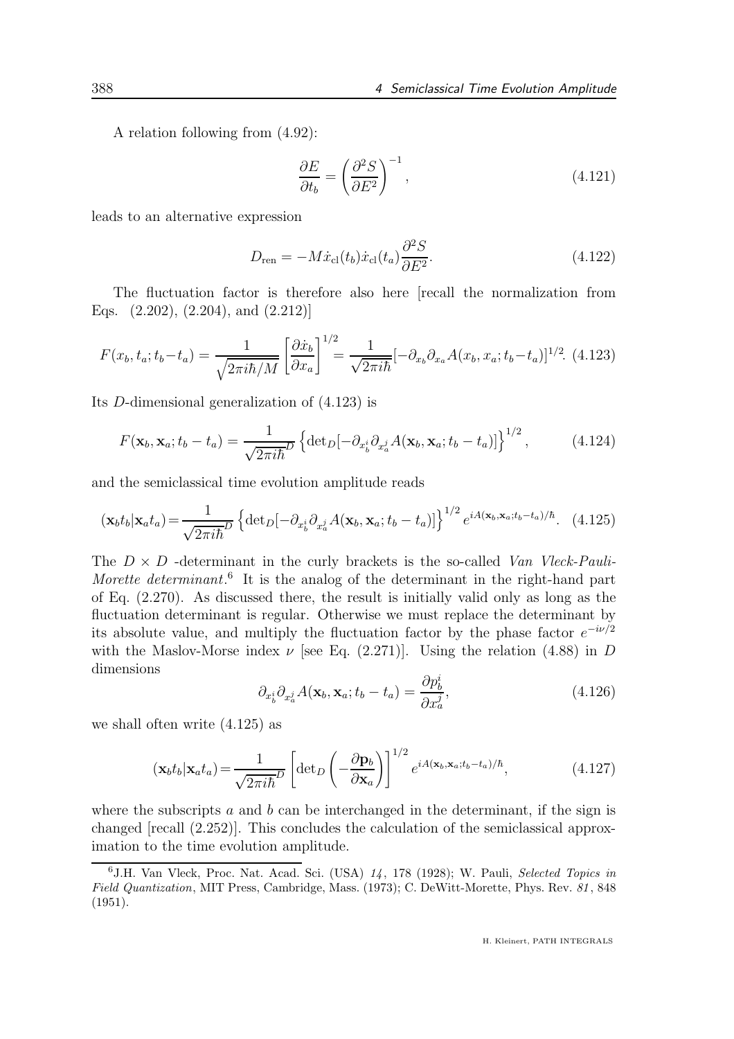A relation following from (4.92):

$$\frac{\partial E}{\partial t_b} = \left(\frac{\partial^2 S}{\partial E^2}\right)^{-1}, \tag{4.121}$$

leads to an alternative expression

$$D_{\rm ren} = -M\dot{x}_{\rm cl}(t_b)\dot{x}_{\rm cl}(t_a)\frac{\partial^2 S}{\partial E^2}. \tag{4.122}$$

The fluctuation factor is therefore also here [recall the normalization from Eqs. (2.202), (2.204), and (2.212)]

$$F(x_b, t_a; t_b - t_a) = \frac{1}{\sqrt{2\pi i\hbar/M}}\left[\frac{\partial \dot{x}_b}{\partial x_a}\right]^{1/2} = \frac{1}{\sqrt{2\pi i\hbar}}[-\partial_{x_b}\partial_{x_a}A(x_b, x_a; t_b - t_a)]^{1/2}. \tag{4.123}$$

Its $D$-dimensional generalization of (4.123) is

$$F(\mathbf{x}_b, \mathbf{x}_a; t_b - t_a) = \frac{1}{\sqrt{2\pi i\hbar}^D}\left\{\det{}_D[-\partial_{x_b^i}\partial_{x_a^j}A(\mathbf{x}_b, \mathbf{x}_a; t_b - t_a)]\right\}^{1/2}, \tag{4.124}$$

and the semiclassical time evolution amplitude reads

$$(\mathbf{x}_b t_b|\mathbf{x}_a t_a) = \frac{1}{\sqrt{2\pi i\hbar}^D}\left\{\det{}_D[-\partial_{x_b^i}\partial_{x_a^j}A(\mathbf{x}_b, \mathbf{x}_a; t_b - t_a)]\right\}^{1/2} e^{iA(\mathbf{x}_b, \mathbf{x}_a; t_b - t_a)/\hbar}. \tag{4.125}$$

The $D \times D$ -determinant in the curly brackets is the so-called *Van Vleck-Pauli-Morette determinant*.[6] It is the analog of the determinant in the right-hand part of Eq. (2.270). As discussed there, the result is initially valid only as long as the fluctuation determinant is regular. Otherwise we must replace the determinant by its absolute value, and multiply the fluctuation factor by the phase factor $e^{-i\nu/2}$ with the Maslov-Morse index $\nu$ [see Eq. (2.271)]. Using the relation (4.88) in $D$ dimensions

$$\partial_{x_b^i}\partial_{x_a^j}A(\mathbf{x}_b, \mathbf{x}_a; t_b - t_a) = \frac{\partial p_b^i}{\partial x_a^j}, \tag{4.126}$$

we shall often write (4.125) as

$$(\mathbf{x}_b t_b|\mathbf{x}_a t_a) = \frac{1}{\sqrt{2\pi i\hbar}^D}\left[\det{}_D\left(-\frac{\partial \mathbf{p}_b}{\partial \mathbf{x}_a}\right)\right]^{1/2} e^{iA(\mathbf{x}_b, \mathbf{x}_a; t_b - t_a)/\hbar}, \tag{4.127}$$

where the subscripts $a$ and $b$ can be interchanged in the determinant, if the sign is changed [recall (2.252)]. This concludes the calculation of the semiclassical approximation to the time evolution amplitude.

[6] J.H. Van Vleck, Proc. Nat. Acad. Sci. (USA) *14*, 178 (1928); W. Pauli, *Selected Topics in Field Quantization*, MIT Press, Cambridge, Mass. (1973); C. DeWitt-Morette, Phys. Rev. *81*, 848 (1951).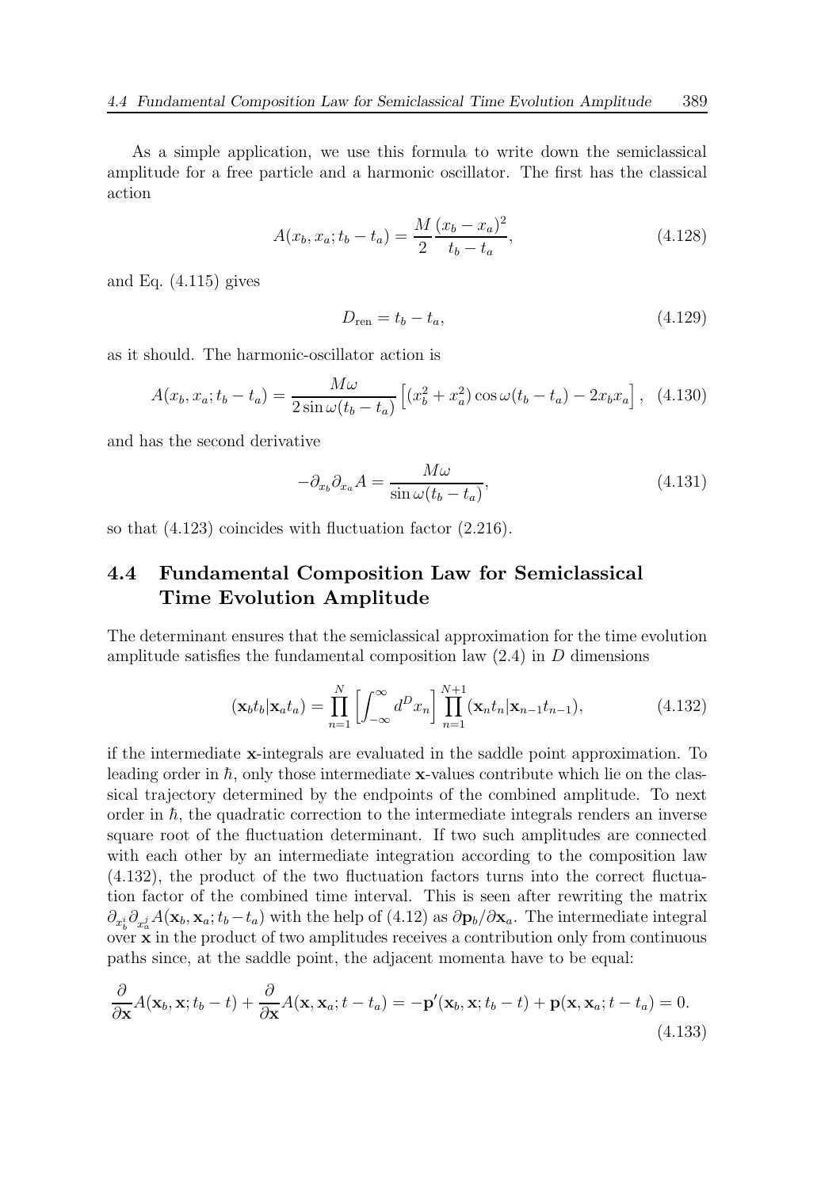As a simple application, we use this formula to write down the semiclassical amplitude for a free particle and a harmonic oscillator. The first has the classical action

$$A(x_b, x_a; t_b - t_a) = \frac{M}{2} \frac{(x_b - x_a)^2}{t_b - t_a}, \tag{4.128}$$

and Eq. (4.115) gives

$$D_{\rm ren} = t_b - t_a, \tag{4.129}$$

as it should. The harmonic-oscillator action is

$$A(x_b, x_a; t_b - t_a) = \frac{M\omega}{2 \sin \omega(t_b - t_a)} \left[ (x_b^2 + x_a^2) \cos \omega(t_b - t_a) - 2x_b x_a \right], \tag{4.130}$$

and has the second derivative

$$-\partial_{x_b} \partial_{x_a} A = \frac{M\omega}{\sin \omega(t_b - t_a)}, \tag{4.131}$$

so that (4.123) coincides with fluctuation factor (2.216).

## 4.4 Fundamental Composition Law for Semiclassical Time Evolution Amplitude

The determinant ensures that the semiclassical approximation for the time evolution amplitude satisfies the fundamental composition law (2.4) in $D$ dimensions

$$(\mathbf{x}_b t_b | \mathbf{x}_a t_a) = \prod_{n=1}^{N} \left[ \int_{-\infty}^{\infty} d^D x_n \right] \prod_{n=1}^{N+1} (\mathbf{x}_n t_n | \mathbf{x}_{n-1} t_{n-1}), \tag{4.132}$$

if the intermediate $\mathbf{x}$-integrals are evaluated in the saddle point approximation. To leading order in $\hbar$, only those intermediate $\mathbf{x}$-values contribute which lie on the classical trajectory determined by the endpoints of the combined amplitude. To next order in $\hbar$, the quadratic correction to the intermediate integrals renders an inverse square root of the fluctuation determinant. If two such amplitudes are connected with each other by an intermediate integration according to the composition law (4.132), the product of the two fluctuation factors turns into the correct fluctuation factor of the combined time interval. This is seen after rewriting the matrix $\partial_{x_b^i} \partial_{x_a^j} A(\mathbf{x}_b, \mathbf{x}_a; t_b - t_a)$ with the help of (4.12) as $\partial \mathbf{p}_b / \partial \mathbf{x}_a$. The intermediate integral over $\mathbf{x}$ in the product of two amplitudes receives a contribution only from continuous paths since, at the saddle point, the adjacent momenta have to be equal:

$$\frac{\partial}{\partial \mathbf{x}} A(\mathbf{x}_b, \mathbf{x}; t_b - t) + \frac{\partial}{\partial \mathbf{x}} A(\mathbf{x}, \mathbf{x}_a; t - t_a) = -\mathbf{p}'(\mathbf{x}_b, \mathbf{x}; t_b - t) + \mathbf{p}(\mathbf{x}, \mathbf{x}_a; t - t_a) = 0. \tag{4.133}$$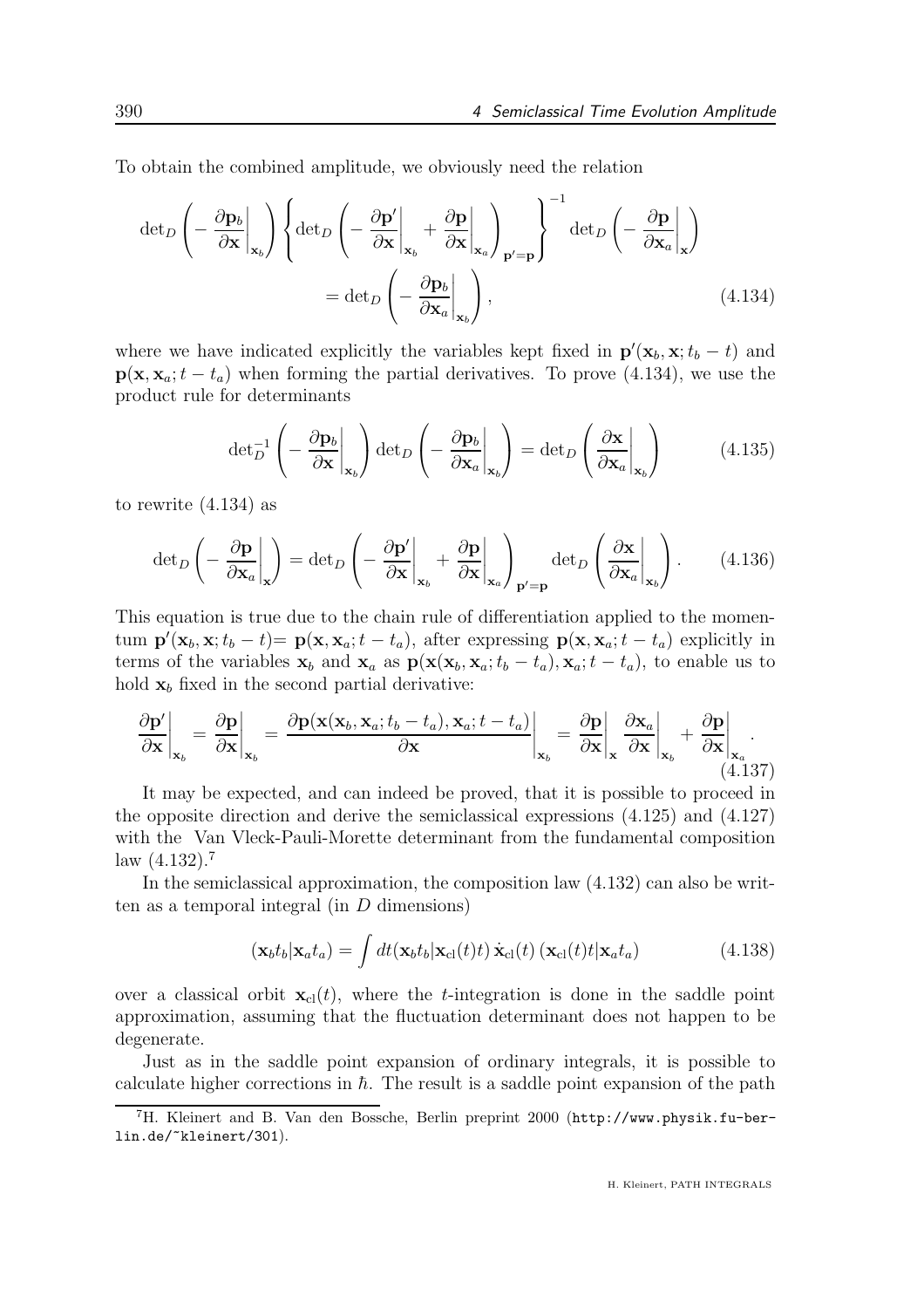To obtain the combined amplitude, we obviously need the relation

$$\det{}_D\left(-\left.\frac{\partial \mathbf{p}_b}{\partial \mathbf{x}}\right|_{\mathbf{x}_b}\right)\left\{\det{}_D\left(-\left.\frac{\partial \mathbf{p}'}{\partial \mathbf{x}}\right|_{\mathbf{x}_b}+\left.\frac{\partial \mathbf{p}}{\partial \mathbf{x}}\right|_{\mathbf{x}_a}\right)_{\mathbf{p}'=\mathbf{p}}\right\}^{-1}\det{}_D\left(-\left.\frac{\partial \mathbf{p}}{\partial \mathbf{x}_a}\right|_{\mathbf{x}}\right)$$
$$=\det{}_D\left(-\left.\frac{\partial \mathbf{p}_b}{\partial \mathbf{x}_a}\right|_{\mathbf{x}_b}\right), \tag{4.134}$$

where we have indicated explicitly the variables kept fixed in $\mathbf{p}'(\mathbf{x}_b,\mathbf{x};t_b-t)$ and $\mathbf{p}(\mathbf{x},\mathbf{x}_a;t-t_a)$ when forming the partial derivatives. To prove (4.134), we use the product rule for determinants

$$\det{}_D^{-1}\left(-\left.\frac{\partial \mathbf{p}_b}{\partial \mathbf{x}}\right|_{\mathbf{x}_b}\right)\det{}_D\left(-\left.\frac{\partial \mathbf{p}_b}{\partial \mathbf{x}_a}\right|_{\mathbf{x}_b}\right)=\det{}_D\left(\left.\frac{\partial \mathbf{x}}{\partial \mathbf{x}_a}\right|_{\mathbf{x}_b}\right) \tag{4.135}$$

to rewrite (4.134) as

$$\det{}_D\left(-\left.\frac{\partial \mathbf{p}}{\partial \mathbf{x}_a}\right|_{\mathbf{x}}\right)=\det{}_D\left(-\left.\frac{\partial \mathbf{p}'}{\partial \mathbf{x}}\right|_{\mathbf{x}_b}+\left.\frac{\partial \mathbf{p}}{\partial \mathbf{x}}\right|_{\mathbf{x}_a}\right)_{\mathbf{p}'=\mathbf{p}}\det{}_D\left(\left.\frac{\partial \mathbf{x}}{\partial \mathbf{x}_a}\right|_{\mathbf{x}_b}\right). \tag{4.136}$$

This equation is true due to the chain rule of differentiation applied to the momentum $\mathbf{p}'(\mathbf{x}_b,\mathbf{x};t_b-t)=\mathbf{p}(\mathbf{x},\mathbf{x}_a;t-t_a)$, after expressing $\mathbf{p}(\mathbf{x},\mathbf{x}_a;t-t_a)$ explicitly in terms of the variables $\mathbf{x}_b$ and $\mathbf{x}_a$ as $\mathbf{p}(\mathbf{x}(\mathbf{x}_b,\mathbf{x}_a;t_b-t_a),\mathbf{x}_a;t-t_a)$, to enable us to hold $\mathbf{x}_b$ fixed in the second partial derivative:

$$\left.\frac{\partial \mathbf{p}'}{\partial \mathbf{x}}\right|_{\mathbf{x}_b}=\left.\frac{\partial \mathbf{p}}{\partial \mathbf{x}}\right|_{\mathbf{x}_b}=\left.\frac{\partial \mathbf{p}(\mathbf{x}(\mathbf{x}_b,\mathbf{x}_a;t_b-t_a),\mathbf{x}_a;t-t_a)}{\partial \mathbf{x}}\right|_{\mathbf{x}_b}=\left.\frac{\partial \mathbf{p}}{\partial \mathbf{x}}\right|_{\mathbf{x}}\left.\frac{\partial \mathbf{x}_a}{\partial \mathbf{x}}\right|_{\mathbf{x}_b}+\left.\frac{\partial \mathbf{p}}{\partial \mathbf{x}}\right|_{\mathbf{x}_a}. \tag{4.137}$$

It may be expected, and can indeed be proved, that it is possible to proceed in the opposite direction and derive the semiclassical expressions (4.125) and (4.127) with the Van Vleck-Pauli-Morette determinant from the fundamental composition law (4.132).[7]

In the semiclassical approximation, the composition law (4.132) can also be written as a temporal integral (in $D$ dimensions)

$$(\mathbf{x}_bt_b|\mathbf{x}_at_a)=\int dt(\mathbf{x}_bt_b|\mathbf{x}_{\rm cl}(t)t)\,\dot{\mathbf{x}}_{\rm cl}(t)\,(\mathbf{x}_{\rm cl}(t)t|\mathbf{x}_at_a) \tag{4.138}$$

over a classical orbit $\mathbf{x}_{\rm cl}(t)$, where the $t$-integration is done in the saddle point approximation, assuming that the fluctuation determinant does not happen to be degenerate.

Just as in the saddle point expansion of ordinary integrals, it is possible to calculate higher corrections in $\hbar$. The result is a saddle point expansion of the path

[7] H. Kleinert and B. Van den Bossche, Berlin preprint 2000 (http://www.physik.fu-berlin.de/~kleinert/301).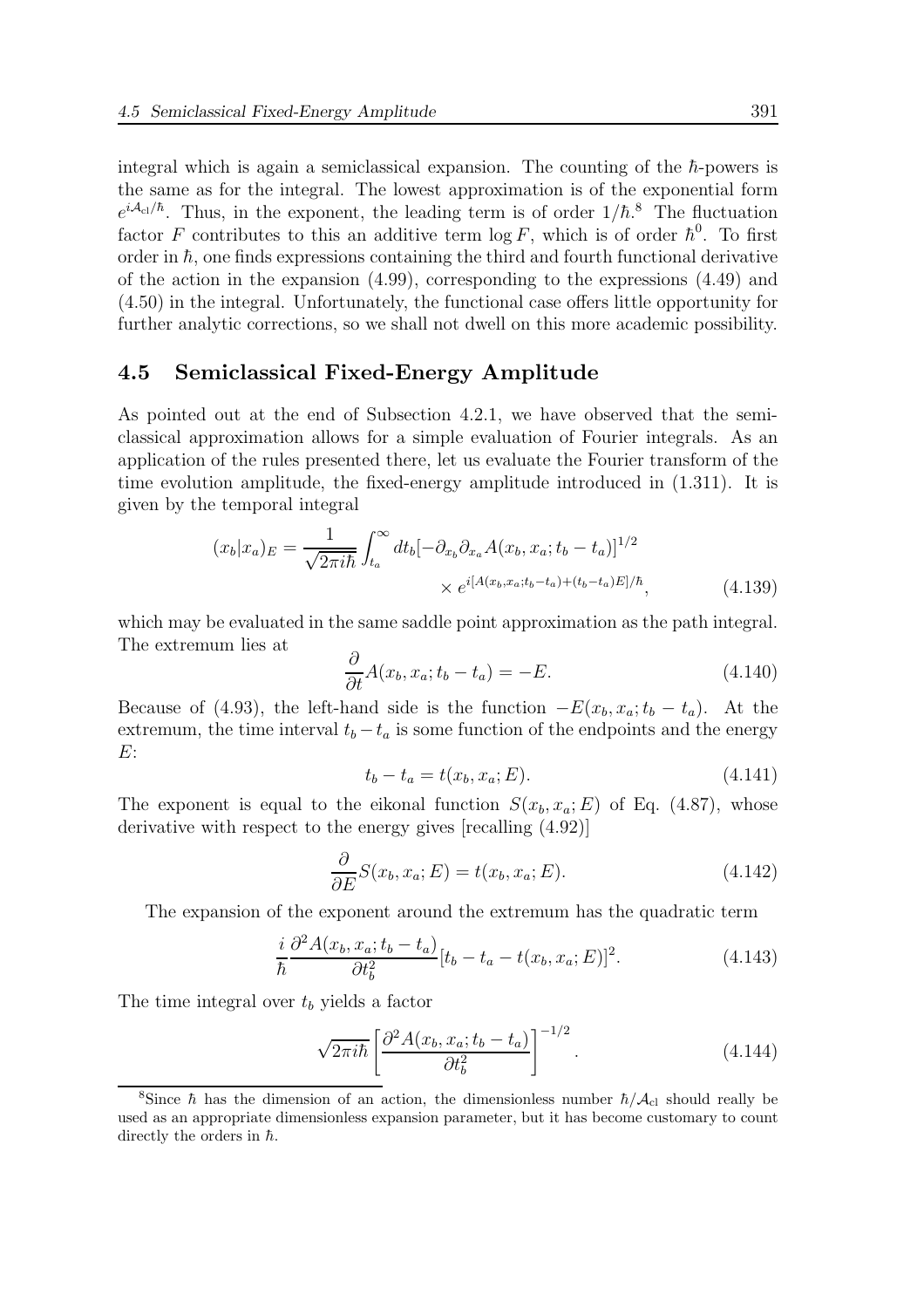integral which is again a semiclassical expansion. The counting of the $\hbar$-powers is the same as for the integral. The lowest approximation is of the exponential form $e^{i\mathcal{A}_{\rm cl}/\hbar}$. Thus, in the exponent, the leading term is of order $1/\hbar$.[8] The fluctuation factor $F$ contributes to this an additive term $\log F$, which is of order $\hbar^0$. To first order in $\hbar$, one finds expressions containing the third and fourth functional derivative of the action in the expansion (4.99), corresponding to the expressions (4.49) and (4.50) in the integral. Unfortunately, the functional case offers little opportunity for further analytic corrections, so we shall not dwell on this more academic possibility.

## 4.5 Semiclassical Fixed-Energy Amplitude

As pointed out at the end of Subsection 4.2.1, we have observed that the semiclassical approximation allows for a simple evaluation of Fourier integrals. As an application of the rules presented there, let us evaluate the Fourier transform of the time evolution amplitude, the fixed-energy amplitude introduced in (1.311). It is given by the temporal integral

$$(x_b|x_a)_E = \frac{1}{\sqrt{2\pi i\hbar}}\int_{t_a}^{\infty} dt_b [-\partial_{x_b}\partial_{x_a} A(x_b,x_a;t_b-t_a)]^{1/2} \times e^{i[A(x_b,x_a;t_b-t_a)+(t_b-t_a)E]/\hbar}, \tag{4.139}$$

which may be evaluated in the same saddle point approximation as the path integral. The extremum lies at

$$\frac{\partial}{\partial t}A(x_b,x_a;t_b-t_a) = -E. \tag{4.140}$$

Because of (4.93), the left-hand side is the function $-E(x_b,x_a;t_b-t_a)$. At the extremum, the time interval $t_b-t_a$ is some function of the endpoints and the energy $E$:

$$t_b - t_a = t(x_b,x_a;E). \tag{4.141}$$

The exponent is equal to the eikonal function $S(x_b,x_a;E)$ of Eq. (4.87), whose derivative with respect to the energy gives [recalling (4.92)]

$$\frac{\partial}{\partial E}S(x_b,x_a;E) = t(x_b,x_a;E). \tag{4.142}$$

The expansion of the exponent around the extremum has the quadratic term

$$\frac{i}{\hbar}\frac{\partial^2 A(x_b,x_a;t_b-t_a)}{\partial t_b^2}[t_b-t_a-t(x_b,x_a;E)]^2. \tag{4.143}$$

The time integral over $t_b$ yields a factor

$$\sqrt{2\pi i\hbar}\left[\frac{\partial^2 A(x_b,x_a;t_b-t_a)}{\partial t_b^2}\right]^{-1/2}. \tag{4.144}$$

---

[8] Since $\hbar$ has the dimension of an action, the dimensionless number $\hbar/\mathcal{A}_{\rm cl}$ should really be used as an appropriate dimensionless expansion parameter, but it has become customary to count directly the orders in $\hbar$.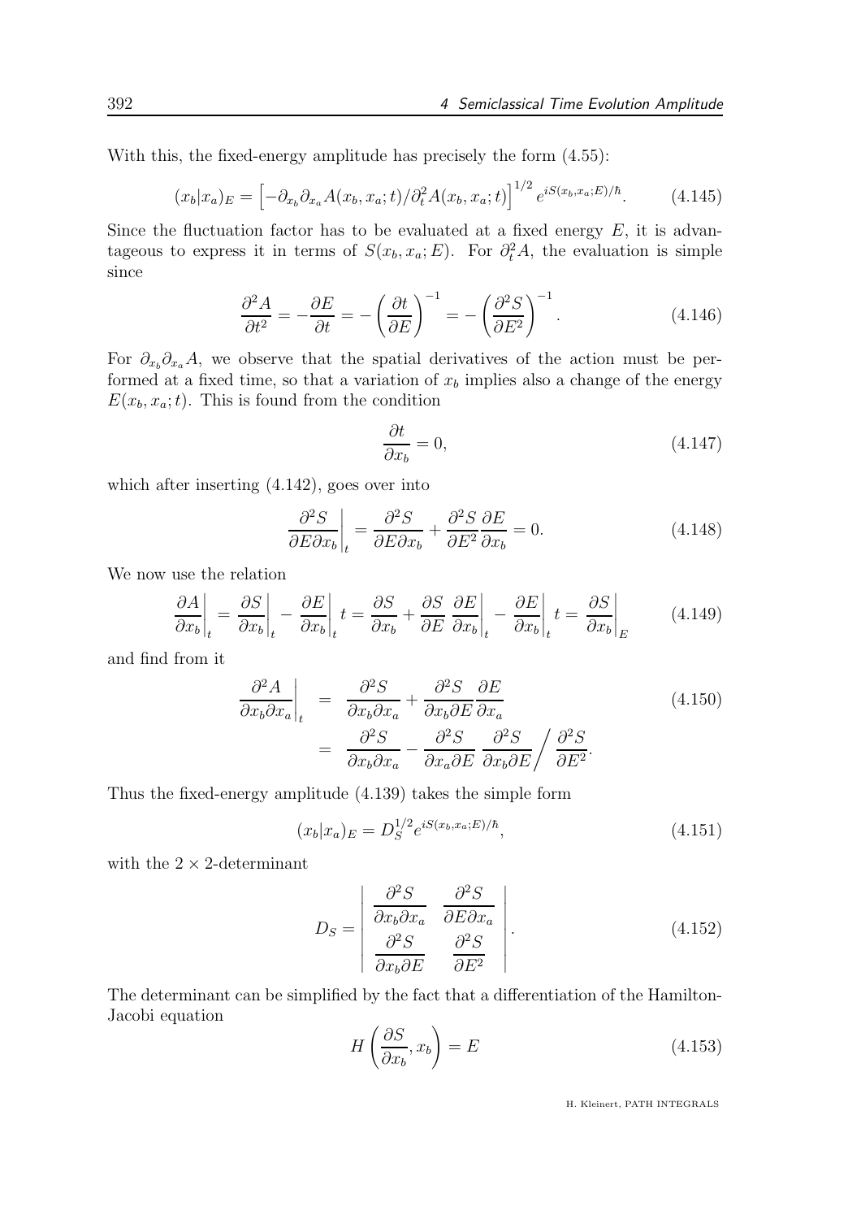With this, the fixed-energy amplitude has precisely the form (4.55):

$$(x_b|x_a)_E = \left[-\partial_{x_b}\partial_{x_a}A(x_b,x_a;t)/\partial_t^2 A(x_b,x_a;t)\right]^{1/2} e^{iS(x_b,x_a;E)/\hbar}. \tag{4.145}$$

Since the fluctuation factor has to be evaluated at a fixed energy $E$, it is advantageous to express it in terms of $S(x_b,x_a;E)$. For $\partial_t^2 A$, the evaluation is simple since

$$\frac{\partial^2 A}{\partial t^2} = -\frac{\partial E}{\partial t} = -\left(\frac{\partial t}{\partial E}\right)^{-1} = -\left(\frac{\partial^2 S}{\partial E^2}\right)^{-1}. \tag{4.146}$$

For $\partial_{x_b}\partial_{x_a}A$, we observe that the spatial derivatives of the action must be performed at a fixed time, so that a variation of $x_b$ implies also a change of the energy $E(x_b,x_a;t)$. This is found from the condition

$$\frac{\partial t}{\partial x_b} = 0, \tag{4.147}$$

which after inserting (4.142), goes over into

$$\left.\frac{\partial^2 S}{\partial E \partial x_b}\right|_t = \frac{\partial^2 S}{\partial E \partial x_b} + \frac{\partial^2 S}{\partial E^2}\frac{\partial E}{\partial x_b} = 0. \tag{4.148}$$

We now use the relation

$$\left.\frac{\partial A}{\partial x_b}\right|_t = \left.\frac{\partial S}{\partial x_b}\right|_t - \left.\frac{\partial E}{\partial x_b}\right|_t t = \frac{\partial S}{\partial x_b} + \frac{\partial S}{\partial E}\left.\frac{\partial E}{\partial x_b}\right|_t - \left.\frac{\partial E}{\partial x_b}\right|_t t = \left.\frac{\partial S}{\partial x_b}\right|_E \tag{4.149}$$

and find from it

$$\begin{aligned}\left.\frac{\partial^2 A}{\partial x_b \partial x_a}\right|_t &= \frac{\partial^2 S}{\partial x_b \partial x_a} + \frac{\partial^2 S}{\partial x_b \partial E}\frac{\partial E}{\partial x_a} \\ &= \frac{\partial^2 S}{\partial x_b \partial x_a} - \frac{\partial^2 S}{\partial x_a \partial E}\,\frac{\partial^2 S}{\partial x_b \partial E}\bigg/\frac{\partial^2 S}{\partial E^2}.\end{aligned} \tag{4.150}$$

Thus the fixed-energy amplitude (4.139) takes the simple form

$$(x_b|x_a)_E = D_S^{1/2} e^{iS(x_b,x_a;E)/\hbar}, \tag{4.151}$$

with the $2\times 2$-determinant

$$D_S = \begin{vmatrix} \dfrac{\partial^2 S}{\partial x_b \partial x_a} & \dfrac{\partial^2 S}{\partial E \partial x_a} \\ \dfrac{\partial^2 S}{\partial x_b \partial E} & \dfrac{\partial^2 S}{\partial E^2} \end{vmatrix}. \tag{4.152}$$

The determinant can be simplified by the fact that a differentiation of the Hamilton-Jacobi equation

$$H\left(\frac{\partial S}{\partial x_b}, x_b\right) = E \tag{4.153}$$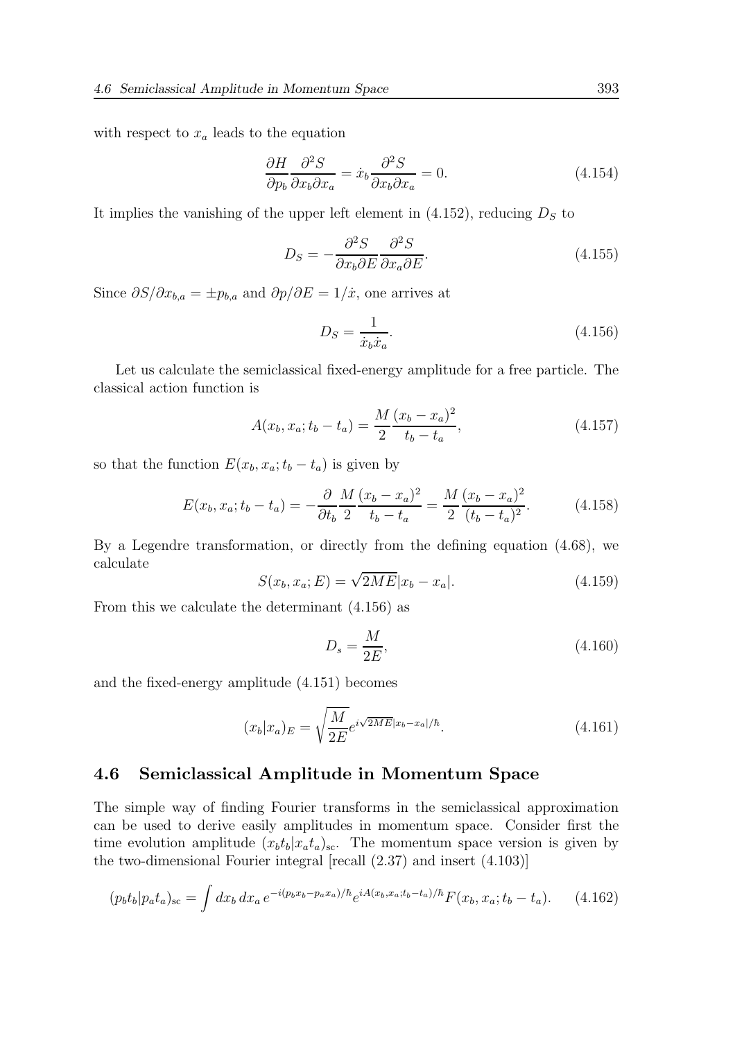with respect to $x_a$ leads to the equation

$$\frac{\partial H}{\partial p_b}\frac{\partial^2 S}{\partial x_b \partial x_a} = \dot{x}_b \frac{\partial^2 S}{\partial x_b \partial x_a} = 0. \tag{4.154}$$

It implies the vanishing of the upper left element in (4.152), reducing $D_S$ to

$$D_S = -\frac{\partial^2 S}{\partial x_b \partial E}\frac{\partial^2 S}{\partial x_a \partial E}. \tag{4.155}$$

Since $\partial S/\partial x_{b,a} = \pm p_{b,a}$ and $\partial p/\partial E = 1/\dot{x}$, one arrives at

$$D_S = \frac{1}{\dot{x}_b \dot{x}_a}. \tag{4.156}$$

Let us calculate the semiclassical fixed-energy amplitude for a free particle. The classical action function is

$$A(x_b, x_a; t_b - t_a) = \frac{M}{2}\frac{(x_b - x_a)^2}{t_b - t_a}, \tag{4.157}$$

so that the function $E(x_b, x_a; t_b - t_a)$ is given by

$$E(x_b, x_a; t_b - t_a) = -\frac{\partial}{\partial t_b}\frac{M}{2}\frac{(x_b - x_a)^2}{t_b - t_a} = \frac{M}{2}\frac{(x_b - x_a)^2}{(t_b - t_a)^2}. \tag{4.158}$$

By a Legendre transformation, or directly from the defining equation (4.68), we calculate

$$S(x_b, x_a; E) = \sqrt{2ME}|x_b - x_a|. \tag{4.159}$$

From this we calculate the determinant (4.156) as

$$D_s = \frac{M}{2E}, \tag{4.160}$$

and the fixed-energy amplitude (4.151) becomes

$$(x_b|x_a)_E = \sqrt{\frac{M}{2E}} e^{i\sqrt{2ME}|x_b - x_a|/\hbar}. \tag{4.161}$$

## 4.6 Semiclassical Amplitude in Momentum Space

The simple way of finding Fourier transforms in the semiclassical approximation can be used to derive easily amplitudes in momentum space. Consider first the time evolution amplitude $(x_b t_b|x_a t_a)_{\rm sc}$. The momentum space version is given by the two-dimensional Fourier integral [recall (2.37) and insert (4.103)]

$$(p_b t_b|p_a t_a)_{\rm sc} = \int dx_b\, dx_a\, e^{-i(p_b x_b - p_a x_a)/\hbar} e^{iA(x_b, x_a; t_b - t_a)/\hbar} F(x_b, x_a; t_b - t_a). \tag{4.162}$$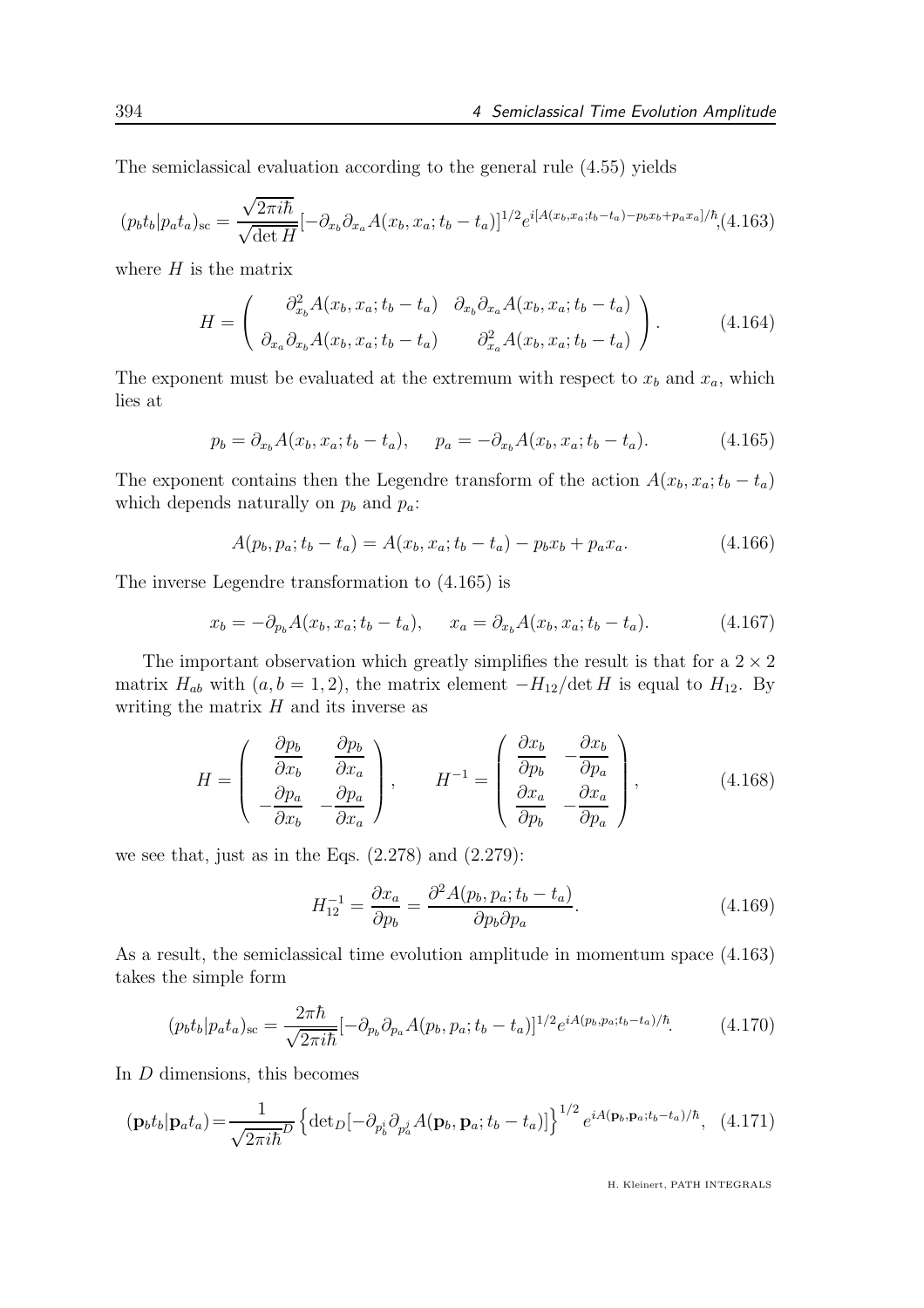The semiclassical evaluation according to the general rule (4.55) yields

$$(p_b t_b|p_a t_a)_{\rm sc} = \frac{\sqrt{2\pi i\hbar}}{\sqrt{\det H}}[-\partial_{x_b}\partial_{x_a}A(x_b,x_a;t_b-t_a)]^{1/2}e^{i[A(x_b,x_a;t_b-t_a)-p_bx_b+p_ax_a]/\hbar},\tag{4.163}$$

where $H$ is the matrix

$$H = \begin{pmatrix} \partial^2_{x_b}A(x_b,x_a;t_b-t_a) & \partial_{x_b}\partial_{x_a}A(x_b,x_a;t_b-t_a) \\ \partial_{x_a}\partial_{x_b}A(x_b,x_a;t_b-t_a) & \partial^2_{x_a}A(x_b,x_a;t_b-t_a) \end{pmatrix}.\tag{4.164}$$

The exponent must be evaluated at the extremum with respect to $x_b$ and $x_a$, which lies at

$$p_b = \partial_{x_b}A(x_b,x_a;t_b-t_a), \qquad p_a = -\partial_{x_b}A(x_b,x_a;t_b-t_a).\tag{4.165}$$

The exponent contains then the Legendre transform of the action $A(x_b,x_a;t_b-t_a)$ which depends naturally on $p_b$ and $p_a$:

$$A(p_b,p_a;t_b-t_a) = A(x_b,x_a;t_b-t_a) - p_bx_b + p_ax_a.\tag{4.166}$$

The inverse Legendre transformation to (4.165) is

$$x_b = -\partial_{p_b}A(x_b,x_a;t_b-t_a), \qquad x_a = \partial_{x_b}A(x_b,x_a;t_b-t_a).\tag{4.167}$$

The important observation which greatly simplifies the result is that for a $2\times 2$ matrix $H_{ab}$ with $(a,b=1,2)$, the matrix element $-H_{12}/\det H$ is equal to $H_{12}$. By writing the matrix $H$ and its inverse as

$$H = \begin{pmatrix} \dfrac{\partial p_b}{\partial x_b} & \dfrac{\partial p_b}{\partial x_a} \\ -\dfrac{\partial p_a}{\partial x_b} & -\dfrac{\partial p_a}{\partial x_a} \end{pmatrix}, \qquad H^{-1} = \begin{pmatrix} \dfrac{\partial x_b}{\partial p_b} & -\dfrac{\partial x_b}{\partial p_a} \\ \dfrac{\partial x_a}{\partial p_b} & -\dfrac{\partial x_a}{\partial p_a} \end{pmatrix},\tag{4.168}$$

we see that, just as in the Eqs. (2.278) and (2.279):

$$H^{-1}_{12} = \frac{\partial x_a}{\partial p_b} = \frac{\partial^2 A(p_b,p_a;t_b-t_a)}{\partial p_b \partial p_a}.\tag{4.169}$$

As a result, the semiclassical time evolution amplitude in momentum space (4.163) takes the simple form

$$(p_b t_b|p_a t_a)_{\rm sc} = \frac{2\pi\hbar}{\sqrt{2\pi i\hbar}}[-\partial_{p_b}\partial_{p_a}A(p_b,p_a;t_b-t_a)]^{1/2}e^{iA(p_b,p_a;t_b-t_a)/\hbar}.\tag{4.170}$$

In $D$ dimensions, this becomes

$$(\mathbf{p}_b t_b|\mathbf{p}_a t_a) = \frac{1}{\sqrt{2\pi i\hbar}^D}\left\{\det{}_D[-\partial_{p_b^i}\partial_{p_a^j}A(\mathbf{p}_b,\mathbf{p}_a;t_b-t_a)]\right\}^{1/2}e^{iA(\mathbf{p}_b,\mathbf{p}_a;t_b-t_a)/\hbar},\tag{4.171}$$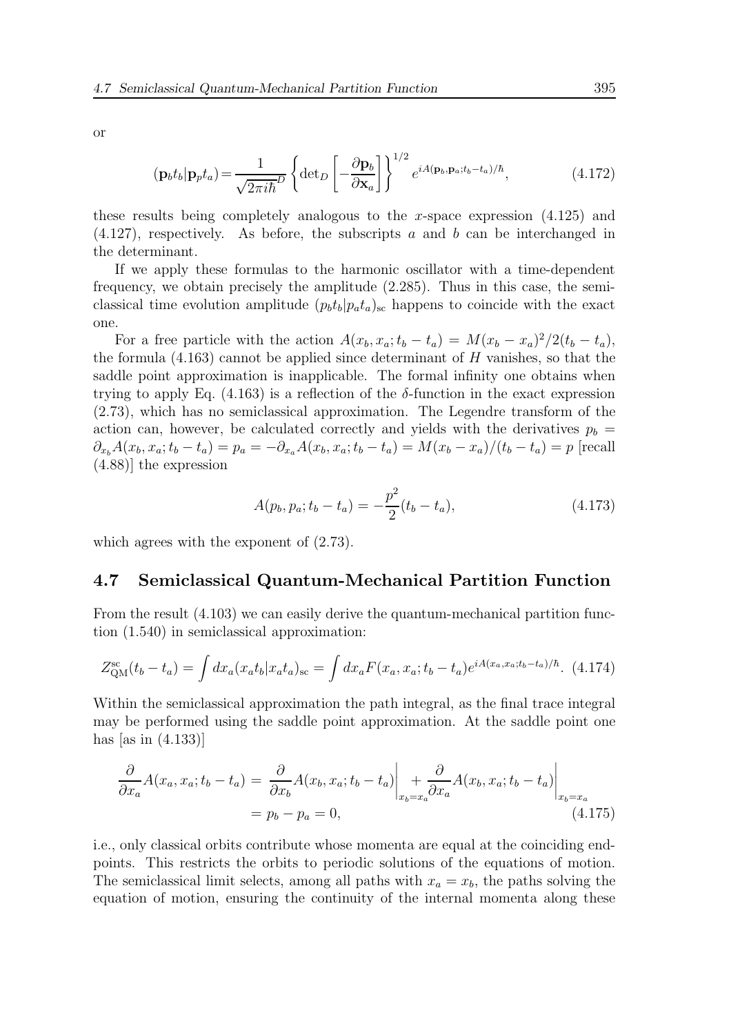or

$$
(\mathbf{p}_b t_b|\mathbf{p}_p t_a) = \frac{1}{\sqrt{2\pi i\hbar}^D} \left\{ \det_D \left[ -\frac{\partial \mathbf{p}_b}{\partial \mathbf{x}_a} \right] \right\}^{1/2} e^{iA(\mathbf{p}_b,\mathbf{p}_a;t_b-t_a)/\hbar}, \tag{4.172}
$$

these results being completely analogous to the $x$-space expression (4.125) and (4.127), respectively. As before, the subscripts $a$ and $b$ can be interchanged in the determinant.

If we apply these formulas to the harmonic oscillator with a time-dependent frequency, we obtain precisely the amplitude (2.285). Thus in this case, the semiclassical time evolution amplitude $(p_b t_b|p_a t_a)_{\rm sc}$ happens to coincide with the exact one.

For a free particle with the action $A(x_b, x_a; t_b - t_a) = M(x_b - x_a)^2/2(t_b - t_a)$, the formula (4.163) cannot be applied since determinant of $H$ vanishes, so that the saddle point approximation is inapplicable. The formal infinity one obtains when trying to apply Eq. (4.163) is a reflection of the $\delta$-function in the exact expression (2.73), which has no semiclassical approximation. The Legendre transform of the action can, however, be calculated correctly and yields with the derivatives $p_b = \partial_{x_b} A(x_b, x_a; t_b - t_a) = p_a = -\partial_{x_a} A(x_b, x_a; t_b - t_a) = M(x_b - x_a)/(t_b - t_a) = p$ [recall (4.88)] the expression

$$
A(p_b, p_a; t_b - t_a) = -\frac{p^2}{2}(t_b - t_a), \tag{4.173}
$$

which agrees with the exponent of (2.73).

## 4.7 Semiclassical Quantum-Mechanical Partition Function

From the result (4.103) we can easily derive the quantum-mechanical partition function (1.540) in semiclassical approximation:

$$
Z^{\rm sc}_{\rm QM}(t_b - t_a) = \int dx_a (x_a t_b|x_a t_a)_{\rm sc} = \int dx_a F(x_a, x_a; t_b - t_a) e^{iA(x_a,x_a;t_b-t_a)/\hbar}. \tag{4.174}
$$

Within the semiclassical approximation the path integral, as the final trace integral may be performed using the saddle point approximation. At the saddle point one has [as in (4.133)]

$$
\begin{aligned}
\frac{\partial}{\partial x_a} A(x_a, x_a; t_b - t_a) &= \left. \frac{\partial}{\partial x_b} A(x_b, x_a; t_b - t_a) \right|_{x_b = x_a} + \left. \frac{\partial}{\partial x_a} A(x_b, x_a; t_b - t_a) \right|_{x_b = x_a} \\
&= p_b - p_a = 0,
\end{aligned} \tag{4.175}
$$

i.e., only classical orbits contribute whose momenta are equal at the coinciding endpoints. This restricts the orbits to periodic solutions of the equations of motion. The semiclassical limit selects, among all paths with $x_a = x_b$, the paths solving the equation of motion, ensuring the continuity of the internal momenta along these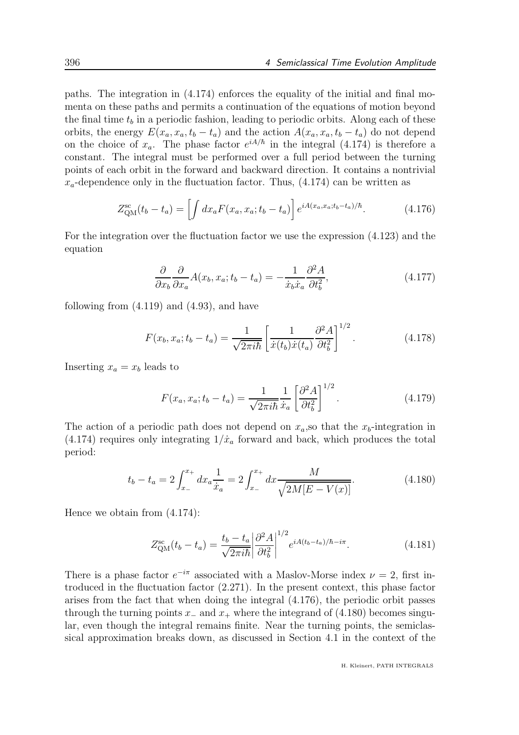paths. The integration in (4.174) enforces the equality of the initial and final momenta on these paths and permits a continuation of the equations of motion beyond the final time $t_b$ in a periodic fashion, leading to periodic orbits. Along each of these orbits, the energy $E(x_a, x_a, t_b - t_a)$ and the action $A(x_a, x_a, t_b - t_a)$ do not depend on the choice of $x_a$. The phase factor $e^{iA/\hbar}$ in the integral (4.174) is therefore a constant. The integral must be performed over a full period between the turning points of each orbit in the forward and backward direction. It contains a nontrivial $x_a$-dependence only in the fluctuation factor. Thus, (4.174) can be written as

$$Z_{\rm QM}^{\rm sc}(t_b - t_a) = \left[\int dx_a F(x_a, x_a; t_b - t_a)\right] e^{iA(x_a, x_a; t_b - t_a)/\hbar}. \tag{4.176}$$

For the integration over the fluctuation factor we use the expression (4.123) and the equation

$$\frac{\partial}{\partial x_b}\frac{\partial}{\partial x_a} A(x_b, x_a; t_b - t_a) = -\frac{1}{\dot{x}_b \dot{x}_a}\frac{\partial^2 A}{\partial t_b^2}, \tag{4.177}$$

following from (4.119) and (4.93), and have

$$F(x_b, x_a; t_b - t_a) = \frac{1}{\sqrt{2\pi i\hbar}}\left[\frac{1}{\dot{x}(t_b)\dot{x}(t_a)}\frac{\partial^2 A}{\partial t_b^2}\right]^{1/2}. \tag{4.178}$$

Inserting $x_a = x_b$ leads to

$$F(x_a, x_a; t_b - t_a) = \frac{1}{\sqrt{2\pi i\hbar}}\frac{1}{\dot{x}_a}\left[\frac{\partial^2 A}{\partial t_b^2}\right]^{1/2}. \tag{4.179}$$

The action of a periodic path does not depend on $x_a$,so that the $x_b$-integration in (4.174) requires only integrating $1/\dot{x}_a$ forward and back, which produces the total period:

$$t_b - t_a = 2\int_{x_-}^{x_+} dx_a \frac{1}{\dot{x}_a} = 2\int_{x_-}^{x_+} dx \frac{M}{\sqrt{2M[E - V(x)]}}. \tag{4.180}$$

Hence we obtain from (4.174):

$$Z_{\rm QM}^{\rm sc}(t_b - t_a) = \frac{t_b - t_a}{\sqrt{2\pi i\hbar}}\left|\frac{\partial^2 A}{\partial t_b^2}\right|^{1/2} e^{iA(t_b - t_a)/\hbar - i\pi}. \tag{4.181}$$

There is a phase factor $e^{-i\pi}$ associated with a Maslov-Morse index $\nu = 2$, first introduced in the fluctuation factor (2.271). In the present context, this phase factor arises from the fact that when doing the integral (4.176), the periodic orbit passes through the turning points $x_-$ and $x_+$ where the integrand of (4.180) becomes singular, even though the integral remains finite. Near the turning points, the semiclassical approximation breaks down, as discussed in Section 4.1 in the context of the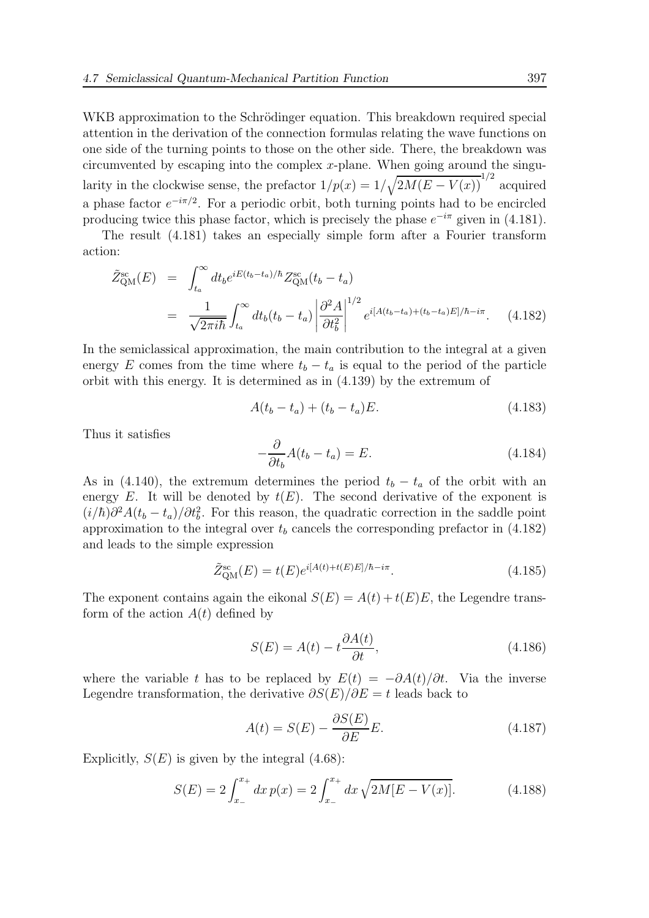WKB approximation to the Schrödinger equation. This breakdown required special attention in the derivation of the connection formulas relating the wave functions on one side of the turning points to those on the other side. There, the breakdown was circumvented by escaping into the complex $x$-plane. When going around the singularity in the clockwise sense, the prefactor $1/p(x) = 1/\sqrt{2M(E-V(x))}^{1/2}$ acquired a phase factor $e^{-i\pi/2}$. For a periodic orbit, both turning points had to be encircled producing twice this phase factor, which is precisely the phase $e^{-i\pi}$ given in (4.181).

The result (4.181) takes an especially simple form after a Fourier transform action:

$$\begin{aligned}
\tilde{Z}_{\rm QM}^{\rm sc}(E) &= \int_{t_a}^{\infty} dt_b e^{iE(t_b-t_a)/\hbar} Z_{\rm QM}^{\rm sc}(t_b - t_a) \\
&= \frac{1}{\sqrt{2\pi i\hbar}} \int_{t_a}^{\infty} dt_b (t_b - t_a) \left|\frac{\partial^2 A}{\partial t_b^2}\right|^{1/2} e^{i[A(t_b-t_a)+(t_b-t_a)E]/\hbar - i\pi}. \qquad (4.182)
\end{aligned}$$

In the semiclassical approximation, the main contribution to the integral at a given energy $E$ comes from the time where $t_b - t_a$ is equal to the period of the particle orbit with this energy. It is determined as in (4.139) by the extremum of

$$A(t_b - t_a) + (t_b - t_a)E. \qquad (4.183)$$

Thus it satisfies

$$-\frac{\partial}{\partial t_b} A(t_b - t_a) = E. \qquad (4.184)$$

As in (4.140), the extremum determines the period $t_b - t_a$ of the orbit with an energy $E$. It will be denoted by $t(E)$. The second derivative of the exponent is $(i/\hbar)\partial^2 A(t_b - t_a)/\partial t_b^2$. For this reason, the quadratic correction in the saddle point approximation to the integral over $t_b$ cancels the corresponding prefactor in (4.182) and leads to the simple expression

$$\tilde{Z}_{\rm QM}^{\rm sc}(E) = t(E) e^{i[A(t)+t(E)E]/\hbar - i\pi}. \qquad (4.185)$$

The exponent contains again the eikonal $S(E) = A(t) + t(E)E$, the Legendre transform of the action $A(t)$ defined by

$$S(E) = A(t) - t\frac{\partial A(t)}{\partial t}, \qquad (4.186)$$

where the variable $t$ has to be replaced by $E(t) = -\partial A(t)/\partial t$. Via the inverse Legendre transformation, the derivative $\partial S(E)/\partial E = t$ leads back to

$$A(t) = S(E) - \frac{\partial S(E)}{\partial E} E. \qquad (4.187)$$

Explicitly, $S(E)$ is given by the integral (4.68):

$$S(E) = 2\int_{x_-}^{x_+} dx\, p(x) = 2\int_{x_-}^{x_+} dx \sqrt{2M[E - V(x)]}. \qquad (4.188)$$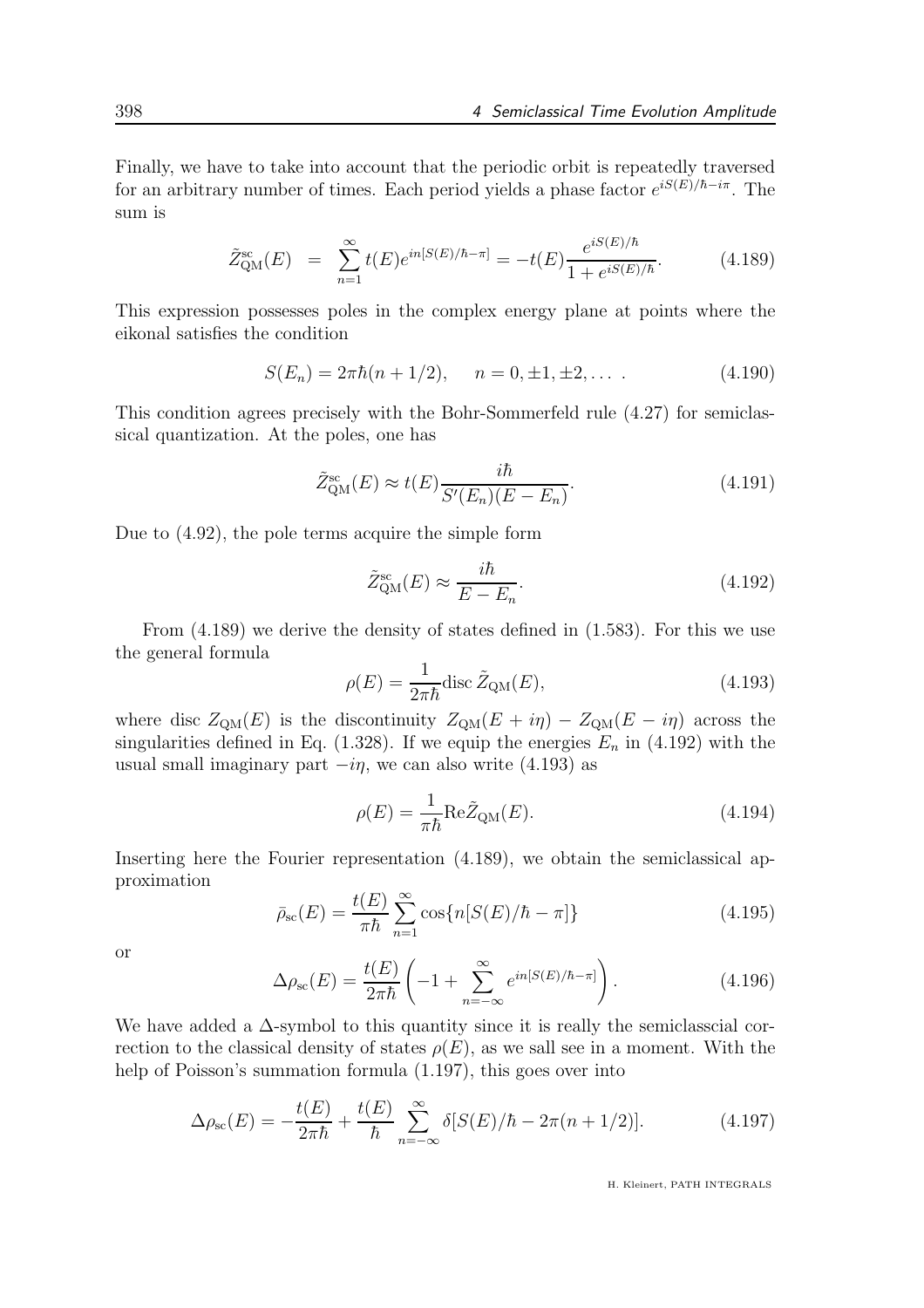Finally, we have to take into account that the periodic orbit is repeatedly traversed for an arbitrary number of times. Each period yields a phase factor $e^{iS(E)/\hbar - i\pi}$. The sum is

$$\tilde{Z}^{\rm sc}_{\rm QM}(E) \;=\; \sum_{n=1}^{\infty} t(E) e^{in[S(E)/\hbar-\pi]} = -t(E)\frac{e^{iS(E)/\hbar}}{1+e^{iS(E)/\hbar}}. \tag{4.189}$$

This expression possesses poles in the complex energy plane at points where the eikonal satisfies the condition

$$S(E_n) = 2\pi\hbar(n+1/2), \qquad n = 0, \pm 1, \pm 2, \dots\ . \tag{4.190}$$

This condition agrees precisely with the Bohr-Sommerfeld rule (4.27) for semiclassical quantization. At the poles, one has

$$\tilde{Z}^{\rm sc}_{\rm QM}(E) \approx t(E)\frac{i\hbar}{S'(E_n)(E-E_n)}. \tag{4.191}$$

Due to (4.92), the pole terms acquire the simple form

$$\tilde{Z}^{\rm sc}_{\rm QM}(E) \approx \frac{i\hbar}{E-E_n}. \tag{4.192}$$

From (4.189) we derive the density of states defined in (1.583). For this we use the general formula

$$\rho(E) = \frac{1}{2\pi\hbar}{\rm disc}\, \tilde{Z}_{\rm QM}(E), \tag{4.193}$$

where disc $Z_{\rm QM}(E)$ is the discontinuity $Z_{\rm QM}(E+i\eta) - Z_{\rm QM}(E-i\eta)$ across the singularities defined in Eq. (1.328). If we equip the energies $E_n$ in (4.192) with the usual small imaginary part $-i\eta$, we can also write (4.193) as

$$\rho(E) = \frac{1}{\pi\hbar}{\rm Re}\tilde{Z}_{\rm QM}(E). \tag{4.194}$$

Inserting here the Fourier representation (4.189), we obtain the semiclassical approximation

$$\bar{\rho}_{\rm sc}(E) = \frac{t(E)}{\pi\hbar}\sum_{n=1}^{\infty}\cos\{n[S(E)/\hbar - \pi]\} \tag{4.195}$$

or

$$\Delta\rho_{\rm sc}(E) = \frac{t(E)}{2\pi\hbar}\left(-1 + \sum_{n=-\infty}^{\infty} e^{in[S(E)/\hbar-\pi]}\right). \tag{4.196}$$

We have added a $\Delta$-symbol to this quantity since it is really the semiclasscial correction to the classical density of states $\rho(E)$, as we sall see in a moment. With the help of Poisson's summation formula (1.197), this goes over into

$$\Delta\rho_{\rm sc}(E) = -\frac{t(E)}{2\pi\hbar} + \frac{t(E)}{\hbar}\sum_{n=-\infty}^{\infty}\delta[S(E)/\hbar - 2\pi(n+1/2)]. \tag{4.197}$$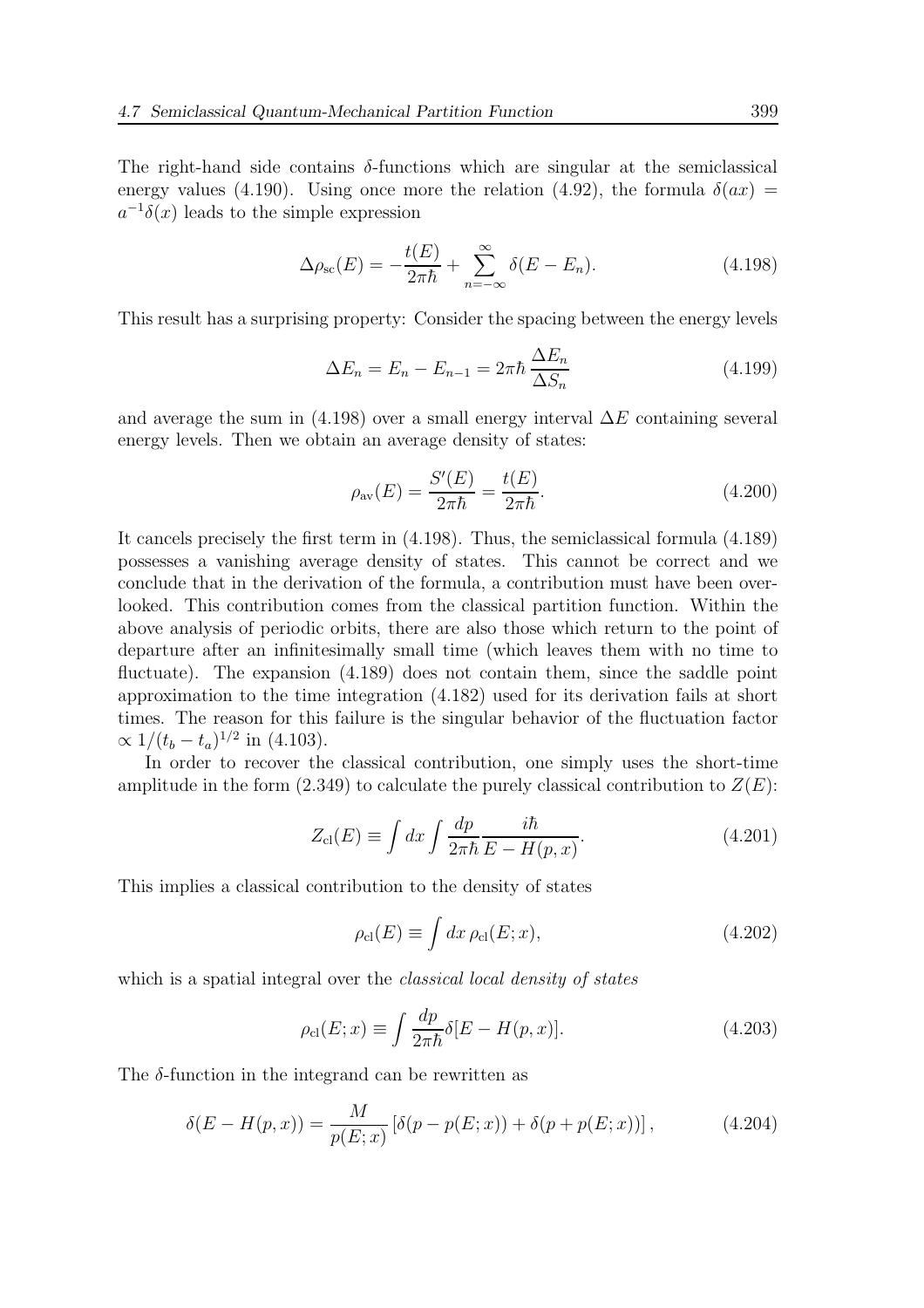The right-hand side contains $\delta$-functions which are singular at the semiclassical energy values (4.190). Using once more the relation (4.92), the formula $\delta(ax) = a^{-1}\delta(x)$ leads to the simple expression

$$\Delta\rho_{\rm sc}(E) = -\frac{t(E)}{2\pi\hbar} + \sum_{n=-\infty}^{\infty} \delta(E - E_n). \tag{4.198}$$

This result has a surprising property: Consider the spacing between the energy levels

$$\Delta E_n = E_n - E_{n-1} = 2\pi\hbar \frac{\Delta E_n}{\Delta S_n} \tag{4.199}$$

and average the sum in (4.198) over a small energy interval $\Delta E$ containing several energy levels. Then we obtain an average density of states:

$$\rho_{\rm av}(E) = \frac{S'(E)}{2\pi\hbar} = \frac{t(E)}{2\pi\hbar}. \tag{4.200}$$

It cancels precisely the first term in (4.198). Thus, the semiclassical formula (4.189) possesses a vanishing average density of states. This cannot be correct and we conclude that in the derivation of the formula, a contribution must have been overlooked. This contribution comes from the classical partition function. Within the above analysis of periodic orbits, there are also those which return to the point of departure after an infinitesimally small time (which leaves them with no time to fluctuate). The expansion (4.189) does not contain them, since the saddle point approximation to the time integration (4.182) used for its derivation fails at short times. The reason for this failure is the singular behavior of the fluctuation factor $\propto 1/(t_b - t_a)^{1/2}$ in (4.103).

In order to recover the classical contribution, one simply uses the short-time amplitude in the form (2.349) to calculate the purely classical contribution to $Z(E)$:

$$Z_{\rm cl}(E) \equiv \int dx \int \frac{dp}{2\pi\hbar} \frac{i\hbar}{E - H(p,x)}. \tag{4.201}$$

This implies a classical contribution to the density of states

$$\rho_{\rm cl}(E) \equiv \int dx\, \rho_{\rm cl}(E;x), \tag{4.202}$$

which is a spatial integral over the *classical local density of states*

$$\rho_{\rm cl}(E;x) \equiv \int \frac{dp}{2\pi\hbar} \delta[E - H(p,x)]. \tag{4.203}$$

The $\delta$-function in the integrand can be rewritten as

$$\delta(E - H(p,x)) = \frac{M}{p(E;x)} \left[\delta(p - p(E;x)) + \delta(p + p(E;x))\right], \tag{4.204}$$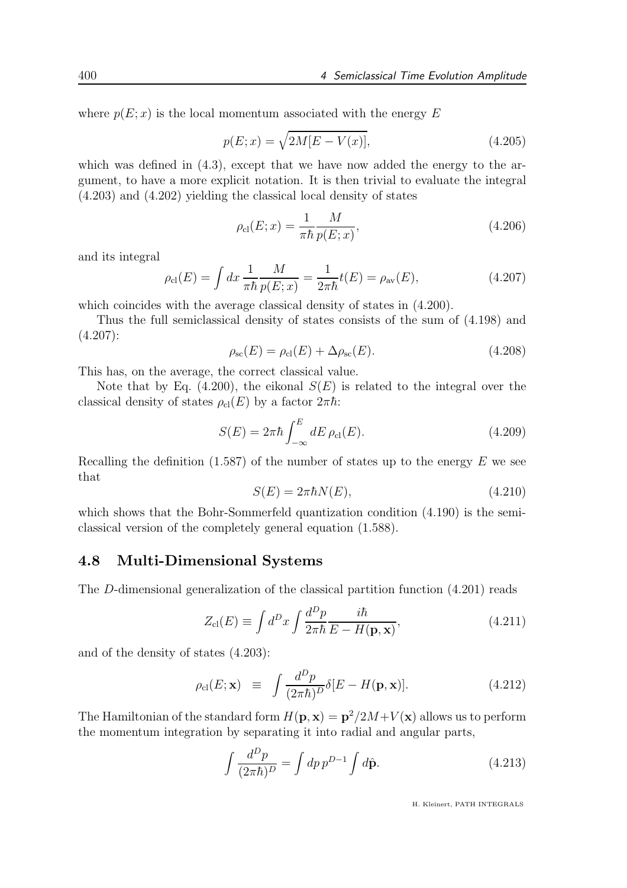where $p(E; x)$ is the local momentum associated with the energy $E$

$$p(E; x) = \sqrt{2M[E - V(x)]}, \tag{4.205}$$

which was defined in (4.3), except that we have now added the energy to the argument, to have a more explicit notation. It is then trivial to evaluate the integral (4.203) and (4.202) yielding the classical local density of states

$$\rho_{\rm cl}(E; x) = \frac{1}{\pi\hbar}\frac{M}{p(E; x)}, \tag{4.206}$$

and its integral

$$\rho_{\rm cl}(E) = \int dx\, \frac{1}{\pi\hbar}\frac{M}{p(E; x)} = \frac{1}{2\pi\hbar}t(E) = \rho_{\rm av}(E), \tag{4.207}$$

which coincides with the average classical density of states in (4.200).

Thus the full semiclassical density of states consists of the sum of (4.198) and (4.207):

$$\rho_{\rm sc}(E) = \rho_{\rm cl}(E) + \Delta\rho_{\rm sc}(E). \tag{4.208}$$

This has, on the average, the correct classical value.

Note that by Eq. (4.200), the eikonal $S(E)$ is related to the integral over the classical density of states $\rho_{\rm cl}(E)$ by a factor $2\pi\hbar$:

$$S(E) = 2\pi\hbar \int_{-\infty}^{E} dE\, \rho_{\rm cl}(E). \tag{4.209}$$

Recalling the definition (1.587) of the number of states up to the energy $E$ we see that

$$S(E) = 2\pi\hbar N(E), \tag{4.210}$$

which shows that the Bohr-Sommerfeld quantization condition (4.190) is the semiclassical version of the completely general equation (1.588).

## 4.8 Multi-Dimensional Systems

The $D$-dimensional generalization of the classical partition function (4.201) reads

$$Z_{\rm cl}(E) \equiv \int d^D x \int \frac{d^D p}{2\pi\hbar}\frac{i\hbar}{E - H(\mathbf{p}, \mathbf{x})}, \tag{4.211}$$

and of the density of states (4.203):

$$\rho_{\rm cl}(E; \mathbf{x}) \;\; \equiv \;\; \int \frac{d^D p}{(2\pi\hbar)^D}\delta[E - H(\mathbf{p}, \mathbf{x})]. \tag{4.212}$$

The Hamiltonian of the standard form $H(\mathbf{p}, \mathbf{x}) = \mathbf{p}^2/2M + V(\mathbf{x})$ allows us to perform the momentum integration by separating it into radial and angular parts,

$$\int \frac{d^D p}{(2\pi\hbar)^D} = \int dp\, p^{D-1} \int d\hat{\mathbf{p}}. \tag{4.213}$$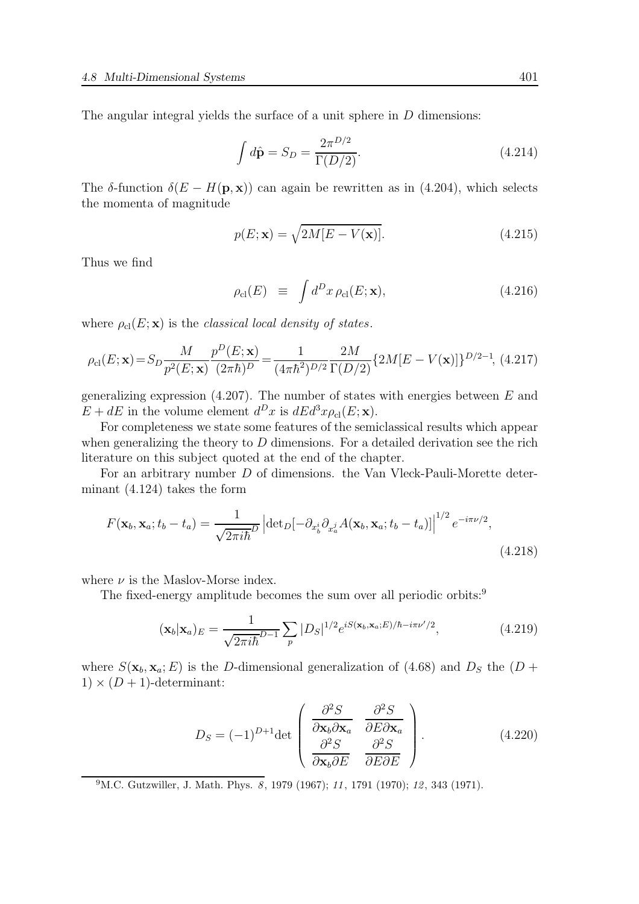The angular integral yields the surface of a unit sphere in $D$ dimensions:

$$\int d\hat{\mathbf{p}} = S_D = \frac{2\pi^{D/2}}{\Gamma(D/2)}. \tag{4.214}$$

The $\delta$-function $\delta(E - H(\mathbf{p}, \mathbf{x}))$ can again be rewritten as in (4.204), which selects the momenta of magnitude

$$p(E; \mathbf{x}) = \sqrt{2M[E - V(\mathbf{x})]}. \tag{4.215}$$

Thus we find

$$\rho_{\rm cl}(E) \;\; \equiv \;\; \int d^D x \, \rho_{\rm cl}(E; \mathbf{x}), \tag{4.216}$$

where $\rho_{\rm cl}(E; \mathbf{x})$ is the *classical local density of states*.

$$\rho_{\rm cl}(E; \mathbf{x}) = S_D \frac{M}{p^2(E; \mathbf{x})} \frac{p^D(E; \mathbf{x})}{(2\pi\hbar)^D} = \frac{1}{(4\pi\hbar^2)^{D/2}} \frac{2M}{\Gamma(D/2)} \{2M[E - V(\mathbf{x})]\}^{D/2-1}, \tag{4.217}$$

generalizing expression (4.207). The number of states with energies between $E$ and $E + dE$ in the volume element $d^D x$ is $dE d^3x \rho_{\rm cl}(E; \mathbf{x})$.

For completeness we state some features of the semiclassical results which appear when generalizing the theory to $D$ dimensions. For a detailed derivation see the rich literature on this subject quoted at the end of the chapter.

For an arbitrary number $D$ of dimensions. the Van Vleck-Pauli-Morette determinant (4.124) takes the form

$$F(\mathbf{x}_b, \mathbf{x}_a; t_b - t_a) = \frac{1}{\sqrt{2\pi i \hbar}^D} \left| \det{}_D[-\partial_{x_b^i} \partial_{x_a^j} A(\mathbf{x}_b, \mathbf{x}_a; t_b - t_a)] \right|^{1/2} e^{-i\pi\nu/2}, \tag{4.218}$$

where $\nu$ is the Maslov-Morse index.

The fixed-energy amplitude becomes the sum over all periodic orbits:[9]

$$(\mathbf{x}_b|\mathbf{x}_a)_E = \frac{1}{\sqrt{2\pi i \hbar}^{D-1}} \sum_p |D_S|^{1/2} e^{iS(\mathbf{x}_b, \mathbf{x}_a; E)/\hbar - i\pi\nu'/2}, \tag{4.219}$$

where $S(\mathbf{x}_b, \mathbf{x}_a; E)$ is the $D$-dimensional generalization of (4.68) and $D_S$ the $(D + 1) \times (D + 1)$-determinant:

$$D_S = (-1)^{D+1} \det \begin{pmatrix} \dfrac{\partial^2 S}{\partial \mathbf{x}_b \partial \mathbf{x}_a} & \dfrac{\partial^2 S}{\partial E \partial \mathbf{x}_a} \\ \dfrac{\partial^2 S}{\partial \mathbf{x}_b \partial E} & \dfrac{\partial^2 S}{\partial E \partial E} \end{pmatrix}. \tag{4.220}$$

---

[9] M.C. Gutzwiller, J. Math. Phys. *8*, 1979 (1967); *11*, 1791 (1970); *12*, 343 (1971).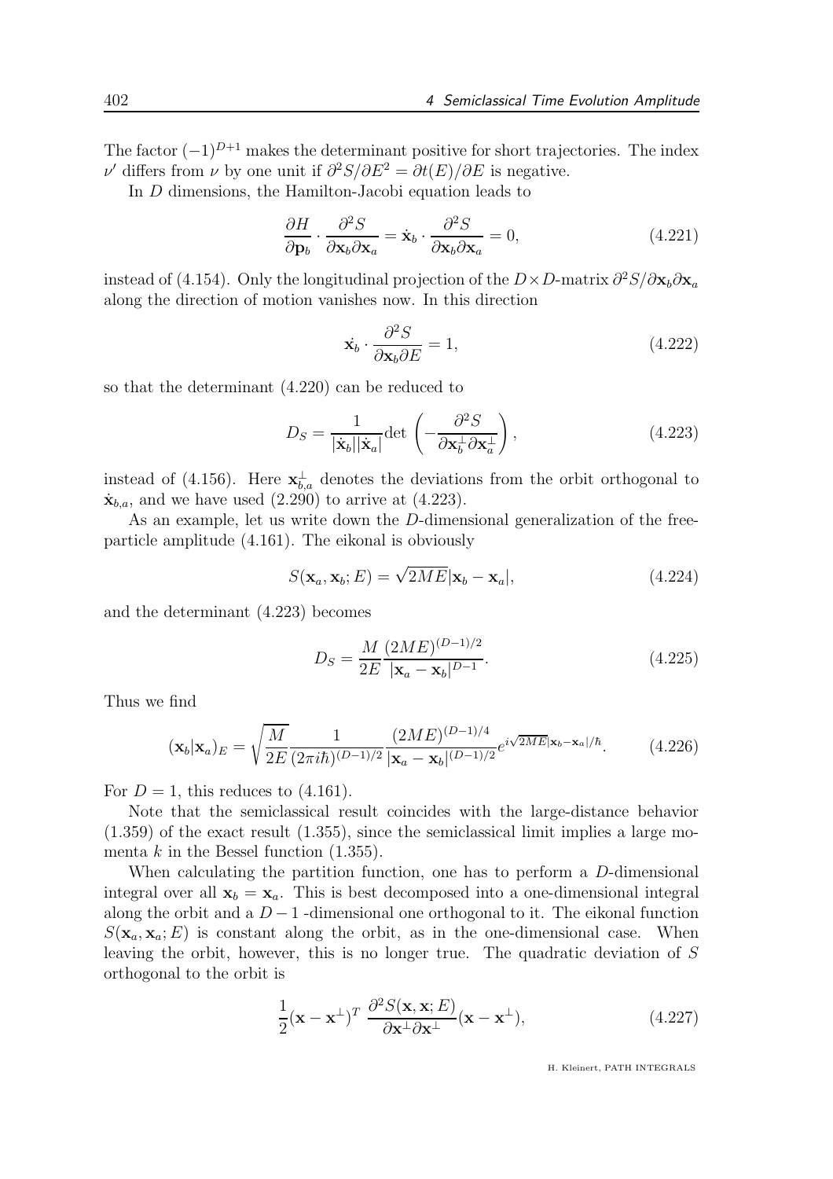The factor $(-1)^{D+1}$ makes the determinant positive for short trajectories. The index $\nu'$ differs from $\nu$ by one unit if $\partial^2 S/\partial E^2 = \partial t(E)/\partial E$ is negative.

In $D$ dimensions, the Hamilton-Jacobi equation leads to

$$\frac{\partial H}{\partial \mathbf{p}_b} \cdot \frac{\partial^2 S}{\partial \mathbf{x}_b \partial \mathbf{x}_a} = \dot{\mathbf{x}}_b \cdot \frac{\partial^2 S}{\partial \mathbf{x}_b \partial \mathbf{x}_a} = 0, \tag{4.221}$$

instead of (4.154). Only the longitudinal projection of the $D \times D$-matrix $\partial^2 S/\partial \mathbf{x}_b \partial \mathbf{x}_a$ along the direction of motion vanishes now. In this direction

$$\dot{\mathbf{x}}_b \cdot \frac{\partial^2 S}{\partial \mathbf{x}_b \partial E} = 1, \tag{4.222}$$

so that the determinant (4.220) can be reduced to

$$D_S = \frac{1}{|\dot{\mathbf{x}}_b||\dot{\mathbf{x}}_a|} \det\left(-\frac{\partial^2 S}{\partial \mathbf{x}_b^\perp \partial \mathbf{x}_a^\perp}\right), \tag{4.223}$$

instead of (4.156). Here $\mathbf{x}_{b,a}^\perp$ denotes the deviations from the orbit orthogonal to $\dot{\mathbf{x}}_{b,a}$, and we have used (2.290) to arrive at (4.223).

As an example, let us write down the $D$-dimensional generalization of the free-particle amplitude (4.161). The eikonal is obviously

$$S(\mathbf{x}_a, \mathbf{x}_b; E) = \sqrt{2ME}|\mathbf{x}_b - \mathbf{x}_a|, \tag{4.224}$$

and the determinant (4.223) becomes

$$D_S = \frac{M}{2E} \frac{(2ME)^{(D-1)/2}}{|\mathbf{x}_a - \mathbf{x}_b|^{D-1}}. \tag{4.225}$$

Thus we find

$$(\mathbf{x}_b|\mathbf{x}_a)_E = \sqrt{\frac{M}{2E}} \frac{1}{(2\pi i\hbar)^{(D-1)/2}} \frac{(2ME)^{(D-1)/4}}{|\mathbf{x}_a - \mathbf{x}_b|^{(D-1)/2}} e^{i\sqrt{2ME}|\mathbf{x}_b - \mathbf{x}_a|/\hbar}. \tag{4.226}$$

For $D = 1$, this reduces to (4.161).

Note that the semiclassical result coincides with the large-distance behavior (1.359) of the exact result (1.355), since the semiclassical limit implies a large momenta $k$ in the Bessel function (1.355).

When calculating the partition function, one has to perform a $D$-dimensional integral over all $\mathbf{x}_b = \mathbf{x}_a$. This is best decomposed into a one-dimensional integral along the orbit and a $D-1$ -dimensional one orthogonal to it. The eikonal function $S(\mathbf{x}_a, \mathbf{x}_a; E)$ is constant along the orbit, as in the one-dimensional case. When leaving the orbit, however, this is no longer true. The quadratic deviation of $S$ orthogonal to the orbit is

$$\frac{1}{2}(\mathbf{x} - \mathbf{x}^\perp)^T \, \frac{\partial^2 S(\mathbf{x}, \mathbf{x}; E)}{\partial \mathbf{x}^\perp \partial \mathbf{x}^\perp}(\mathbf{x} - \mathbf{x}^\perp), \tag{4.227}$$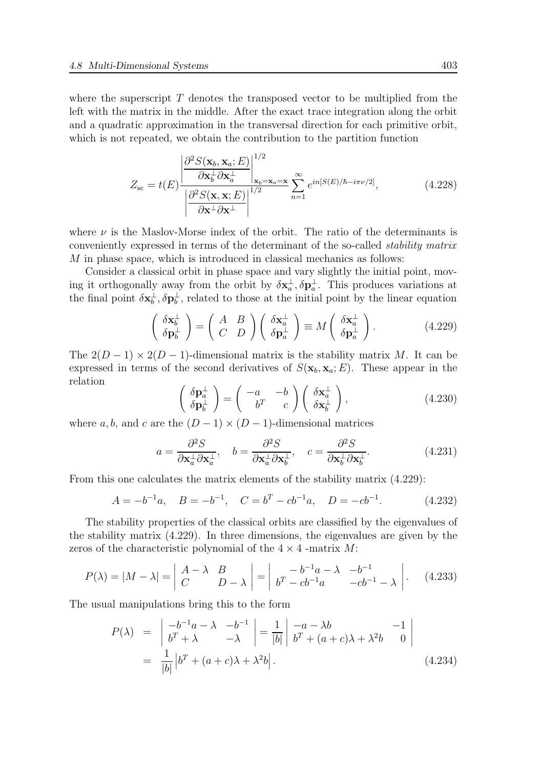where the superscript $T$ denotes the transposed vector to be multiplied from the left with the matrix in the middle. After the exact trace integration along the orbit and a quadratic approximation in the transversal direction for each primitive orbit, which is not repeated, we obtain the contribution to the partition function

$$
Z_{\rm sc} = t(E) \frac{\left| \dfrac{\partial^2 S(\mathbf{x}_b, \mathbf{x}_a; E)}{\partial \mathbf{x}_b^\perp \partial \mathbf{x}_a^\perp} \right|^{1/2}_{\mathbf{x}_b = \mathbf{x}_a = \mathbf{x}}}{\left| \dfrac{\partial^2 S(\mathbf{x}, \mathbf{x}; E)}{\partial \mathbf{x}^\perp \partial \mathbf{x}^\perp} \right|^{1/2}} \sum_{n=1}^{\infty} e^{in[S(E)/\hbar - i\pi\nu/2]}, \tag{4.228}
$$

where $\nu$ is the Maslov-Morse index of the orbit. The ratio of the determinants is conveniently expressed in terms of the determinant of the so-called *stability matrix* $M$ in phase space, which is introduced in classical mechanics as follows:

Consider a classical orbit in phase space and vary slightly the initial point, moving it orthogonally away from the orbit by $\delta\mathbf{x}_a^\perp, \delta\mathbf{p}_a^\perp$. This produces variations at the final point $\delta\mathbf{x}_b^\perp, \delta\mathbf{p}_b^\perp$, related to those at the initial point by the linear equation

$$
\begin{pmatrix} \delta\mathbf{x}_b^\perp \\ \delta\mathbf{p}_b^\perp \end{pmatrix} = \begin{pmatrix} A & B \\ C & D \end{pmatrix} \begin{pmatrix} \delta\mathbf{x}_a^\perp \\ \delta\mathbf{p}_a^\perp \end{pmatrix} \equiv M \begin{pmatrix} \delta\mathbf{x}_a^\perp \\ \delta\mathbf{p}_a^\perp \end{pmatrix}. \tag{4.229}
$$

The $2(D-1) \times 2(D-1)$-dimensional matrix is the stability matrix $M$. It can be expressed in terms of the second derivatives of $S(\mathbf{x}_b, \mathbf{x}_a; E)$. These appear in the relation

$$
\begin{pmatrix} \delta\mathbf{p}_a^\perp \\ \delta\mathbf{p}_b^\perp \end{pmatrix} = \begin{pmatrix} -a & -b \\ b^T & c \end{pmatrix} \begin{pmatrix} \delta\mathbf{x}_a^\perp \\ \delta\mathbf{x}_b^\perp \end{pmatrix}, \tag{4.230}
$$

where $a, b$, and $c$ are the $(D-1) \times (D-1)$-dimensional matrices

$$
a = \frac{\partial^2 S}{\partial \mathbf{x}_a^\perp \partial \mathbf{x}_a^\perp}, \quad b = \frac{\partial^2 S}{\partial \mathbf{x}_a^\perp \partial \mathbf{x}_b^\perp}, \quad c = \frac{\partial^2 S}{\partial \mathbf{x}_b^\perp \partial \mathbf{x}_b^\perp}. \tag{4.231}
$$

From this one calculates the matrix elements of the stability matrix (4.229):

$$
A = -b^{-1}a, \quad B = -b^{-1}, \quad C = b^T - cb^{-1}a, \quad D = -cb^{-1}. \tag{4.232}
$$

The stability properties of the classical orbits are classified by the eigenvalues of the stability matrix (4.229). In three dimensions, the eigenvalues are given by the zeros of the characteristic polynomial of the $4 \times 4$ -matrix $M$:

$$
P(\lambda) = |M - \lambda| = \begin{vmatrix} A - \lambda & B \\ C & D - \lambda \end{vmatrix} = \begin{vmatrix} -b^{-1}a - \lambda & -b^{-1} \\ b^T - cb^{-1}a & -cb^{-1} - \lambda \end{vmatrix}. \tag{4.233}
$$

The usual manipulations bring this to the form

$$
\begin{aligned}
P(\lambda) &= \begin{vmatrix} -b^{-1}a - \lambda & -b^{-1} \\ b^T + \lambda & -\lambda \end{vmatrix} = \frac{1}{|b|} \begin{vmatrix} -a - \lambda b & -1 \\ b^T + (a+c)\lambda + \lambda^2 b & 0 \end{vmatrix} \\
&= \frac{1}{|b|} \left| b^T + (a+c)\lambda + \lambda^2 b \right|.
\end{aligned} \tag{4.234}
$$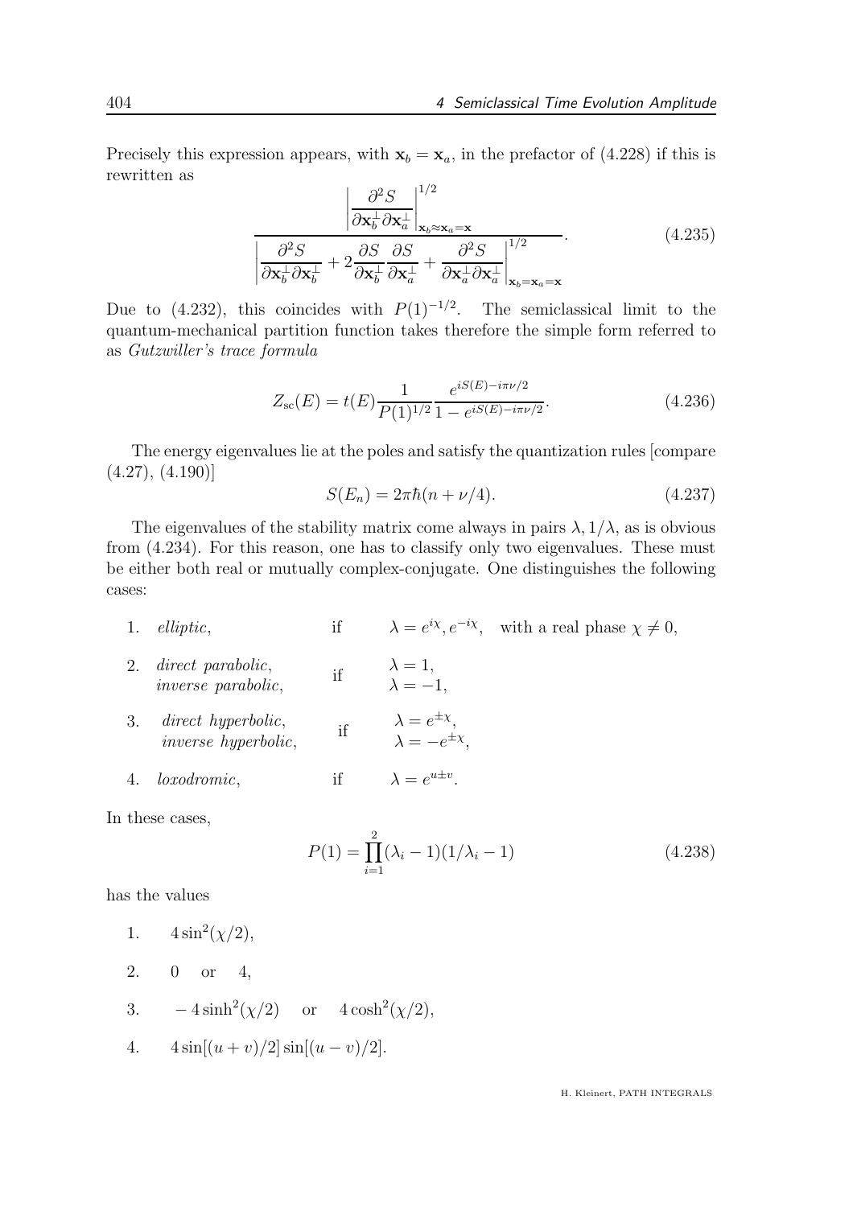Precisely this expression appears, with $\mathbf{x}_b = \mathbf{x}_a$, in the prefactor of (4.228) if this is rewritten as

$$
\frac{\left| \dfrac{\partial^2 S}{\partial \mathbf{x}_b^\perp \partial \mathbf{x}_a^\perp} \right|_{\mathbf{x}_b \approx \mathbf{x}_a = \mathbf{x}}^{1/2}}{\left| \dfrac{\partial^2 S}{\partial \mathbf{x}_b^\perp \partial \mathbf{x}_b^\perp} + 2 \dfrac{\partial S}{\partial \mathbf{x}_b^\perp} \dfrac{\partial S}{\partial \mathbf{x}_a^\perp} + \dfrac{\partial^2 S}{\partial \mathbf{x}_a^\perp \partial \mathbf{x}_a^\perp} \right|_{\mathbf{x}_b = \mathbf{x}_a = \mathbf{x}}^{1/2}}. \tag{4.235}
$$

Due to (4.232), this coincides with $P(1)^{-1/2}$. The semiclassical limit to the quantum-mechanical partition function takes therefore the simple form referred to as *Gutzwiller's trace formula*

$$
Z_{\rm sc}(E) = t(E) \frac{1}{P(1)^{1/2}} \frac{e^{iS(E) - i\pi\nu/2}}{1 - e^{iS(E) - i\pi\nu/2}}. \tag{4.236}
$$

The energy eigenvalues lie at the poles and satisfy the quantization rules [compare (4.27), (4.190)]

$$
S(E_n) = 2\pi\hbar(n + \nu/4). \tag{4.237}
$$

The eigenvalues of the stability matrix come always in pairs $\lambda, 1/\lambda$, as is obvious from (4.234). For this reason, one has to classify only two eigenvalues. These must be either both real or mutually complex-conjugate. One distinguishes the following cases:

1. *elliptic*, if $\lambda = e^{i\chi}, e^{-i\chi}$, with a real phase $\chi \neq 0$,
2. *direct parabolic*, if $\lambda = 1$,
   *inverse parabolic*, if $\lambda = -1$,
3. *direct hyperbolic*, if $\lambda = e^{\pm\chi}$,
   *inverse hyperbolic*, if $\lambda = -e^{\pm\chi}$,
4. *loxodromic*, if $\lambda = e^{u \pm v}$.

In these cases,

$$
P(1) = \prod_{i=1}^{2} (\lambda_i - 1)(1/\lambda_i - 1) \tag{4.238}
$$

has the values

1. $4\sin^2(\chi/2)$,
2. $0$ or $4$,
3. $-4\sinh^2(\chi/2)$ or $4\cosh^2(\chi/2)$,
4. $4\sin[(u+v)/2]\sin[(u-v)/2]$.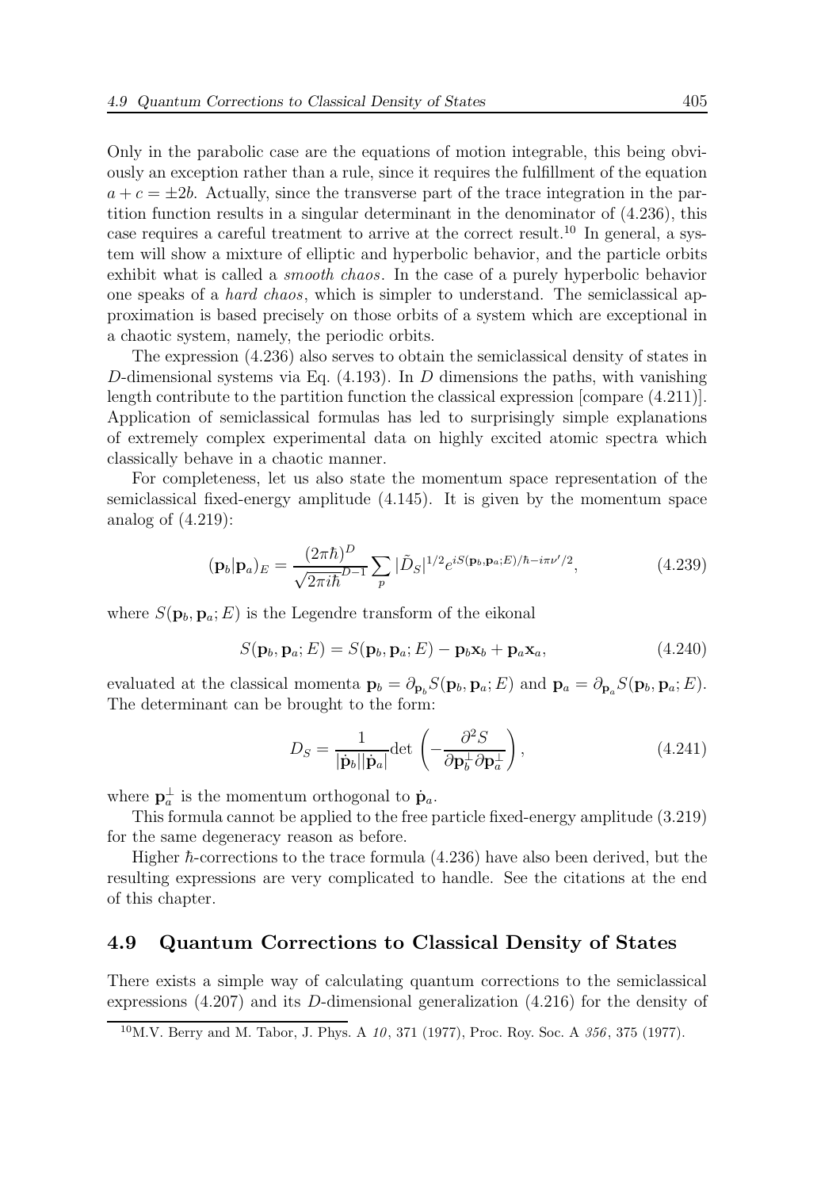Only in the parabolic case are the equations of motion integrable, this being obviously an exception rather than a rule, since it requires the fulfillment of the equation $a + c = \pm 2b$. Actually, since the transverse part of the trace integration in the partition function results in a singular determinant in the denominator of (4.236), this case requires a careful treatment to arrive at the correct result.[10] In general, a system will show a mixture of elliptic and hyperbolic behavior, and the particle orbits exhibit what is called a *smooth chaos*. In the case of a purely hyperbolic behavior one speaks of a *hard chaos*, which is simpler to understand. The semiclassical approximation is based precisely on those orbits of a system which are exceptional in a chaotic system, namely, the periodic orbits.

The expression (4.236) also serves to obtain the semiclassical density of states in $D$-dimensional systems via Eq. (4.193). In $D$ dimensions the paths, with vanishing length contribute to the partition function the classical expression [compare (4.211)]. Application of semiclassical formulas has led to surprisingly simple explanations of extremely complex experimental data on highly excited atomic spectra which classically behave in a chaotic manner.

For completeness, let us also state the momentum space representation of the semiclassical fixed-energy amplitude (4.145). It is given by the momentum space analog of (4.219):

$$(\mathbf{p}_b|\mathbf{p}_a)_E = \frac{(2\pi\hbar)^D}{\sqrt{2\pi i\hbar}^{D-1}} \sum_p |\tilde{D}_S|^{1/2} e^{iS(\mathbf{p}_b,\mathbf{p}_a;E)/\hbar - i\pi\nu'/2}, \tag{4.239}$$

where $S(\mathbf{p}_b, \mathbf{p}_a; E)$ is the Legendre transform of the eikonal

$$S(\mathbf{p}_b, \mathbf{p}_a; E) = S(\mathbf{p}_b, \mathbf{p}_a; E) - \mathbf{p}_b\mathbf{x}_b + \mathbf{p}_a\mathbf{x}_a, \tag{4.240}$$

evaluated at the classical momenta $\mathbf{p}_b = \partial_{\mathbf{p}_b} S(\mathbf{p}_b, \mathbf{p}_a; E)$ and $\mathbf{p}_a = \partial_{\mathbf{p}_a} S(\mathbf{p}_b, \mathbf{p}_a; E)$. The determinant can be brought to the form:

$$D_S = \frac{1}{|\dot{\mathbf{p}}_b||\dot{\mathbf{p}}_a|} \det\left(-\frac{\partial^2 S}{\partial \mathbf{p}_b^{\perp} \partial \mathbf{p}_a^{\perp}}\right), \tag{4.241}$$

where $\mathbf{p}_a^{\perp}$ is the momentum orthogonal to $\dot{\mathbf{p}}_a$.

This formula cannot be applied to the free particle fixed-energy amplitude (3.219) for the same degeneracy reason as before.

Higher $\hbar$-corrections to the trace formula (4.236) have also been derived, but the resulting expressions are very complicated to handle. See the citations at the end of this chapter.

## 4.9 Quantum Corrections to Classical Density of States

There exists a simple way of calculating quantum corrections to the semiclassical expressions (4.207) and its $D$-dimensional generalization (4.216) for the density of

[10] M.V. Berry and M. Tabor, J. Phys. A *10*, 371 (1977), Proc. Roy. Soc. A *356*, 375 (1977).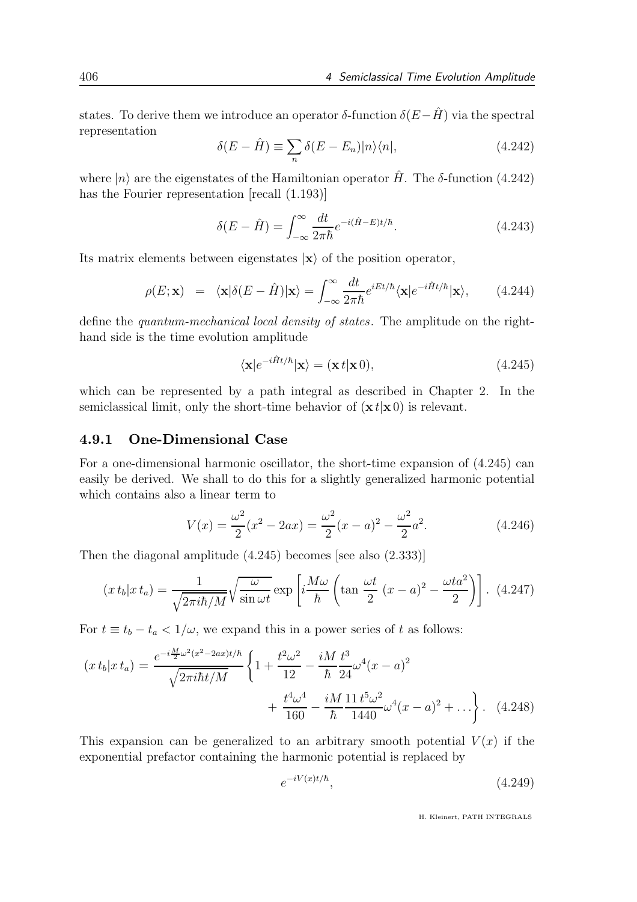states. To derive them we introduce an operator $\delta$-function $\delta(E-\hat{H})$ via the spectral representation

$$\delta(E-\hat{H}) \equiv \sum_n \delta(E-E_n)|n\rangle\langle n|, \tag{4.242}$$

where $|n\rangle$ are the eigenstates of the Hamiltonian operator $\hat{H}$. The $\delta$-function (4.242) has the Fourier representation [recall (1.193)]

$$\delta(E-\hat{H}) = \int_{-\infty}^{\infty} \frac{dt}{2\pi\hbar} e^{-i(\hat{H}-E)t/\hbar}. \tag{4.243}$$

Its matrix elements between eigenstates $|\mathbf{x}\rangle$ of the position operator,

$$\rho(E;\mathbf{x}) \;=\; \langle \mathbf{x}|\delta(E-\hat{H})|\mathbf{x}\rangle = \int_{-\infty}^{\infty} \frac{dt}{2\pi\hbar} e^{iEt/\hbar} \langle \mathbf{x}|e^{-i\hat{H}t/\hbar}|\mathbf{x}\rangle, \tag{4.244}$$

define the *quantum-mechanical local density of states*. The amplitude on the right-hand side is the time evolution amplitude

$$\langle \mathbf{x}|e^{-i\hat{H}t/\hbar}|\mathbf{x}\rangle = (\mathbf{x}\,t|\mathbf{x}\,0), \tag{4.245}$$

which can be represented by a path integral as described in Chapter 2. In the semiclassical limit, only the short-time behavior of $(\mathbf{x}\,t|\mathbf{x}\,0)$ is relevant.

### 4.9.1 One-Dimensional Case

For a one-dimensional harmonic oscillator, the short-time expansion of (4.245) can easily be derived. We shall to do this for a slightly generalized harmonic potential which contains also a linear term to

$$V(x) = \frac{\omega^2}{2}(x^2 - 2ax) = \frac{\omega^2}{2}(x-a)^2 - \frac{\omega^2}{2}a^2. \tag{4.246}$$

Then the diagonal amplitude (4.245) becomes [see also (2.333)]

$$(x\,t_b|x\,t_a) = \frac{1}{\sqrt{2\pi i\hbar/M}}\sqrt{\frac{\omega}{\sin\omega t}} \exp\left[i\frac{M\omega}{\hbar}\left(\tan\frac{\omega t}{2}\;(x-a)^2 - \frac{\omega t a^2}{2}\right)\right]. \tag{4.247}$$

For $t \equiv t_b - t_a < 1/\omega$, we expand this in a power series of $t$ as follows:

$$(x\,t_b|x\,t_a) = \frac{e^{-i\frac{M}{2}\omega^2(x^2-2ax)t/\hbar}}{\sqrt{2\pi i\hbar t/M}}\left\{1 + \frac{t^2\omega^2}{12} - \frac{iM}{\hbar}\frac{t^3}{24}\omega^4(x-a)^2 + \frac{t^4\omega^4}{160} - \frac{iM}{\hbar}\frac{11\,t^5\omega^2}{1440}\omega^4(x-a)^2 + \dots\right\}. \tag{4.248}$$

This expansion can be generalized to an arbitrary smooth potential $V(x)$ if the exponential prefactor containing the harmonic potential is replaced by

$$e^{-iV(x)t/\hbar}, \tag{4.249}$$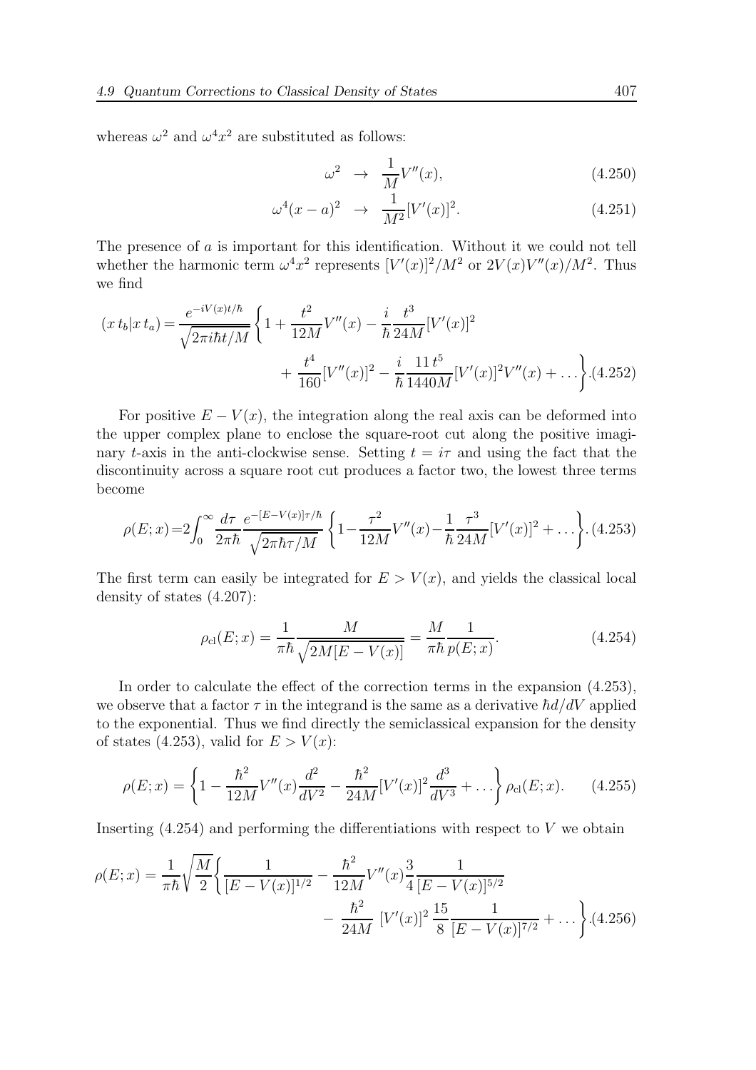whereas $\omega^2$ and $\omega^4 x^2$ are substituted as follows:

$$
\begin{aligned}
\omega^2 &\rightarrow \frac{1}{M} V''(x), && (4.250) \\
\omega^4 (x-a)^2 &\rightarrow \frac{1}{M^2} [V'(x)]^2. && (4.251)
\end{aligned}
$$

The presence of $a$ is important for this identification. Without it we could not tell whether the harmonic term $\omega^4 x^2$ represents $[V'(x)]^2/M^2$ or $2V(x)V''(x)/M^2$. Thus we find

$$
\begin{aligned}
(x\, t_b | x\, t_a) = \frac{e^{-iV(x)t/\hbar}}{\sqrt{2\pi i\hbar t/M}} \Bigg\{ 1 + \frac{t^2}{12M} V''(x) - \frac{i}{\hbar} \frac{t^3}{24M} [V'(x)]^2 \\
+ \frac{t^4}{160} [V''(x)]^2 - \frac{i}{\hbar} \frac{11\, t^5}{1440M} [V'(x)]^2 V''(x) + \dots \Bigg\}. \quad (4.252)
\end{aligned}
$$

For positive $E - V(x)$, the integration along the real axis can be deformed into the upper complex plane to enclose the square-root cut along the positive imaginary $t$-axis in the anti-clockwise sense. Setting $t = i\tau$ and using the fact that the discontinuity across a square root cut produces a factor two, the lowest three terms become

$$
\rho(E;x) = 2\int_0^\infty \frac{d\tau}{2\pi\hbar} \frac{e^{-[E-V(x)]\tau/\hbar}}{\sqrt{2\pi\hbar\tau/M}} \left\{ 1 - \frac{\tau^2}{12M} V''(x) - \frac{1}{\hbar} \frac{\tau^3}{24M} [V'(x)]^2 + \dots \right\}. \quad (4.253)
$$

The first term can easily be integrated for $E > V(x)$, and yields the classical local density of states (4.207):

$$
\rho_{\rm cl}(E;x) = \frac{1}{\pi\hbar} \frac{M}{\sqrt{2M[E - V(x)]}} = \frac{M}{\pi\hbar} \frac{1}{p(E;x)}. \quad (4.254)
$$

In order to calculate the effect of the correction terms in the expansion (4.253), we observe that a factor $\tau$ in the integrand is the same as a derivative $\hbar d/dV$ applied to the exponential. Thus we find directly the semiclassical expansion for the density of states (4.253), valid for $E > V(x)$:

$$
\rho(E;x) = \left\{ 1 - \frac{\hbar^2}{12M} V''(x) \frac{d^2}{dV^2} - \frac{\hbar^2}{24M} [V'(x)]^2 \frac{d^3}{dV^3} + \dots \right\} \rho_{\rm cl}(E;x). \quad (4.255)
$$

Inserting (4.254) and performing the differentiations with respect to $V$ we obtain

$$
\begin{aligned}
\rho(E;x) = \frac{1}{\pi\hbar} \sqrt{\frac{M}{2}} \Bigg\{ \frac{1}{[E - V(x)]^{1/2}} - \frac{\hbar^2}{12M} V''(x) \frac{3}{4} \frac{1}{[E - V(x)]^{5/2}} \\
- \frac{\hbar^2}{24M} [V'(x)]^2 \frac{15}{8} \frac{1}{[E - V(x)]^{7/2}} + \dots \Bigg\}. \quad (4.256)
\end{aligned}
$$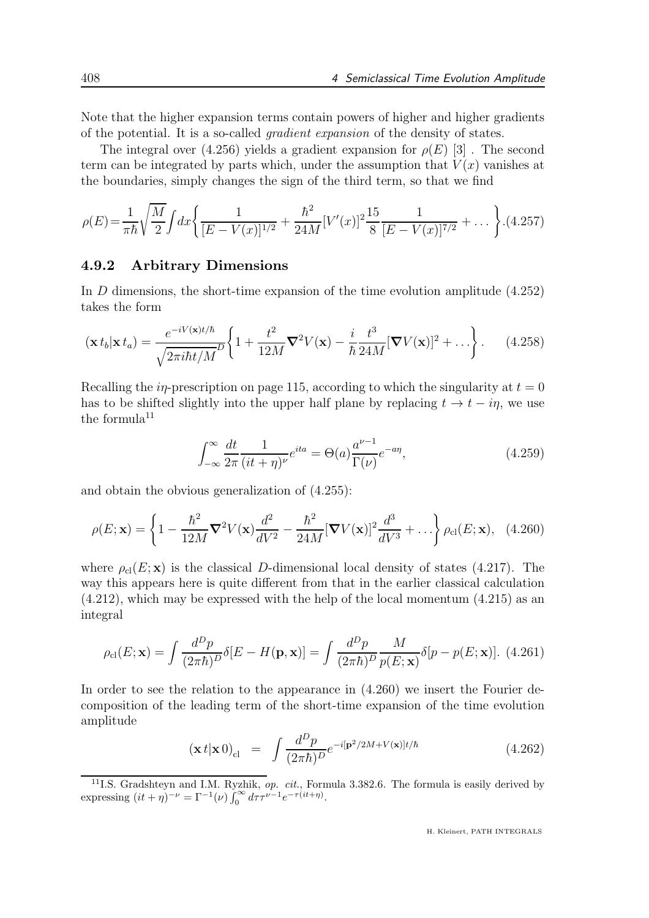Note that the higher expansion terms contain powers of higher and higher gradients of the potential. It is a so-called *gradient expansion* of the density of states.

The integral over (4.256) yields a gradient expansion for $\rho(E)$ [3] . The second term can be integrated by parts which, under the assumption that $V(x)$ vanishes at the boundaries, simply changes the sign of the third term, so that we find

$$\rho(E)=\frac{1}{\pi\hbar}\sqrt{\frac{M}{2}}\int dx\left\{\frac{1}{[E-V(x)]^{1/2}}+\frac{\hbar^2}{24M}[V'(x)]^2\frac{15}{8}\frac{1}{[E-V(x)]^{7/2}}+\dots\right\}. \tag{4.257}$$

### 4.9.2 Arbitrary Dimensions

In $D$ dimensions, the short-time expansion of the time evolution amplitude (4.252) takes the form

$$(\mathbf{x}\,t_b|\mathbf{x}\,t_a)=\frac{e^{-iV(\mathbf{x})t/\hbar}}{\sqrt{2\pi i\hbar t/M}^D}\left\{1+\frac{t^2}{12M}\boldsymbol{\nabla}^2V(\mathbf{x})-\frac{i}{\hbar}\frac{t^3}{24M}[\boldsymbol{\nabla}V(\mathbf{x})]^2+\dots\right\}. \tag{4.258}$$

Recalling the $i\eta$-prescription on page 115, according to which the singularity at $t=0$ has to be shifted slightly into the upper half plane by replacing $t\rightarrow t-i\eta$, we use the formula[11]

$$\int_{-\infty}^{\infty}\frac{dt}{2\pi}\frac{1}{(it+\eta)^\nu}e^{ita}=\Theta(a)\frac{a^{\nu-1}}{\Gamma(\nu)}e^{-a\eta}, \tag{4.259}$$

and obtain the obvious generalization of (4.255):

$$\rho(E;\mathbf{x})=\left\{1-\frac{\hbar^2}{12M}\boldsymbol{\nabla}^2V(\mathbf{x})\frac{d^2}{dV^2}-\frac{\hbar^2}{24M}[\boldsymbol{\nabla}V(\mathbf{x})]^2\frac{d^3}{dV^3}+\dots\right\}\rho_{\rm cl}(E;\mathbf{x}), \tag{4.260}$$

where $\rho_{\rm cl}(E;\mathbf{x})$ is the classical $D$-dimensional local density of states (4.217). The way this appears here is quite different from that in the earlier classical calculation (4.212), which may be expressed with the help of the local momentum (4.215) as an integral

$$\rho_{\rm cl}(E;\mathbf{x})=\int\frac{d^Dp}{(2\pi\hbar)^D}\delta[E-H(\mathbf{p},\mathbf{x})]=\int\frac{d^Dp}{(2\pi\hbar)^D}\frac{M}{p(E;\mathbf{x})}\delta[p-p(E;\mathbf{x})]. \tag{4.261}$$

In order to see the relation to the appearance in (4.260) we insert the Fourier decomposition of the leading term of the short-time expansion of the time evolution amplitude

$$(\mathbf{x}\,t|\mathbf{x}\,0)_{\rm cl} \;=\; \int\frac{d^Dp}{(2\pi\hbar)^D}e^{-i[\mathbf{p}^2/2M+V(\mathbf{x})]t/\hbar} \tag{4.262}$$

---

[11] I.S. Gradshteyn and I.M. Ryzhik, *op. cit.*, Formula 3.382.6. The formula is easily derived by expressing $(it+\eta)^{-\nu}=\Gamma^{-1}(\nu)\int_0^\infty d\tau\tau^{\nu-1}e^{-\tau(it+\eta)}$.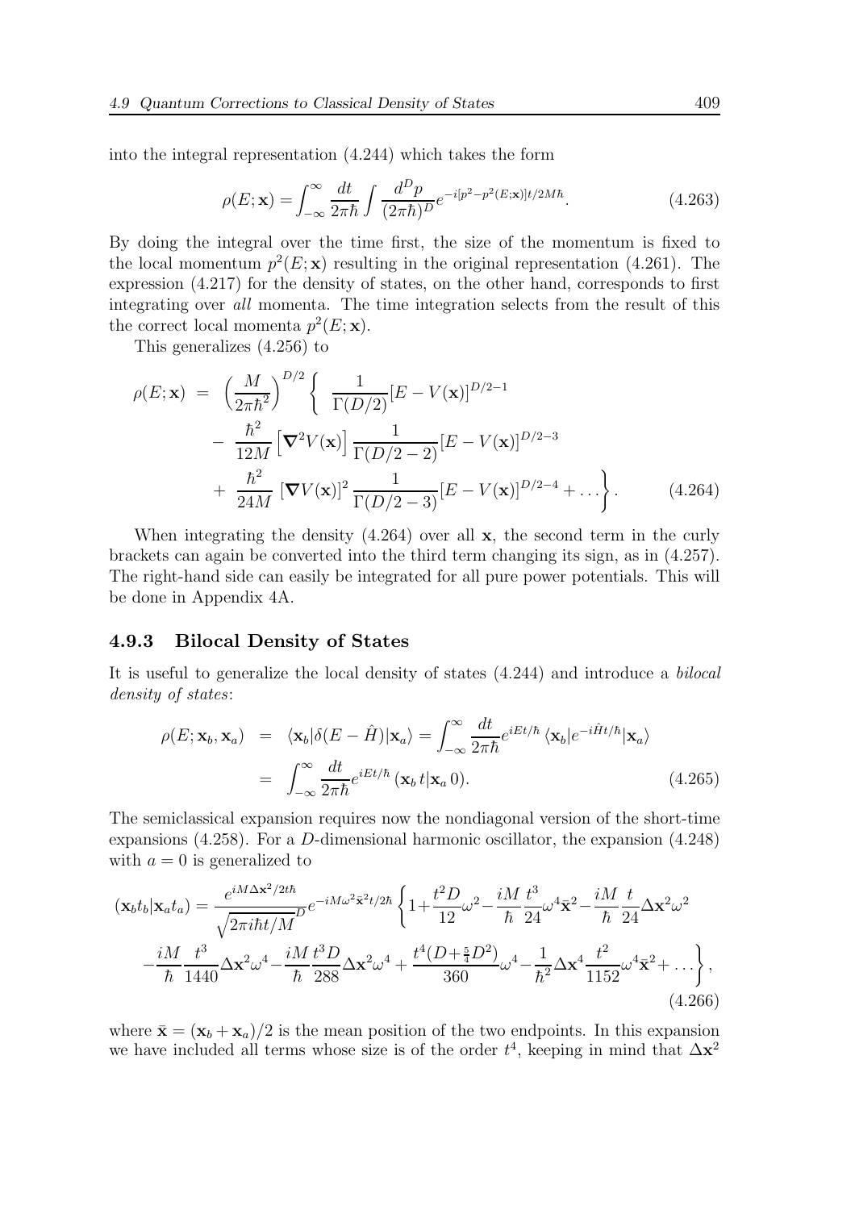into the integral representation (4.244) which takes the form

$$\rho(E;\mathbf{x}) = \int_{-\infty}^{\infty} \frac{dt}{2\pi\hbar} \int \frac{d^D p}{(2\pi\hbar)^D} e^{-i[p^2 - p^2(E;\mathbf{x})]t/2M\hbar}. \tag{4.263}$$

By doing the integral over the time first, the size of the momentum is fixed to the local momentum $p^2(E;\mathbf{x})$ resulting in the original representation (4.261). The expression (4.217) for the density of states, on the other hand, corresponds to first integrating over *all* momenta. The time integration selects from the result of this the correct local momenta $p^2(E;\mathbf{x})$.

This generalizes (4.256) to

$$\begin{aligned}
\rho(E;\mathbf{x}) &= \left(\frac{M}{2\pi\hbar^2}\right)^{D/2} \left\{ \frac{1}{\Gamma(D/2)} [E - V(\mathbf{x})]^{D/2-1} \right. \\
&\quad - \frac{\hbar^2}{12M} \left[\boldsymbol{\nabla}^2 V(\mathbf{x})\right] \frac{1}{\Gamma(D/2-2)} [E - V(\mathbf{x})]^{D/2-3} \\
&\quad \left. + \frac{\hbar^2}{24M} \left[\boldsymbol{\nabla} V(\mathbf{x})\right]^2 \frac{1}{\Gamma(D/2-3)} [E - V(\mathbf{x})]^{D/2-4} + \ldots \right\}.
\end{aligned} \tag{4.264}$$

When integrating the density (4.264) over all $\mathbf{x}$, the second term in the curly brackets can again be converted into the third term changing its sign, as in (4.257). The right-hand side can easily be integrated for all pure power potentials. This will be done in Appendix 4A.

### 4.9.3 Bilocal Density of States

It is useful to generalize the local density of states (4.244) and introduce a *bilocal density of states*:

$$\begin{aligned}
\rho(E;\mathbf{x}_b,\mathbf{x}_a) &= \langle \mathbf{x}_b | \delta(E - \hat{H}) | \mathbf{x}_a \rangle = \int_{-\infty}^{\infty} \frac{dt}{2\pi\hbar} e^{iEt/\hbar} \langle \mathbf{x}_b | e^{-i\hat{H}t/\hbar} | \mathbf{x}_a \rangle \\
&= \int_{-\infty}^{\infty} \frac{dt}{2\pi\hbar} e^{iEt/\hbar} (\mathbf{x}_b\, t | \mathbf{x}_a\, 0).
\end{aligned} \tag{4.265}$$

The semiclassical expansion requires now the nondiagonal version of the short-time expansions (4.258). For a $D$-dimensional harmonic oscillator, the expansion (4.248) with $a = 0$ is generalized to

$$\begin{aligned}
(\mathbf{x}_b t_b | \mathbf{x}_a t_a) = \frac{e^{iM\Delta\mathbf{x}^2/2t\hbar}}{\sqrt{2\pi i\hbar t/M}^D} e^{-iM\omega^2\bar{\mathbf{x}}^2 t/2\hbar} &\left\{ 1 + \frac{t^2 D}{12}\omega^2 - \frac{iM}{\hbar}\frac{t^3}{24}\omega^4\bar{\mathbf{x}}^2 - \frac{iM}{\hbar}\frac{t}{24}\Delta\mathbf{x}^2\omega^2 \right. \\
- \frac{iM}{\hbar}\frac{t^3}{1440}\Delta\mathbf{x}^2\omega^4 - \frac{iM}{\hbar}\frac{t^3 D}{288}\Delta\mathbf{x}^2\omega^4 &\left. + \frac{t^4(D + \frac{5}{4}D^2)}{360}\omega^4 - \frac{1}{\hbar^2}\Delta\mathbf{x}^4\frac{t^2}{1152}\omega^4\bar{\mathbf{x}}^2 + \ldots \right\},
\end{aligned} \tag{4.266}$$

where $\bar{\mathbf{x}} = (\mathbf{x}_b + \mathbf{x}_a)/2$ is the mean position of the two endpoints. In this expansion we have included all terms whose size is of the order $t^4$, keeping in mind that $\Delta\mathbf{x}^2$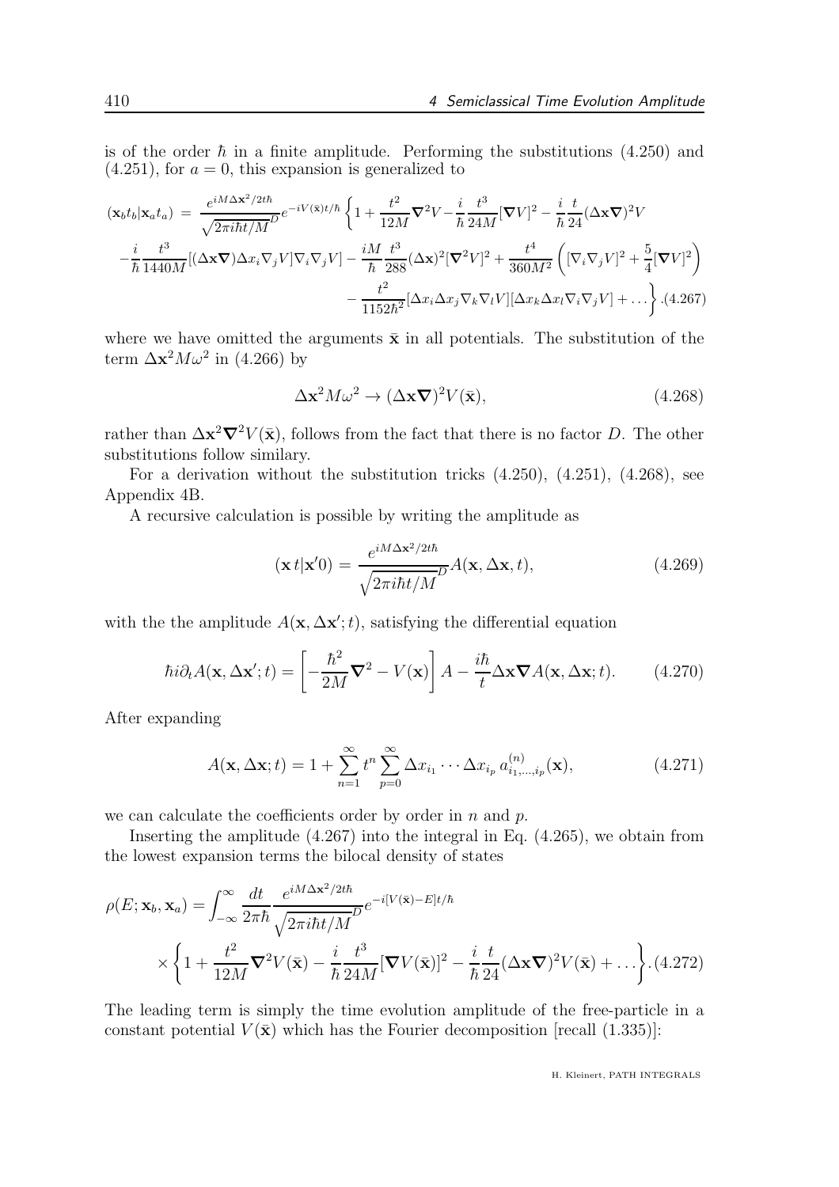is of the order $\hbar$ in a finite amplitude. Performing the substitutions (4.250) and (4.251), for $a = 0$, this expansion is generalized to

$$
\begin{aligned}
(\mathbf{x}_b t_b|\mathbf{x}_a t_a) \;=\; & \frac{e^{iM\Delta\mathbf{x}^2/2t\hbar}}{\sqrt{2\pi i\hbar t/M}^D} e^{-iV(\bar{\mathbf{x}})t/\hbar}\left\{1+\frac{t^2}{12M}\boldsymbol{\nabla}^2 V-\frac{i}{\hbar}\frac{t^3}{24M}[\boldsymbol{\nabla}V]^2-\frac{i}{\hbar}\frac{t}{24}(\Delta\mathbf{x}\boldsymbol{\nabla})^2V\right.\\
&-\frac{i}{\hbar}\frac{t^3}{1440M}[(\Delta\mathbf{x}\boldsymbol{\nabla})\Delta x_i\nabla_j V]\nabla_i\nabla_j V]-\frac{iM}{\hbar}\frac{t^3}{288}(\Delta\mathbf{x})^2[\boldsymbol{\nabla}^2V]^2+\frac{t^4}{360M^2}\left([\nabla_i\nabla_j V]^2+\frac{5}{4}[\boldsymbol{\nabla}V]^2\right)\\
&\left.-\frac{t^2}{1152\hbar^2}[\Delta x_i\Delta x_j\nabla_k\nabla_l V][\Delta x_k\Delta x_l\nabla_i\nabla_j V]+\dots\right\}. \qquad (4.267)
\end{aligned}
$$

where we have omitted the arguments $\bar{\mathbf{x}}$ in all potentials. The substitution of the term $\Delta\mathbf{x}^2 M\omega^2$ in (4.266) by

$$
\Delta\mathbf{x}^2 M\omega^2 \rightarrow (\Delta\mathbf{x}\boldsymbol{\nabla})^2 V(\bar{\mathbf{x}}), \qquad (4.268)
$$

rather than $\Delta\mathbf{x}^2\boldsymbol{\nabla}^2V(\bar{\mathbf{x}})$, follows from the fact that there is no factor $D$. The other substitutions follow similary.

For a derivation without the substitution tricks (4.250), (4.251), (4.268), see Appendix 4B.

A recursive calculation is possible by writing the amplitude as

$$
(\mathbf{x}\,t|\mathbf{x}'0) = \frac{e^{iM\Delta\mathbf{x}^2/2t\hbar}}{\sqrt{2\pi i\hbar t/M}^D} A(\mathbf{x},\Delta\mathbf{x},t), \qquad (4.269)
$$

with the the amplitude $A(\mathbf{x},\Delta\mathbf{x}';t)$, satisfying the differential equation

$$
\hbar i\partial_t A(\mathbf{x},\Delta\mathbf{x}';t) = \left[-\frac{\hbar^2}{2M}\boldsymbol{\nabla}^2 - V(\mathbf{x})\right]A - \frac{i\hbar}{t}\Delta\mathbf{x}\boldsymbol{\nabla}A(\mathbf{x},\Delta\mathbf{x};t). \qquad (4.270)
$$

After expanding

$$
A(\mathbf{x},\Delta\mathbf{x};t) = 1+\sum_{n=1}^{\infty} t^n \sum_{p=0}^{\infty}\Delta x_{i_1}\cdots\Delta x_{i_p}\, a^{(n)}_{i_1,\dots,i_p}(\mathbf{x}), \qquad (4.271)
$$

we can calculate the coefficients order by order in $n$ and $p$.

Inserting the amplitude (4.267) into the integral in Eq. (4.265), we obtain from the lowest expansion terms the bilocal density of states

$$
\begin{aligned}
\rho(E;\mathbf{x}_b,\mathbf{x}_a) = & \int_{-\infty}^{\infty}\frac{dt}{2\pi\hbar}\frac{e^{iM\Delta\mathbf{x}^2/2t\hbar}}{\sqrt{2\pi i\hbar t/M}^D}e^{-i[V(\bar{\mathbf{x}})-E]t/\hbar}\\
&\times\left\{1+\frac{t^2}{12M}\boldsymbol{\nabla}^2V(\bar{\mathbf{x}})-\frac{i}{\hbar}\frac{t^3}{24M}[\boldsymbol{\nabla}V(\bar{\mathbf{x}})]^2-\frac{i}{\hbar}\frac{t}{24}(\Delta\mathbf{x}\boldsymbol{\nabla})^2V(\bar{\mathbf{x}})+\dots\right\}. \qquad (4.272)
\end{aligned}
$$

The leading term is simply the time evolution amplitude of the free-particle in a constant potential $V(\bar{\mathbf{x}})$ which has the Fourier decomposition [recall (1.335)]: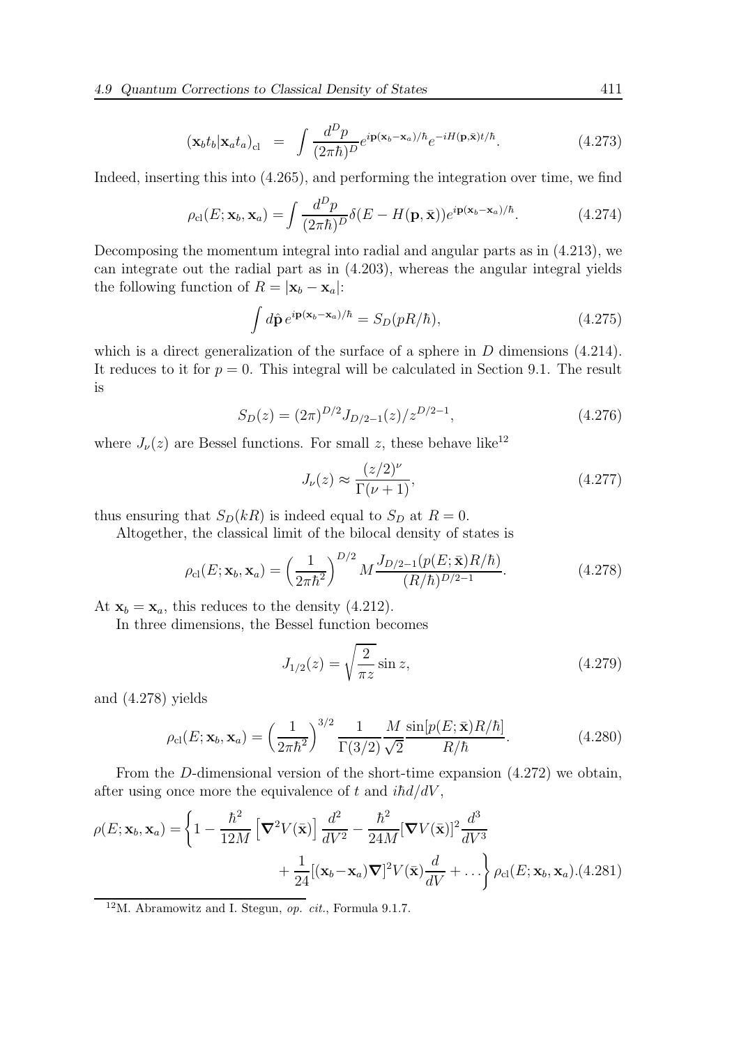$$(\mathbf{x}_b t_b|\mathbf{x}_a t_a)_{\rm cl} \;\;=\;\; \int \frac{d^D p}{(2\pi\hbar)^D} e^{i\mathbf{p}(\mathbf{x}_b-\mathbf{x}_a)/\hbar} e^{-iH(\mathbf{p},\bar{\mathbf{x}})t/\hbar}. \tag{4.273}$$

Indeed, inserting this into (4.265), and performing the integration over time, we find

$$\rho_{\rm cl}(E;\mathbf{x}_b,\mathbf{x}_a) = \int \frac{d^D p}{(2\pi\hbar)^D} \delta(E-H(\mathbf{p},\bar{\mathbf{x}})) e^{i\mathbf{p}(\mathbf{x}_b-\mathbf{x}_a)/\hbar}. \tag{4.274}$$

Decomposing the momentum integral into radial and angular parts as in (4.213), we can integrate out the radial part as in (4.203), whereas the angular integral yields the following function of $R = |\mathbf{x}_b - \mathbf{x}_a|$:

$$\int d\hat{\mathbf{p}}\, e^{i\mathbf{p}(\mathbf{x}_b-\mathbf{x}_a)/\hbar} = S_D(pR/\hbar), \tag{4.275}$$

which is a direct generalization of the surface of a sphere in $D$ dimensions (4.214). It reduces to it for $p = 0$. This integral will be calculated in Section 9.1. The result is

$$S_D(z) = (2\pi)^{D/2} J_{D/2-1}(z)/z^{D/2-1}, \tag{4.276}$$

where $J_\nu(z)$ are Bessel functions. For small $z$, these behave like[12]

$$J_\nu(z) \approx \frac{(z/2)^\nu}{\Gamma(\nu+1)}, \tag{4.277}$$

thus ensuring that $S_D(kR)$ is indeed equal to $S_D$ at $R = 0$.

Altogether, the classical limit of the bilocal density of states is

$$\rho_{\rm cl}(E;\mathbf{x}_b,\mathbf{x}_a) = \left(\frac{1}{2\pi\hbar^2}\right)^{D/2} M \frac{J_{D/2-1}(p(E;\bar{\mathbf{x}})R/\hbar)}{(R/\hbar)^{D/2-1}}. \tag{4.278}$$

At $\mathbf{x}_b = \mathbf{x}_a$, this reduces to the density (4.212).

In three dimensions, the Bessel function becomes

$$J_{1/2}(z) = \sqrt{\frac{2}{\pi z}} \sin z, \tag{4.279}$$

and (4.278) yields

$$\rho_{\rm cl}(E;\mathbf{x}_b,\mathbf{x}_a) = \left(\frac{1}{2\pi\hbar^2}\right)^{3/2} \frac{1}{\Gamma(3/2)} \frac{M}{\sqrt{2}} \frac{\sin[p(E;\bar{\mathbf{x}})R/\hbar]}{R/\hbar}. \tag{4.280}$$

From the $D$-dimensional version of the short-time expansion (4.272) we obtain, after using once more the equivalence of $t$ and $i\hbar d/dV$,

$$\rho(E;\mathbf{x}_b,\mathbf{x}_a) = \Bigg\{1 - \frac{\hbar^2}{12M}\left[\boldsymbol{\nabla}^2 V(\bar{\mathbf{x}})\right]\frac{d^2}{dV^2} - \frac{\hbar^2}{24M}[\boldsymbol{\nabla}V(\bar{\mathbf{x}})]^2\frac{d^3}{dV^3} + \frac{1}{24}[(\mathbf{x}_b-\mathbf{x}_a)\boldsymbol{\nabla}]^2 V(\bar{\mathbf{x}})\frac{d}{dV} + \dots\Bigg\}\rho_{\rm cl}(E;\mathbf{x}_b,\mathbf{x}_a). \tag{4.281}$$

---

[12] M. Abramowitz and I. Stegun, *op. cit.*, Formula 9.1.7.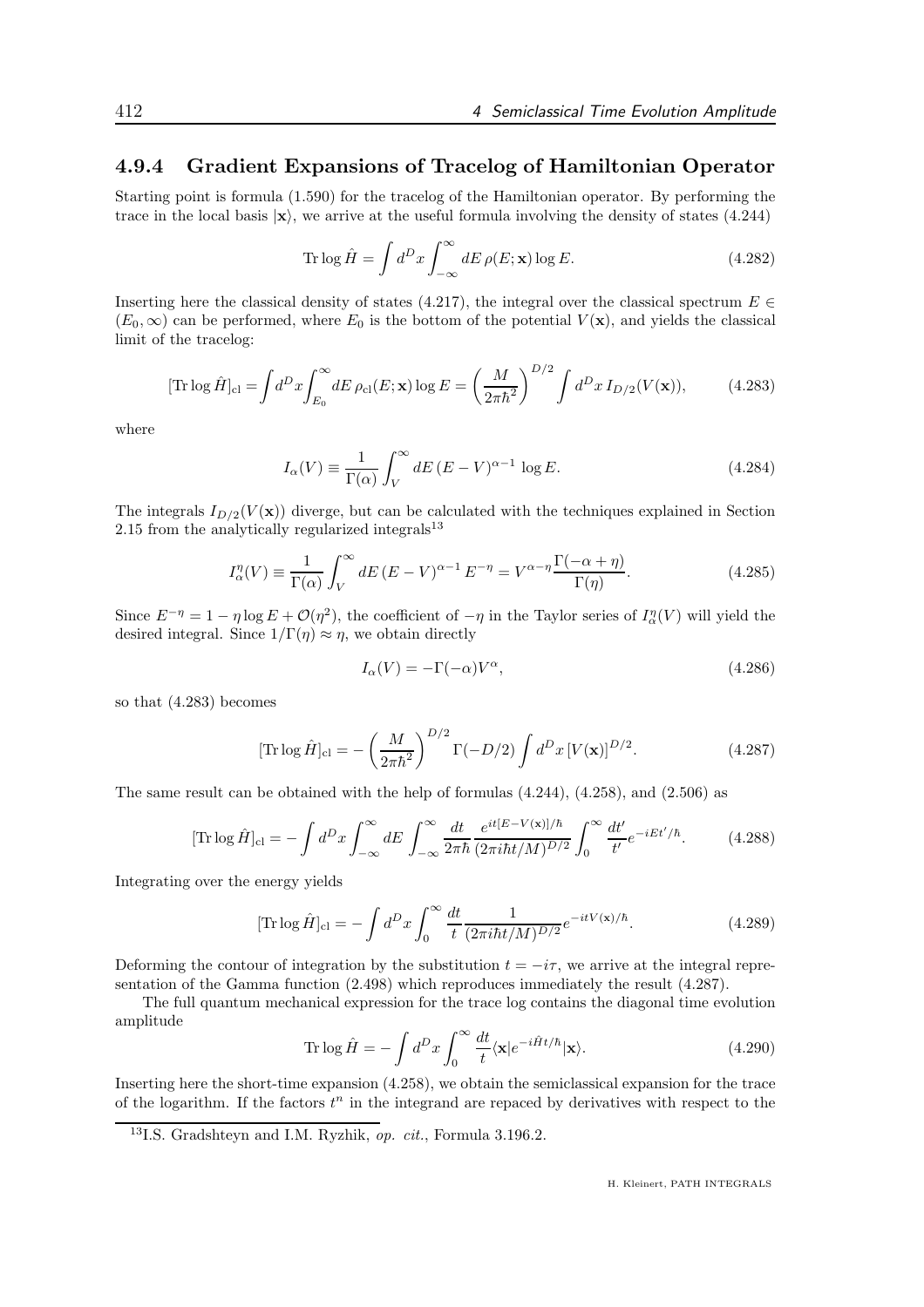### 4.9.4 Gradient Expansions of Tracelog of Hamiltonian Operator

Starting point is formula (1.590) for the tracelog of the Hamiltonian operator. By performing the trace in the local basis $|\mathbf{x}\rangle$, we arrive at the useful formula involving the density of states (4.244)

$$\mathrm{Tr}\log\hat{H} = \int d^Dx \int_{-\infty}^{\infty} dE\, \rho(E;\mathbf{x}) \log E. \tag{4.282}$$

Inserting here the classical density of states (4.217), the integral over the classical spectrum $E \in (E_0, \infty)$ can be performed, where $E_0$ is the bottom of the potential $V(\mathbf{x})$, and yields the classical limit of the tracelog:

$$[\mathrm{Tr}\log\hat{H}]_{\mathrm{cl}} = \int d^Dx \int_{E_0}^{\infty} dE\, \rho_{\mathrm{cl}}(E;\mathbf{x}) \log E = \left(\frac{M}{2\pi\hbar^2}\right)^{D/2} \int d^Dx\, I_{D/2}(V(\mathbf{x})), \tag{4.283}$$

where

$$I_\alpha(V) \equiv \frac{1}{\Gamma(\alpha)} \int_V^{\infty} dE\, (E-V)^{\alpha-1} \log E. \tag{4.284}$$

The integrals $I_{D/2}(V(\mathbf{x}))$ diverge, but can be calculated with the techniques explained in Section 2.15 from the analytically regularized integrals[13]

$$I_\alpha^\eta(V) \equiv \frac{1}{\Gamma(\alpha)} \int_V^{\infty} dE\, (E-V)^{\alpha-1} E^{-\eta} = V^{\alpha-\eta} \frac{\Gamma(-\alpha+\eta)}{\Gamma(\eta)}. \tag{4.285}$$

Since $E^{-\eta} = 1 - \eta \log E + \mathcal{O}(\eta^2)$, the coefficient of $-\eta$ in the Taylor series of $I_\alpha^\eta(V)$ will yield the desired integral. Since $1/\Gamma(\eta) \approx \eta$, we obtain directly

$$I_\alpha(V) = -\Gamma(-\alpha) V^\alpha, \tag{4.286}$$

so that (4.283) becomes

$$[\mathrm{Tr}\log\hat{H}]_{\mathrm{cl}} = -\left(\frac{M}{2\pi\hbar^2}\right)^{D/2} \Gamma(-D/2) \int d^Dx\, [V(\mathbf{x})]^{D/2}. \tag{4.287}$$

The same result can be obtained with the help of formulas (4.244), (4.258), and (2.506) as

$$[\mathrm{Tr}\log\hat{H}]_{\mathrm{cl}} = -\int d^Dx \int_{-\infty}^{\infty} dE \int_{-\infty}^{\infty} \frac{dt}{2\pi\hbar} \frac{e^{it[E-V(\mathbf{x})]/\hbar}}{(2\pi i\hbar t/M)^{D/2}} \int_0^{\infty} \frac{dt'}{t'} e^{-iEt'/\hbar}. \tag{4.288}$$

Integrating over the energy yields

$$[\mathrm{Tr}\log\hat{H}]_{\mathrm{cl}} = -\int d^Dx \int_0^{\infty} \frac{dt}{t} \frac{1}{(2\pi i\hbar t/M)^{D/2}} e^{-itV(\mathbf{x})/\hbar}. \tag{4.289}$$

Deforming the contour of integration by the substitution $t = -i\tau$, we arrive at the integral representation of the Gamma function (2.498) which reproduces immediately the result (4.287).

The full quantum mechanical expression for the trace log contains the diagonal time evolution amplitude

$$\mathrm{Tr}\log\hat{H} = -\int d^Dx \int_0^{\infty} \frac{dt}{t} \langle\mathbf{x}|e^{-i\hat{H}t/\hbar}|\mathbf{x}\rangle. \tag{4.290}$$

Inserting here the short-time expansion (4.258), we obtain the semiclassical expansion for the trace of the logarithm. If the factors $t^n$ in the integrand are repaced by derivatives with respect to the

[13] I.S. Gradshteyn and I.M. Ryzhik, *op. cit.*, Formula 3.196.2.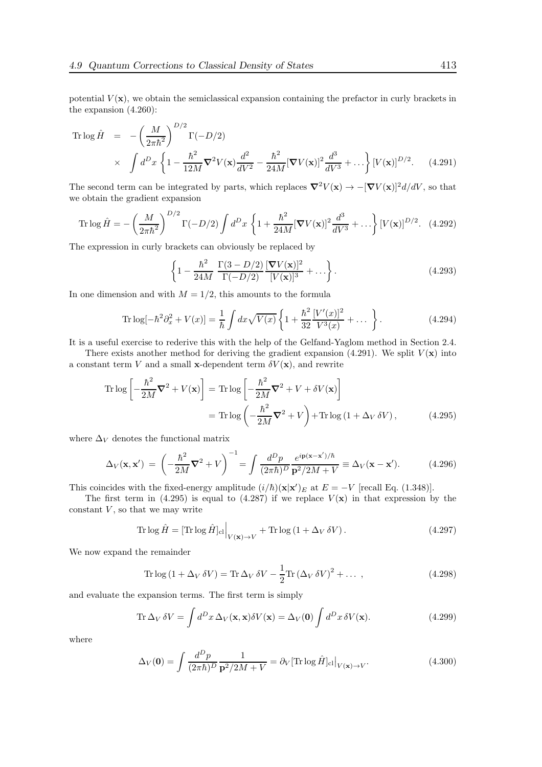potential $V(\mathbf{x})$, we obtain the semiclassical expansion containing the prefactor in curly brackets in the expansion (4.260):

$$
\begin{aligned}
\operatorname{Tr}\log \hat{H} &= -\left(\frac{M}{2\pi\hbar^2}\right)^{D/2}\Gamma(-D/2) \\
&\times \int d^Dx \left\{1 - \frac{\hbar^2}{12M}\boldsymbol{\nabla}^2 V(\mathbf{x})\frac{d^2}{dV^2} - \frac{\hbar^2}{24M}[\boldsymbol{\nabla}V(\mathbf{x})]^2\frac{d^3}{dV^3} + \dots\right\}[V(\mathbf{x})]^{D/2}. \qquad (4.291)
\end{aligned}
$$

The second term can be integrated by parts, which replaces $\boldsymbol{\nabla}^2 V(\mathbf{x}) \to -[\boldsymbol{\nabla}V(\mathbf{x})]^2 d/dV$, so that we obtain the gradient expansion

$$
\operatorname{Tr}\log \hat{H} = -\left(\frac{M}{2\pi\hbar^2}\right)^{D/2}\Gamma(-D/2)\int d^Dx \left\{1 + \frac{\hbar^2}{24M}[\boldsymbol{\nabla}V(\mathbf{x})]^2\frac{d^3}{dV^3} + \dots\right\}[V(\mathbf{x})]^{D/2}. \qquad (4.292)
$$

The expression in curly brackets can obviously be replaced by

$$
\left\{1 - \frac{\hbar^2}{24M}\,\frac{\Gamma(3-D/2)}{\Gamma(-D/2)}\frac{[\boldsymbol{\nabla}V(\mathbf{x})]^2}{[V(\mathbf{x})]^3} + \dots\right\}. \qquad (4.293)
$$

In one dimension and with $M = 1/2$, this amounts to the formula

$$
\operatorname{Tr}\log[-\hbar^2\partial_x^2 + V(x)] = \frac{1}{\hbar}\int dx\sqrt{V(x)}\left\{1 + \frac{\hbar^2}{32}\frac{[V'(x)]^2}{V^3(x)} + \dots\ \right\}. \qquad (4.294)
$$

It is a useful exercise to rederive this with the help of the Gelfand-Yaglom method in Section 2.4.

There exists another method for deriving the gradient expansion (4.291). We split $V(\mathbf{x})$ into a constant term $V$ and a small $\mathbf{x}$-dependent term $\delta V(\mathbf{x})$, and rewrite

$$
\begin{aligned}
\operatorname{Tr}\log\left[-\frac{\hbar^2}{2M}\boldsymbol{\nabla}^2 + V(\mathbf{x})\right] &= \operatorname{Tr}\log\left[-\frac{\hbar^2}{2M}\boldsymbol{\nabla}^2 + V + \delta V(\mathbf{x})\right] \\
&= \operatorname{Tr}\log\left(-\frac{\hbar^2}{2M}\boldsymbol{\nabla}^2 + V\right) + \operatorname{Tr}\log\left(1 + \Delta_V\,\delta V\right), \qquad (4.295)
\end{aligned}
$$

where $\Delta_V$ denotes the functional matrix

$$
\Delta_V(\mathbf{x},\mathbf{x}') \;=\; \left(-\frac{\hbar^2}{2M}\boldsymbol{\nabla}^2 + V\right)^{-1} = \int \frac{d^Dp}{(2\pi\hbar)^D}\frac{e^{i\mathbf{p}(\mathbf{x}-\mathbf{x}')/\hbar}}{\mathbf{p}^2/2M + V} \equiv \Delta_V(\mathbf{x}-\mathbf{x}'). \qquad (4.296)
$$

This coincides with the fixed-energy amplitude $(i/\hbar)(\mathbf{x}|\mathbf{x}')_E$ at $E = -V$ [recall Eq. (1.348)].

The first term in (4.295) is equal to (4.287) if we replace $V(\mathbf{x})$ in that expression by the constant $V$, so that we may write

$$
\operatorname{Tr}\log \hat{H} = [\operatorname{Tr}\log \hat{H}]_{\rm cl}\Big|_{V(\mathbf{x})\to V} + \operatorname{Tr}\log\left(1 + \Delta_V\,\delta V\right). \qquad (4.297)
$$

We now expand the remainder

$$
\operatorname{Tr}\log\left(1 + \Delta_V\,\delta V\right) = \operatorname{Tr}\Delta_V\,\delta V - \frac{1}{2}\operatorname{Tr}\left(\Delta_V\,\delta V\right)^2 + \dots\ , \qquad (4.298)
$$

and evaluate the expansion terms. The first term is simply

$$
\operatorname{Tr}\Delta_V\,\delta V = \int d^Dx\,\Delta_V(\mathbf{x},\mathbf{x})\delta V(\mathbf{x}) = \Delta_V(\mathbf{0})\int d^Dx\,\delta V(\mathbf{x}). \qquad (4.299)
$$

where

$$
\Delta_V(\mathbf{0}) = \int \frac{d^Dp}{(2\pi\hbar)^D}\frac{1}{\mathbf{p}^2/2M + V} = \partial_V[\operatorname{Tr}\log \hat{H}]_{\rm cl}\big|_{V(\mathbf{x})\to V}. \qquad (4.300)
$$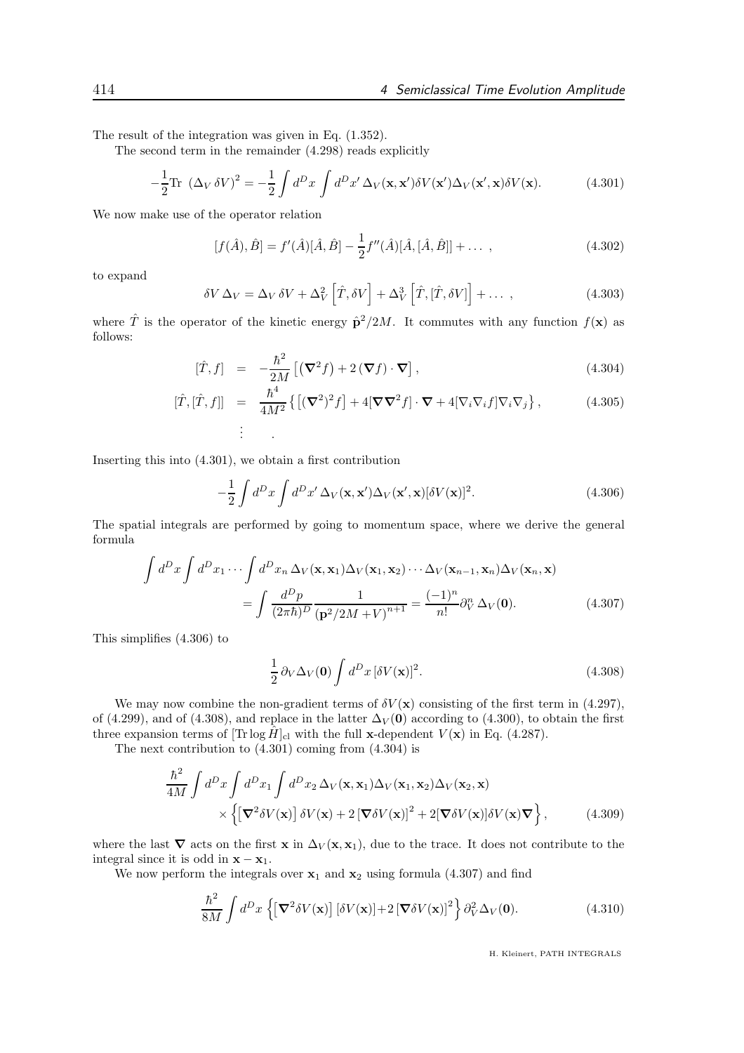The result of the integration was given in Eq. (1.352).

The second term in the remainder (4.298) reads explicitly

$$-\frac{1}{2}\text{Tr }\left(\Delta_V\,\delta V\right)^2 = -\frac{1}{2}\int d^Dx \int d^Dx'\,\Delta_V(\mathbf{x},\mathbf{x}')\delta V(\mathbf{x}')\Delta_V(\mathbf{x}',\mathbf{x})\delta V(\mathbf{x}). \tag{4.301}$$

We now make use of the operator relation

$$[f(\hat{A}),\hat{B}] = f'(\hat{A})[\hat{A},\hat{B}] - \frac{1}{2}f''(\hat{A})[\hat{A},[\hat{A},\hat{B}]] + \dots\,, \tag{4.302}$$

to expand

$$\delta V\,\Delta_V = \Delta_V\,\delta V + \Delta_V^2\left[\hat{T},\delta V\right] + \Delta_V^3\left[\hat{T},[\hat{T},\delta V]\right] + \dots\,, \tag{4.303}$$

where $\hat{T}$ is the operator of the kinetic energy $\hat{\mathbf{p}}^2/2M$. It commutes with any function $f(\mathbf{x})$ as follows:

$$[\hat{T},f] \;=\; -\frac{\hbar^2}{2M}\left[\left(\boldsymbol{\nabla}^2 f\right) + 2\left(\boldsymbol{\nabla} f\right)\cdot\boldsymbol{\nabla}\right], \tag{4.304}$$

$$[\hat{T},[\hat{T},f]] \;=\; \frac{\hbar^4}{4M^2}\left\{\left[(\boldsymbol{\nabla}^2)^2 f\right] + 4[\boldsymbol{\nabla}\boldsymbol{\nabla}^2 f]\cdot\boldsymbol{\nabla} + 4[\nabla_i\nabla_i f]\nabla_i\nabla_j\right\}, \tag{4.305}$$

$$\vdots \qquad .$$

Inserting this into (4.301), we obtain a first contribution

$$-\frac{1}{2}\int d^Dx \int d^Dx'\,\Delta_V(\mathbf{x},\mathbf{x}')\Delta_V(\mathbf{x}',\mathbf{x})[\delta V(\mathbf{x})]^2. \tag{4.306}$$

The spatial integrals are performed by going to momentum space, where we derive the general formula

$$\begin{aligned}\int d^Dx \int d^Dx_1 \cdots \int d^Dx_n\,\Delta_V(\mathbf{x},\mathbf{x}_1)\Delta_V(\mathbf{x}_1,\mathbf{x}_2)\cdots\Delta_V(\mathbf{x}_{n-1},\mathbf{x}_n)\Delta_V(\mathbf{x}_n,\mathbf{x})&\\ = \int\frac{d^Dp}{(2\pi\hbar)^D}\frac{1}{\left(\mathbf{p}^2/2M+V\right)^{n+1}} = \frac{(-1)^n}{n!}\partial_V^n\,\Delta_V(\mathbf{0}).&\end{aligned} \tag{4.307}$$

This simplifies (4.306) to

$$\frac{1}{2}\,\partial_V\Delta_V(\mathbf{0})\int d^Dx\,[\delta V(\mathbf{x})]^2. \tag{4.308}$$

We may now combine the non-gradient terms of $\delta V(\mathbf{x})$ consisting of the first term in (4.297), of (4.299), and of (4.308), and replace in the latter $\Delta_V(\mathbf{0})$ according to (4.300), to obtain the first three expansion terms of $[\text{Tr}\log\hat{H}]_{\text{cl}}$ with the full $\mathbf{x}$-dependent $V(\mathbf{x})$ in Eq. (4.287).

The next contribution to (4.301) coming from (4.304) is

$$\begin{aligned}\frac{\hbar^2}{4M}\int d^Dx\int d^Dx_1\int d^Dx_2\,\Delta_V(\mathbf{x},\mathbf{x}_1)\Delta_V(\mathbf{x}_1,\mathbf{x}_2)\Delta_V(\mathbf{x}_2,\mathbf{x})&\\ \times\left\{\left[\boldsymbol{\nabla}^2\delta V(\mathbf{x})\right]\delta V(\mathbf{x}) + 2\left[\boldsymbol{\nabla}\delta V(\mathbf{x})\right]^2 + 2[\boldsymbol{\nabla}\delta V(\mathbf{x})]\delta V(\mathbf{x})\boldsymbol{\nabla}\right\},&\end{aligned} \tag{4.309}$$

where the last $\boldsymbol{\nabla}$ acts on the first $\mathbf{x}$ in $\Delta_V(\mathbf{x},\mathbf{x}_1)$, due to the trace. It does not contribute to the integral since it is odd in $\mathbf{x}-\mathbf{x}_1$.

We now perform the integrals over $\mathbf{x}_1$ and $\mathbf{x}_2$ using formula (4.307) and find

$$\frac{\hbar^2}{8M}\int d^Dx\left\{\left[\boldsymbol{\nabla}^2\delta V(\mathbf{x})\right][\delta V(\mathbf{x})] + 2\left[\boldsymbol{\nabla}\delta V(\mathbf{x})\right]^2\right\}\partial_V^2\Delta_V(\mathbf{0}). \tag{4.310}$$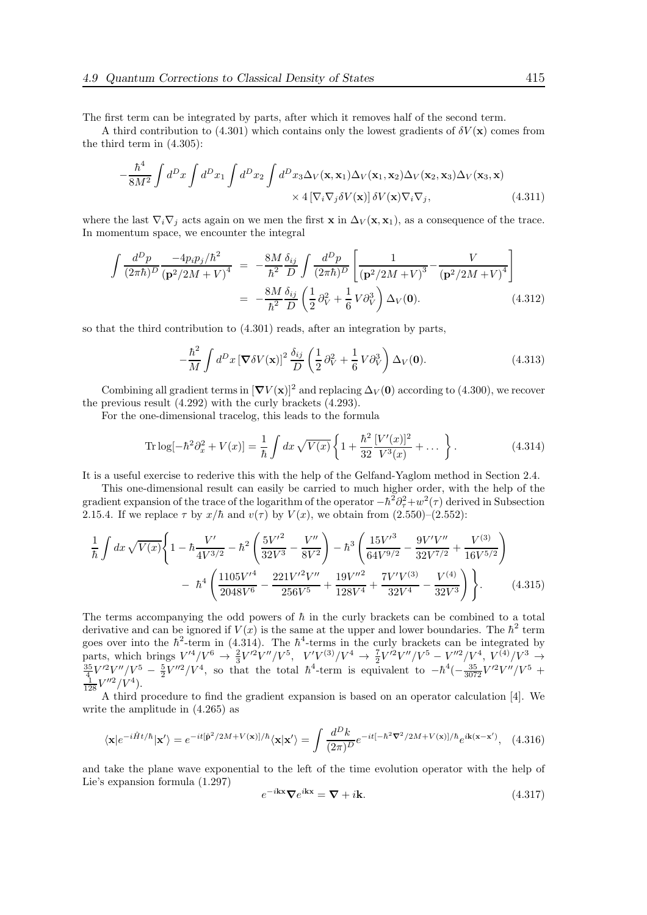The first term can be integrated by parts, after which it removes half of the second term.

A third contribution to (4.301) which contains only the lowest gradients of $\delta V(\mathbf{x})$ comes from the third term in (4.305):

$$
-\frac{\hbar^4}{8M^2}\int d^Dx\int d^Dx_1\int d^Dx_2\int d^Dx_3\Delta_V(\mathbf{x},\mathbf{x}_1)\Delta_V(\mathbf{x}_1,\mathbf{x}_2)\Delta_V(\mathbf{x}_2,\mathbf{x}_3)\Delta_V(\mathbf{x}_3,\mathbf{x})
$$
$$
\times\, 4\left[\nabla_i\nabla_j\delta V(\mathbf{x})\right]\delta V(\mathbf{x})\nabla_i\nabla_j, \tag{4.311}
$$

where the last $\nabla_i\nabla_j$ acts again on we men the first $\mathbf{x}$ in $\Delta_V(\mathbf{x},\mathbf{x}_1)$, as a consequence of the trace. In momentum space, we encounter the integral

$$
\begin{aligned}
\int\frac{d^Dp}{(2\pi\hbar)^D}\frac{-4p_ip_j/\hbar^2}{\left(\mathbf{p}^2/2M+V\right)^4} &= -\frac{8M}{\hbar^2}\frac{\delta_{ij}}{D}\int\frac{d^Dp}{(2\pi\hbar)^D}\left[\frac{1}{\left(\mathbf{p}^2/2M+V\right)^3}-\frac{V}{\left(\mathbf{p}^2/2M+V\right)^4}\right]\\
&= -\frac{8M}{\hbar^2}\frac{\delta_{ij}}{D}\left(\frac{1}{2}\,\partial_V^2+\frac{1}{6}\,V\partial_V^3\right)\Delta_V(\mathbf{0}).
\end{aligned}
\tag{4.312}
$$

so that the third contribution to (4.301) reads, after an integration by parts,

$$
-\frac{\hbar^2}{M}\int d^Dx\left[\boldsymbol{\nabla}\delta V(\mathbf{x})\right]^2\frac{\delta_{ij}}{D}\left(\frac{1}{2}\,\partial_V^2+\frac{1}{6}\,V\partial_V^3\right)\Delta_V(\mathbf{0}). \tag{4.313}
$$

Combining all gradient terms in $[\boldsymbol{\nabla}V(\mathbf{x})]^2$ and replacing $\Delta_V(\mathbf{0})$ according to (4.300), we recover the previous result (4.292) with the curly brackets (4.293).

For the one-dimensional tracelog, this leads to the formula

$$
\mathrm{Tr}\log[-\hbar^2\partial_x^2+V(x)]=\frac{1}{\hbar}\int dx\,\sqrt{V(x)}\left\{1+\frac{\hbar^2}{32}\frac{[V'(x)]^2}{V^3(x)}+\dots\right\}. \tag{4.314}
$$

It is a useful exercise to rederive this with the help of the Gelfand-Yaglom method in Section 2.4.

This one-dimensional result can easily be carried to much higher order, with the help of the gradient expansion of the trace of the logarithm of the operator $-\hbar^2\partial_\tau^2+w^2(\tau)$ derived in Subsection 2.15.4. If we replace $\tau$ by $x/\hbar$ and $v(\tau)$ by $V(x)$, we obtain from (2.550)–(2.552):

$$
\begin{aligned}
\frac{1}{\hbar}\int dx\,\sqrt{V(x)}\Bigg\{1-\hbar\frac{V'}{4V^{3/2}}-\hbar^2\left(\frac{5V'^2}{32V^3}-\frac{V''}{8V^2}\right)-\hbar^3\left(\frac{15V'^3}{64V^{9/2}}-\frac{9V'V''}{32V^{7/2}}+\frac{V^{(3)}}{16V^{5/2}}\right)\\
-\ \hbar^4\left(\frac{1105V'^4}{2048V^6}-\frac{221V'^2V''}{256V^5}+\frac{19V''^2}{128V^4}+\frac{7V'V^{(3)}}{32V^4}-\frac{V^{(4)}}{32V^3}\right)\Bigg\}.
\end{aligned}
\tag{4.315}
$$

The terms accompanying the odd powers of $\hbar$ in the curly brackets can be combined to a total derivative and can be ignored if $V(x)$ is the same at the upper and lower boundaries. The $\hbar^2$ term goes over into the $\hbar^2$-term in (4.314). The $\hbar^4$-terms in the curly brackets can be integrated by parts, which brings $V'^4/V^6\to\frac{2}{3}V'^2V''/V^5$, $V'V^{(3)}/V^4\to\frac{7}{2}V'^2V''/V^5-V''^2/V^4$, $V^{(4)}/V^3\to\frac{35}{4}V'^2V''/V^5-\frac{5}{2}V''^2/V^4$, so that the total $\hbar^4$-term is equivalent to $-\hbar^4(-\frac{35}{3072}V'^2V''/V^5+\frac{1}{128}V''^2/V^4)$.

A third procedure to find the gradient expansion is based on an operator calculation [4]. We write the amplitude in (4.265) as

$$
\langle\mathbf{x}|e^{-i\hat{H}t/\hbar}|\mathbf{x}'\rangle=e^{-it[\hat{\mathbf{p}}^2/2M+V(\mathbf{x})]/\hbar}\langle\mathbf{x}|\mathbf{x}'\rangle=\int\frac{d^Dk}{(2\pi)^D}e^{-it[-\hbar^2\boldsymbol{\nabla}^2/2M+V(\mathbf{x})]/\hbar}e^{i\mathbf{k}(\mathbf{x}-\mathbf{x}')}, \tag{4.316}
$$

and take the plane wave exponential to the left of the time evolution operator with the help of Lie's expansion formula (1.297)

$$
e^{-i\mathbf{kx}}\boldsymbol{\nabla}e^{i\mathbf{kx}}=\boldsymbol{\nabla}+i\mathbf{k}. \tag{4.317}
$$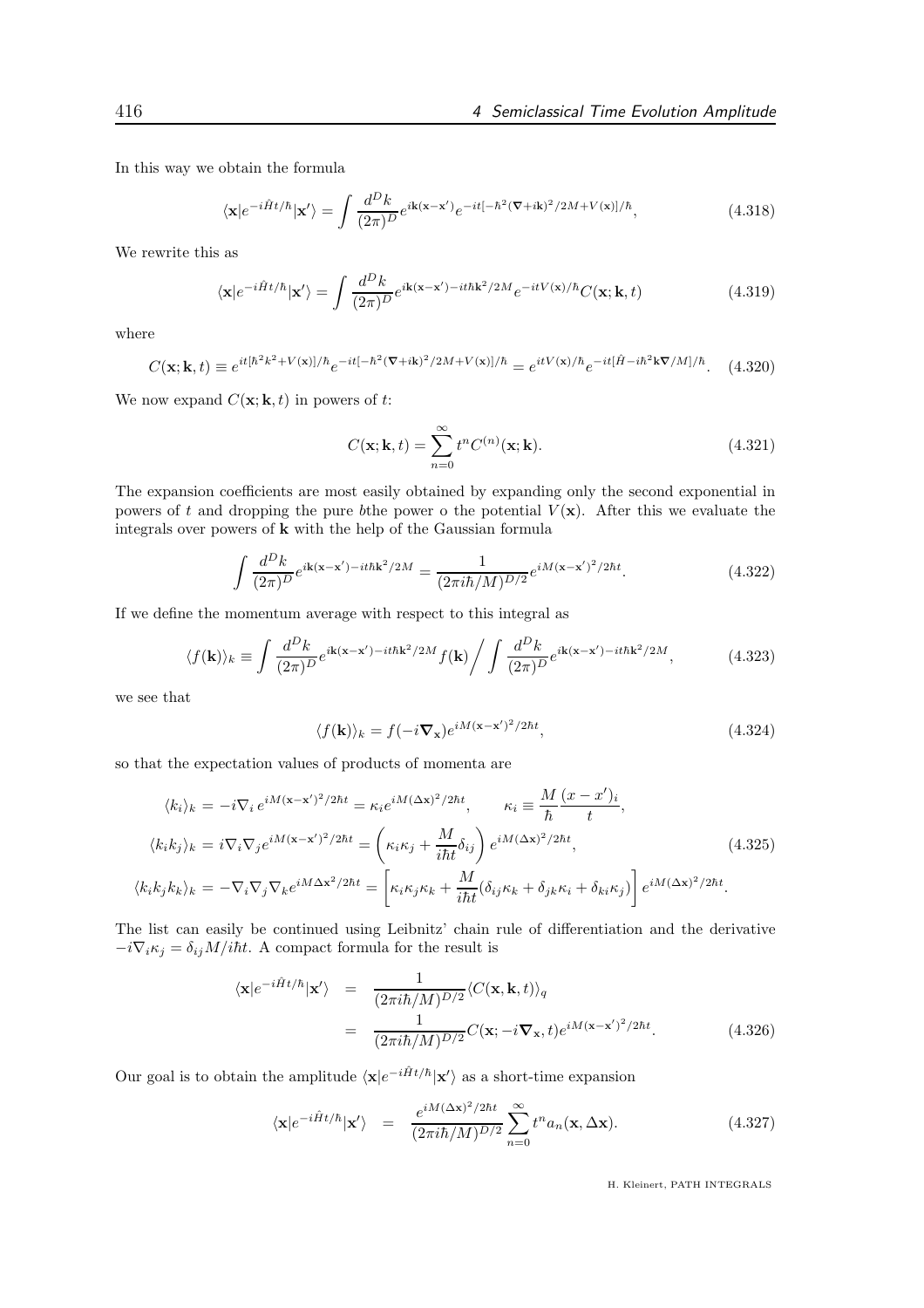In this way we obtain the formula

$$\langle \mathbf{x}|e^{-i\hat{H}t/\hbar}|\mathbf{x}'\rangle = \int \frac{d^D k}{(2\pi)^D} e^{i\mathbf{k}(\mathbf{x}-\mathbf{x}')} e^{-it[-\hbar^2(\boldsymbol{\nabla}+i\mathbf{k})^2/2M+V(\mathbf{x})]/\hbar}, \tag{4.318}$$

We rewrite this as

$$\langle \mathbf{x}|e^{-i\hat{H}t/\hbar}|\mathbf{x}'\rangle = \int \frac{d^D k}{(2\pi)^D} e^{i\mathbf{k}(\mathbf{x}-\mathbf{x}')-it\hbar\mathbf{k}^2/2M} e^{-itV(\mathbf{x})/\hbar} C(\mathbf{x};\mathbf{k},t) \tag{4.319}$$

where

$$C(\mathbf{x};\mathbf{k},t) \equiv e^{it[\hbar^2 k^2+V(\mathbf{x})]/\hbar} e^{-it[-\hbar^2(\boldsymbol{\nabla}+i\mathbf{k})^2/2M+V(\mathbf{x})]/\hbar} = e^{itV(\mathbf{x})/\hbar} e^{-it[\hat{H}-i\hbar^2\mathbf{k}\boldsymbol{\nabla}/M]/\hbar}. \tag{4.320}$$

We now expand $C(\mathbf{x};\mathbf{k},t)$ in powers of $t$:

$$C(\mathbf{x};\mathbf{k},t) = \sum_{n=0}^{\infty} t^n C^{(n)}(\mathbf{x};\mathbf{k}). \tag{4.321}$$

The expansion coefficients are most easily obtained by expanding only the second exponential in powers of $t$ and dropping the pure *b*the power o the potential $V(\mathbf{x})$. After this we evaluate the integrals over powers of $\mathbf{k}$ with the help of the Gaussian formula

$$\int \frac{d^D k}{(2\pi)^D} e^{i\mathbf{k}(\mathbf{x}-\mathbf{x}')-it\hbar\mathbf{k}^2/2M} = \frac{1}{(2\pi i\hbar/M)^{D/2}} e^{iM(\mathbf{x}-\mathbf{x}')^2/2\hbar t}. \tag{4.322}$$

If we define the momentum average with respect to this integral as

$$\langle f(\mathbf{k})\rangle_k \equiv \int \frac{d^D k}{(2\pi)^D} e^{i\mathbf{k}(\mathbf{x}-\mathbf{x}')-it\hbar\mathbf{k}^2/2M} f(\mathbf{k}) \bigg/ \int \frac{d^D k}{(2\pi)^D} e^{i\mathbf{k}(\mathbf{x}-\mathbf{x}')-it\hbar\mathbf{k}^2/2M}, \tag{4.323}$$

we see that

$$\langle f(\mathbf{k})\rangle_k = f(-i\boldsymbol{\nabla}_{\mathbf{x}}) e^{iM(\mathbf{x}-\mathbf{x}')^2/2\hbar t}, \tag{4.324}$$

so that the expectation values of products of momenta are

$$\begin{aligned}
\langle k_i\rangle_k &= -i\nabla_i\, e^{iM(\mathbf{x}-\mathbf{x}')^2/2\hbar t} = \kappa_i e^{iM(\Delta\mathbf{x})^2/2\hbar t}, \qquad \kappa_i \equiv \frac{M}{\hbar}\frac{(x-x')_i}{t},\\
\langle k_i k_j\rangle_k &= i\nabla_i\nabla_j e^{iM(\mathbf{x}-\mathbf{x}')^2/2\hbar t} = \left(\kappa_i\kappa_j + \frac{M}{i\hbar t}\delta_{ij}\right) e^{iM(\Delta\mathbf{x})^2/2\hbar t},\\
\langle k_i k_j k_k\rangle_k &= -\nabla_i\nabla_j\nabla_k e^{iM\Delta\mathbf{x}^2/2\hbar t} = \left[\kappa_i\kappa_j\kappa_k + \frac{M}{i\hbar t}(\delta_{ij}\kappa_k + \delta_{jk}\kappa_i + \delta_{ki}\kappa_j)\right] e^{iM(\Delta\mathbf{x})^2/2\hbar t}.
\end{aligned} \tag{4.325}$$

The list can easily be continued using Leibnitz' chain rule of differentiation and the derivative $-i\nabla_i\kappa_j = \delta_{ij}M/i\hbar t$. A compact formula for the result is

$$\begin{aligned}
\langle \mathbf{x}|e^{-i\hat{H}t/\hbar}|\mathbf{x}'\rangle &= \frac{1}{(2\pi i\hbar/M)^{D/2}} \langle C(\mathbf{x},\mathbf{k},t)\rangle_q\\
&= \frac{1}{(2\pi i\hbar/M)^{D/2}} C(\mathbf{x};-i\boldsymbol{\nabla}_{\mathbf{x}},t) e^{iM(\mathbf{x}-\mathbf{x}')^2/2\hbar t}.
\end{aligned} \tag{4.326}$$

Our goal is to obtain the amplitude $\langle \mathbf{x}|e^{-i\hat{H}t/\hbar}|\mathbf{x}'\rangle$ as a short-time expansion

$$\langle \mathbf{x}|e^{-i\hat{H}t/\hbar}|\mathbf{x}'\rangle = \frac{e^{iM(\Delta\mathbf{x})^2/2\hbar t}}{(2\pi i\hbar/M)^{D/2}} \sum_{n=0}^{\infty} t^n a_n(\mathbf{x},\Delta\mathbf{x}). \tag{4.327}$$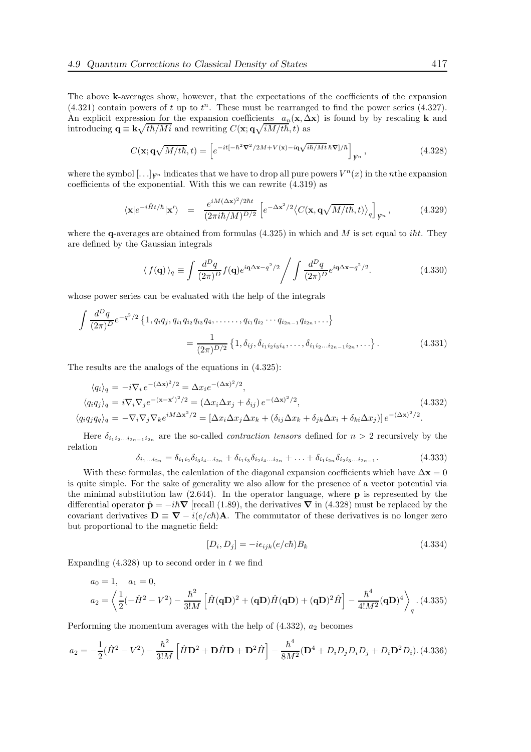The above $\mathbf{k}$-averages show, however, that the expectations of the coefficients of the expansion (4.321) contain powers of $t$ up to $t^n$. These must be rearranged to find the power series (4.327). An explicit expression for the expansion coefficients $a_n(\mathbf{x}, \Delta\mathbf{x})$ is found by by rescaling $\mathbf{k}$ and introducing $\mathbf{q} \equiv \mathbf{k}\sqrt{t\hbar/Mi}$ and rewriting $C(\mathbf{x}; \mathbf{q}\sqrt{iM/t\hbar}, t)$ as

$$C(\mathbf{x}; \mathbf{q}\sqrt{M/t\hbar}, t) = \left[e^{-it[-\hbar^2\boldsymbol{\nabla}^2/2M + V(\mathbf{x}) - i\mathbf{q}\sqrt{i\hbar/Mt}\,\hbar\boldsymbol{\nabla}]/\hbar}\right]_{\not{V}^n}, \tag{4.328}$$

where the symbol $[\ldots]_{\not{V}^n}$ indicates that we have to drop all pure powers $V^n(x)$ in the $n$the expansion coefficients of the exponential. With this we can rewrite (4.319) as

$$\langle \mathbf{x}|e^{-i\hat{H}t/\hbar}|\mathbf{x}'\rangle \;\;=\;\; \frac{e^{iM(\Delta\mathbf{x})^2/2\hbar t}}{(2\pi i\hbar/M)^{D/2}} \left[e^{-\Delta\mathbf{x}^2/2}\left\langle C(\mathbf{x}, \mathbf{q}\sqrt{M/t\hbar}, t)\right\rangle_q\right]_{\not{V}^n}, \tag{4.329}$$

where the $\mathbf{q}$-averages are obtained from formulas (4.325) in which and $M$ is set equal to $i\hbar t$. They are defined by the Gaussian integrals

$$\langle\, f(\mathbf{q})\,\rangle_q \equiv \int \frac{d^Dq}{(2\pi)^D} f(\mathbf{q}) e^{i\mathbf{q}\Delta\mathbf{x} - q^2/2} \Bigg/ \int \frac{d^Dq}{(2\pi)^D} e^{i\mathbf{q}\Delta\mathbf{x} - q^2/2}. \tag{4.330}$$

whose power series can be evaluated with the help of the integrals

$$\begin{aligned}\int \frac{d^Dq}{(2\pi)^D} e^{-q^2/2} \left\{1, q_iq_j, q_{i_1}q_{i_2}q_{i_3}q_{i_4}, \ldots\ldots, q_{i_1}q_{i_2}\cdots q_{i_{2n-1}}q_{i_{2n}}, \ldots\right\} \\ = \frac{1}{(2\pi)^{D/2}} \left\{1, \delta_{ij}, \delta_{i_1i_2i_3i_4}, \ldots, \delta_{i_1i_2\ldots i_{2n-1}i_{2n}}, \ldots\right\}.\end{aligned} \tag{4.331}$$

The results are the analogs of the equations in (4.325):

$$\begin{aligned}\langle q_i\rangle_q &= -i\nabla_i\, e^{-(\Delta\mathbf{x})^2/2} = \Delta x_i e^{-(\Delta\mathbf{x})^2/2}, \\ \langle q_iq_j\rangle_q &= i\nabla_i\nabla_j e^{-(\mathbf{x}-\mathbf{x}')^2/2} = (\Delta x_i\Delta x_j + \delta_{ij})\, e^{-(\Delta\mathbf{x})^2/2}, \\ \langle q_iq_jq_q\rangle_q &= -\nabla_i\nabla_j\nabla_k e^{iM\Delta\mathbf{x}^2/2} = \left[\Delta x_i\Delta x_j\Delta x_k + (\delta_{ij}\Delta x_k + \delta_{jk}\Delta x_i + \delta_{ki}\Delta x_j)\right] e^{-(\Delta\mathbf{x})^2/2}.\end{aligned} \tag{4.332}$$

Here $\delta_{i_1i_2\ldots i_{2n-1}i_{2n}}$ are the so-called *contraction tensors* defined for $n > 2$ recursively by the relation

$$\delta_{i_1\ldots i_{2n}} = \delta_{i_1i_2}\delta_{i_3i_4\ldots i_{2n}} + \delta_{i_1i_3}\delta_{i_2i_4\ldots i_{2n}} + \ldots + \delta_{i_1i_{2n}}\delta_{i_2i_3\ldots i_{2n-1}}. \tag{4.333}$$

With these formulas, the calculation of the diagonal expansion coefficients which have $\Delta\mathbf{x} = 0$ is quite simple. For the sake of generality we also allow for the presence of a vector potential via the minimal substitution law (2.644). In the operator language, where $\mathbf{p}$ is represented by the differential operator $\hat{\mathbf{p}} = -i\hbar\boldsymbol{\nabla}$ [recall (1.89), the derivatives $\boldsymbol{\nabla}$ in (4.328) must be replaced by the covariant derivatives $\mathbf{D} \equiv \boldsymbol{\nabla} - i(e/c\hbar)\mathbf{A}$. The commutator of these derivatives is no longer zero but proportional to the magnetic field:

$$[D_i, D_j] = -i\epsilon_{ijk}(e/c\hbar)B_k \tag{4.334}$$

Expanding (4.328) up to second order in $t$ we find

$$\begin{aligned}&a_0 = 1, \quad a_1 = 0, \\ &a_2 = \left\langle \frac{1}{2}(-\hat{H}^2 - V^2) - \frac{\hbar^2}{3!M}\left[\hat{H}(\mathbf{q}\mathbf{D})^2 + (\mathbf{q}\mathbf{D})\hat{H}(\mathbf{q}\mathbf{D}) + (\mathbf{q}\mathbf{D})^2\hat{H}\right] - \frac{\hbar^4}{4!M^2}(\mathbf{q}\mathbf{D})^4\right\rangle_q.\end{aligned} \tag{4.335}$$

Performing the momentum averages with the help of (4.332), $a_2$ becomes

$$a_2 = -\frac{1}{2}(\hat{H}^2 - V^2) - \frac{\hbar^2}{3!M}\left[\hat{H}\mathbf{D}^2 + \mathbf{D}\hat{H}\mathbf{D} + \mathbf{D}^2\hat{H}\right] - \frac{\hbar^4}{8M^2}(\mathbf{D}^4 + D_iD_jD_iD_j + D_i\mathbf{D}^2D_i). \tag{4.336}$$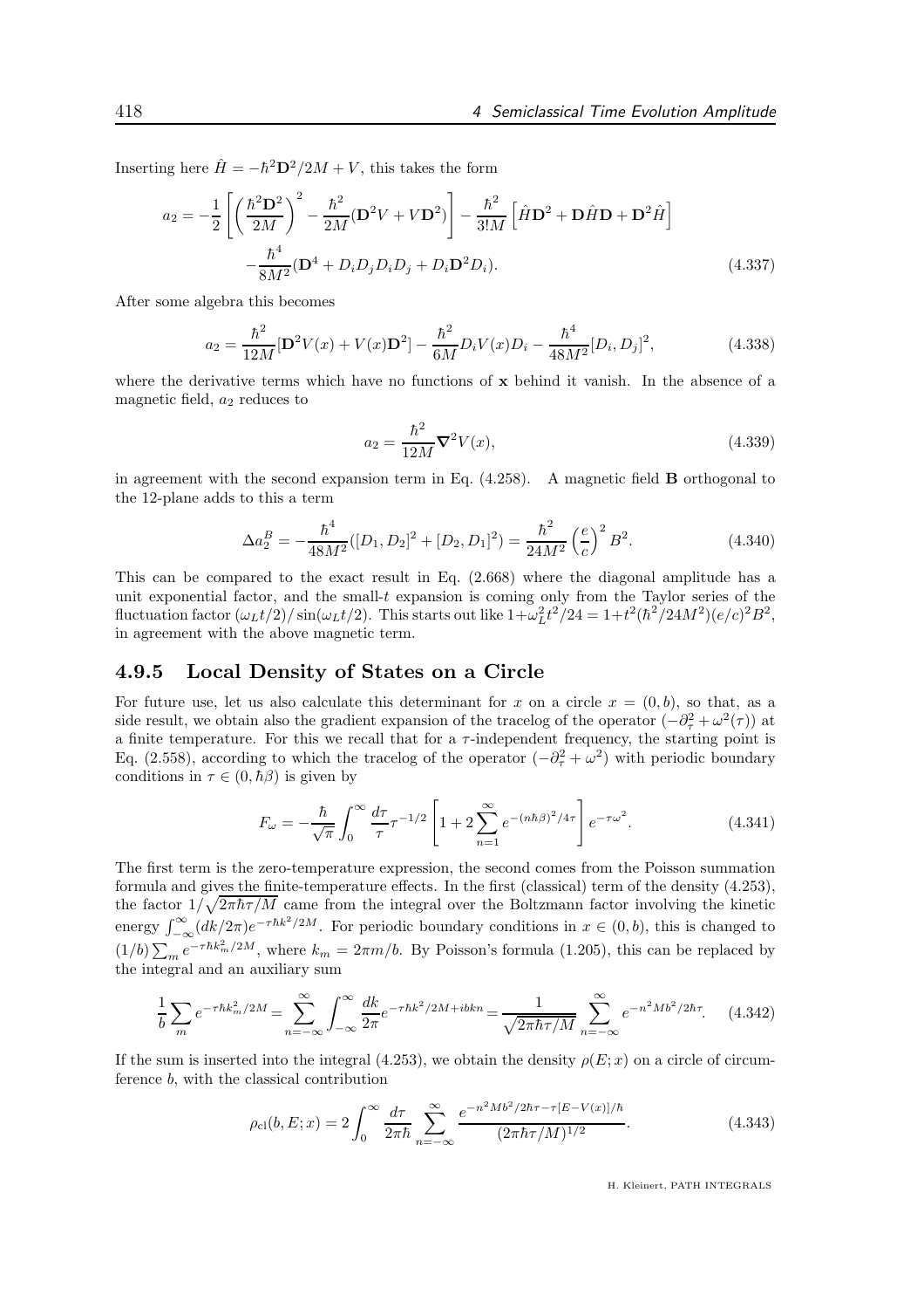Inserting here $\hat{H} = -\hbar^2\mathbf{D}^2/2M + V$, this takes the form

$$a_2 = -\frac{1}{2}\left[\left(\frac{\hbar^2\mathbf{D}^2}{2M}\right)^2 - \frac{\hbar^2}{2M}(\mathbf{D}^2V + V\mathbf{D}^2)\right] - \frac{\hbar^2}{3!M}\left[\hat{H}\mathbf{D}^2 + \mathbf{D}\hat{H}\mathbf{D} + \mathbf{D}^2\hat{H}\right]$$
$$-\frac{\hbar^4}{8M^2}(\mathbf{D}^4 + D_iD_jD_iD_j + D_i\mathbf{D}^2D_i). \tag{4.337}$$

After some algebra this becomes

$$a_2 = \frac{\hbar^2}{12M}[\mathbf{D}^2V(x) + V(x)\mathbf{D}^2] - \frac{\hbar^2}{6M}D_iV(x)D_i - \frac{\hbar^4}{48M^2}[D_i, D_j]^2, \tag{4.338}$$

where the derivative terms which have no functions of $\mathbf{x}$ behind it vanish. In the absence of a magnetic field, $a_2$ reduces to

$$a_2 = \frac{\hbar^2}{12M}\boldsymbol{\nabla}^2V(x), \tag{4.339}$$

in agreement with the second expansion term in Eq. (4.258). A magnetic field $\mathbf{B}$ orthogonal to the 12-plane adds to this a term

$$\Delta a_2^B = -\frac{\hbar^4}{48M^2}([D_1, D_2]^2 + [D_2, D_1]^2) = \frac{\hbar^2}{24M^2}\left(\frac{e}{c}\right)^2 B^2. \tag{4.340}$$

This can be compared to the exact result in Eq. (2.668) where the diagonal amplitude has a unit exponential factor, and the small-$t$ expansion is coming only from the Taylor series of the fluctuation factor $(\omega_L t/2)/\sin(\omega_L t/2)$. This starts out like $1+\omega_L^2t^2/24 = 1+t^2(\hbar^2/24M^2)(e/c)^2B^2$, in agreement with the above magnetic term.

### 4.9.5 Local Density of States on a Circle

For future use, let us also calculate this determinant for $x$ on a circle $x = (0, b)$, so that, as a side result, we obtain also the gradient expansion of the tracelog of the operator $(-\partial_\tau^2 + \omega^2(\tau))$ at a finite temperature. For this we recall that for a $\tau$-independent frequency, the starting point is Eq. (2.558), according to which the tracelog of the operator $(-\partial_\tau^2 + \omega^2)$ with periodic boundary conditions in $\tau \in (0, \hbar\beta)$ is given by

$$F_\omega = -\frac{\hbar}{\sqrt{\pi}}\int_0^\infty \frac{d\tau}{\tau}\tau^{-1/2}\left[1 + 2\sum_{n=1}^\infty e^{-(n\hbar\beta)^2/4\tau}\right]e^{-\tau\omega^2}. \tag{4.341}$$

The first term is the zero-temperature expression, the second comes from the Poisson summation formula and gives the finite-temperature effects. In the first (classical) term of the density (4.253), the factor $1/\sqrt{2\pi\hbar\tau/M}$ came from the integral over the Boltzmann factor involving the kinetic energy $\int_{-\infty}^{\infty}(dk/2\pi)e^{-\tau\hbar k^2/2M}$. For periodic boundary conditions in $x \in (0, b)$, this is changed to $(1/b)\sum_m e^{-\tau\hbar k_m^2/2M}$, where $k_m = 2\pi m/b$. By Poisson's formula (1.205), this can be replaced by the integral and an auxiliary sum

$$\frac{1}{b}\sum_m e^{-\tau\hbar k_m^2/2M} = \sum_{n=-\infty}^{\infty}\int_{-\infty}^{\infty}\frac{dk}{2\pi}e^{-\tau\hbar k^2/2M + ibkn} = \frac{1}{\sqrt{2\pi\hbar\tau/M}}\sum_{n=-\infty}^{\infty}e^{-n^2Mb^2/2\hbar\tau}. \tag{4.342}$$

If the sum is inserted into the integral (4.253), we obtain the density $\rho(E; x)$ on a circle of circumference $b$, with the classical contribution

$$\rho_{\rm cl}(b, E; x) = 2\int_0^\infty \frac{d\tau}{2\pi\hbar}\sum_{n=-\infty}^{\infty}\frac{e^{-n^2Mb^2/2\hbar\tau - \tau[E-V(x)]/\hbar}}{(2\pi\hbar\tau/M)^{1/2}}. \tag{4.343}$$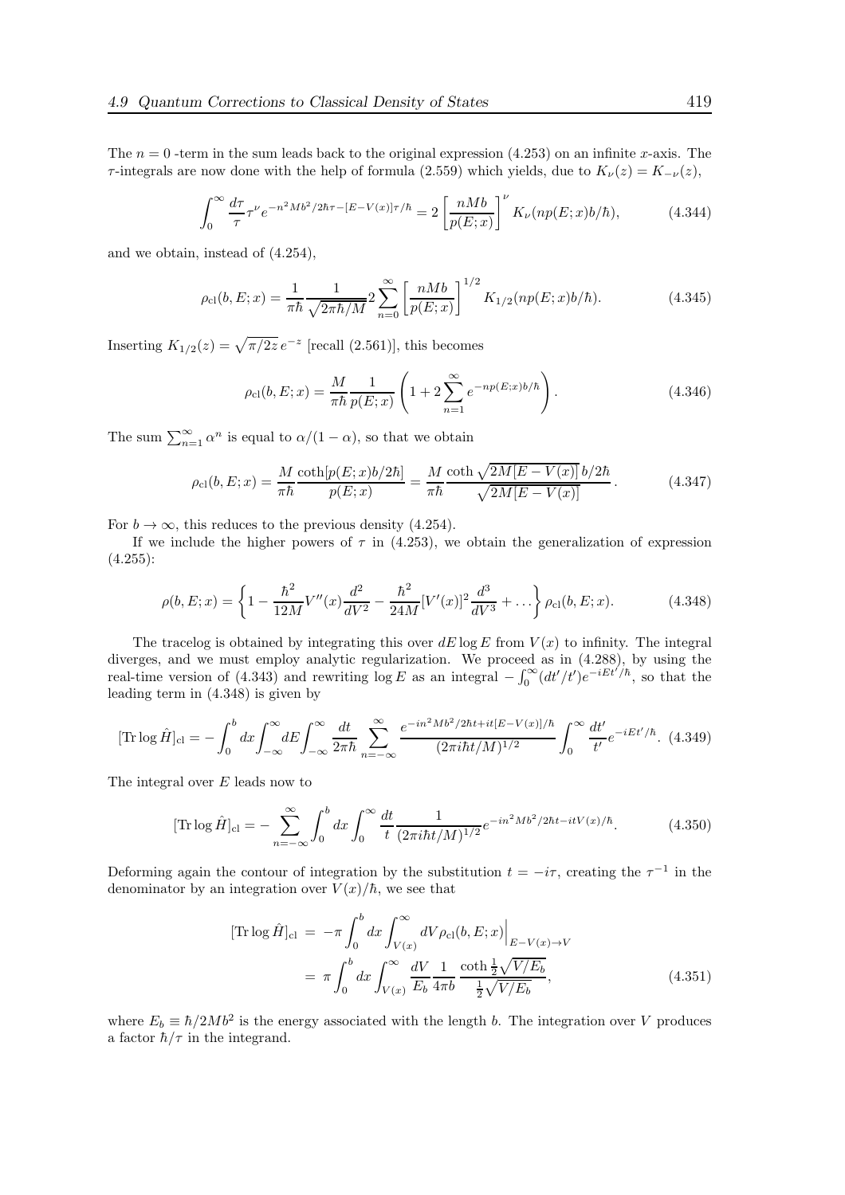The $n = 0$ -term in the sum leads back to the original expression (4.253) on an infinite $x$-axis. The $\tau$-integrals are now done with the help of formula (2.559) which yields, due to $K_\nu(z) = K_{-\nu}(z)$,

$$\int_0^\infty \frac{d\tau}{\tau}\tau^\nu e^{-n^2Mb^2/2\hbar\tau-[E-V(x)]\tau/\hbar} = 2\left[\frac{nMb}{p(E;x)}\right]^\nu K_\nu(np(E;x)b/\hbar), \tag{4.344}$$

and we obtain, instead of (4.254),

$$\rho_{\rm cl}(b,E;x) = \frac{1}{\pi\hbar}\frac{1}{\sqrt{2\pi\hbar/M}}2\sum_{n=0}^\infty\left[\frac{nMb}{p(E;x)}\right]^{1/2}K_{1/2}(np(E;x)b/\hbar). \tag{4.345}$$

Inserting $K_{1/2}(z) = \sqrt{\pi/2z}\,e^{-z}$ [recall (2.561)], this becomes

$$\rho_{\rm cl}(b,E;x) = \frac{M}{\pi\hbar}\frac{1}{p(E;x)}\left(1+2\sum_{n=1}^\infty e^{-np(E;x)b/\hbar}\right). \tag{4.346}$$

The sum $\sum_{n=1}^\infty \alpha^n$ is equal to $\alpha/(1-\alpha)$, so that we obtain

$$\rho_{\rm cl}(b,E;x) = \frac{M}{\pi\hbar}\frac{\coth[p(E;x)b/2\hbar]}{p(E;x)} = \frac{M}{\pi\hbar}\frac{\coth\sqrt{2M[E-V(x)]}\,b/2\hbar}{\sqrt{2M[E-V(x)]}}. \tag{4.347}$$

For $b \to \infty$, this reduces to the previous density (4.254).

If we include the higher powers of $\tau$ in (4.253), we obtain the generalization of expression (4.255):

$$\rho(b,E;x) = \left\{1-\frac{\hbar^2}{12M}V''(x)\frac{d^2}{dV^2}-\frac{\hbar^2}{24M}[V'(x)]^2\frac{d^3}{dV^3}+\dots\right\}\rho_{\rm cl}(b,E;x). \tag{4.348}$$

The tracelog is obtained by integrating this over $dE\log E$ from $V(x)$ to infinity. The integral diverges, and we must employ analytic regularization. We proceed as in (4.288), by using the real-time version of (4.343) and rewriting $\log E$ as an integral $-\int_0^\infty(dt'/t')e^{-iEt'/\hbar}$, so that the leading term in (4.348) is given by

$$[{\rm Tr}\log\hat H]_{\rm cl} = -\int_0^b dx\int_{-\infty}^\infty dE\int_{-\infty}^\infty\frac{dt}{2\pi\hbar}\sum_{n=-\infty}^\infty\frac{e^{-in^2Mb^2/2\hbar t+it[E-V(x)]/\hbar}}{(2\pi i\hbar t/M)^{1/2}}\int_0^\infty\frac{dt'}{t'}e^{-iEt'/\hbar}. \tag{4.349}$$

The integral over $E$ leads now to

$$[{\rm Tr}\log\hat H]_{\rm cl} = -\sum_{n=-\infty}^\infty\int_0^b dx\int_0^\infty\frac{dt}{t}\frac{1}{(2\pi i\hbar t/M)^{1/2}}e^{-in^2Mb^2/2\hbar t-itV(x)/\hbar}. \tag{4.350}$$

Deforming again the contour of integration by the substitution $t = -i\tau$, creating the $\tau^{-1}$ in the denominator by an integration over $V(x)/\hbar$, we see that

$$\begin{aligned}[{\rm Tr}\log\hat H]_{\rm cl} &= -\pi\int_0^b dx\int_{V(x)}^\infty dV\rho_{\rm cl}(b,E;x)\Big|_{E-V(x)\to V}\\ &= \pi\int_0^b dx\int_{V(x)}^\infty\frac{dV}{E_b}\frac{1}{4\pi b}\frac{\coth\frac{1}{2}\sqrt{V/E_b}}{\frac{1}{2}\sqrt{V/E_b}},\end{aligned} \tag{4.351}$$

where $E_b \equiv \hbar/2Mb^2$ is the energy associated with the length $b$. The integration over $V$ produces a factor $\hbar/\tau$ in the integrand.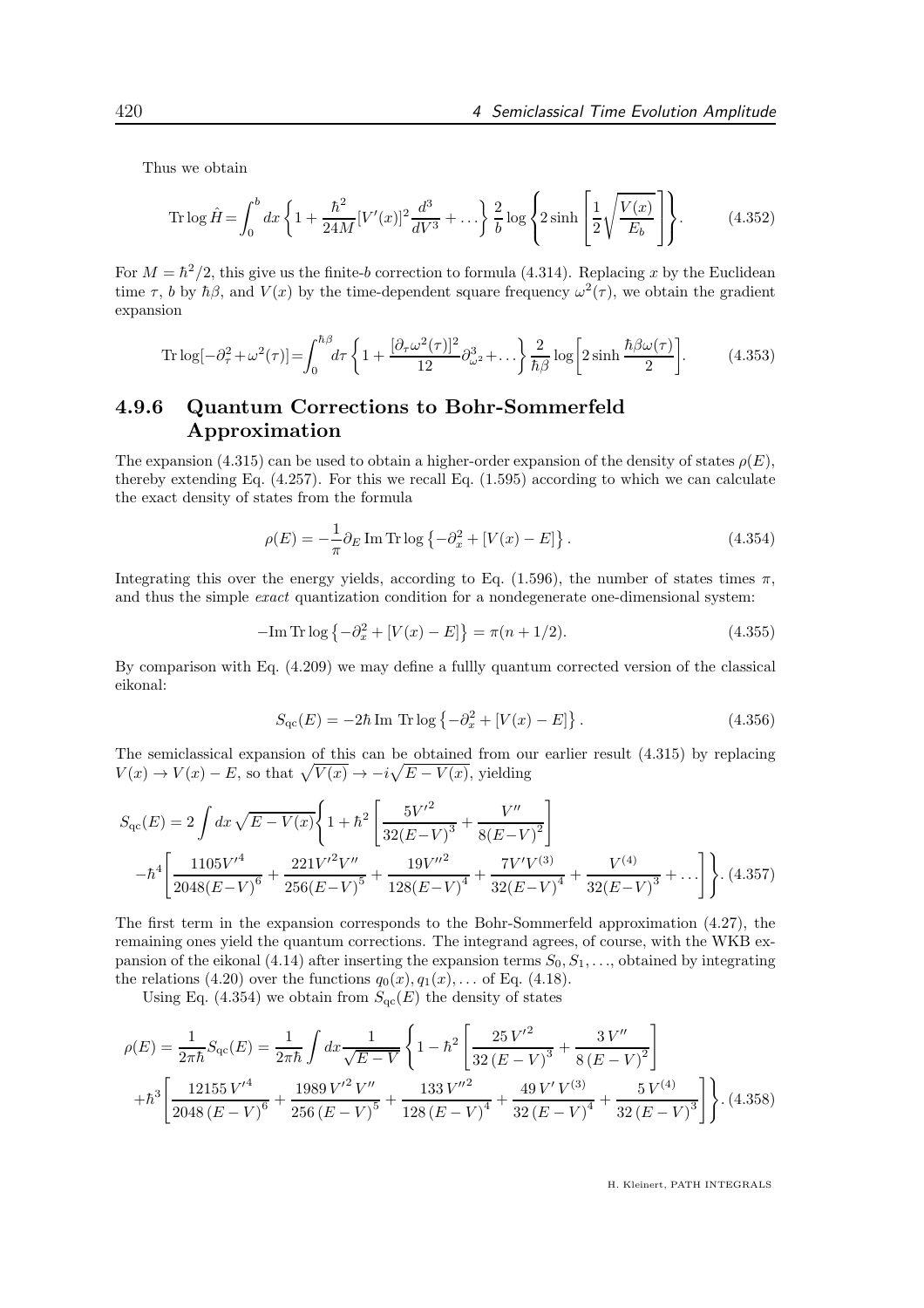Thus we obtain

$$\mathrm{Tr}\log\hat{H}=\int_0^b dx\left\{1+\frac{\hbar^2}{24M}[V'(x)]^2\frac{d^3}{dV^3}+\dots\right\}\frac{2}{b}\log\left\{2\sinh\left[\frac{1}{2}\sqrt{\frac{V(x)}{E_b}}\right]\right\}. \tag{4.352}$$

For $M=\hbar^2/2$, this give us the finite-$b$ correction to formula (4.314). Replacing $x$ by the Euclidean time $\tau$, $b$ by $\hbar\beta$, and $V(x)$ by the time-dependent square frequency $\omega^2(\tau)$, we obtain the gradient expansion

$$\mathrm{Tr}\log[-\partial_\tau^2+\omega^2(\tau)]=\int_0^{\hbar\beta}d\tau\left\{1+\frac{[\partial_\tau\omega^2(\tau)]^2}{12}\partial^3_{\omega^2}+\dots\right\}\frac{2}{\hbar\beta}\log\left[2\sinh\frac{\hbar\beta\omega(\tau)}{2}\right]. \tag{4.353}$$

## 4.9.6 Quantum Corrections to Bohr-Sommerfeld Approximation

The expansion (4.315) can be used to obtain a higher-order expansion of the density of states $\rho(E)$, thereby extending Eq. (4.257). For this we recall Eq. (1.595) according to which we can calculate the exact density of states from the formula

$$\rho(E)=-\frac{1}{\pi}\partial_E\,\mathrm{Im}\,\mathrm{Tr}\log\left\{-\partial_x^2+[V(x)-E]\right\}. \tag{4.354}$$

Integrating this over the energy yields, according to Eq. (1.596), the number of states times $\pi$, and thus the simple *exact* quantization condition for a nondegenerate one-dimensional system:

$$-\mathrm{Im}\,\mathrm{Tr}\log\left\{-\partial_x^2+[V(x)-E]\right\}=\pi(n+1/2). \tag{4.355}$$

By comparison with Eq. (4.209) we may define a fullly quantum corrected version of the classical eikonal:

$$S_{\rm qc}(E)=-2\hbar\,\mathrm{Im}\ \mathrm{Tr}\log\left\{-\partial_x^2+[V(x)-E]\right\}. \tag{4.356}$$

The semiclassical expansion of this can be obtained from our earlier result (4.315) by replacing $V(x)\to V(x)-E$, so that $\sqrt{V(x)}\to -i\sqrt{E-V(x)}$, yielding

$$S_{\rm qc}(E)=2\int dx\,\sqrt{E-V(x)}\left\{1+\hbar^2\left[\frac{5V'^2}{32(E-V)^3}+\frac{V''}{8(E-V)^2}\right]\right.$$
$$\left.-\hbar^4\left[\frac{1105V'^4}{2048(E-V)^6}+\frac{221V'^2V''}{256(E-V)^5}+\frac{19V''^2}{128(E-V)^4}+\frac{7V'V^{(3)}}{32(E-V)^4}+\frac{V^{(4)}}{32(E-V)^3}+\dots\right]\right\}. \tag{4.357}$$

The first term in the expansion corresponds to the Bohr-Sommerfeld approximation (4.27), the remaining ones yield the quantum corrections. The integrand agrees, of course, with the WKB expansion of the eikonal (4.14) after inserting the expansion terms $S_0, S_1,\dots$, obtained by integrating the relations (4.20) over the functions $q_0(x), q_1(x),\dots$ of Eq. (4.18).

Using Eq. (4.354) we obtain from $S_{\rm qc}(E)$ the density of states

$$\rho(E)=\frac{1}{2\pi\hbar}S_{\rm qc}(E)=\frac{1}{2\pi\hbar}\int dx\frac{1}{\sqrt{E-V}}\left\{1-\hbar^2\left[\frac{25\,V'^2}{32\,(E-V)^3}+\frac{3\,V''}{8\,(E-V)^2}\right]\right.$$
$$\left.+\hbar^3\left[\frac{12155\,V'^4}{2048\,(E-V)^6}+\frac{1989\,V'^2\,V''}{256\,(E-V)^5}+\frac{133\,V''^2}{128\,(E-V)^4}+\frac{49\,V'\,V^{(3)}}{32\,(E-V)^4}+\frac{5\,V^{(4)}}{32\,(E-V)^3}\right]\right\}. \tag{4.358}$$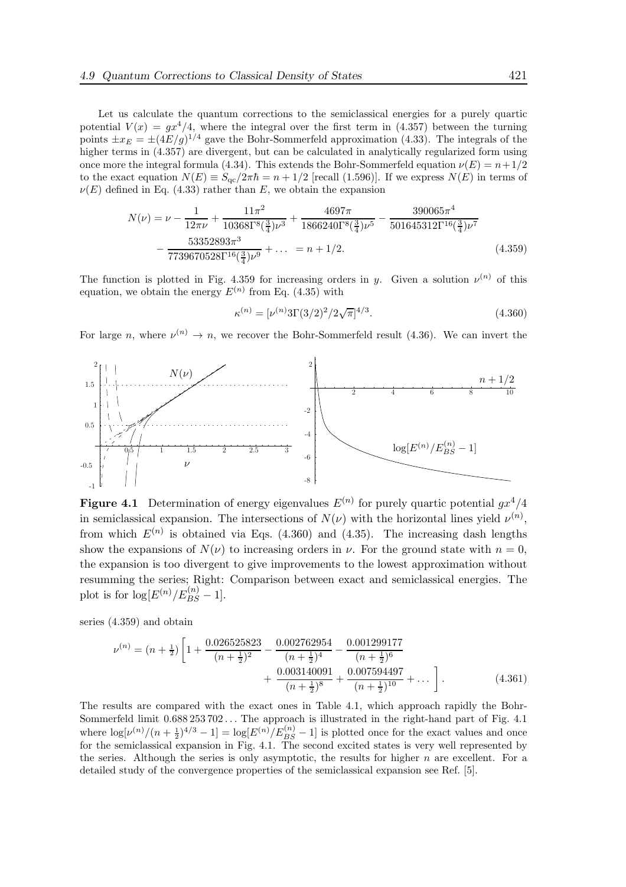Let us calculate the quantum corrections to the semiclassical energies for a purely quartic potential $V(x) = gx^4/4$, where the integral over the first term in (4.357) between the turning points $\pm x_E = \pm(4E/g)^{1/4}$ gave the Bohr-Sommerfeld approximation (4.33). The integrals of the higher terms in (4.357) are divergent, but can be calculated in analytically regularized form using once more the integral formula (4.34). This extends the Bohr-Sommerfeld equation $\nu(E) = n+1/2$ to the exact equation $N(E) \equiv S_{\rm qc}/2\pi\hbar = n + 1/2$ [recall (1.596)]. If we express $N(E)$ in terms of $\nu(E)$ defined in Eq. (4.33) rather than $E$, we obtain the expansion

$$N(\nu) = \nu - \frac{1}{12\pi\nu} + \frac{11\pi^2}{10368\Gamma^8(\frac{3}{4})\nu^3} + \frac{4697\pi}{1866240\Gamma^8(\frac{3}{4})\nu^5} - \frac{390065\pi^4}{501645312\Gamma^{16}(\frac{3}{4})\nu^7}$$
$$- \frac{53352893\pi^3}{7739670528\Gamma^{16}(\frac{3}{4})\nu^9} + \dots \; = n + 1/2. \tag{4.359}$$

The function is plotted in Fig. 4.359 for increasing orders in $y$. Given a solution $\nu^{(n)}$ of this equation, we obtain the energy $E^{(n)}$ from Eq. (4.35) with

$$\kappa^{(n)} = [\nu^{(n)} 3\Gamma(3/2)^2/2\sqrt{\pi}]^{4/3}. \tag{4.360}$$

For large $n$, where $\nu^{(n)} \to n$, we recover the Bohr-Sommerfeld result (4.36). We can invert the series (4.359) and obtain

**Figure 4.1** Determination of energy eigenvalues $E^{(n)}$ for purely quartic potential $gx^4/4$ in semiclassical expansion. The intersections of $N(\nu)$ with the horizontal lines yield $\nu^{(n)}$, from which $E^{(n)}$ is obtained via Eqs. (4.360) and (4.35). The increasing dash lengths show the expansions of $N(\nu)$ to increasing orders in $\nu$. For the ground state with $n = 0$, the expansion is too divergent to give improvements to the lowest approximation without resumming the series; Right: Comparison between exact and semiclassical energies. The plot is for $\log[E^{(n)}/E^{(n)}_{BS} - 1]$.

$$\nu^{(n)} = (n + \tfrac{1}{2}) \left[ 1 + \frac{0.026525823}{(n+\frac{1}{2})^2} - \frac{0.002762954}{(n+\frac{1}{2})^4} - \frac{0.001299177}{(n+\frac{1}{2})^6} \right.$$
$$\left. + \frac{0.003140091}{(n+\frac{1}{2})^8} + \frac{0.007594497}{(n+\frac{1}{2})^{10}} + \dots \right]. \tag{4.361}$$

The results are compared with the exact ones in Table 4.1, which approach rapidly the Bohr-Sommerfeld limit 0.688 253 702 ... The approach is illustrated in the right-hand part of Fig. 4.1 where $\log[\nu^{(n)}/(n+\frac{1}{2})^{4/3} - 1] = \log[E^{(n)}/E^{(n)}_{BS} - 1]$ is plotted once for the exact values and once for the semiclassical expansion in Fig. 4.1. The second excited states is very well represented by the series. Although the series is only asymptotic, the results for higher $n$ are excellent. For a detailed study of the convergence properties of the semiclassical expansion see Ref. [5].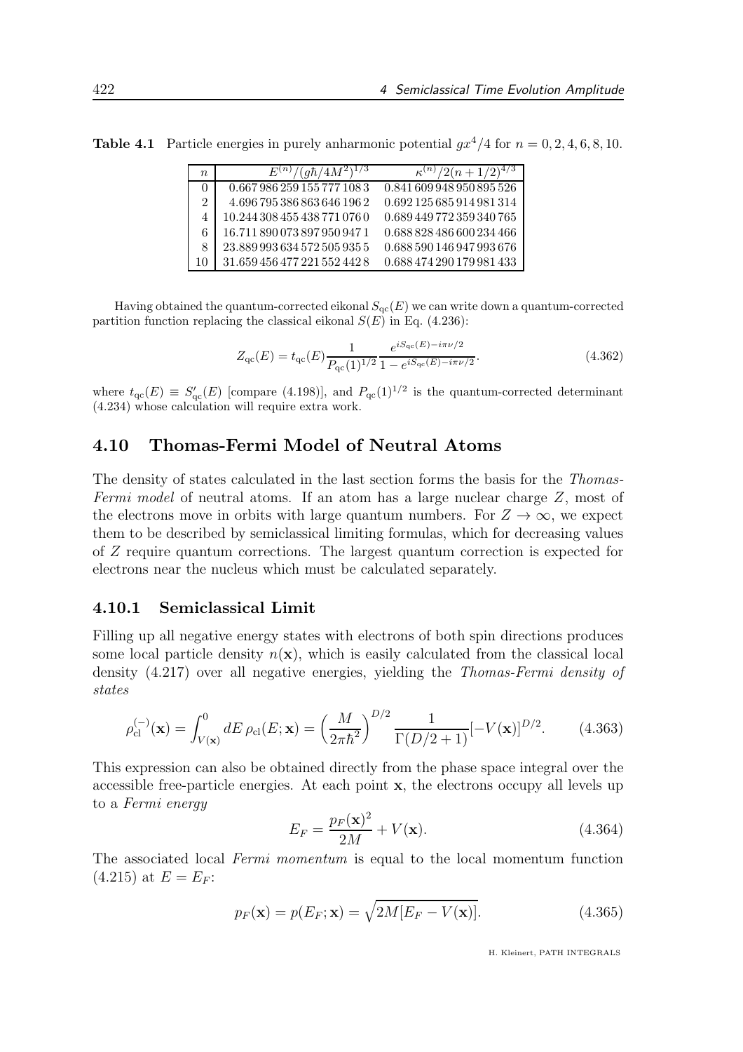**Table 4.1** Particle energies in purely anharmonic potential $gx^4/4$ for $n = 0, 2, 4, 6, 8, 10$.

| $n$ | $E^{(n)}/(g\hbar/4M^2)^{1/3}$ | $\kappa^{(n)}/2(n+1/2)^{4/3}$ |
|---|---|---|
| 0 | 0.667 986 259 155 777 108 3 | 0.841 609 948 950 895 526 |
| 2 | 4.696 795 386 863 646 196 2 | 0.692 125 685 914 981 314 |
| 4 | 10.244 308 455 438 771 076 0 | 0.689 449 772 359 340 765 |
| 6 | 16.711 890 073 897 950 947 1 | 0.688 828 486 600 234 466 |
| 8 | 23.889 993 634 572 505 935 5 | 0.688 590 146 947 993 676 |
| 10 | 31.659 456 477 221 552 442 8 | 0.688 474 290 179 981 433 |

Having obtained the quantum-corrected eikonal $S_{\rm qc}(E)$ we can write down a quantum-corrected partition function replacing the classical eikonal $S(E)$ in Eq. (4.236):

$$Z_{\rm qc}(E) = t_{\rm qc}(E)\frac{1}{P_{\rm qc}(1)^{1/2}}\frac{e^{iS_{\rm qc}(E)-i\pi\nu/2}}{1-e^{iS_{\rm qc}(E)-i\pi\nu/2}}. \tag{4.362}$$

where $t_{\rm qc}(E) \equiv S'_{\rm qc}(E)$ [compare (4.198)], and $P_{\rm qc}(1)^{1/2}$ is the quantum-corrected determinant (4.234) whose calculation will require extra work.

## 4.10 Thomas-Fermi Model of Neutral Atoms

The density of states calculated in the last section forms the basis for the *Thomas-Fermi model* of neutral atoms. If an atom has a large nuclear charge $Z$, most of the electrons move in orbits with large quantum numbers. For $Z \to \infty$, we expect them to be described by semiclassical limiting formulas, which for decreasing values of $Z$ require quantum corrections. The largest quantum correction is expected for electrons near the nucleus which must be calculated separately.

### 4.10.1 Semiclassical Limit

Filling up all negative energy states with electrons of both spin directions produces some local particle density $n(\mathbf{x})$, which is easily calculated from the classical local density (4.217) over all negative energies, yielding the *Thomas-Fermi density of states*

$$\rho^{(-)}_{\rm cl}(\mathbf{x}) = \int_{V(\mathbf{x})}^{0} dE\, \rho_{\rm cl}(E;\mathbf{x}) = \left(\frac{M}{2\pi\hbar^2}\right)^{D/2}\frac{1}{\Gamma(D/2+1)}[-V(\mathbf{x})]^{D/2}. \tag{4.363}$$

This expression can also be obtained directly from the phase space integral over the accessible free-particle energies. At each point $\mathbf{x}$, the electrons occupy all levels up to a *Fermi energy*

$$E_F = \frac{p_F(\mathbf{x})^2}{2M} + V(\mathbf{x}). \tag{4.364}$$

The associated local *Fermi momentum* is equal to the local momentum function (4.215) at $E = E_F$:

$$p_F(\mathbf{x}) = p(E_F;\mathbf{x}) = \sqrt{2M[E_F - V(\mathbf{x})]}. \tag{4.365}$$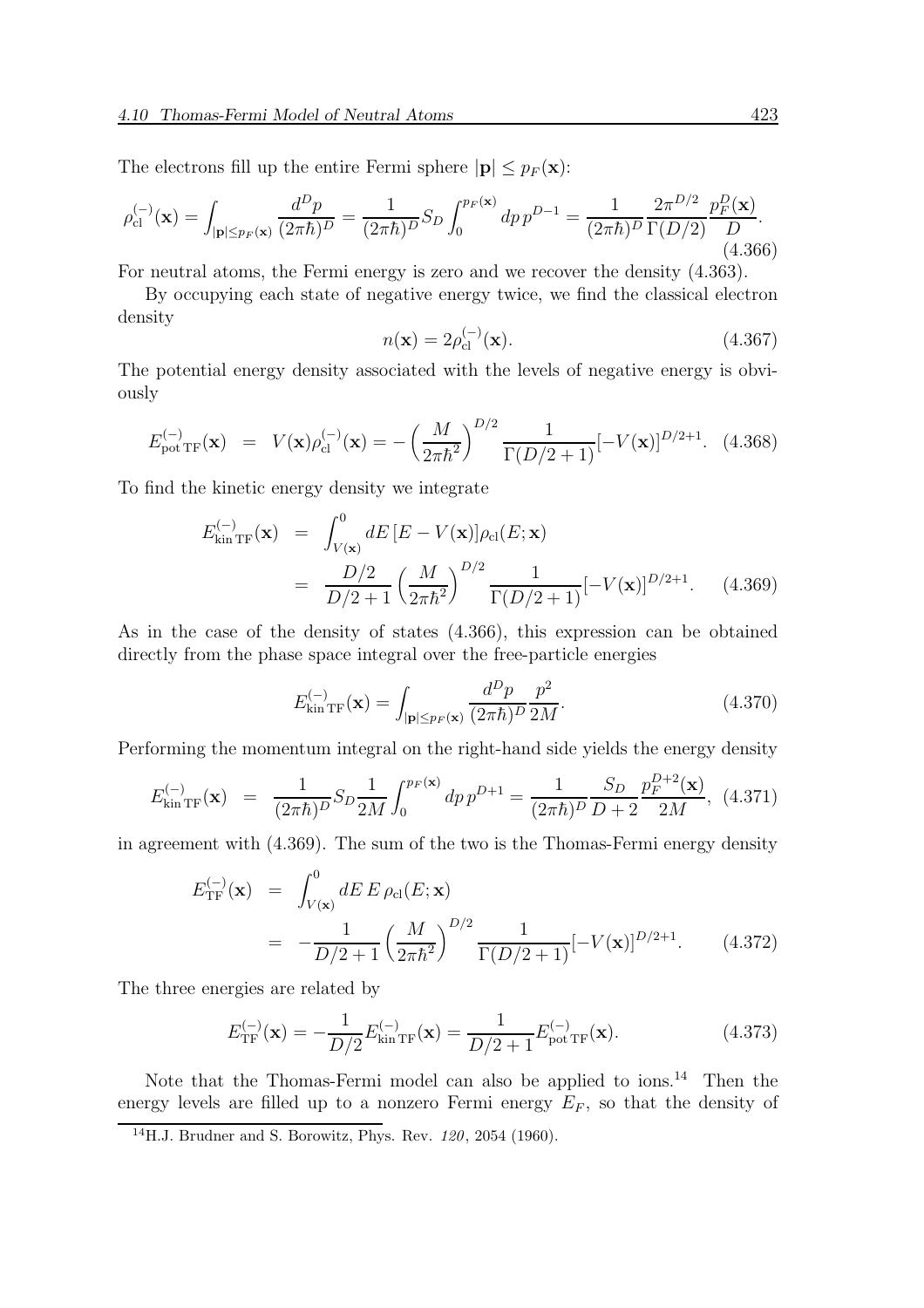The electrons fill up the entire Fermi sphere $|\mathbf{p}| \leq p_F(\mathbf{x})$:

$$\rho_{\rm cl}^{(-)}(\mathbf{x}) = \int_{|\mathbf{p}|\leq p_F(\mathbf{x})} \frac{d^D p}{(2\pi\hbar)^D} = \frac{1}{(2\pi\hbar)^D} S_D \int_0^{p_F(\mathbf{x})} dp\, p^{D-1} = \frac{1}{(2\pi\hbar)^D} \frac{2\pi^{D/2}}{\Gamma(D/2)} \frac{p_F^D(\mathbf{x})}{D}. \tag{4.366}$$

For neutral atoms, the Fermi energy is zero and we recover the density (4.363).

By occupying each state of negative energy twice, we find the classical electron density

$$n(\mathbf{x}) = 2\rho_{\rm cl}^{(-)}(\mathbf{x}). \tag{4.367}$$

The potential energy density associated with the levels of negative energy is obviously

$$E_{\rm pot\,TF}^{(-)}(\mathbf{x}) = V(\mathbf{x})\rho_{\rm cl}^{(-)}(\mathbf{x}) = -\left(\frac{M}{2\pi\hbar^2}\right)^{D/2} \frac{1}{\Gamma(D/2+1)}[-V(\mathbf{x})]^{D/2+1}. \tag{4.368}$$

To find the kinetic energy density we integrate

$$\begin{aligned} E_{\rm kin\,TF}^{(-)}(\mathbf{x}) &= \int_{V(\mathbf{x})}^0 dE\,[E - V(\mathbf{x})]\rho_{\rm cl}(E;\mathbf{x}) \\ &= \frac{D/2}{D/2+1}\left(\frac{M}{2\pi\hbar^2}\right)^{D/2} \frac{1}{\Gamma(D/2+1)}[-V(\mathbf{x})]^{D/2+1}. \end{aligned} \tag{4.369}$$

As in the case of the density of states (4.366), this expression can be obtained directly from the phase space integral over the free-particle energies

$$E_{\rm kin\,TF}^{(-)}(\mathbf{x}) = \int_{|\mathbf{p}|\leq p_F(\mathbf{x})} \frac{d^D p}{(2\pi\hbar)^D} \frac{p^2}{2M}. \tag{4.370}$$

Performing the momentum integral on the right-hand side yields the energy density

$$E_{\rm kin\,TF}^{(-)}(\mathbf{x}) = \frac{1}{(2\pi\hbar)^D} S_D \frac{1}{2M} \int_0^{p_F(\mathbf{x})} dp\, p^{D+1} = \frac{1}{(2\pi\hbar)^D} \frac{S_D}{D+2} \frac{p_F^{D+2}(\mathbf{x})}{2M}, \tag{4.371}$$

in agreement with (4.369). The sum of the two is the Thomas-Fermi energy density

$$\begin{aligned} E_{\rm TF}^{(-)}(\mathbf{x}) &= \int_{V(\mathbf{x})}^0 dE\, E\, \rho_{\rm cl}(E;\mathbf{x}) \\ &= -\frac{1}{D/2+1}\left(\frac{M}{2\pi\hbar^2}\right)^{D/2} \frac{1}{\Gamma(D/2+1)}[-V(\mathbf{x})]^{D/2+1}. \end{aligned} \tag{4.372}$$

The three energies are related by

$$E_{\rm TF}^{(-)}(\mathbf{x}) = -\frac{1}{D/2} E_{\rm kin\,TF}^{(-)}(\mathbf{x}) = \frac{1}{D/2+1} E_{\rm pot\,TF}^{(-)}(\mathbf{x}). \tag{4.373}$$

Note that the Thomas-Fermi model can also be applied to ions.[14] Then the energy levels are filled up to a nonzero Fermi energy $E_F$, so that the density of

[14] H.J. Brudner and S. Borowitz, Phys. Rev. *120*, 2054 (1960).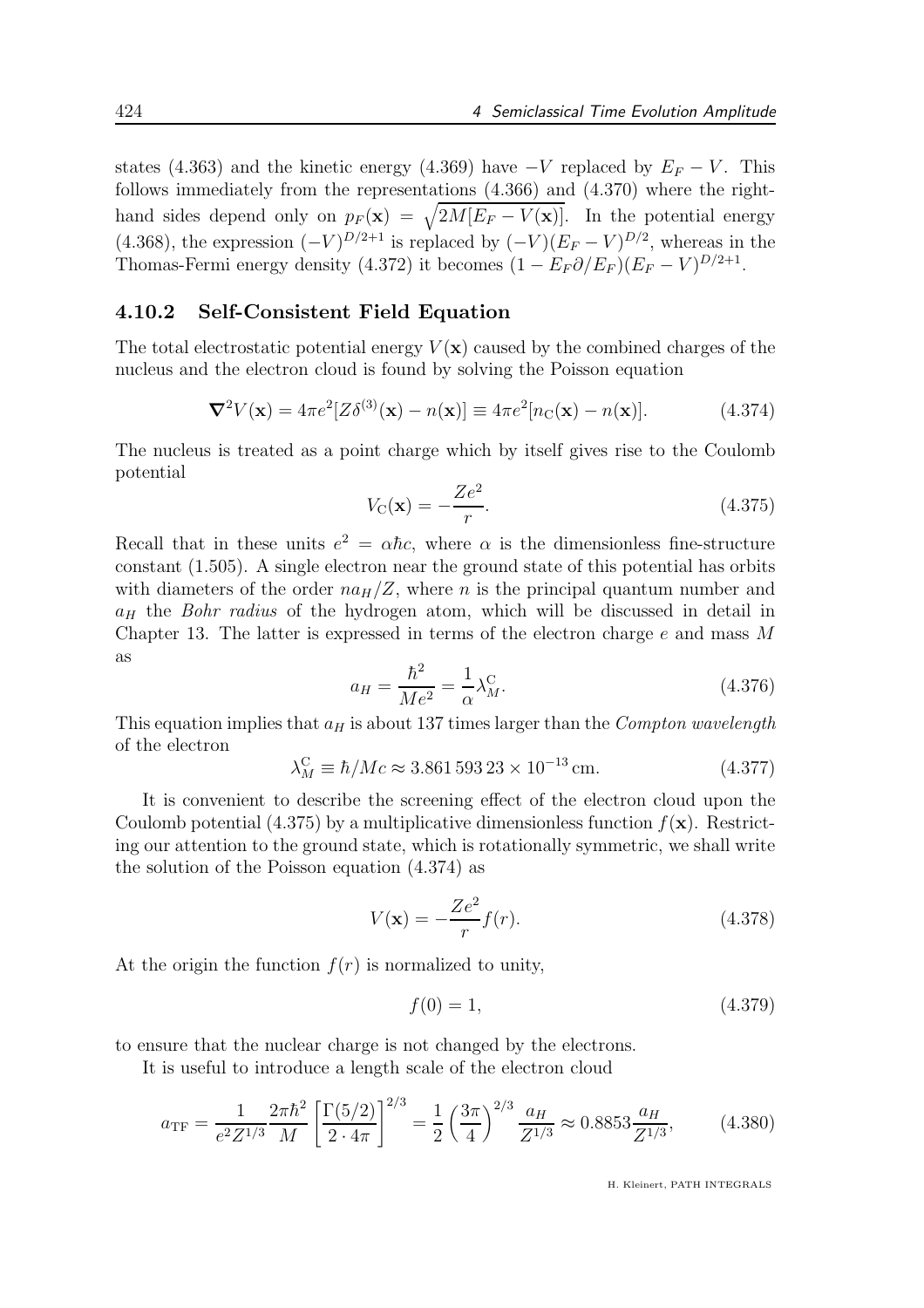states (4.363) and the kinetic energy (4.369) have $-V$ replaced by $E_F - V$. This follows immediately from the representations (4.366) and (4.370) where the right-hand sides depend only on $p_F(\mathbf{x}) = \sqrt{2M[E_F - V(\mathbf{x})]}$. In the potential energy (4.368), the expression $(-V)^{D/2+1}$ is replaced by $(-V)(E_F - V)^{D/2}$, whereas in the Thomas-Fermi energy density (4.372) it becomes $(1 - E_F\partial/E_F)(E_F - V)^{D/2+1}$.

### 4.10.2 Self-Consistent Field Equation

The total electrostatic potential energy $V(\mathbf{x})$ caused by the combined charges of the nucleus and the electron cloud is found by solving the Poisson equation

$$\boldsymbol{\nabla}^2 V(\mathbf{x}) = 4\pi e^2[Z\delta^{(3)}(\mathbf{x}) - n(\mathbf{x})] \equiv 4\pi e^2[n_{\mathrm{C}}(\mathbf{x}) - n(\mathbf{x})]. \tag{4.374}$$

The nucleus is treated as a point charge which by itself gives rise to the Coulomb potential

$$V_{\mathrm{C}}(\mathbf{x}) = -\frac{Ze^2}{r}. \tag{4.375}$$

Recall that in these units $e^2 = \alpha\hbar c$, where $\alpha$ is the dimensionless fine-structure constant (1.505). A single electron near the ground state of this potential has orbits with diameters of the order $na_H/Z$, where $n$ is the principal quantum number and $a_H$ the *Bohr radius* of the hydrogen atom, which will be discussed in detail in Chapter 13. The latter is expressed in terms of the electron charge $e$ and mass $M$ as

$$a_H = \frac{\hbar^2}{Me^2} = \frac{1}{\alpha}\lambda_M^{\mathrm{C}}. \tag{4.376}$$

This equation implies that $a_H$ is about 137 times larger than the *Compton wavelength* of the electron

$$\lambda_M^{\mathrm{C}} \equiv \hbar/Mc \approx 3.861\,593\,23 \times 10^{-13}\,\mathrm{cm}. \tag{4.377}$$

It is convenient to describe the screening effect of the electron cloud upon the Coulomb potential (4.375) by a multiplicative dimensionless function $f(\mathbf{x})$. Restricting our attention to the ground state, which is rotationally symmetric, we shall write the solution of the Poisson equation (4.374) as

$$V(\mathbf{x}) = -\frac{Ze^2}{r}f(r). \tag{4.378}$$

At the origin the function $f(r)$ is normalized to unity,

$$f(0) = 1, \tag{4.379}$$

to ensure that the nuclear charge is not changed by the electrons.

It is useful to introduce a length scale of the electron cloud

$$a_{\mathrm{TF}} = \frac{1}{e^2 Z^{1/3}}\frac{2\pi\hbar^2}{M}\left[\frac{\Gamma(5/2)}{2\cdot 4\pi}\right]^{2/3} = \frac{1}{2}\left(\frac{3\pi}{4}\right)^{2/3}\frac{a_H}{Z^{1/3}} \approx 0.8853\frac{a_H}{Z^{1/3}}, \tag{4.380}$$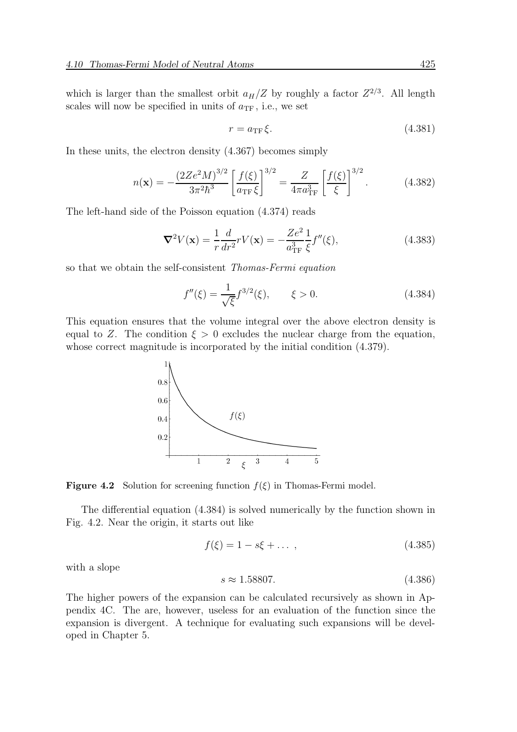which is larger than the smallest orbit $a_H/Z$ by roughly a factor $Z^{2/3}$. All length scales will now be specified in units of $a_{\rm TF}$, i.e., we set

$$r = a_{\rm TF}\,\xi. \tag{4.381}$$

In these units, the electron density (4.367) becomes simply

$$n(\mathbf{x}) = -\frac{(2Ze^2M)^{3/2}}{3\pi^2\hbar^3}\left[\frac{f(\xi)}{a_{\rm TF}\,\xi}\right]^{3/2} = \frac{Z}{4\pi a_{\rm TF}^3}\left[\frac{f(\xi)}{\xi}\right]^{3/2}. \tag{4.382}$$

The left-hand side of the Poisson equation (4.374) reads

$$\boldsymbol{\nabla}^2 V(\mathbf{x}) = \frac{1}{r}\frac{d}{dr^2} rV(\mathbf{x}) = -\frac{Ze^2}{a_{\rm TF}^3}\frac{1}{\xi}f''(\xi), \tag{4.383}$$

so that we obtain the self-consistent *Thomas-Fermi equation*

$$f''(\xi) = \frac{1}{\sqrt{\xi}}f^{3/2}(\xi), \qquad \xi > 0. \tag{4.384}$$

This equation ensures that the volume integral over the above electron density is equal to $Z$. The condition $\xi > 0$ excludes the nuclear charge from the equation, whose correct magnitude is incorporated by the initial condition (4.379).

**Figure 4.2** Solution for screening function $f(\xi)$ in Thomas-Fermi model.

The differential equation (4.384) is solved numerically by the function shown in Fig. 4.2. Near the origin, it starts out like

$$f(\xi) = 1 - s\xi + \dots\,, \tag{4.385}$$

with a slope

$$s \approx 1.58807. \tag{4.386}$$

The higher powers of the expansion can be calculated recursively as shown in Appendix 4C. The are, however, useless for an evaluation of the function since the expansion is divergent. A technique for evaluating such expansions will be developed in Chapter 5.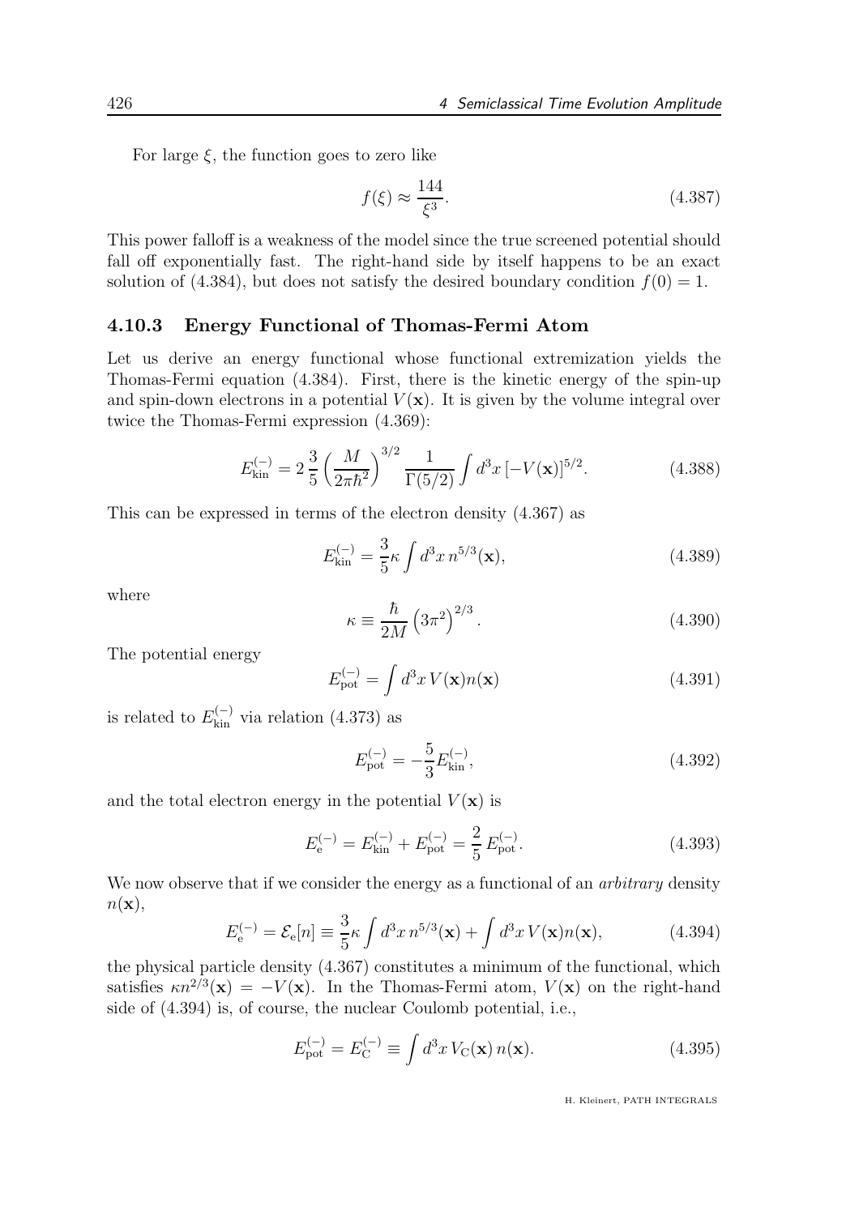For large $\xi$, the function goes to zero like

$$f(\xi) \approx \frac{144}{\xi^3}. \tag{4.387}$$

This power falloff is a weakness of the model since the true screened potential should fall off exponentially fast. The right-hand side by itself happens to be an exact solution of (4.384), but does not satisfy the desired boundary condition $f(0) = 1$.

### 4.10.3 Energy Functional of Thomas-Fermi Atom

Let us derive an energy functional whose functional extremization yields the Thomas-Fermi equation (4.384). First, there is the kinetic energy of the spin-up and spin-down electrons in a potential $V(\mathbf{x})$. It is given by the volume integral over twice the Thomas-Fermi expression (4.369):

$$E_{\rm kin}^{(-)} = 2\,\frac{3}{5}\left(\frac{M}{2\pi\hbar^2}\right)^{3/2}\frac{1}{\Gamma(5/2)}\int d^3x\,[-V(\mathbf{x})]^{5/2}. \tag{4.388}$$

This can be expressed in terms of the electron density (4.367) as

$$E_{\rm kin}^{(-)} = \frac{3}{5}\kappa\int d^3x\, n^{5/3}(\mathbf{x}), \tag{4.389}$$

where

$$\kappa \equiv \frac{\hbar}{2M}\left(3\pi^2\right)^{2/3}. \tag{4.390}$$

The potential energy

$$E_{\rm pot}^{(-)} = \int d^3x\, V(\mathbf{x})n(\mathbf{x}) \tag{4.391}$$

is related to $E_{\rm kin}^{(-)}$ via relation (4.373) as

$$E_{\rm pot}^{(-)} = -\frac{5}{3}E_{\rm kin}^{(-)}, \tag{4.392}$$

and the total electron energy in the potential $V(\mathbf{x})$ is

$$E_{\rm e}^{(-)} = E_{\rm kin}^{(-)} + E_{\rm pot}^{(-)} = \frac{2}{5}\,E_{\rm pot}^{(-)}. \tag{4.393}$$

We now observe that if we consider the energy as a functional of an *arbitrary* density $n(\mathbf{x})$,

$$E_{\rm e}^{(-)} = \mathcal{E}_{\rm e}[n] \equiv \frac{3}{5}\kappa\int d^3x\, n^{5/3}(\mathbf{x}) + \int d^3x\, V(\mathbf{x})n(\mathbf{x}), \tag{4.394}$$

the physical particle density (4.367) constitutes a minimum of the functional, which satisfies $\kappa n^{2/3}(\mathbf{x}) = -V(\mathbf{x})$. In the Thomas-Fermi atom, $V(\mathbf{x})$ on the right-hand side of (4.394) is, of course, the nuclear Coulomb potential, i.e.,

$$E_{\rm pot}^{(-)} = E_{\rm C}^{(-)} \equiv \int d^3x\, V_{\rm C}(\mathbf{x})\, n(\mathbf{x}). \tag{4.395}$$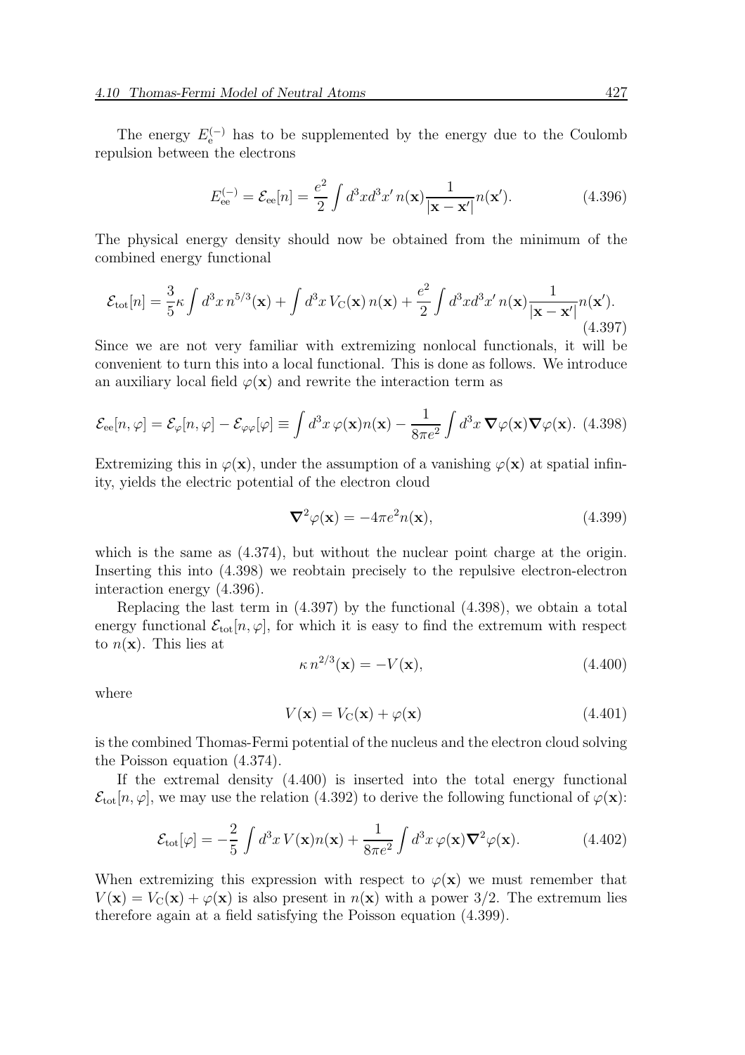The energy $E_{\rm e}^{(-)}$ has to be supplemented by the energy due to the Coulomb repulsion between the electrons

$$E_{\rm ee}^{(-)} = \mathcal{E}_{\rm ee}[n] = \frac{e^2}{2}\int d^3x d^3x'\, n(\mathbf{x})\frac{1}{|\mathbf{x}-\mathbf{x}'|}n(\mathbf{x}'). \tag{4.396}$$

The physical energy density should now be obtained from the minimum of the combined energy functional

$$\mathcal{E}_{\rm tot}[n] = \frac{3}{5}\kappa\int d^3x\, n^{5/3}(\mathbf{x}) + \int d^3x\, V_{\rm C}(\mathbf{x})\, n(\mathbf{x}) + \frac{e^2}{2}\int d^3x d^3x'\, n(\mathbf{x})\frac{1}{|\mathbf{x}-\mathbf{x}'|}n(\mathbf{x}'). \tag{4.397}$$

Since we are not very familiar with extremizing nonlocal functionals, it will be convenient to turn this into a local functional. This is done as follows. We introduce an auxiliary local field $\varphi(\mathbf{x})$ and rewrite the interaction term as

$$\mathcal{E}_{\rm ee}[n,\varphi] = \mathcal{E}_{\varphi}[n,\varphi] - \mathcal{E}_{\varphi\varphi}[\varphi] \equiv \int d^3x\, \varphi(\mathbf{x})n(\mathbf{x}) - \frac{1}{8\pi e^2}\int d^3x\, \boldsymbol{\nabla}\varphi(\mathbf{x})\boldsymbol{\nabla}\varphi(\mathbf{x}). \tag{4.398}$$

Extremizing this in $\varphi(\mathbf{x})$, under the assumption of a vanishing $\varphi(\mathbf{x})$ at spatial infinity, yields the electric potential of the electron cloud

$$\boldsymbol{\nabla}^2\varphi(\mathbf{x}) = -4\pi e^2 n(\mathbf{x}), \tag{4.399}$$

which is the same as (4.374), but without the nuclear point charge at the origin. Inserting this into (4.398) we reobtain precisely to the repulsive electron-electron interaction energy (4.396).

Replacing the last term in (4.397) by the functional (4.398), we obtain a total energy functional $\mathcal{E}_{\rm tot}[n,\varphi]$, for which it is easy to find the extremum with respect to $n(\mathbf{x})$. This lies at

$$\kappa\, n^{2/3}(\mathbf{x}) = -V(\mathbf{x}), \tag{4.400}$$

where

$$V(\mathbf{x}) = V_{\rm C}(\mathbf{x}) + \varphi(\mathbf{x}) \tag{4.401}$$

is the combined Thomas-Fermi potential of the nucleus and the electron cloud solving the Poisson equation (4.374).

If the extremal density (4.400) is inserted into the total energy functional $\mathcal{E}_{\rm tot}[n,\varphi]$, we may use the relation (4.392) to derive the following functional of $\varphi(\mathbf{x})$:

$$\mathcal{E}_{\rm tot}[\varphi] = -\frac{2}{5}\int d^3x\, V(\mathbf{x})n(\mathbf{x}) + \frac{1}{8\pi e^2}\int d^3x\, \varphi(\mathbf{x})\boldsymbol{\nabla}^2\varphi(\mathbf{x}). \tag{4.402}$$

When extremizing this expression with respect to $\varphi(\mathbf{x})$ we must remember that $V(\mathbf{x}) = V_{\rm C}(\mathbf{x}) + \varphi(\mathbf{x})$ is also present in $n(\mathbf{x})$ with a power $3/2$. The extremum lies therefore again at a field satisfying the Poisson equation (4.399).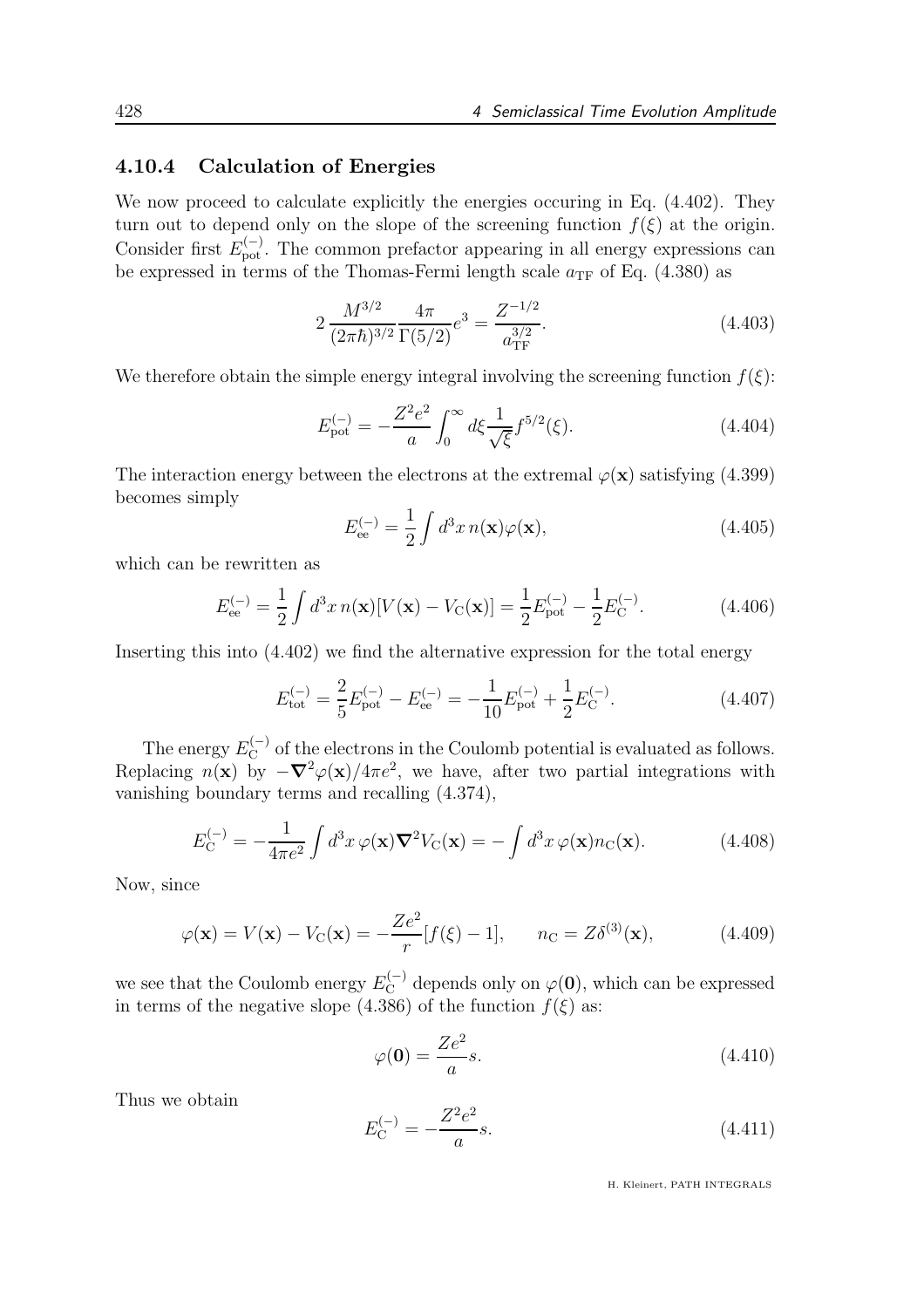### 4.10.4 Calculation of Energies

We now proceed to calculate explicitly the energies occuring in Eq. (4.402). They turn out to depend only on the slope of the screening function $f(\xi)$ at the origin. Consider first $E_{\rm pot}^{(-)}$. The common prefactor appearing in all energy expressions can be expressed in terms of the Thomas-Fermi length scale $a_{\rm TF}$ of Eq. (4.380) as

$$
2\,\frac{M^{3/2}}{(2\pi\hbar)^{3/2}}\frac{4\pi}{\Gamma(5/2)}e^3 = \frac{Z^{-1/2}}{a_{\rm TF}^{3/2}}. \tag{4.403}
$$

We therefore obtain the simple energy integral involving the screening function $f(\xi)$:

$$
E_{\rm pot}^{(-)} = -\frac{Z^2e^2}{a}\int_0^\infty d\xi \frac{1}{\sqrt{\xi}} f^{5/2}(\xi). \tag{4.404}
$$

The interaction energy between the electrons at the extremal $\varphi(\mathbf{x})$ satisfying (4.399) becomes simply

$$
E_{\rm ee}^{(-)} = \frac{1}{2}\int d^3x\, n(\mathbf{x})\varphi(\mathbf{x}), \tag{4.405}
$$

which can be rewritten as

$$
E_{\rm ee}^{(-)} = \frac{1}{2}\int d^3x\, n(\mathbf{x})[V(\mathbf{x}) - V_{\rm C}(\mathbf{x})] = \frac{1}{2}E_{\rm pot}^{(-)} - \frac{1}{2}E_{\rm C}^{(-)}. \tag{4.406}
$$

Inserting this into (4.402) we find the alternative expression for the total energy

$$
E_{\rm tot}^{(-)} = \frac{2}{5}E_{\rm pot}^{(-)} - E_{\rm ee}^{(-)} = -\frac{1}{10}E_{\rm pot}^{(-)} + \frac{1}{2}E_{\rm C}^{(-)}. \tag{4.407}
$$

The energy $E_{\rm C}^{(-)}$ of the electrons in the Coulomb potential is evaluated as follows. Replacing $n(\mathbf{x})$ by $-\boldsymbol{\nabla}^2\varphi(\mathbf{x})/4\pi e^2$, we have, after two partial integrations with vanishing boundary terms and recalling (4.374),

$$
E_{\rm C}^{(-)} = -\frac{1}{4\pi e^2}\int d^3x\, \varphi(\mathbf{x})\boldsymbol{\nabla}^2 V_{\rm C}(\mathbf{x}) = -\int d^3x\, \varphi(\mathbf{x}) n_{\rm C}(\mathbf{x}). \tag{4.408}
$$

Now, since

$$
\varphi(\mathbf{x}) = V(\mathbf{x}) - V_{\rm C}(\mathbf{x}) = -\frac{Ze^2}{r}[f(\xi) - 1], \qquad n_{\rm C} = Z\delta^{(3)}(\mathbf{x}), \tag{4.409}
$$

we see that the Coulomb energy $E_{\rm C}^{(-)}$ depends only on $\varphi(\mathbf{0})$, which can be expressed in terms of the negative slope (4.386) of the function $f(\xi)$ as:

$$
\varphi(\mathbf{0}) = \frac{Ze^2}{a}s. \tag{4.410}
$$

Thus we obtain

$$
E_{\rm C}^{(-)} = -\frac{Z^2e^2}{a}s. \tag{4.411}
$$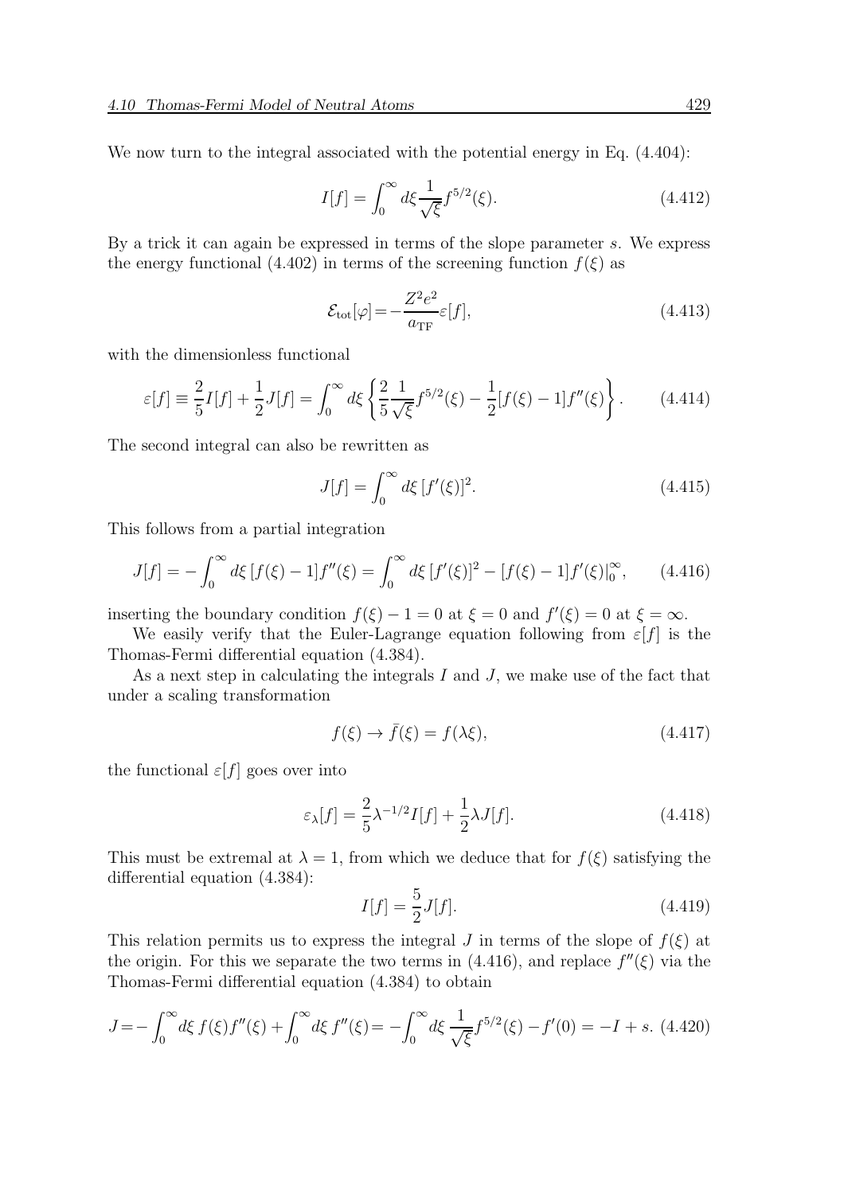We now turn to the integral associated with the potential energy in Eq. (4.404):

$$I[f] = \int_0^\infty d\xi \frac{1}{\sqrt{\xi}} f^{5/2}(\xi). \tag{4.412}$$

By a trick it can again be expressed in terms of the slope parameter $s$. We express the energy functional (4.402) in terms of the screening function $f(\xi)$ as

$$\mathcal{E}_{\rm tot}[\varphi] = -\frac{Z^2 e^2}{a_{\rm TF}} \varepsilon[f], \tag{4.413}$$

with the dimensionless functional

$$\varepsilon[f] \equiv \frac{2}{5} I[f] + \frac{1}{2} J[f] = \int_0^\infty d\xi \left\{ \frac{2}{5} \frac{1}{\sqrt{\xi}} f^{5/2}(\xi) - \frac{1}{2} [f(\xi) - 1] f''(\xi) \right\}. \tag{4.414}$$

The second integral can also be rewritten as

$$J[f] = \int_0^\infty d\xi \, [f'(\xi)]^2. \tag{4.415}$$

This follows from a partial integration

$$J[f] = -\int_0^\infty d\xi \, [f(\xi) - 1] f''(\xi) = \int_0^\infty d\xi \, [f'(\xi)]^2 - [f(\xi) - 1] f'(\xi)|_0^\infty, \tag{4.416}$$

inserting the boundary condition $f(\xi) - 1 = 0$ at $\xi = 0$ and $f'(\xi) = 0$ at $\xi = \infty$.

We easily verify that the Euler-Lagrange equation following from $\varepsilon[f]$ is the Thomas-Fermi differential equation (4.384).

As a next step in calculating the integrals $I$ and $J$, we make use of the fact that under a scaling transformation

$$f(\xi) \to \bar{f}(\xi) = f(\lambda \xi), \tag{4.417}$$

the functional $\varepsilon[f]$ goes over into

$$\varepsilon_\lambda[f] = \frac{2}{5} \lambda^{-1/2} I[f] + \frac{1}{2} \lambda J[f]. \tag{4.418}$$

This must be extremal at $\lambda = 1$, from which we deduce that for $f(\xi)$ satisfying the differential equation (4.384):

$$I[f] = \frac{5}{2} J[f]. \tag{4.419}$$

This relation permits us to express the integral $J$ in terms of the slope of $f(\xi)$ at the origin. For this we separate the two terms in (4.416), and replace $f''(\xi)$ via the Thomas-Fermi differential equation (4.384) to obtain

$$J = -\int_0^\infty d\xi \, f(\xi) f''(\xi) + \int_0^\infty d\xi \, f''(\xi) = -\int_0^\infty d\xi \, \frac{1}{\sqrt{\xi}} f^{5/2}(\xi) - f'(0) = -I + s. \tag{4.420}$$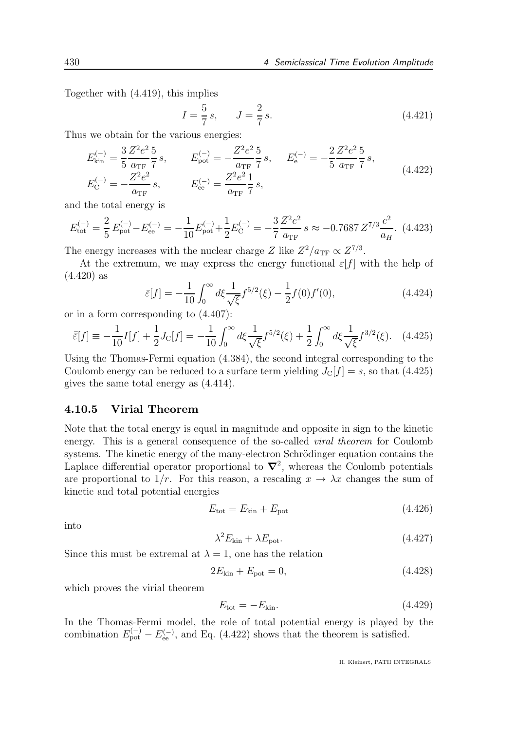Together with (4.419), this implies

$$I = \frac{5}{7}\, s, \qquad J = \frac{2}{7}\, s. \tag{4.421}$$

Thus we obtain for the various energies:

$$\begin{aligned}
E_{\rm kin}^{(-)} &= \frac{3}{5}\frac{Z^2e^2}{a_{\rm TF}}\frac{5}{7}\, s, \qquad E_{\rm pot}^{(-)} = -\frac{Z^2e^2}{a_{\rm TF}}\frac{5}{7}\, s, \qquad E_{\rm e}^{(-)} = -\frac{2}{5}\frac{Z^2e^2}{a_{\rm TF}}\frac{5}{7}\, s, \\
E_{\rm C}^{(-)} &= -\frac{Z^2e^2}{a_{\rm TF}}\, s, \qquad E_{\rm ee}^{(-)} = \frac{Z^2e^2}{a_{\rm TF}}\frac{1}{7}\, s,
\end{aligned} \tag{4.422}$$

and the total energy is

$$E_{\rm tot}^{(-)} = \frac{2}{5}\, E_{\rm pot}^{(-)} - E_{\rm ee}^{(-)} = -\frac{1}{10}E_{\rm pot}^{(-)} + \frac{1}{2}E_{\rm C}^{(-)} = -\frac{3}{7}\frac{Z^2e^2}{a_{\rm TF}}\, s \approx -0.7687\, Z^{7/3}\frac{e^2}{a_H}. \tag{4.423}$$

The energy increases with the nuclear charge $Z$ like $Z^2/a_{\rm TF} \propto Z^{7/3}$.

At the extremum, we may express the energy functional $\varepsilon[f]$ with the help of (4.420) as

$$\bar{\varepsilon}[f] = -\frac{1}{10}\int_0^\infty d\xi \frac{1}{\sqrt{\xi}} f^{5/2}(\xi) - \frac{1}{2} f(0) f'(0), \tag{4.424}$$

or in a form corresponding to (4.407):

$$\bar{\bar{\varepsilon}}[f] \equiv -\frac{1}{10}I[f] + \frac{1}{2}J_{\rm C}[f] = -\frac{1}{10}\int_0^\infty d\xi \frac{1}{\sqrt{\xi}} f^{5/2}(\xi) + \frac{1}{2}\int_0^\infty d\xi \frac{1}{\sqrt{\xi}} f^{3/2}(\xi). \tag{4.425}$$

Using the Thomas-Fermi equation (4.384), the second integral corresponding to the Coulomb energy can be reduced to a surface term yielding $J_{\rm C}[f] = s$, so that (4.425) gives the same total energy as (4.414).

### 4.10.5 Virial Theorem

Note that the total energy is equal in magnitude and opposite in sign to the kinetic energy. This is a general consequence of the so-called *viral theorem* for Coulomb systems. The kinetic energy of the many-electron Schrödinger equation contains the Laplace differential operator proportional to $\boldsymbol{\nabla}^2$, whereas the Coulomb potentials are proportional to $1/r$. For this reason, a rescaling $x \to \lambda x$ changes the sum of kinetic and total potential energies

$$E_{\rm tot} = E_{\rm kin} + E_{\rm pot} \tag{4.426}$$

into

$$\lambda^2 E_{\rm kin} + \lambda E_{\rm pot}. \tag{4.427}$$

Since this must be extremal at $\lambda = 1$, one has the relation

$$2E_{\rm kin} + E_{\rm pot} = 0, \tag{4.428}$$

which proves the virial theorem

$$E_{\rm tot} = -E_{\rm kin}. \tag{4.429}$$

In the Thomas-Fermi model, the role of total potential energy is played by the combination $E_{\rm pot}^{(-)} - E_{\rm ee}^{(-)}$, and Eq. (4.422) shows that the theorem is satisfied.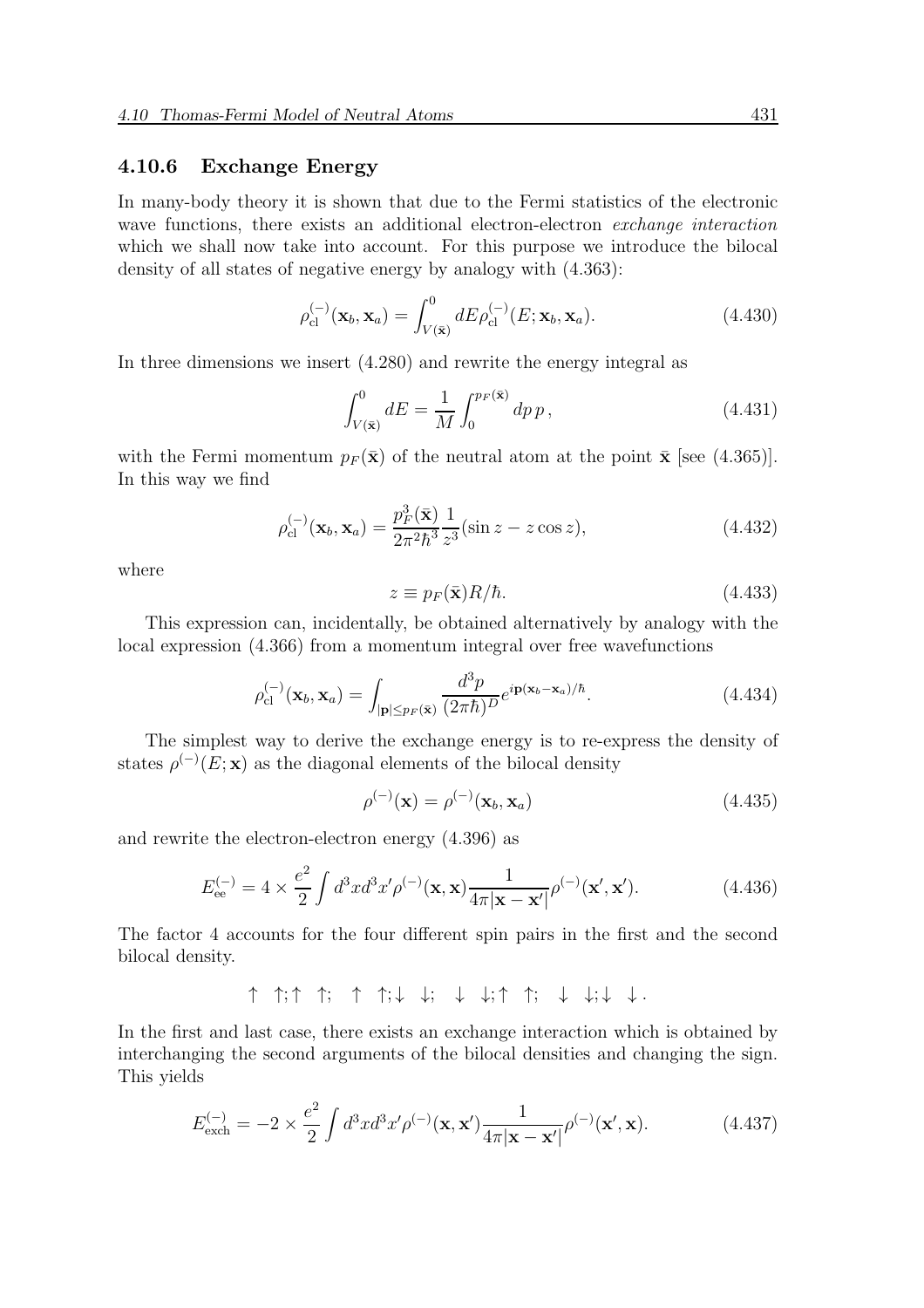### 4.10.6 Exchange Energy

In many-body theory it is shown that due to the Fermi statistics of the electronic wave functions, there exists an additional electron-electron *exchange interaction* which we shall now take into account. For this purpose we introduce the bilocal density of all states of negative energy by analogy with (4.363):

$$\rho_{\rm cl}^{(-)}(\mathbf{x}_b, \mathbf{x}_a) = \int_{V(\bar{\mathbf{x}})}^{0} dE \rho_{\rm cl}^{(-)}(E; \mathbf{x}_b, \mathbf{x}_a). \tag{4.430}$$

In three dimensions we insert (4.280) and rewrite the energy integral as

$$\int_{V(\bar{\mathbf{x}})}^{0} dE = \frac{1}{M} \int_{0}^{p_F(\bar{\mathbf{x}})} dp\, p\,, \tag{4.431}$$

with the Fermi momentum $p_F(\bar{\mathbf{x}})$ of the neutral atom at the point $\bar{\mathbf{x}}$ [see (4.365)]. In this way we find

$$\rho_{\rm cl}^{(-)}(\mathbf{x}_b, \mathbf{x}_a) = \frac{p_F^3(\bar{\mathbf{x}})}{2\pi^2\hbar^3} \frac{1}{z^3} (\sin z - z \cos z), \tag{4.432}$$

where

$$z \equiv p_F(\bar{\mathbf{x}}) R/\hbar. \tag{4.433}$$

This expression can, incidentally, be obtained alternatively by analogy with the local expression (4.366) from a momentum integral over free wavefunctions

$$\rho_{\rm cl}^{(-)}(\mathbf{x}_b, \mathbf{x}_a) = \int_{|\mathbf{p}| \leq p_F(\bar{\mathbf{x}})} \frac{d^3p}{(2\pi\hbar)^D} e^{i\mathbf{p}(\mathbf{x}_b - \mathbf{x}_a)/\hbar}. \tag{4.434}$$

The simplest way to derive the exchange energy is to re-express the density of states $\rho^{(-)}(E; \mathbf{x})$ as the diagonal elements of the bilocal density

$$\rho^{(-)}(\mathbf{x}) = \rho^{(-)}(\mathbf{x}_b, \mathbf{x}_a) \tag{4.435}$$

and rewrite the electron-electron energy (4.396) as

$$E_{\rm ee}^{(-)} = 4 \times \frac{e^2}{2} \int d^3x d^3x' \rho^{(-)}(\mathbf{x}, \mathbf{x}) \frac{1}{4\pi|\mathbf{x} - \mathbf{x}'|} \rho^{(-)}(\mathbf{x}', \mathbf{x}'). \tag{4.436}$$

The factor 4 accounts for the four different spin pairs in the first and the second bilocal density.

$$\uparrow\ \uparrow;\uparrow\ \uparrow;\quad \uparrow\ \uparrow;\downarrow\ \downarrow;\quad \downarrow\ \downarrow;\uparrow\ \uparrow;\quad \downarrow\ \downarrow;\downarrow\ \downarrow.$$

In the first and last case, there exists an exchange interaction which is obtained by interchanging the second arguments of the bilocal densities and changing the sign. This yields

$$E_{\rm exch}^{(-)} = -2 \times \frac{e^2}{2} \int d^3x d^3x' \rho^{(-)}(\mathbf{x}, \mathbf{x}') \frac{1}{4\pi|\mathbf{x} - \mathbf{x}'|} \rho^{(-)}(\mathbf{x}', \mathbf{x}). \tag{4.437}$$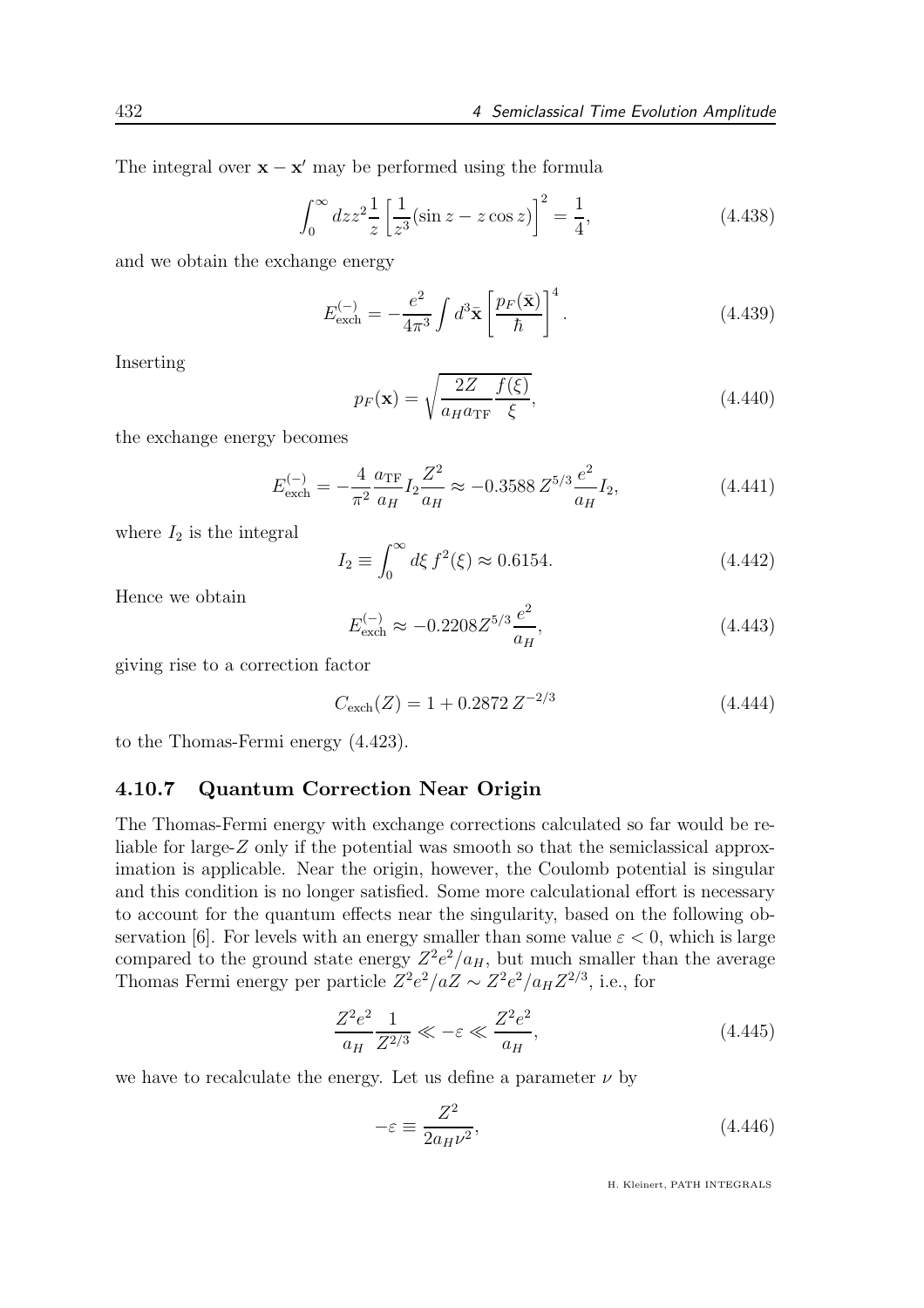The integral over $\mathbf{x} - \mathbf{x}'$ may be performed using the formula

$$\int_0^\infty dz z^2 \frac{1}{z} \left[ \frac{1}{z^3} (\sin z - z \cos z) \right]^2 = \frac{1}{4}, \tag{4.438}$$

and we obtain the exchange energy

$$E_{\rm exch}^{(-)} = -\frac{e^2}{4\pi^3} \int d^3\bar{\mathbf{x}} \left[ \frac{p_F(\bar{\mathbf{x}})}{\hbar} \right]^4. \tag{4.439}$$

Inserting

$$p_F(\mathbf{x}) = \sqrt{\frac{2Z}{a_H a_{\rm TF}} \frac{f(\xi)}{\xi}}, \tag{4.440}$$

the exchange energy becomes

$$E_{\rm exch}^{(-)} = -\frac{4}{\pi^2} \frac{a_{\rm TF}}{a_H} I_2 \frac{Z^2}{a_H} \approx -0.3588\, Z^{5/3} \frac{e^2}{a_H} I_2, \tag{4.441}$$

where $I_2$ is the integral

$$I_2 \equiv \int_0^\infty d\xi\, f^2(\xi) \approx 0.6154. \tag{4.442}$$

Hence we obtain

$$E_{\rm exch}^{(-)} \approx -0.2208 Z^{5/3} \frac{e^2}{a_H}, \tag{4.443}$$

giving rise to a correction factor

$$C_{\rm exch}(Z) = 1 + 0.2872\, Z^{-2/3} \tag{4.444}$$

to the Thomas-Fermi energy (4.423).

### 4.10.7 Quantum Correction Near Origin

The Thomas-Fermi energy with exchange corrections calculated so far would be reliable for large-$Z$ only if the potential was smooth so that the semiclassical approximation is applicable. Near the origin, however, the Coulomb potential is singular and this condition is no longer satisfied. Some more calculational effort is necessary to account for the quantum effects near the singularity, based on the following observation [6]. For levels with an energy smaller than some value $\varepsilon < 0$, which is large compared to the ground state energy $Z^2e^2/a_H$, but much smaller than the average Thomas Fermi energy per particle $Z^2e^2/aZ \sim Z^2e^2/a_H Z^{2/3}$, i.e., for

$$\frac{Z^2e^2}{a_H} \frac{1}{Z^{2/3}} \ll -\varepsilon \ll \frac{Z^2e^2}{a_H}, \tag{4.445}$$

we have to recalculate the energy. Let us define a parameter $\nu$ by

$$-\varepsilon \equiv \frac{Z^2}{2a_H \nu^2}, \tag{4.446}$$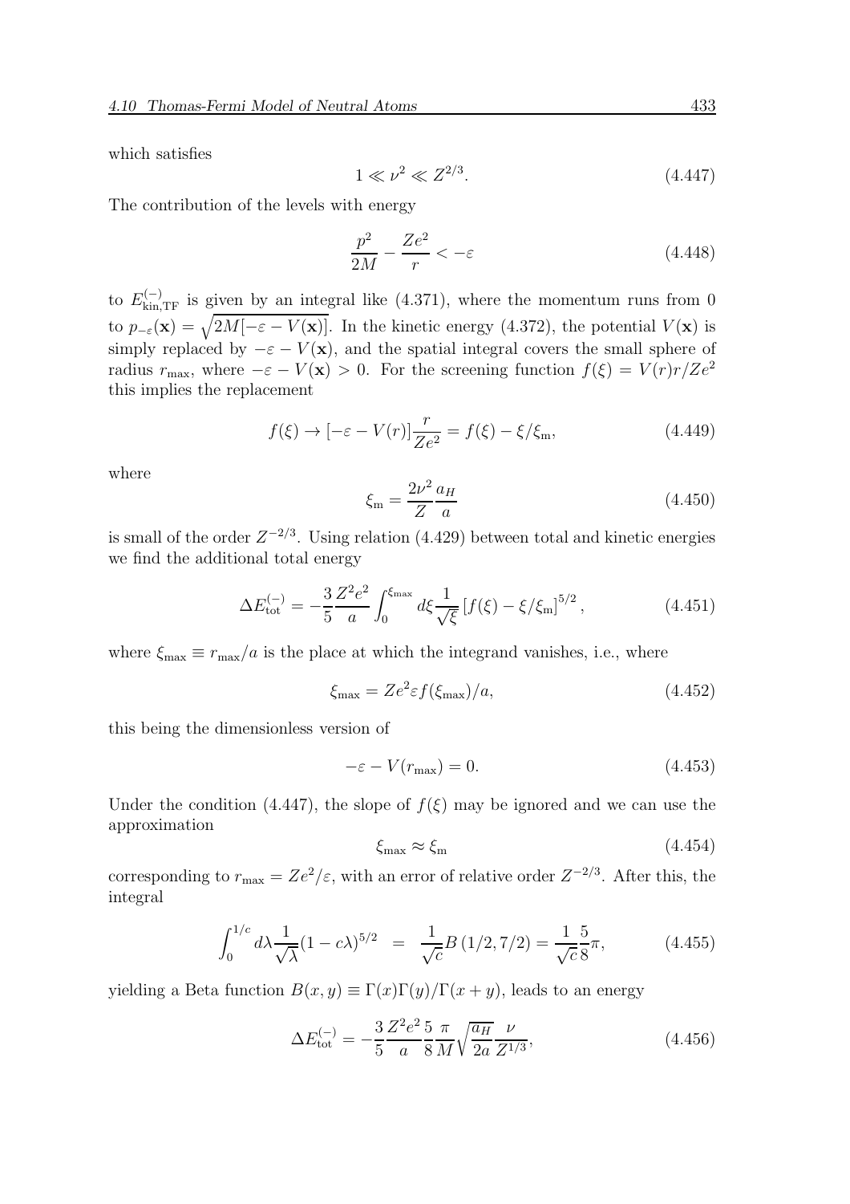which satisfies

$$1 \ll \nu^2 \ll Z^{2/3}. \tag{4.447}$$

The contribution of the levels with energy

$$\frac{p^2}{2M} - \frac{Ze^2}{r} < -\varepsilon \tag{4.448}$$

to $E^{(-)}_{\rm kin,TF}$ is given by an integral like (4.371), where the momentum runs from 0 to $p_{-\varepsilon}(\mathbf{x}) = \sqrt{2M[-\varepsilon - V(\mathbf{x})]}$. In the kinetic energy (4.372), the potential $V(\mathbf{x})$ is simply replaced by $-\varepsilon - V(\mathbf{x})$, and the spatial integral covers the small sphere of radius $r_{\rm max}$, where $-\varepsilon - V(\mathbf{x}) > 0$. For the screening function $f(\xi) = V(r)r/Ze^2$ this implies the replacement

$$f(\xi) \to [-\varepsilon - V(r)]\frac{r}{Ze^2} = f(\xi) - \xi/\xi_{\rm m}, \tag{4.449}$$

where

$$\xi_{\rm m} = \frac{2\nu^2}{Z}\frac{a_H}{a} \tag{4.450}$$

is small of the order $Z^{-2/3}$. Using relation (4.429) between total and kinetic energies we find the additional total energy

$$\Delta E^{(-)}_{\rm tot} = -\frac{3}{5}\frac{Z^2e^2}{a}\int_0^{\xi_{\rm max}} d\xi \frac{1}{\sqrt{\xi}}\left[f(\xi) - \xi/\xi_{\rm m}\right]^{5/2}, \tag{4.451}$$

where $\xi_{\rm max} \equiv r_{\rm max}/a$ is the place at which the integrand vanishes, i.e., where

$$\xi_{\rm max} = Ze^2\varepsilon f(\xi_{\rm max})/a, \tag{4.452}$$

this being the dimensionless version of

$$-\varepsilon - V(r_{\rm max}) = 0. \tag{4.453}$$

Under the condition (4.447), the slope of $f(\xi)$ may be ignored and we can use the approximation

$$\xi_{\rm max} \approx \xi_{\rm m} \tag{4.454}$$

corresponding to $r_{\rm max} = Ze^2/\varepsilon$, with an error of relative order $Z^{-2/3}$. After this, the integral

$$\int_0^{1/c} d\lambda \frac{1}{\sqrt{\lambda}}(1 - c\lambda)^{5/2} \;\;=\;\; \frac{1}{\sqrt{c}}B\left(1/2, 7/2\right) = \frac{1}{\sqrt{c}}\frac{5}{8}\pi, \tag{4.455}$$

yielding a Beta function $B(x, y) \equiv \Gamma(x)\Gamma(y)/\Gamma(x + y)$, leads to an energy

$$\Delta E^{(-)}_{\rm tot} = -\frac{3}{5}\frac{Z^2e^2}{a}\frac{5}{8}\frac{\pi}{M}\sqrt{\frac{a_H}{2a}}\frac{\nu}{Z^{1/3}}, \tag{4.456}$$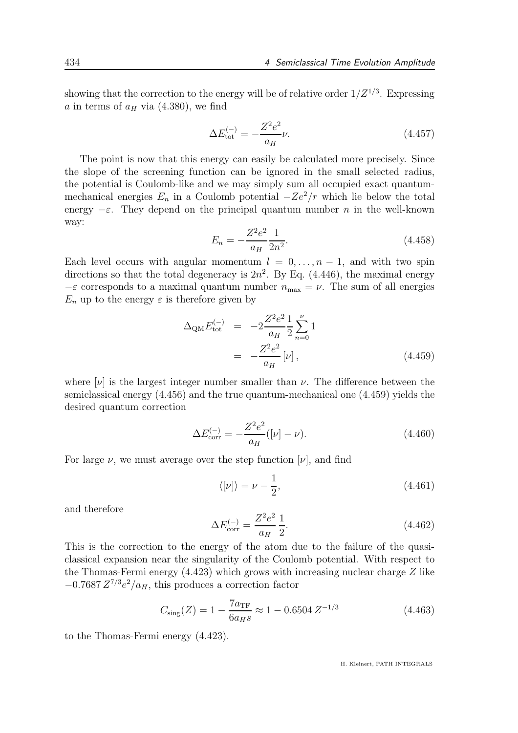showing that the correction to the energy will be of relative order $1/Z^{1/3}$. Expressing $a$ in terms of $a_H$ via (4.380), we find

$$\Delta E_{\rm tot}^{(-)} = -\frac{Z^2 e^2}{a_H}\nu. \tag{4.457}$$

The point is now that this energy can easily be calculated more precisely. Since the slope of the screening function can be ignored in the small selected radius, the potential is Coulomb-like and we may simply sum all occupied exact quantum-mechanical energies $E_n$ in a Coulomb potential $-Ze^2/r$ which lie below the total energy $-\varepsilon$. They depend on the principal quantum number $n$ in the well-known way:

$$E_n = -\frac{Z^2 e^2}{a_H}\frac{1}{2n^2}. \tag{4.458}$$

Each level occurs with angular momentum $l = 0, \dots, n-1$, and with two spin directions so that the total degeneracy is $2n^2$. By Eq. (4.446), the maximal energy $-\varepsilon$ corresponds to a maximal quantum number $n_{\rm max} = \nu$. The sum of all energies $E_n$ up to the energy $\varepsilon$ is therefore given by

$$\begin{aligned}\Delta_{\rm QM} E_{\rm tot}^{(-)} &= -2\frac{Z^2 e^2}{a_H}\frac{1}{2}\sum_{n=0}^{\nu} 1 \\ &= -\frac{Z^2 e^2}{a_H}\left[\nu\right],\end{aligned} \tag{4.459}$$

where $[\nu]$ is the largest integer number smaller than $\nu$. The difference between the semiclassical energy (4.456) and the true quantum-mechanical one (4.459) yields the desired quantum correction

$$\Delta E_{\rm corr}^{(-)} = -\frac{Z^2 e^2}{a_H}([\nu] - \nu). \tag{4.460}$$

For large $\nu$, we must average over the step function $[\nu]$, and find

$$\langle [\nu] \rangle = \nu - \frac{1}{2}, \tag{4.461}$$

and therefore

$$\Delta E_{\rm corr}^{(-)} = \frac{Z^2 e^2}{a_H}\frac{1}{2}. \tag{4.462}$$

This is the correction to the energy of the atom due to the failure of the quasi-classical expansion near the singularity of the Coulomb potential. With respect to the Thomas-Fermi energy (4.423) which grows with increasing nuclear charge $Z$ like $-0.7687\, Z^{7/3} e^2/a_H$, this produces a correction factor

$$C_{\rm sing}(Z) = 1 - \frac{7 a_{\rm TF}}{6 a_H s} \approx 1 - 0.6504\, Z^{-1/3} \tag{4.463}$$

to the Thomas-Fermi energy (4.423).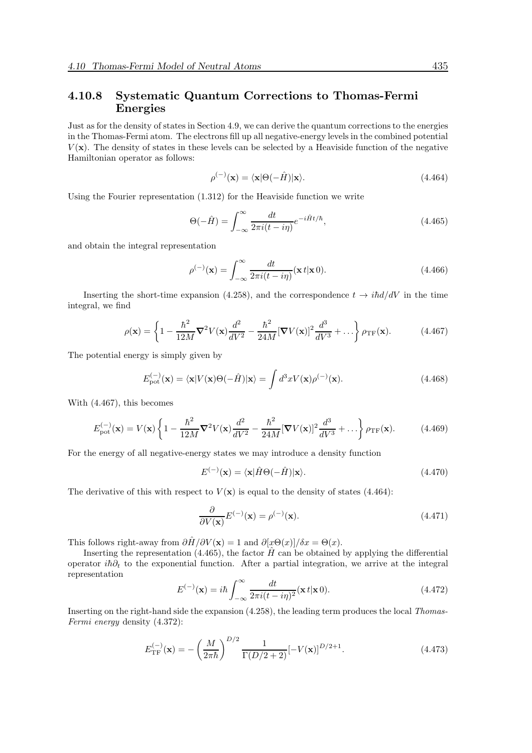### 4.10.8 Systematic Quantum Corrections to Thomas-Fermi Energies

Just as for the density of states in Section 4.9, we can derive the quantum corrections to the energies in the Thomas-Fermi atom. The electrons fill up all negative-energy levels in the combined potential $V(\mathbf{x})$. The density of states in these levels can be selected by a Heaviside function of the negative Hamiltonian operator as follows:

$$\rho^{(-)}(\mathbf{x}) = \langle \mathbf{x}|\Theta(-\hat{H})|\mathbf{x}\rangle. \tag{4.464}$$

Using the Fourier representation (1.312) for the Heaviside function we write

$$\Theta(-\hat{H}) = \int_{-\infty}^{\infty} \frac{dt}{2\pi i(t-i\eta)} e^{-i\hat{H}t/\hbar}, \tag{4.465}$$

and obtain the integral representation

$$\rho^{(-)}(\mathbf{x}) = \int_{-\infty}^{\infty} \frac{dt}{2\pi i(t-i\eta)} (\mathbf{x}\, t|\mathbf{x}\, 0). \tag{4.466}$$

Inserting the short-time expansion (4.258), and the correspondence $t \to i\hbar d/dV$ in the time integral, we find

$$\rho(\mathbf{x}) = \left\{ 1 - \frac{\hbar^2}{12M} \boldsymbol{\nabla}^2 V(\mathbf{x}) \frac{d^2}{dV^2} - \frac{\hbar^2}{24M} [\boldsymbol{\nabla} V(\mathbf{x})]^2 \frac{d^3}{dV^3} + \dots \right\} \rho_{\rm TF}(\mathbf{x}). \tag{4.467}$$

The potential energy is simply given by

$$E^{(-)}_{\rm pot}(\mathbf{x}) = \langle \mathbf{x}|V(\mathbf{x})\Theta(-\hat{H})|\mathbf{x}\rangle = \int d^3x V(\mathbf{x}) \rho^{(-)}(\mathbf{x}). \tag{4.468}$$

With (4.467), this becomes

$$E^{(-)}_{\rm pot}(\mathbf{x}) = V(\mathbf{x}) \left\{ 1 - \frac{\hbar^2}{12M} \boldsymbol{\nabla}^2 V(\mathbf{x}) \frac{d^2}{dV^2} - \frac{\hbar^2}{24M} [\boldsymbol{\nabla} V(\mathbf{x})]^2 \frac{d^3}{dV^3} + \dots \right\} \rho_{\rm TF}(\mathbf{x}). \tag{4.469}$$

For the energy of all negative-energy states we may introduce a density function

$$E^{(-)}(\mathbf{x}) = \langle \mathbf{x}|\hat{H}\Theta(-\hat{H})|\mathbf{x}\rangle. \tag{4.470}$$

The derivative of this with respect to $V(\mathbf{x})$ is equal to the density of states (4.464):

$$\frac{\partial}{\partial V(\mathbf{x})} E^{(-)}(\mathbf{x}) = \rho^{(-)}(\mathbf{x}). \tag{4.471}$$

This follows right-away from $\partial \hat{H}/\partial V(\mathbf{x}) = 1$ and $\partial[x\Theta(x)]/\delta x = \Theta(x)$.

Inserting the representation (4.465), the factor $\hat{H}$ can be obtained by applying the differential operator $i\hbar\partial_t$ to the exponential function. After a partial integration, we arrive at the integral representation

$$E^{(-)}(\mathbf{x}) = i\hbar \int_{-\infty}^{\infty} \frac{dt}{2\pi i(t-i\eta)^2} (\mathbf{x}\, t|\mathbf{x}\, 0). \tag{4.472}$$

Inserting on the right-hand side the expansion (4.258), the leading term produces the local *Thomas-Fermi energy* density (4.372):

$$E^{(-)}_{\rm TF}(\mathbf{x}) = -\left(\frac{M}{2\pi\hbar}\right)^{D/2} \frac{1}{\Gamma(D/2+2)} [-V(\mathbf{x})]^{D/2+1}. \tag{4.473}$$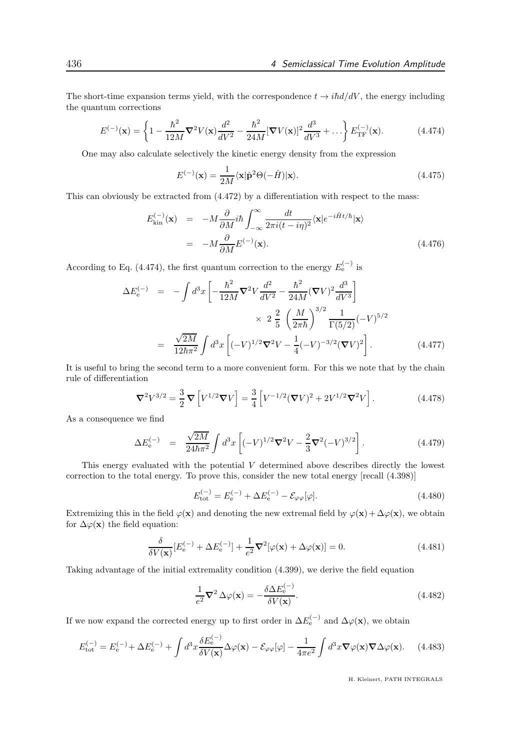The short-time expansion terms yield, with the correspondence $t \to i\hbar d/dV$, the energy including the quantum corrections

$$E^{(-)}(\mathbf{x}) = \left\{ 1 - \frac{\hbar^2}{12M} \boldsymbol{\nabla}^2 V(\mathbf{x}) \frac{d^2}{dV^2} - \frac{\hbar^2}{24M} [\boldsymbol{\nabla} V(\mathbf{x})]^2 \frac{d^3}{dV^3} + \ldots \right\} E^{(-)}_{\rm TF}(\mathbf{x}). \tag{4.474}$$

One may also calculate selectively the kinetic energy density from the expression

$$E^{(-)}(\mathbf{x}) = \frac{1}{2M} \langle \mathbf{x} | \hat{\mathbf{p}}^2 \Theta(-\hat{H}) | \mathbf{x} \rangle. \tag{4.475}$$

This can obviously be extracted from (4.472) by a differentiation with respect to the mass:

$$\begin{aligned} E^{(-)}_{\rm kin}(\mathbf{x}) &= -M \frac{\partial}{\partial M} i\hbar \int_{-\infty}^{\infty} \frac{dt}{2\pi i (t - i\eta)^2} \langle \mathbf{x} | e^{-i\hat{H}t/\hbar} | \mathbf{x} \rangle \\ &= -M \frac{\partial}{\partial M} E^{(-)}(\mathbf{x}). \end{aligned} \tag{4.476}$$

According to Eq. (4.474), the first quantum correction to the energy $E^{(-)}_{\rm e}$ is

$$\begin{aligned} \Delta E^{(-)}_{\rm e} &= -\int d^3x \left[ -\frac{\hbar^2}{12M} \boldsymbol{\nabla}^2 V \frac{d^2}{dV^2} - \frac{\hbar^2}{24M} (\boldsymbol{\nabla} V)^2 \frac{d^3}{dV^3} \right] \\ &\qquad\qquad \times\; 2\; \frac{2}{5} \left( \frac{M}{2\pi\hbar} \right)^{3/2} \frac{1}{\Gamma(5/2)} (-V)^{5/2} \\ &= \frac{\sqrt{2M}}{12\hbar\pi^2} \int d^3x \left[ (-V)^{1/2} \boldsymbol{\nabla}^2 V - \frac{1}{4} (-V)^{-3/2} (\boldsymbol{\nabla} V)^2 \right]. \end{aligned} \tag{4.477}$$

It is useful to bring the second term to a more convenient form. For this we note that by the chain rule of differentiation

$$\boldsymbol{\nabla}^2 V^{3/2} = \frac{3}{2} \boldsymbol{\nabla} \left[ V^{1/2} \boldsymbol{\nabla} V \right] = \frac{3}{4} \left[ V^{-1/2} (\boldsymbol{\nabla} V)^2 + 2V^{1/2} \boldsymbol{\nabla}^2 V \right]. \tag{4.478}$$

As a consequence we find

$$\Delta E^{(-)}_{\rm e} = \frac{\sqrt{2M}}{24\hbar\pi^2} \int d^3x \left[ (-V)^{1/2} \boldsymbol{\nabla}^2 V - \frac{2}{3} \boldsymbol{\nabla}^2 (-V)^{3/2} \right]. \tag{4.479}$$

This energy evaluated with the potential $V$ determined above describes directly the lowest correction to the total energy. To prove this, consider the new total energy [recall (4.398)]

$$E^{(-)}_{\rm tot} = E^{(-)}_{\rm e} + \Delta E^{(-)}_{\rm e} - \mathcal{E}_{\varphi\varphi}[\varphi]. \tag{4.480}$$

Extremizing this in the field $\varphi(\mathbf{x})$ and denoting the new extremal field by $\varphi(\mathbf{x}) + \Delta\varphi(\mathbf{x})$, we obtain for $\Delta\varphi(\mathbf{x})$ the field equation:

$$\frac{\delta}{\delta V(\mathbf{x})} [E^{(-)}_{\rm e} + \Delta E^{(-)}_{\rm e}] + \frac{1}{e^2} \boldsymbol{\nabla}^2 [\varphi(\mathbf{x}) + \Delta\varphi(\mathbf{x})] = 0. \tag{4.481}$$

Taking advantage of the initial extremality condition (4.399), we derive the field equation

$$\frac{1}{e^2} \boldsymbol{\nabla}^2 \Delta\varphi(\mathbf{x}) = -\frac{\delta \Delta E^{(-)}_{\rm e}}{\delta V(\mathbf{x})}. \tag{4.482}$$

If we now expand the corrected energy up to first order in $\Delta E^{(-)}_{\rm e}$ and $\Delta\varphi(\mathbf{x})$, we obtain

$$E^{(-)}_{\rm tot} = E^{(-)}_{\rm e} + \Delta E^{(-)}_{\rm e} + \int d^3x \frac{\delta E^{(-)}_{\rm e}}{\delta V(\mathbf{x})} \Delta\varphi(\mathbf{x}) - \mathcal{E}_{\varphi\varphi}[\varphi] - \frac{1}{4\pi e^2} \int d^3x \boldsymbol{\nabla}\varphi(\mathbf{x}) \boldsymbol{\nabla}\Delta\varphi(\mathbf{x}). \tag{4.483}$$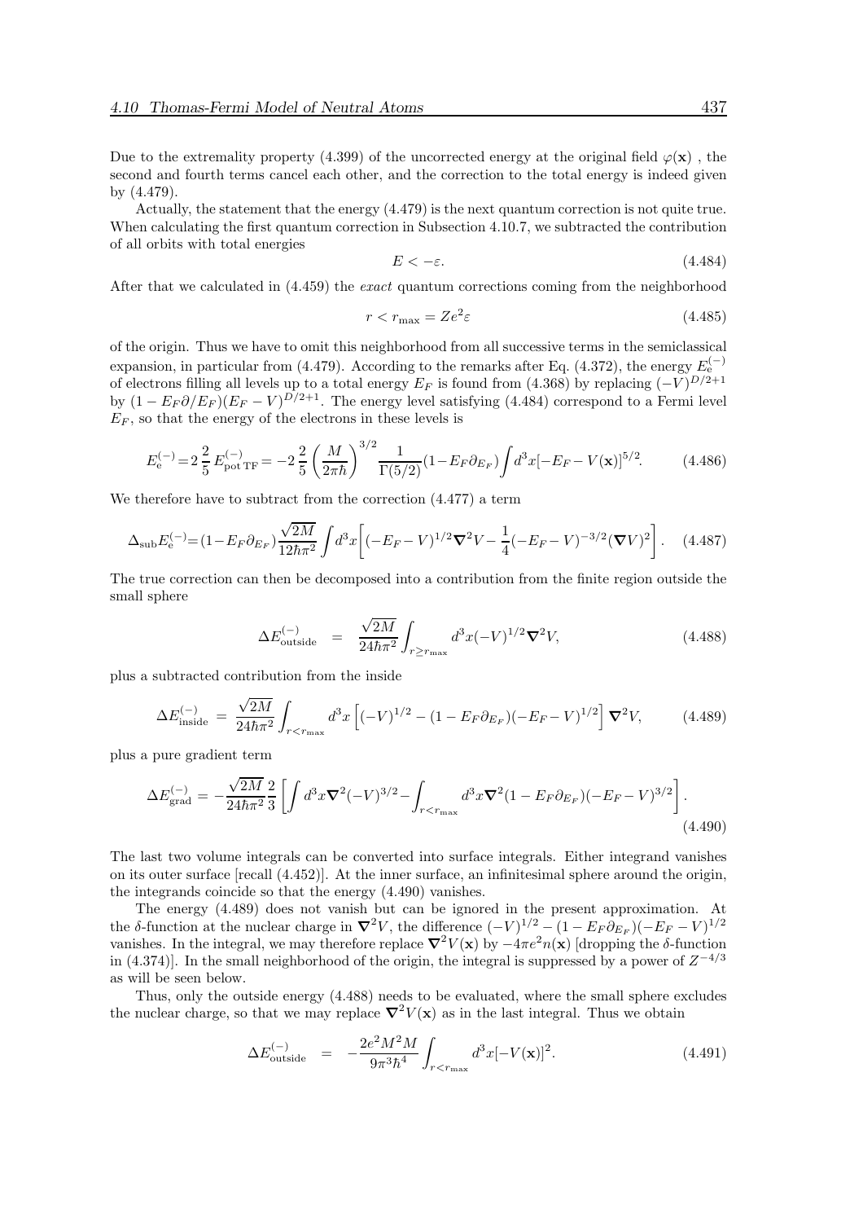Due to the extremality property (4.399) of the uncorrected energy at the original field $\varphi(\mathbf{x})$ , the second and fourth terms cancel each other, and the correction to the total energy is indeed given by (4.479).

Actually, the statement that the energy (4.479) is the next quantum correction is not quite true. When calculating the first quantum correction in Subsection 4.10.7, we subtracted the contribution of all orbits with total energies

$$E < -\varepsilon. \tag{4.484}$$

After that we calculated in (4.459) the *exact* quantum corrections coming from the neighborhood

$$r < r_{\max} = Ze^2\varepsilon \tag{4.485}$$

of the origin. Thus we have to omit this neighborhood from all successive terms in the semiclassical expansion, in particular from (4.479). According to the remarks after Eq. (4.372), the energy $E_{\rm e}^{(-)}$ of electrons filling all levels up to a total energy $E_F$ is found from (4.368) by replacing $(-V)^{D/2+1}$ by $(1 - E_F\partial/E_F)(E_F - V)^{D/2+1}$. The energy level satisfying (4.484) correspond to a Fermi level $E_F$, so that the energy of the electrons in these levels is

$$E_{\rm e}^{(-)} = 2\,\frac{2}{5}\,E_{\rm pot\,TF}^{(-)} = -2\,\frac{2}{5}\left(\frac{M}{2\pi\hbar}\right)^{3/2}\frac{1}{\Gamma(5/2)}(1-E_F\partial_{E_F})\int d^3x[-E_F - V(\mathbf{x})]^{5/2}. \tag{4.486}$$

We therefore have to subtract from the correction (4.477) a term

$$\Delta_{\rm sub}E_{\rm e}^{(-)} = (1-E_F\partial_{E_F})\frac{\sqrt{2M}}{12\hbar\pi^2}\int d^3x\left[(-E_F - V)^{1/2}\boldsymbol{\nabla}^2 V - \frac{1}{4}(-E_F - V)^{-3/2}(\boldsymbol{\nabla}V)^2\right]. \tag{4.487}$$

The true correction can then be decomposed into a contribution from the finite region outside the small sphere

$$\Delta E_{\rm outside}^{(-)} \;=\; \frac{\sqrt{2M}}{24\hbar\pi^2}\int_{r\geq r_{\max}} d^3x(-V)^{1/2}\boldsymbol{\nabla}^2 V, \tag{4.488}$$

plus a subtracted contribution from the inside

$$\Delta E_{\rm inside}^{(-)} = \frac{\sqrt{2M}}{24\hbar\pi^2}\int_{r<r_{\max}} d^3x\left[(-V)^{1/2} - (1-E_F\partial_{E_F})(-E_F - V)^{1/2}\right]\boldsymbol{\nabla}^2 V, \tag{4.489}$$

plus a pure gradient term

$$\Delta E_{\rm grad}^{(-)} = -\frac{\sqrt{2M}}{24\hbar\pi^2}\frac{2}{3}\left[\int d^3x\boldsymbol{\nabla}^2(-V)^{3/2} - \int_{r<r_{\max}} d^3x\boldsymbol{\nabla}^2(1-E_F\partial_{E_F})(-E_F - V)^{3/2}\right]. \tag{4.490}$$

The last two volume integrals can be converted into surface integrals. Either integrand vanishes on its outer surface [recall (4.452)]. At the inner surface, an infinitesimal sphere around the origin, the integrands coincide so that the energy (4.490) vanishes.

The energy (4.489) does not vanish but can be ignored in the present approximation. At the $\delta$-function at the nuclear charge in $\boldsymbol{\nabla}^2 V$, the difference $(-V)^{1/2} - (1-E_F\partial_{E_F})(-E_F - V)^{1/2}$ vanishes. In the integral, we may therefore replace $\boldsymbol{\nabla}^2 V(\mathbf{x})$ by $-4\pi e^2 n(\mathbf{x})$ [dropping the $\delta$-function in (4.374)]. In the small neighborhood of the origin, the integral is suppressed by a power of $Z^{-4/3}$ as will be seen below.

Thus, only the outside energy (4.488) needs to be evaluated, where the small sphere excludes the nuclear charge, so that we may replace $\boldsymbol{\nabla}^2 V(\mathbf{x})$ as in the last integral. Thus we obtain

$$\Delta E_{\rm outside}^{(-)} \;=\; -\frac{2e^2M^2M}{9\pi^3\hbar^4}\int_{r<r_{\max}} d^3x[-V(\mathbf{x})]^2. \tag{4.491}$$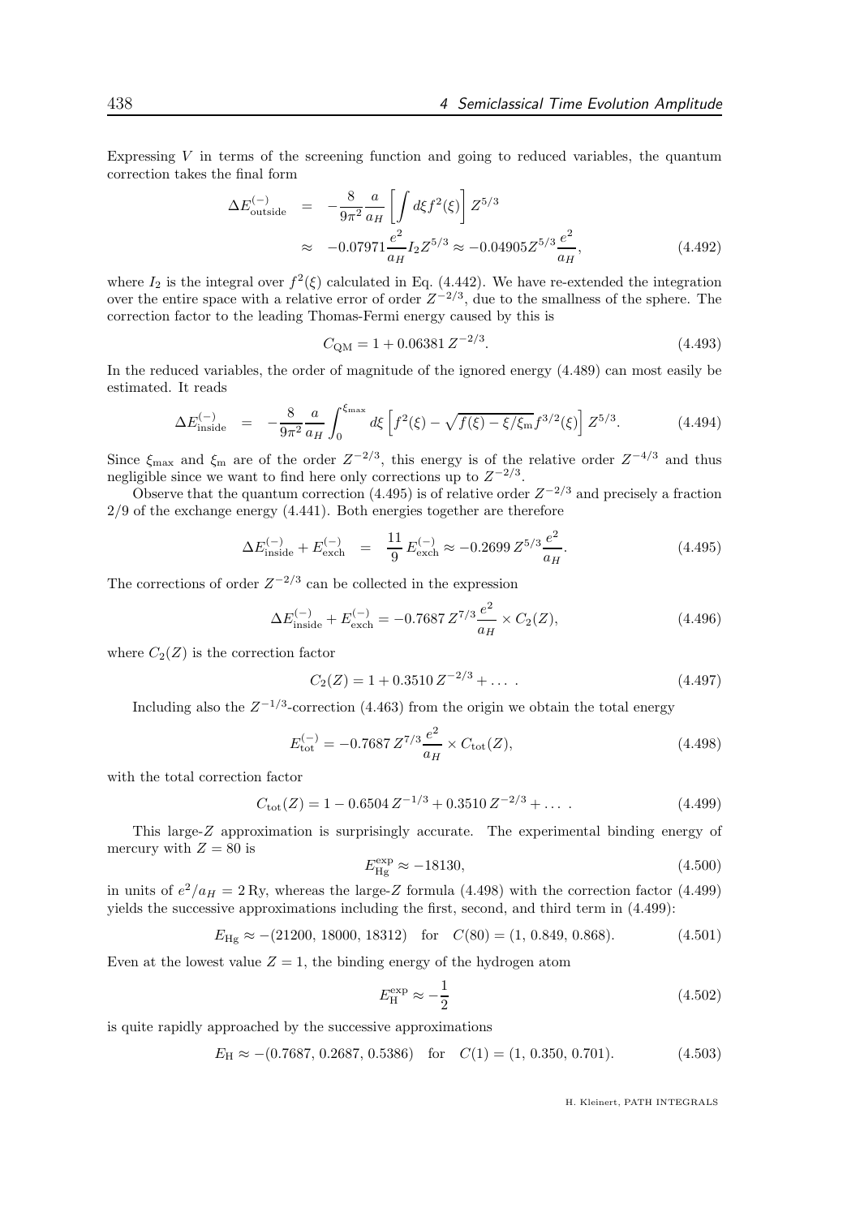Expressing $V$ in terms of the screening function and going to reduced variables, the quantum correction takes the final form

$$\begin{aligned}\Delta E^{(-)}_{\text{outside}} &= -\frac{8}{9\pi^2}\frac{a}{a_H}\left[\int d\xi f^2(\xi)\right] Z^{5/3} \\ &\approx -0.07971\frac{e^2}{a_H} I_2 Z^{5/3} \approx -0.04905 Z^{5/3}\frac{e^2}{a_H},\end{aligned} \tag{4.492}$$

where $I_2$ is the integral over $f^2(\xi)$ calculated in Eq. (4.442). We have re-extended the integration over the entire space with a relative error of order $Z^{-2/3}$, due to the smallness of the sphere. The correction factor to the leading Thomas-Fermi energy caused by this is

$$C_{\text{QM}} = 1 + 0.06381\, Z^{-2/3}. \tag{4.493}$$

In the reduced variables, the order of magnitude of the ignored energy (4.489) can most easily be estimated. It reads

$$\Delta E^{(-)}_{\text{inside}} = -\frac{8}{9\pi^2}\frac{a}{a_H}\int_0^{\xi_{\max}} d\xi \left[f^2(\xi) - \sqrt{f(\xi)-\xi/\xi_{\text{m}}}\, f^{3/2}(\xi)\right] Z^{5/3}. \tag{4.494}$$

Since $\xi_{\max}$ and $\xi_{\text{m}}$ are of the order $Z^{-2/3}$, this energy is of the relative order $Z^{-4/3}$ and thus negligible since we want to find here only corrections up to $Z^{-2/3}$.

Observe that the quantum correction (4.495) is of relative order $Z^{-2/3}$ and precisely a fraction $2/9$ of the exchange energy (4.441). Both energies together are therefore

$$\Delta E^{(-)}_{\text{inside}} + E^{(-)}_{\text{exch}} = \frac{11}{9}\, E^{(-)}_{\text{exch}} \approx -0.2699\, Z^{5/3}\frac{e^2}{a_H}. \tag{4.495}$$

The corrections of order $Z^{-2/3}$ can be collected in the expression

$$\Delta E^{(-)}_{\text{inside}} + E^{(-)}_{\text{exch}} = -0.7687\, Z^{7/3}\frac{e^2}{a_H} \times C_2(Z), \tag{4.496}$$

where $C_2(Z)$ is the correction factor

$$C_2(Z) = 1 + 0.3510\, Z^{-2/3} + \dots\ . \tag{4.497}$$

Including also the $Z^{-1/3}$-correction (4.463) from the origin we obtain the total energy

$$E^{(-)}_{\text{tot}} = -0.7687\, Z^{7/3}\frac{e^2}{a_H} \times C_{\text{tot}}(Z), \tag{4.498}$$

with the total correction factor

$$C_{\text{tot}}(Z) = 1 - 0.6504\, Z^{-1/3} + 0.3510\, Z^{-2/3} + \dots\ . \tag{4.499}$$

This large-$Z$ approximation is surprisingly accurate. The experimental binding energy of mercury with $Z = 80$ is

$$E^{\text{exp}}_{\text{Hg}} \approx -18130, \tag{4.500}$$

in units of $e^2/a_H = 2\,\text{Ry}$, whereas the large-$Z$ formula (4.498) with the correction factor (4.499) yields the successive approximations including the first, second, and third term in (4.499):

$$E_{\text{Hg}} \approx -(21200,\, 18000,\, 18312) \quad \text{for} \quad C(80) = (1,\, 0.849,\, 0.868). \tag{4.501}$$

Even at the lowest value $Z = 1$, the binding energy of the hydrogen atom

$$E^{\text{exp}}_{\text{H}} \approx -\frac{1}{2} \tag{4.502}$$

is quite rapidly approached by the successive approximations

$$E_{\text{H}} \approx -(0.7687,\, 0.2687,\, 0.5386) \quad \text{for} \quad C(1) = (1,\, 0.350,\, 0.701). \tag{4.503}$$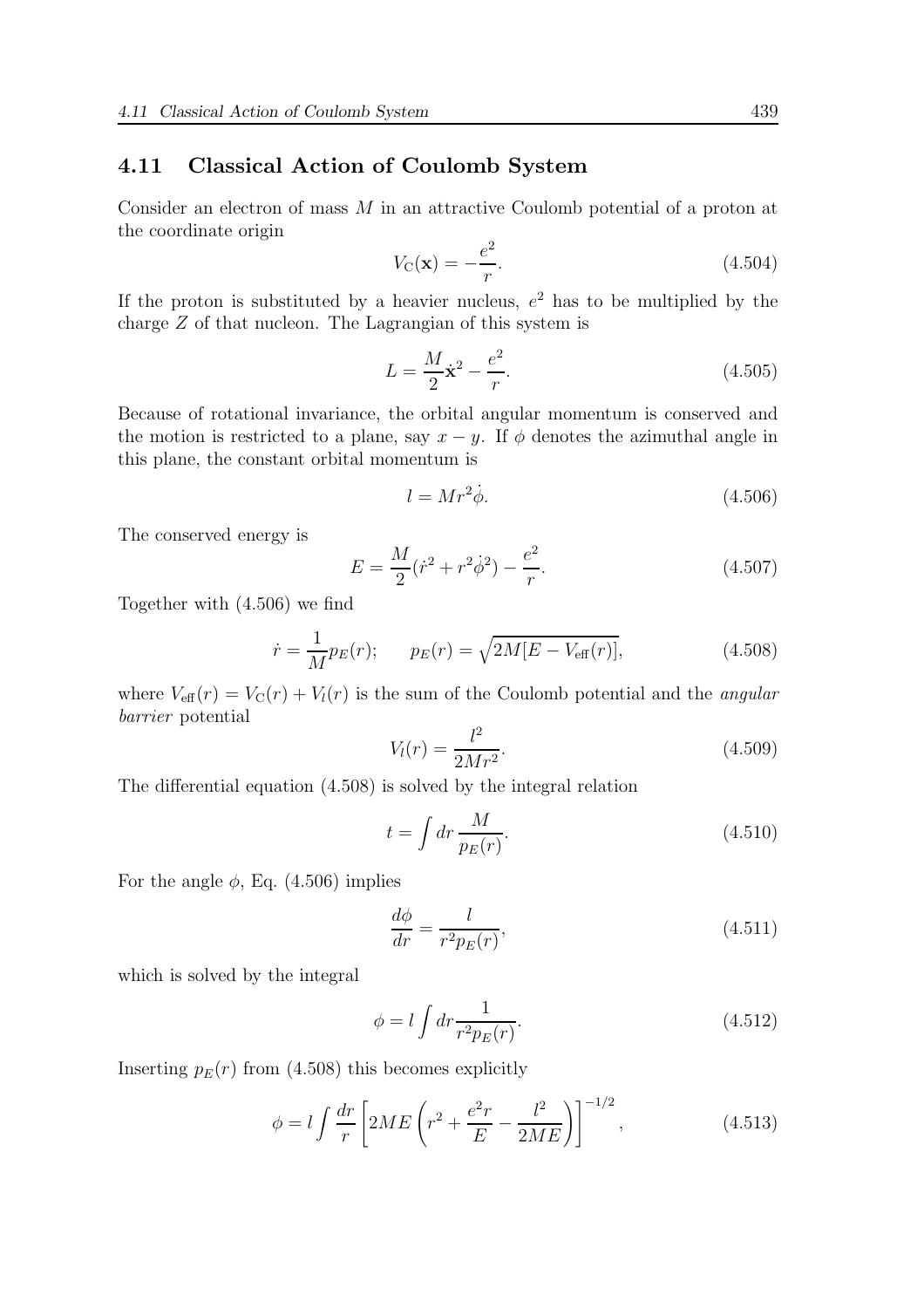## 4.11 Classical Action of Coulomb System

Consider an electron of mass $M$ in an attractive Coulomb potential of a proton at the coordinate origin

$$V_{\rm C}(\mathbf{x}) = -\frac{e^2}{r}. \tag{4.504}$$

If the proton is substituted by a heavier nucleus, $e^2$ has to be multiplied by the charge $Z$ of that nucleon. The Lagrangian of this system is

$$L = \frac{M}{2}\dot{\mathbf{x}}^2 - \frac{e^2}{r}. \tag{4.505}$$

Because of rotational invariance, the orbital angular momentum is conserved and the motion is restricted to a plane, say $x - y$. If $\phi$ denotes the azimuthal angle in this plane, the constant orbital momentum is

$$l = Mr^2\dot{\phi}. \tag{4.506}$$

The conserved energy is

$$E = \frac{M}{2}(\dot{r}^2 + r^2\dot{\phi}^2) - \frac{e^2}{r}. \tag{4.507}$$

Together with (4.506) we find

$$\dot{r} = \frac{1}{M}p_E(r); \qquad p_E(r) = \sqrt{2M[E - V_{\rm eff}(r)]}, \tag{4.508}$$

where $V_{\rm eff}(r) = V_{\rm C}(r) + V_l(r)$ is the sum of the Coulomb potential and the *angular barrier* potential

$$V_l(r) = \frac{l^2}{2Mr^2}. \tag{4.509}$$

The differential equation (4.508) is solved by the integral relation

$$t = \int dr\, \frac{M}{p_E(r)}. \tag{4.510}$$

For the angle $\phi$, Eq. (4.506) implies

$$\frac{d\phi}{dr} = \frac{l}{r^2 p_E(r)}, \tag{4.511}$$

which is solved by the integral

$$\phi = l\int dr \frac{1}{r^2 p_E(r)}. \tag{4.512}$$

Inserting $p_E(r)$ from (4.508) this becomes explicitly

$$\phi = l\int \frac{dr}{r}\left[2ME\left(r^2 + \frac{e^2 r}{E} - \frac{l^2}{2ME}\right)\right]^{-1/2}, \tag{4.513}$$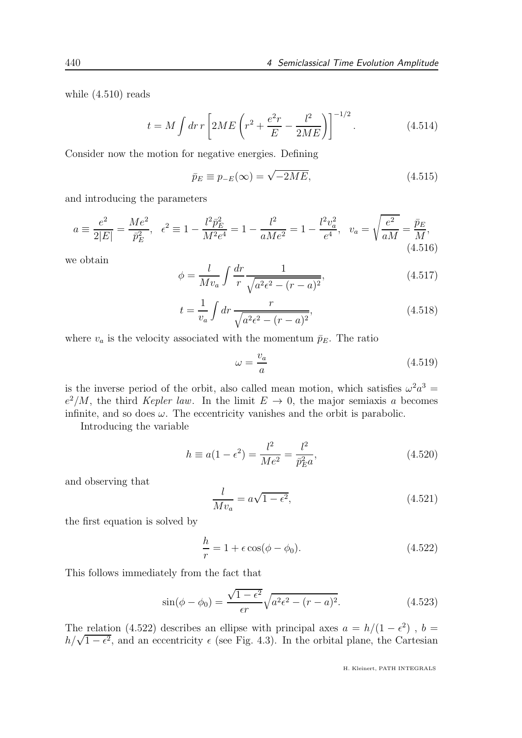while (4.510) reads

$$t = M \int dr\, r \left[ 2ME \left( r^2 + \frac{e^2 r}{E} - \frac{l^2}{2ME} \right) \right]^{-1/2}. \tag{4.514}$$

Consider now the motion for negative energies. Defining

$$\bar{p}_E \equiv p_{-E}(\infty) = \sqrt{-2ME}, \tag{4.515}$$

and introducing the parameters

$$a \equiv \frac{e^2}{2|E|} = \frac{Me^2}{\bar{p}_E^2}, \quad \epsilon^2 \equiv 1 - \frac{l^2 \bar{p}_E^2}{M^2 e^4} = 1 - \frac{l^2}{aMe^2} = 1 - \frac{l^2 v_a^2}{e^4}, \quad v_a = \sqrt{\frac{e^2}{aM}} = \frac{\bar{p}_E}{M}, \tag{4.516}$$

we obtain

$$\phi = \frac{l}{Mv_a} \int \frac{dr}{r} \frac{1}{\sqrt{a^2\epsilon^2 - (r-a)^2}}, \tag{4.517}$$

$$t = \frac{1}{v_a} \int dr\, \frac{r}{\sqrt{a^2\epsilon^2 - (r-a)^2}}, \tag{4.518}$$

where $v_a$ is the velocity associated with the momentum $\bar{p}_E$. The ratio

$$\omega = \frac{v_a}{a} \tag{4.519}$$

is the inverse period of the orbit, also called mean motion, which satisfies $\omega^2 a^3 = e^2/M$, the third *Kepler law*. In the limit $E \to 0$, the major semiaxis $a$ becomes infinite, and so does $\omega$. The eccentricity vanishes and the orbit is parabolic.

Introducing the variable

$$h \equiv a(1-\epsilon^2) = \frac{l^2}{Me^2} = \frac{l^2}{\bar{p}_E^2 a}, \tag{4.520}$$

and observing that

$$\frac{l}{Mv_a} = a\sqrt{1-\epsilon^2}, \tag{4.521}$$

the first equation is solved by

$$\frac{h}{r} = 1 + \epsilon \cos(\phi - \phi_0). \tag{4.522}$$

This follows immediately from the fact that

$$\sin(\phi - \phi_0) = \frac{\sqrt{1-\epsilon^2}}{\epsilon r} \sqrt{a^2\epsilon^2 - (r-a)^2}. \tag{4.523}$$

The relation (4.522) describes an ellipse with principal axes $a = h/(1-\epsilon^2)$ , $b = h/\sqrt{1-\epsilon^2}$, and an eccentricity $\epsilon$ (see Fig. 4.3). In the orbital plane, the Cartesian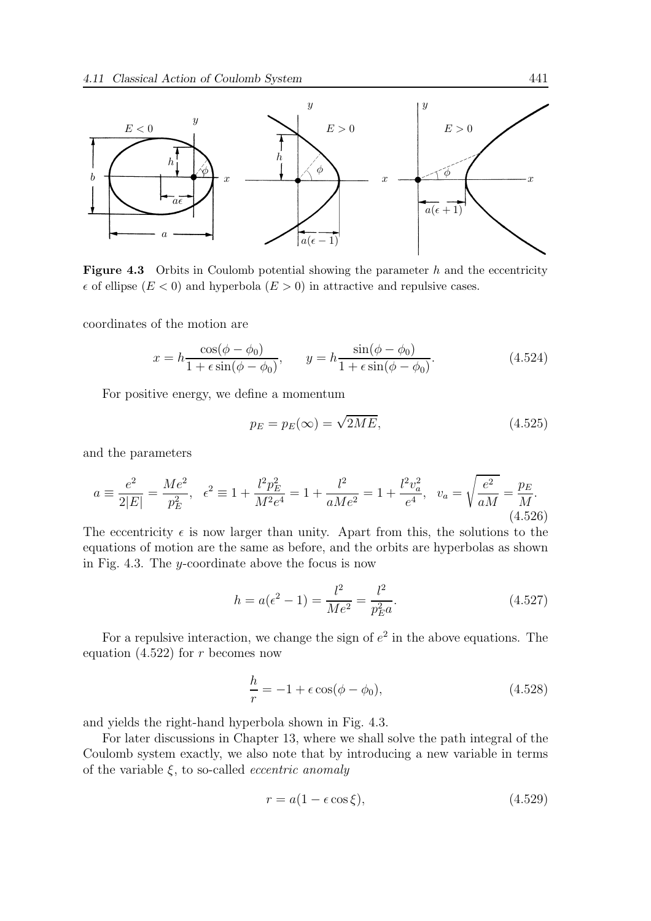**Figure 4.3** Orbits in Coulomb potential showing the parameter $h$ and the eccentricity $\epsilon$ of ellipse ($E < 0$) and hyperbola ($E > 0$) in attractive and repulsive cases.

coordinates of the motion are

$$x = h\frac{\cos(\phi - \phi_0)}{1 + \epsilon \sin(\phi - \phi_0)}, \qquad y = h\frac{\sin(\phi - \phi_0)}{1 + \epsilon \sin(\phi - \phi_0)}. \tag{4.524}$$

For positive energy, we define a momentum

$$p_E = p_E(\infty) = \sqrt{2ME}, \tag{4.525}$$

and the parameters

$$a \equiv \frac{e^2}{2|E|} = \frac{Me^2}{p_E^2}, \quad \epsilon^2 \equiv 1 + \frac{l^2 p_E^2}{M^2 e^4} = 1 + \frac{l^2}{aMe^2} = 1 + \frac{l^2 v_a^2}{e^4}, \quad v_a = \sqrt{\frac{e^2}{aM}} = \frac{p_E}{M}. \tag{4.526}$$

The eccentricity $\epsilon$ is now larger than unity. Apart from this, the solutions to the equations of motion are the same as before, and the orbits are hyperbolas as shown in Fig. 4.3. The $y$-coordinate above the focus is now

$$h = a(\epsilon^2 - 1) = \frac{l^2}{Me^2} = \frac{l^2}{p_E^2 a}. \tag{4.527}$$

For a repulsive interaction, we change the sign of $e^2$ in the above equations. The equation (4.522) for $r$ becomes now

$$\frac{h}{r} = -1 + \epsilon \cos(\phi - \phi_0), \tag{4.528}$$

and yields the right-hand hyperbola shown in Fig. 4.3.

For later discussions in Chapter 13, where we shall solve the path integral of the Coulomb system exactly, we also note that by introducing a new variable in terms of the variable $\xi$, to so-called *eccentric anomaly*

$$r = a(1 - \epsilon \cos \xi), \tag{4.529}$$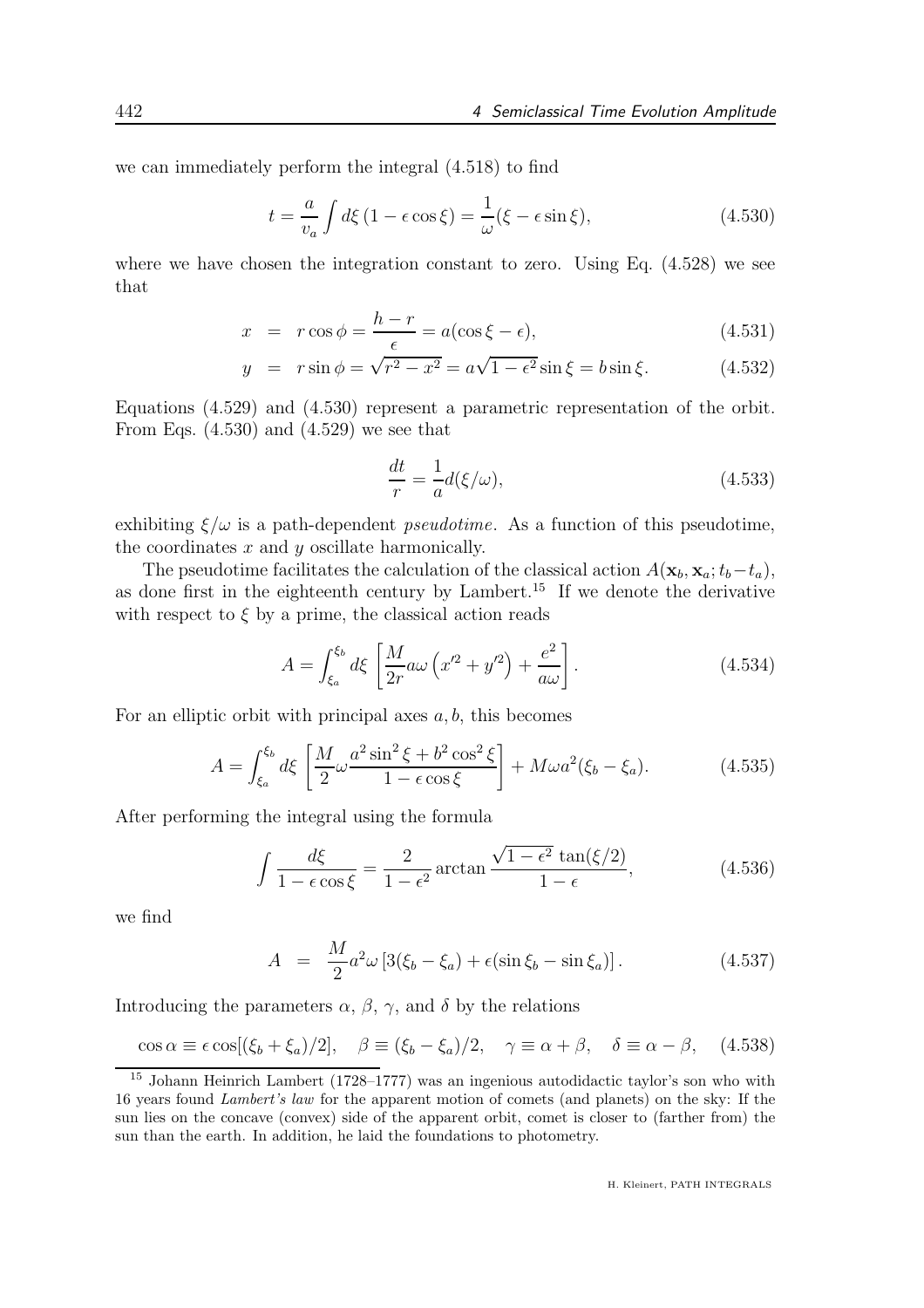we can immediately perform the integral (4.518) to find

$$t = \frac{a}{v_a}\int d\xi\,(1-\epsilon\cos\xi) = \frac{1}{\omega}(\xi - \epsilon\sin\xi), \tag{4.530}$$

where we have chosen the integration constant to zero. Using Eq. (4.528) we see that

$$x = r\cos\phi = \frac{h-r}{\epsilon} = a(\cos\xi - \epsilon), \tag{4.531}$$

$$y = r\sin\phi = \sqrt{r^2 - x^2} = a\sqrt{1-\epsilon^2}\sin\xi = b\sin\xi. \tag{4.532}$$

Equations (4.529) and (4.530) represent a parametric representation of the orbit. From Eqs. (4.530) and (4.529) we see that

$$\frac{dt}{r} = \frac{1}{a}d(\xi/\omega), \tag{4.533}$$

exhibiting $\xi/\omega$ is a path-dependent *pseudotime*. As a function of this pseudotime, the coordinates $x$ and $y$ oscillate harmonically.

The pseudotime facilitates the calculation of the classical action $A(\mathbf{x}_b, \mathbf{x}_a; t_b - t_a)$, as done first in the eighteenth century by Lambert.[15] If we denote the derivative with respect to $\xi$ by a prime, the classical action reads

$$A = \int_{\xi_a}^{\xi_b} d\xi \left[\frac{M}{2r}a\omega\left(x'^2 + y'^2\right) + \frac{e^2}{a\omega}\right]. \tag{4.534}$$

For an elliptic orbit with principal axes $a, b$, this becomes

$$A = \int_{\xi_a}^{\xi_b} d\xi \left[\frac{M}{2}\omega\frac{a^2\sin^2\xi + b^2\cos^2\xi}{1-\epsilon\cos\xi}\right] + M\omega a^2(\xi_b - \xi_a). \tag{4.535}$$

After performing the integral using the formula

$$\int \frac{d\xi}{1-\epsilon\cos\xi} = \frac{2}{1-\epsilon^2}\arctan\frac{\sqrt{1-\epsilon^2}\,\tan(\xi/2)}{1-\epsilon}, \tag{4.536}$$

we find

$$A = \frac{M}{2}a^2\omega\left[3(\xi_b - \xi_a) + \epsilon(\sin\xi_b - \sin\xi_a)\right]. \tag{4.537}$$

Introducing the parameters $\alpha$, $\beta$, $\gamma$, and $\delta$ by the relations

$$\cos\alpha \equiv \epsilon\cos[(\xi_b + \xi_a)/2], \quad \beta \equiv (\xi_b - \xi_a)/2, \quad \gamma \equiv \alpha + \beta, \quad \delta \equiv \alpha - \beta, \tag{4.538}$$

[15] Johann Heinrich Lambert (1728–1777) was an ingenious autodidactic taylor's son who with 16 years found *Lambert's law* for the apparent motion of comets (and planets) on the sky: If the sun lies on the concave (convex) side of the apparent orbit, comet is closer to (farther from) the sun than the earth. In addition, he laid the foundations to photometry.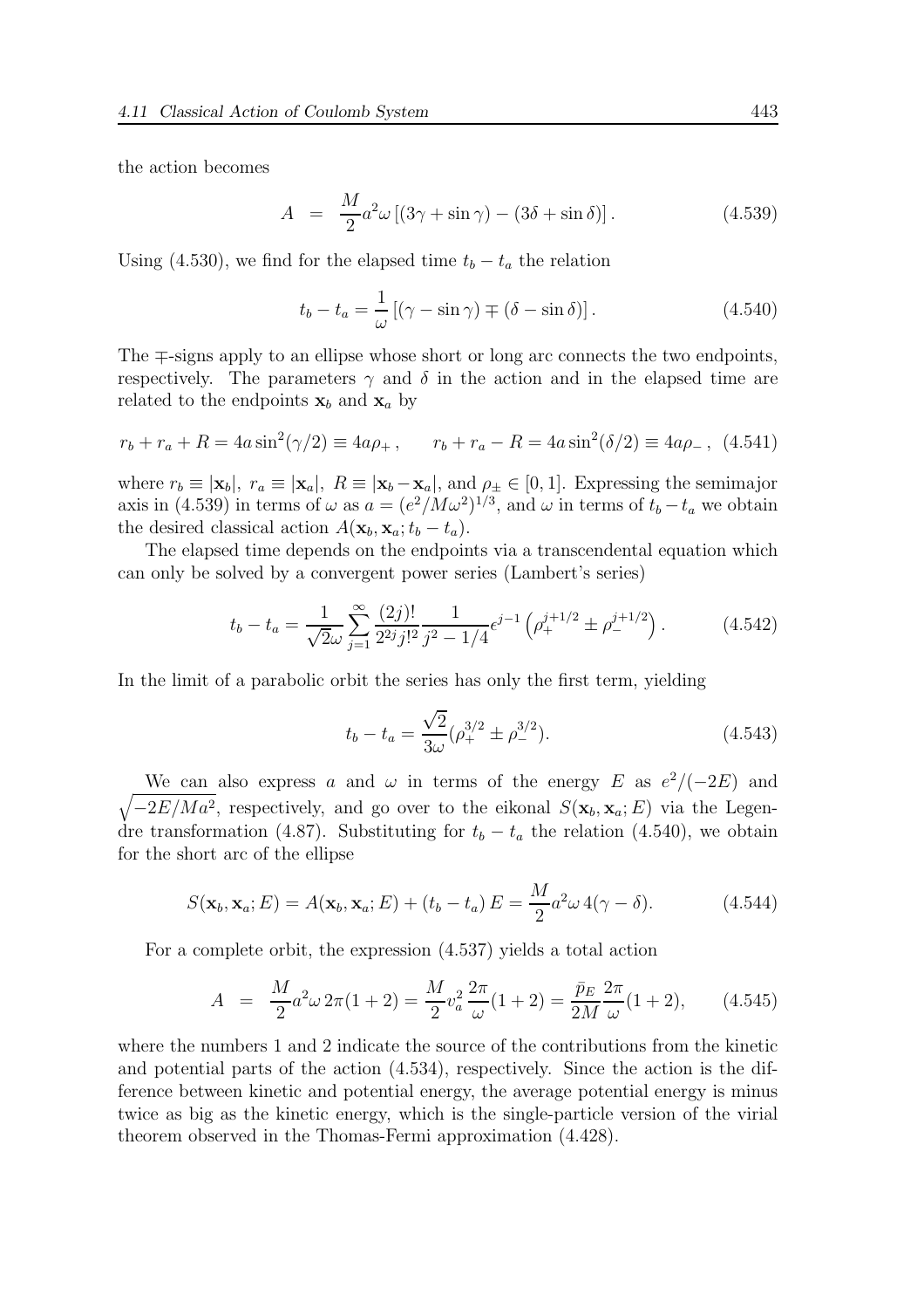the action becomes

$$A = \frac{M}{2}a^2\omega\left[(3\gamma + \sin\gamma) - (3\delta + \sin\delta)\right]. \tag{4.539}$$

Using (4.530), we find for the elapsed time $t_b - t_a$ the relation

$$t_b - t_a = \frac{1}{\omega}\left[(\gamma - \sin\gamma) \mp (\delta - \sin\delta)\right]. \tag{4.540}$$

The $\mp$-signs apply to an ellipse whose short or long arc connects the two endpoints, respectively. The parameters $\gamma$ and $\delta$ in the action and in the elapsed time are related to the endpoints $\mathbf{x}_b$ and $\mathbf{x}_a$ by

$$r_b + r_a + R = 4a\sin^2(\gamma/2) \equiv 4a\rho_+\,, \qquad r_b + r_a - R = 4a\sin^2(\delta/2) \equiv 4a\rho_-\,, \tag{4.541}$$

where $r_b \equiv |\mathbf{x}_b|$, $r_a \equiv |\mathbf{x}_a|$, $R \equiv |\mathbf{x}_b - \mathbf{x}_a|$, and $\rho_\pm \in [0,1]$. Expressing the semimajor axis in (4.539) in terms of $\omega$ as $a = (e^2/M\omega^2)^{1/3}$, and $\omega$ in terms of $t_b - t_a$ we obtain the desired classical action $A(\mathbf{x}_b, \mathbf{x}_a; t_b - t_a)$.

The elapsed time depends on the endpoints via a transcendental equation which can only be solved by a convergent power series (Lambert's series)

$$t_b - t_a = \frac{1}{\sqrt{2}\omega}\sum_{j=1}^{\infty}\frac{(2j)!}{2^{2j}j!^2}\frac{1}{j^2 - 1/4}\epsilon^{j-1}\left(\rho_+^{j+1/2} \pm \rho_-^{j+1/2}\right). \tag{4.542}$$

In the limit of a parabolic orbit the series has only the first term, yielding

$$t_b - t_a = \frac{\sqrt{2}}{3\omega}(\rho_+^{3/2} \pm \rho_-^{3/2}). \tag{4.543}$$

We can also express $a$ and $\omega$ in terms of the energy $E$ as $e^2/(-2E)$ and $\sqrt{-2E/Ma^2}$, respectively, and go over to the eikonal $S(\mathbf{x}_b, \mathbf{x}_a; E)$ via the Legendre transformation (4.87). Substituting for $t_b - t_a$ the relation (4.540), we obtain for the short arc of the ellipse

$$S(\mathbf{x}_b, \mathbf{x}_a; E) = A(\mathbf{x}_b, \mathbf{x}_a; E) + (t_b - t_a)\,E = \frac{M}{2}a^2\omega\,4(\gamma - \delta). \tag{4.544}$$

For a complete orbit, the expression (4.537) yields a total action

$$A = \frac{M}{2}a^2\omega\,2\pi(1+2) = \frac{M}{2}v_a^2\,\frac{2\pi}{\omega}(1+2) = \frac{\bar{p}_E}{2M}\frac{2\pi}{\omega}(1+2), \tag{4.545}$$

where the numbers 1 and 2 indicate the source of the contributions from the kinetic and potential parts of the action (4.534), respectively. Since the action is the difference between kinetic and potential energy, the average potential energy is minus twice as big as the kinetic energy, which is the single-particle version of the virial theorem observed in the Thomas-Fermi approximation (4.428).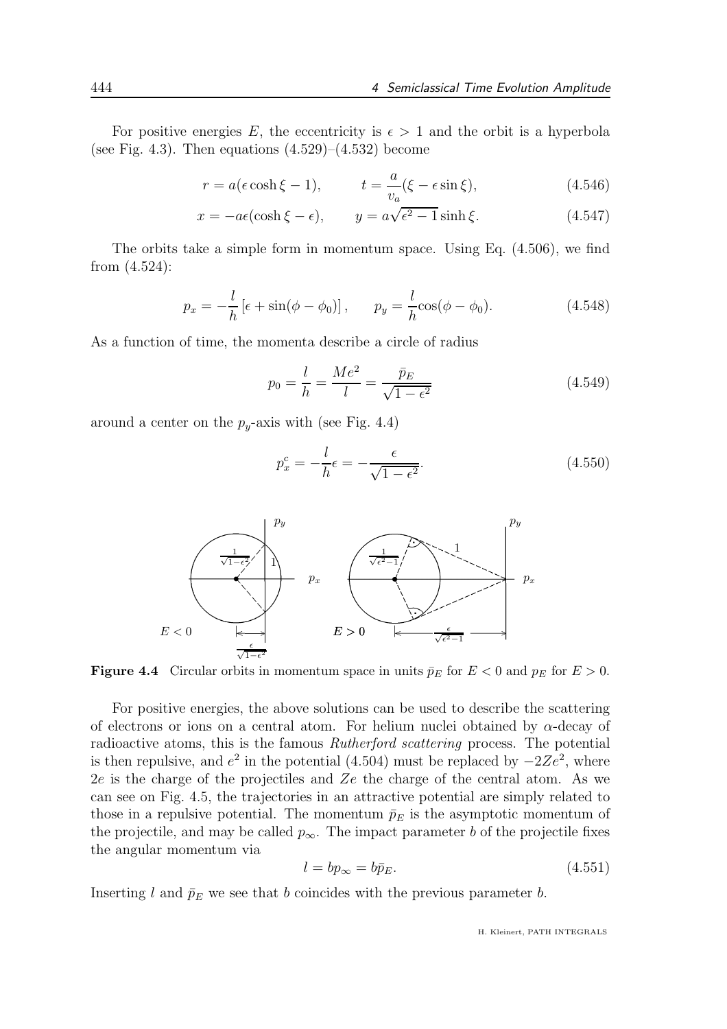For positive energies $E$, the eccentricity is $\epsilon > 1$ and the orbit is a hyperbola (see Fig. 4.3). Then equations (4.529)–(4.532) become

$$r = a(\epsilon \cosh \xi - 1), \qquad t = \frac{a}{v_a}(\xi - \epsilon \sin \xi), \tag{4.546}$$

$$x = -a\epsilon(\cosh \xi - \epsilon), \qquad y = a\sqrt{\epsilon^2 - 1}\sinh \xi. \tag{4.547}$$

The orbits take a simple form in momentum space. Using Eq. (4.506), we find from (4.524):

$$p_x = -\frac{l}{h}\left[\epsilon + \sin(\phi - \phi_0)\right], \qquad p_y = \frac{l}{h}\cos(\phi - \phi_0). \tag{4.548}$$

As a function of time, the momenta describe a circle of radius

$$p_0 = \frac{l}{h} = \frac{Me^2}{l} = \frac{\bar{p}_E}{\sqrt{1-\epsilon^2}} \tag{4.549}$$

around a center on the $p_y$-axis with (see Fig. 4.4)

$$p_x^c = -\frac{l}{h}\epsilon = -\frac{\epsilon}{\sqrt{1-\epsilon^2}}. \tag{4.550}$$

**Figure 4.4** Circular orbits in momentum space in units $\bar{p}_E$ for $E < 0$ and $p_E$ for $E > 0$.

For positive energies, the above solutions can be used to describe the scattering of electrons or ions on a central atom. For helium nuclei obtained by $\alpha$-decay of radioactive atoms, this is the famous *Rutherford scattering* process. The potential is then repulsive, and $e^2$ in the potential (4.504) must be replaced by $-2Ze^2$, where $2e$ is the charge of the projectiles and $Ze$ the charge of the central atom. As we can see on Fig. 4.5, the trajectories in an attractive potential are simply related to those in a repulsive potential. The momentum $\bar{p}_E$ is the asymptotic momentum of the projectile, and may be called $p_\infty$. The impact parameter $b$ of the projectile fixes the angular momentum via

$$l = bp_\infty = b\bar{p}_E. \tag{4.551}$$

Inserting $l$ and $\bar{p}_E$ we see that $b$ coincides with the previous parameter $b$.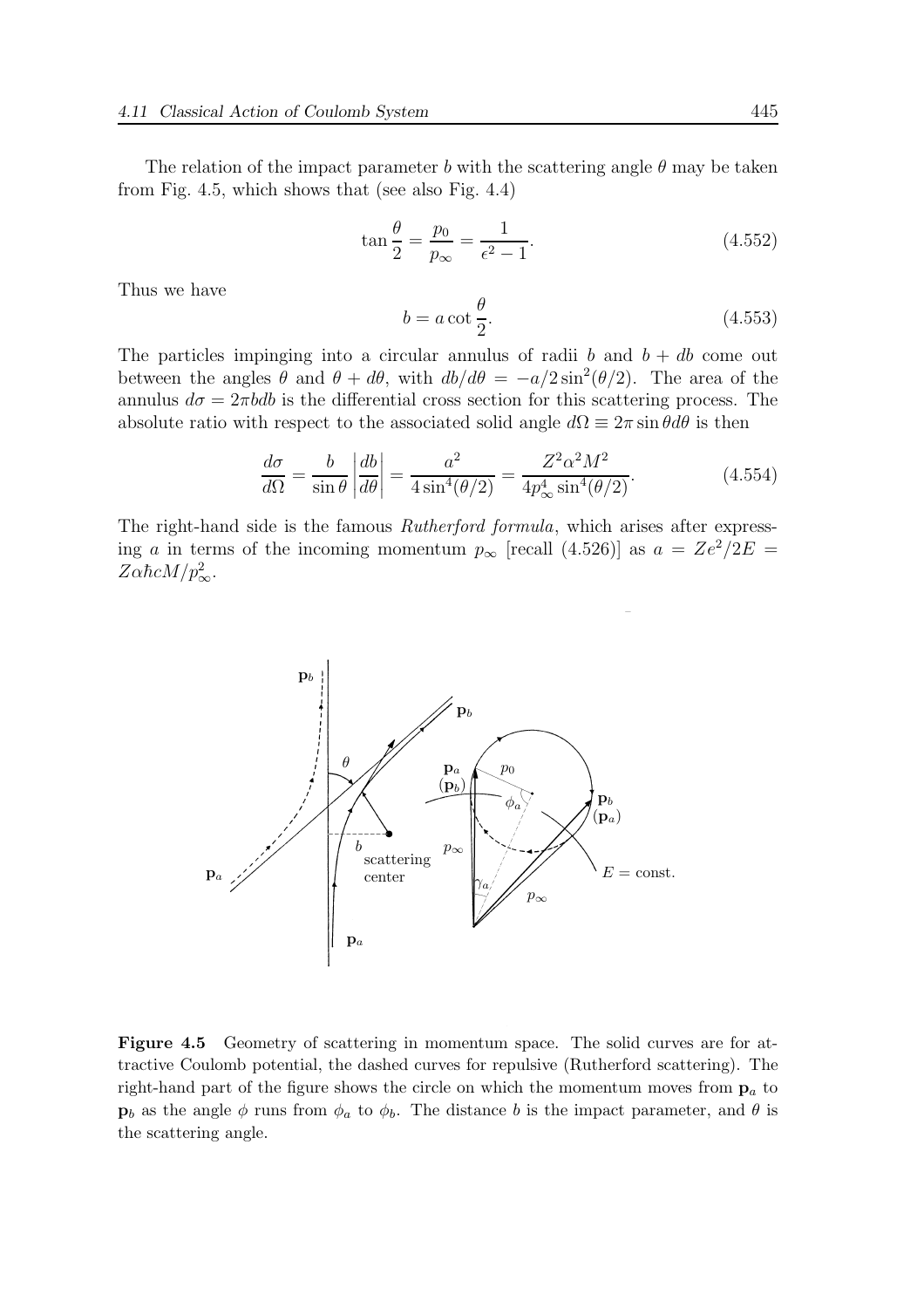The relation of the impact parameter $b$ with the scattering angle $\theta$ may be taken from Fig. 4.5, which shows that (see also Fig. 4.4)

$$\tan\frac{\theta}{2} = \frac{p_0}{p_\infty} = \frac{1}{\epsilon^2 - 1}. \tag{4.552}$$

Thus we have

$$b = a\cot\frac{\theta}{2}. \tag{4.553}$$

The particles impinging into a circular annulus of radii $b$ and $b + db$ come out between the angles $\theta$ and $\theta + d\theta$, with $db/d\theta = -a/2\sin^2(\theta/2)$. The area of the annulus $d\sigma = 2\pi b db$ is the differential cross section for this scattering process. The absolute ratio with respect to the associated solid angle $d\Omega \equiv 2\pi \sin\theta d\theta$ is then

$$\frac{d\sigma}{d\Omega} = \frac{b}{\sin\theta}\left|\frac{db}{d\theta}\right| = \frac{a^2}{4\sin^4(\theta/2)} = \frac{Z^2\alpha^2 M^2}{4p_\infty^4 \sin^4(\theta/2)}. \tag{4.554}$$

The right-hand side is the famous *Rutherford formula*, which arises after expressing $a$ in terms of the incoming momentum $p_\infty$ [recall (4.526)] as $a = Ze^2/2E = Z\alpha\hbar c M/p_\infty^2$.

**Figure 4.5** Geometry of scattering in momentum space. The solid curves are for attractive Coulomb potential, the dashed curves for repulsive (Rutherford scattering). The right-hand part of the figure shows the circle on which the momentum moves from $\mathbf{p}_a$ to $\mathbf{p}_b$ as the angle $\phi$ runs from $\phi_a$ to $\phi_b$. The distance $b$ is the impact parameter, and $\theta$ is the scattering angle.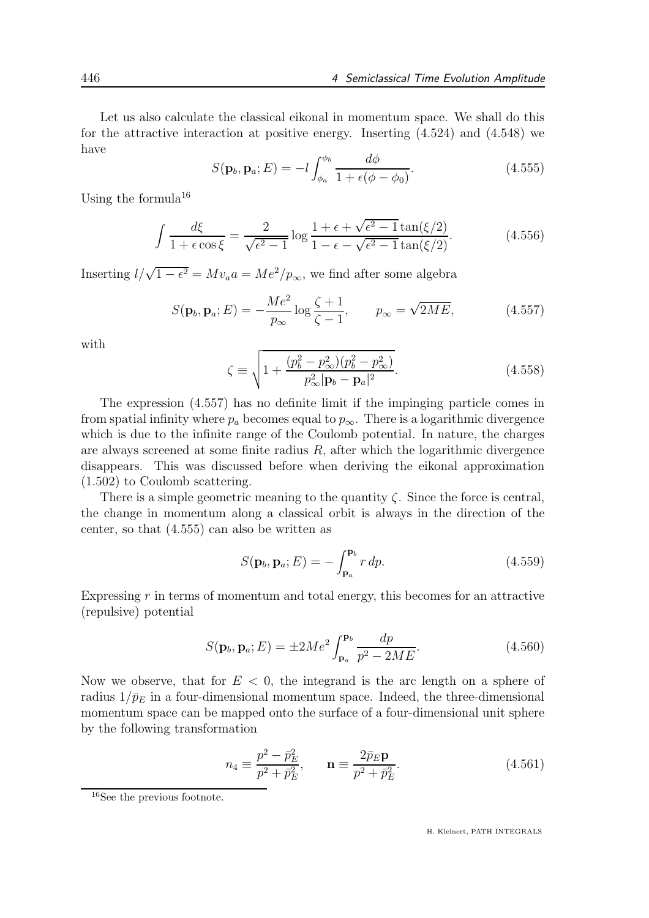Let us also calculate the classical eikonal in momentum space. We shall do this for the attractive interaction at positive energy. Inserting (4.524) and (4.548) we have

$$S(\mathbf{p}_b, \mathbf{p}_a; E) = -l \int_{\phi_a}^{\phi_b} \frac{d\phi}{1 + \epsilon(\phi - \phi_0)}. \tag{4.555}$$

Using the formula[16]

$$\int \frac{d\xi}{1 + \epsilon \cos \xi} = \frac{2}{\sqrt{\epsilon^2 - 1}} \log \frac{1 + \epsilon + \sqrt{\epsilon^2 - 1} \tan(\xi/2)}{1 - \epsilon - \sqrt{\epsilon^2 - 1} \tan(\xi/2)}. \tag{4.556}$$

Inserting $l/\sqrt{1-\epsilon^2} = Mv_a a = Me^2/p_\infty$, we find after some algebra

$$S(\mathbf{p}_b, \mathbf{p}_a; E) = -\frac{Me^2}{p_\infty} \log \frac{\zeta + 1}{\zeta - 1}, \qquad p_\infty = \sqrt{2ME}, \tag{4.557}$$

with

$$\zeta \equiv \sqrt{1 + \frac{(p_b^2 - p_\infty^2)(p_b^2 - p_\infty^2)}{p_\infty^2 |\mathbf{p}_b - \mathbf{p}_a|^2}}. \tag{4.558}$$

The expression (4.557) has no definite limit if the impinging particle comes in from spatial infinity where $p_a$ becomes equal to $p_\infty$. There is a logarithmic divergence which is due to the infinite range of the Coulomb potential. In nature, the charges are always screened at some finite radius $R$, after which the logarithmic divergence disappears. This was discussed before when deriving the eikonal approximation (1.502) to Coulomb scattering.

There is a simple geometric meaning to the quantity $\zeta$. Since the force is central, the change in momentum along a classical orbit is always in the direction of the center, so that (4.555) can also be written as

$$S(\mathbf{p}_b, \mathbf{p}_a; E) = -\int_{\mathbf{p}_a}^{\mathbf{p}_b} r \, dp. \tag{4.559}$$

Expressing $r$ in terms of momentum and total energy, this becomes for an attractive (repulsive) potential

$$S(\mathbf{p}_b, \mathbf{p}_a; E) = \pm 2Me^2 \int_{\mathbf{p}_a}^{\mathbf{p}_b} \frac{dp}{p^2 - 2ME}. \tag{4.560}$$

Now we observe, that for $E < 0$, the integrand is the arc length on a sphere of radius $1/\bar{p}_E$ in a four-dimensional momentum space. Indeed, the three-dimensional momentum space can be mapped onto the surface of a four-dimensional unit sphere by the following transformation

$$n_4 \equiv \frac{p^2 - \bar{p}_E^2}{p^2 + \bar{p}_E^2}, \qquad \mathbf{n} \equiv \frac{2\bar{p}_E \mathbf{p}}{p^2 + \bar{p}_E^2}. \tag{4.561}$$

[16] See the previous footnote.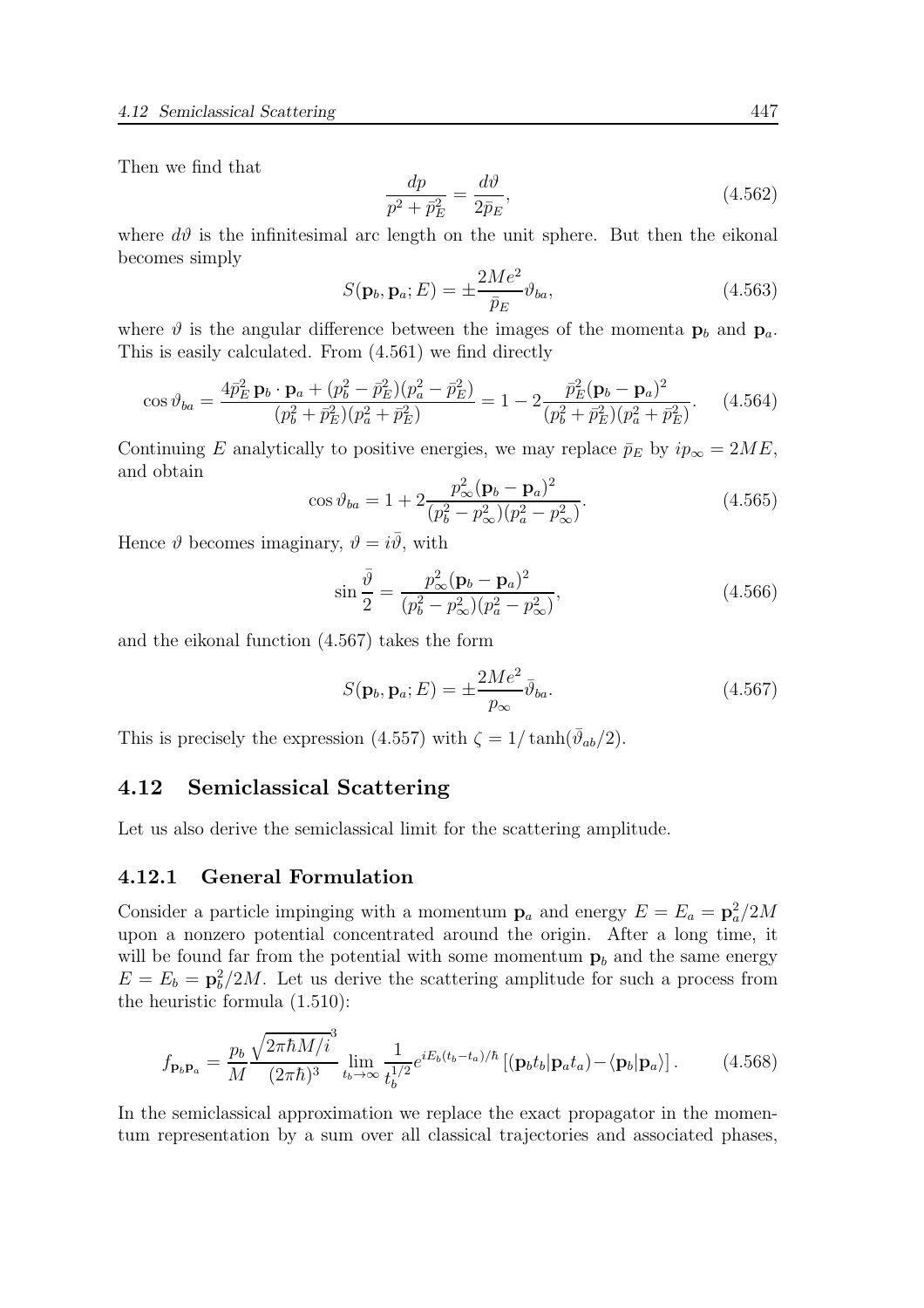Then we find that

$$\frac{dp}{p^2 + \bar{p}_E^2} = \frac{d\vartheta}{2\bar{p}_E}, \tag{4.562}$$

where $d\vartheta$ is the infinitesimal arc length on the unit sphere. But then the eikonal becomes simply

$$S(\mathbf{p}_b, \mathbf{p}_a; E) = \pm\frac{2Me^2}{\bar{p}_E}\vartheta_{ba}, \tag{4.563}$$

where $\vartheta$ is the angular difference between the images of the momenta $\mathbf{p}_b$ and $\mathbf{p}_a$. This is easily calculated. From (4.561) we find directly

$$\cos\vartheta_{ba} = \frac{4\bar{p}_E^2\,\mathbf{p}_b\cdot\mathbf{p}_a + (p_b^2 - \bar{p}_E^2)(p_a^2 - \bar{p}_E^2)}{(p_b^2 + \bar{p}_E^2)(p_a^2 + \bar{p}_E^2)} = 1 - 2\frac{\bar{p}_E^2(\mathbf{p}_b - \mathbf{p}_a)^2}{(p_b^2 + \bar{p}_E^2)(p_a^2 + \bar{p}_E^2)}. \tag{4.564}$$

Continuing $E$ analytically to positive energies, we may replace $\bar{p}_E$ by $ip_\infty = 2ME$, and obtain

$$\cos\vartheta_{ba} = 1 + 2\frac{p_\infty^2(\mathbf{p}_b - \mathbf{p}_a)^2}{(p_b^2 - p_\infty^2)(p_a^2 - p_\infty^2)}. \tag{4.565}$$

Hence $\vartheta$ becomes imaginary, $\vartheta = i\bar{\vartheta}$, with

$$\sin\frac{\bar{\vartheta}}{2} = \frac{p_\infty^2(\mathbf{p}_b - \mathbf{p}_a)^2}{(p_b^2 - p_\infty^2)(p_a^2 - p_\infty^2)}, \tag{4.566}$$

and the eikonal function (4.567) takes the form

$$S(\mathbf{p}_b, \mathbf{p}_a; E) = \pm\frac{2Me^2}{p_\infty}\bar{\vartheta}_{ba}. \tag{4.567}$$

This is precisely the expression (4.557) with $\zeta = 1/\tanh(\bar{\vartheta}_{ab}/2)$.

## 4.12 Semiclassical Scattering

Let us also derive the semiclassical limit for the scattering amplitude.

### 4.12.1 General Formulation

Consider a particle impinging with a momentum $\mathbf{p}_a$ and energy $E = E_a = \mathbf{p}_a^2/2M$ upon a nonzero potential concentrated around the origin. After a long time, it will be found far from the potential with some momentum $\mathbf{p}_b$ and the same energy $E = E_b = \mathbf{p}_b^2/2M$. Let us derive the scattering amplitude for such a process from the heuristic formula (1.510):

$$f_{\mathbf{p}_b\mathbf{p}_a} = \frac{p_b}{M}\frac{\sqrt{2\pi\hbar M/i}^3}{(2\pi\hbar)^3}\lim_{t_b\to\infty}\frac{1}{t_b^{1/2}}e^{iE_b(t_b-t_a)/\hbar}\left[(\mathbf{p}_b t_b|\mathbf{p}_a t_a) - \langle\mathbf{p}_b|\mathbf{p}_a\rangle\right]. \tag{4.568}$$

In the semiclassical approximation we replace the exact propagator in the momentum representation by a sum over all classical trajectories and associated phases,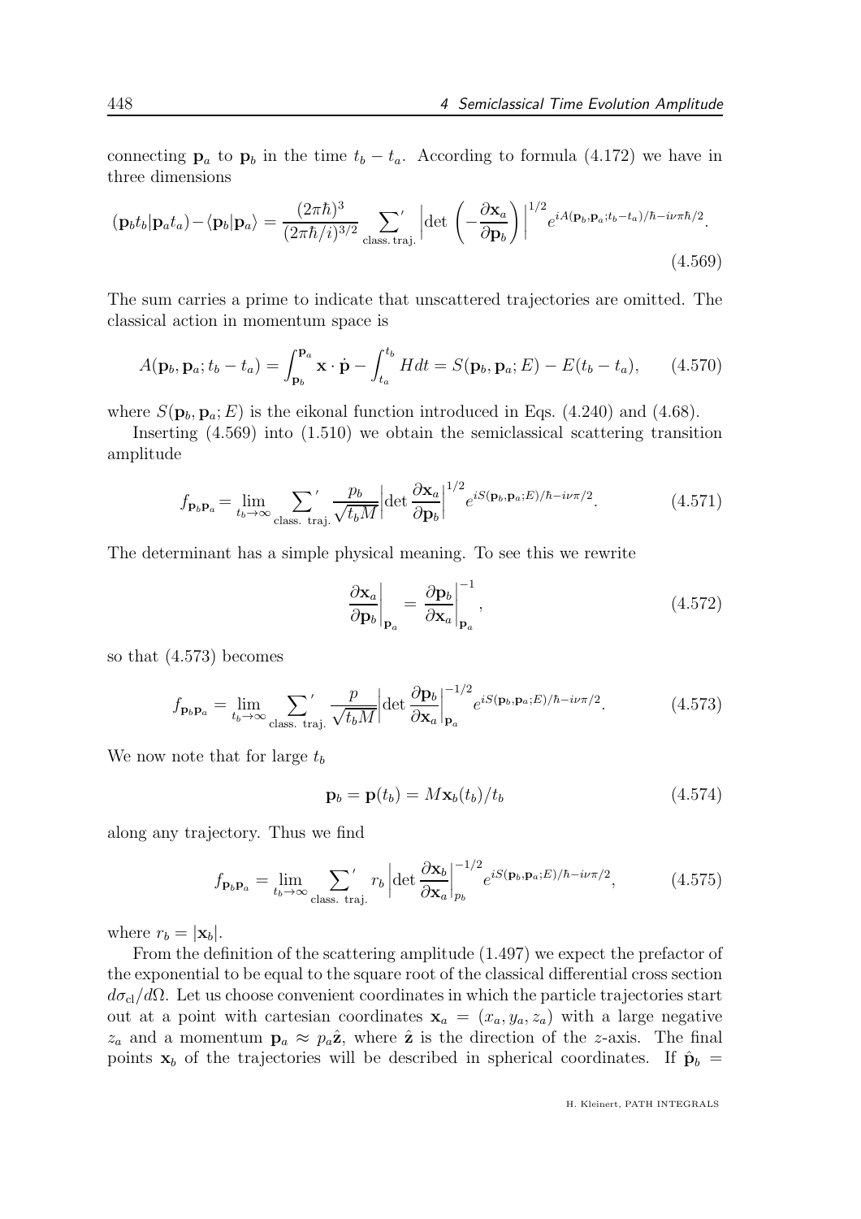connecting $\mathbf{p}_a$ to $\mathbf{p}_b$ in the time $t_b - t_a$. According to formula (4.172) we have in three dimensions

$$
(\mathbf{p}_b t_b|\mathbf{p}_a t_a) - \langle \mathbf{p}_b|\mathbf{p}_a\rangle = \frac{(2\pi\hbar)^3}{(2\pi\hbar/i)^{3/2}} \sum_{\text{class. traj.}}{}' \left|\det\left(-\frac{\partial \mathbf{x}_a}{\partial \mathbf{p}_b}\right)\right|^{1/2} e^{iA(\mathbf{p}_b,\mathbf{p}_a;t_b-t_a)/\hbar - i\nu\pi\hbar/2}. \tag{4.569}
$$

The sum carries a prime to indicate that unscattered trajectories are omitted. The classical action in momentum space is

$$
A(\mathbf{p}_b, \mathbf{p}_a; t_b - t_a) = \int_{\mathbf{p}_b}^{\mathbf{p}_a} \mathbf{x}\cdot\dot{\mathbf{p}} - \int_{t_a}^{t_b} H dt = S(\mathbf{p}_b, \mathbf{p}_a; E) - E(t_b - t_a), \tag{4.570}
$$

where $S(\mathbf{p}_b, \mathbf{p}_a; E)$ is the eikonal function introduced in Eqs. (4.240) and (4.68).

Inserting (4.569) into (1.510) we obtain the semiclassical scattering transition amplitude

$$
f_{\mathbf{p}_b\mathbf{p}_a} = \lim_{t_b\to\infty} \sum_{\text{class. traj.}}{}' \frac{p_b}{\sqrt{t_b M}} \left|\det\frac{\partial \mathbf{x}_a}{\partial \mathbf{p}_b}\right|^{1/2} e^{iS(\mathbf{p}_b,\mathbf{p}_a;E)/\hbar - i\nu\pi/2}. \tag{4.571}
$$

The determinant has a simple physical meaning. To see this we rewrite

$$
\left.\frac{\partial \mathbf{x}_a}{\partial \mathbf{p}_b}\right|_{\mathbf{p}_a} = \left.\frac{\partial \mathbf{p}_b}{\partial \mathbf{x}_a}\right|_{\mathbf{p}_a}^{-1}, \tag{4.572}
$$

so that (4.573) becomes

$$
f_{\mathbf{p}_b\mathbf{p}_a} = \lim_{t_b\to\infty} \sum_{\text{class. traj.}}{}' \frac{p}{\sqrt{t_b M}} \left|\det\frac{\partial \mathbf{p}_b}{\partial \mathbf{x}_a}\right|_{\mathbf{p}_a}^{-1/2} e^{iS(\mathbf{p}_b,\mathbf{p}_a;E)/\hbar - i\nu\pi/2}. \tag{4.573}
$$

We now note that for large $t_b$

$$
\mathbf{p}_b = \mathbf{p}(t_b) = M\mathbf{x}_b(t_b)/t_b \tag{4.574}
$$

along any trajectory. Thus we find

$$
f_{\mathbf{p}_b\mathbf{p}_a} = \lim_{t_b\to\infty} \sum_{\text{class. traj.}}{}' \, r_b \left|\det\frac{\partial \mathbf{x}_b}{\partial \mathbf{x}_a}\right|_{p_b}^{-1/2} e^{iS(\mathbf{p}_b,\mathbf{p}_a;E)/\hbar - i\nu\pi/2}, \tag{4.575}
$$

where $r_b = |\mathbf{x}_b|$.

From the definition of the scattering amplitude (1.497) we expect the prefactor of the exponential to be equal to the square root of the classical differential cross section $d\sigma_{\text{cl}}/d\Omega$. Let us choose convenient coordinates in which the particle trajectories start out at a point with cartesian coordinates $\mathbf{x}_a = (x_a, y_a, z_a)$ with a large negative $z_a$ and a momentum $\mathbf{p}_a \approx p_a\hat{\mathbf{z}}$, where $\hat{\mathbf{z}}$ is the direction of the $z$-axis. The final points $\mathbf{x}_b$ of the trajectories will be described in spherical coordinates. If $\hat{\mathbf{p}}_b =$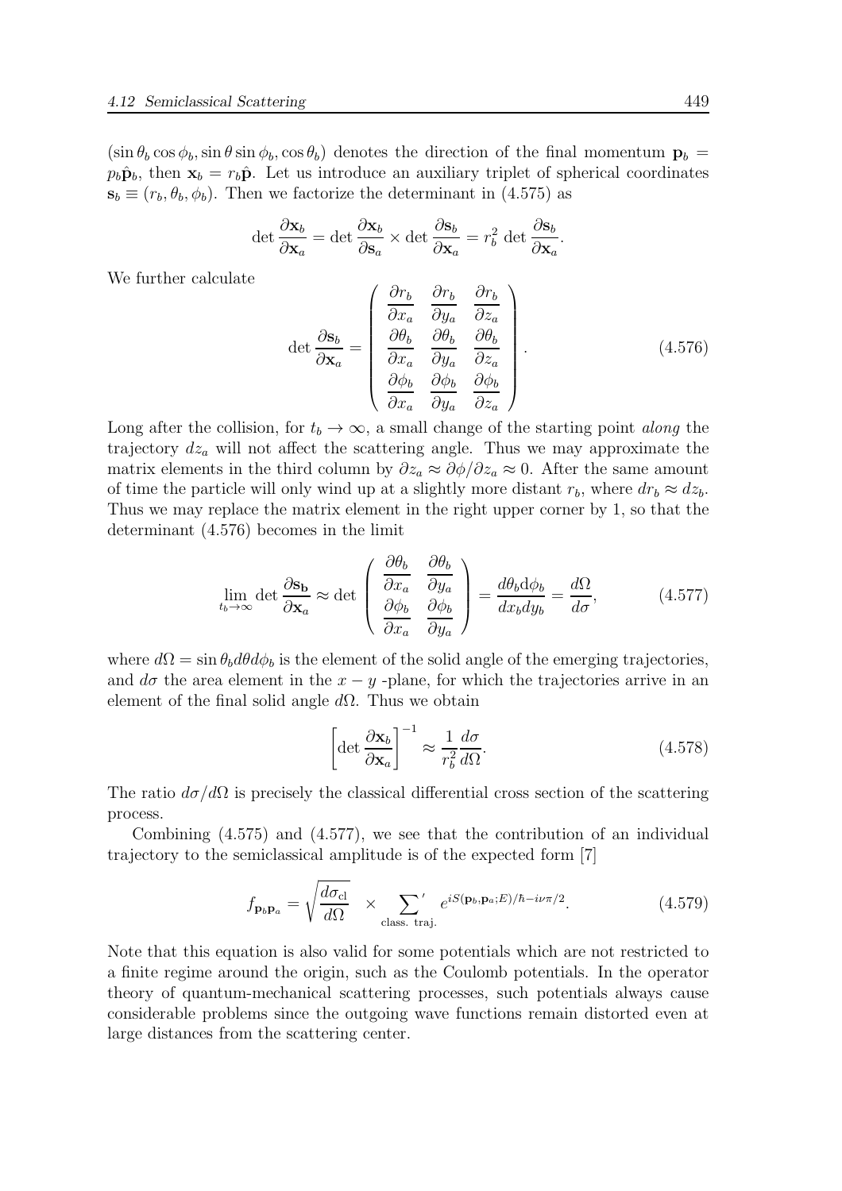$(\sin\theta_b \cos\phi_b, \sin\theta \sin\phi_b, \cos\theta_b)$ denotes the direction of the final momentum $\mathbf{p}_b = p_b\hat{\mathbf{p}}_b$, then $\mathbf{x}_b = r_b\hat{\mathbf{p}}$. Let us introduce an auxiliary triplet of spherical coordinates $\mathbf{s}_b \equiv (r_b, \theta_b, \phi_b)$. Then we factorize the determinant in (4.575) as

$$\det \frac{\partial \mathbf{x}_b}{\partial \mathbf{x}_a} = \det \frac{\partial \mathbf{x}_b}{\partial \mathbf{s}_a} \times \det \frac{\partial \mathbf{s}_b}{\partial \mathbf{x}_a} = r_b^2 \det \frac{\partial \mathbf{s}_b}{\partial \mathbf{x}_a}.$$

We further calculate

$$\det \frac{\partial \mathbf{s}_b}{\partial \mathbf{x}_a} = \begin{pmatrix} \dfrac{\partial r_b}{\partial x_a} & \dfrac{\partial r_b}{\partial y_a} & \dfrac{\partial r_b}{\partial z_a} \\ \dfrac{\partial \theta_b}{\partial x_a} & \dfrac{\partial \theta_b}{\partial y_a} & \dfrac{\partial \theta_b}{\partial z_a} \\ \dfrac{\partial \phi_b}{\partial x_a} & \dfrac{\partial \phi_b}{\partial y_a} & \dfrac{\partial \phi_b}{\partial z_a} \end{pmatrix}. \tag{4.576}$$

Long after the collision, for $t_b \to \infty$, a small change of the starting point *along* the trajectory $dz_a$ will not affect the scattering angle. Thus we may approximate the matrix elements in the third column by $\partial z_a \approx \partial\phi/\partial z_a \approx 0$. After the same amount of time the particle will only wind up at a slightly more distant $r_b$, where $dr_b \approx dz_b$. Thus we may replace the matrix element in the right upper corner by 1, so that the determinant (4.576) becomes in the limit

$$\lim_{t_b\to\infty} \det \frac{\partial \mathbf{s_b}}{\partial \mathbf{x}_a} \approx \det \begin{pmatrix} \dfrac{\partial \theta_b}{\partial x_a} & \dfrac{\partial \theta_b}{\partial y_a} \\ \dfrac{\partial \phi_b}{\partial x_a} & \dfrac{\partial \phi_b}{\partial y_a} \end{pmatrix} = \frac{d\theta_b d\phi_b}{dx_b dy_b} = \frac{d\Omega}{d\sigma}, \tag{4.577}$$

where $d\Omega = \sin\theta_b d\theta d\phi_b$ is the element of the solid angle of the emerging trajectories, and $d\sigma$ the area element in the $x-y$ -plane, for which the trajectories arrive in an element of the final solid angle $d\Omega$. Thus we obtain

$$\left[\det \frac{\partial \mathbf{x}_b}{\partial \mathbf{x}_a}\right]^{-1} \approx \frac{1}{r_b^2}\frac{d\sigma}{d\Omega}. \tag{4.578}$$

The ratio $d\sigma/d\Omega$ is precisely the classical differential cross section of the scattering process.

Combining (4.575) and (4.577), we see that the contribution of an individual trajectory to the semiclassical amplitude is of the expected form [7]

$$f_{\mathbf{p}_b\mathbf{p}_a} = \sqrt{\frac{d\sigma_{\rm cl}}{d\Omega}} \quad \times \sum_{\rm class.\ traj.}{}' \; e^{iS(\mathbf{p}_b,\mathbf{p}_a;E)/\hbar - i\nu\pi/2}. \tag{4.579}$$

Note that this equation is also valid for some potentials which are not restricted to a finite regime around the origin, such as the Coulomb potentials. In the operator theory of quantum-mechanical scattering processes, such potentials always cause considerable problems since the outgoing wave functions remain distorted even at large distances from the scattering center.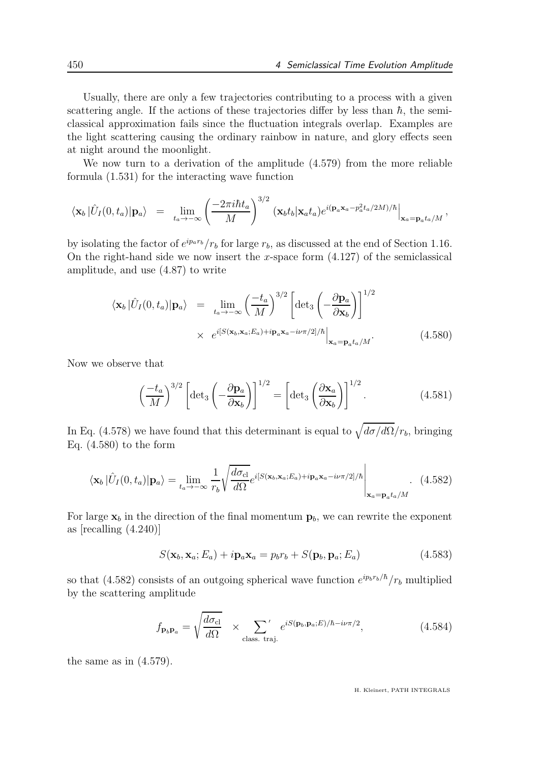Usually, there are only a few trajectories contributing to a process with a given scattering angle. If the actions of these trajectories differ by less than $\hbar$, the semiclassical approximation fails since the fluctuation integrals overlap. Examples are the light scattering causing the ordinary rainbow in nature, and glory effects seen at night around the moonlight.

We now turn to a derivation of the amplitude (4.579) from the more reliable formula (1.531) for the interacting wave function

$$\langle \mathbf{x}_b | \hat{U}_I(0,t_a) | \mathbf{p}_a \rangle \;\; = \;\; \lim_{t_a \to -\infty} \left( \frac{-2\pi i \hbar t_a}{M} \right)^{3/2} (\mathbf{x}_b t_b | \mathbf{x}_a t_a) e^{i(\mathbf{p}_a \mathbf{x}_a - p_a^2 t_a / 2M)/\hbar} \Big|_{\mathbf{x}_a = \mathbf{p}_a t_a / M},$$

by isolating the factor of $e^{ip_a r_b}/r_b$ for large $r_b$, as discussed at the end of Section 1.16. On the right-hand side we now insert the $x$-space form (4.127) of the semiclassical amplitude, and use (4.87) to write

$$\langle \mathbf{x}_b | \hat{U}_I(0,t_a) | \mathbf{p}_a \rangle \;\; = \;\; \lim_{t_a \to -\infty} \left( \frac{-t_a}{M} \right)^{3/2} \left[ \det{}_3 \left( -\frac{\partial \mathbf{p}_a}{\partial \mathbf{x}_b} \right) \right]^{1/2} \times \;\; e^{i[S(\mathbf{x}_b, \mathbf{x}_a; E_a) + i \mathbf{p}_a \mathbf{x}_a - i\nu\pi/2]/\hbar} \Big|_{\mathbf{x}_a = \mathbf{p}_a t_a / M}. \tag{4.580}$$

Now we observe that

$$\left( \frac{-t_a}{M} \right)^{3/2} \left[ \det{}_3 \left( -\frac{\partial \mathbf{p}_a}{\partial \mathbf{x}_b} \right) \right]^{1/2} = \left[ \det{}_3 \left( \frac{\partial \mathbf{x}_a}{\partial \mathbf{x}_b} \right) \right]^{1/2}. \tag{4.581}$$

In Eq. (4.578) we have found that this determinant is equal to $\sqrt{d\sigma/d\Omega}/r_b$, bringing Eq. (4.580) to the form

$$\langle \mathbf{x}_b | \hat{U}_I(0,t_a) | \mathbf{p}_a \rangle = \lim_{t_a \to -\infty} \frac{1}{r_b} \sqrt{\frac{d\sigma_{\rm cl}}{d\Omega}} e^{i[S(\mathbf{x}_b, \mathbf{x}_a; E_a) + i \mathbf{p}_a \mathbf{x}_a - i\nu\pi/2]/\hbar} \Bigg|_{\mathbf{x}_a = \mathbf{p}_a t_a / M}. \tag{4.582}$$

For large $\mathbf{x}_b$ in the direction of the final momentum $\mathbf{p}_b$, we can rewrite the exponent as [recalling (4.240)]

$$S(\mathbf{x}_b, \mathbf{x}_a; E_a) + i \mathbf{p}_a \mathbf{x}_a = p_b r_b + S(\mathbf{p}_b, \mathbf{p}_a; E_a) \tag{4.583}$$

so that (4.582) consists of an outgoing spherical wave function $e^{ip_b r_b/\hbar}/r_b$ multiplied by the scattering amplitude

$$f_{\mathbf{p}_b \mathbf{p}_a} = \sqrt{\frac{d\sigma_{\rm cl}}{d\Omega}} \quad \times \sum_{\rm class.\ traj.}{}' \; e^{iS(\mathbf{p}_b, \mathbf{p}_a; E)/\hbar - i\nu\pi/2}, \tag{4.584}$$

the same as in (4.579).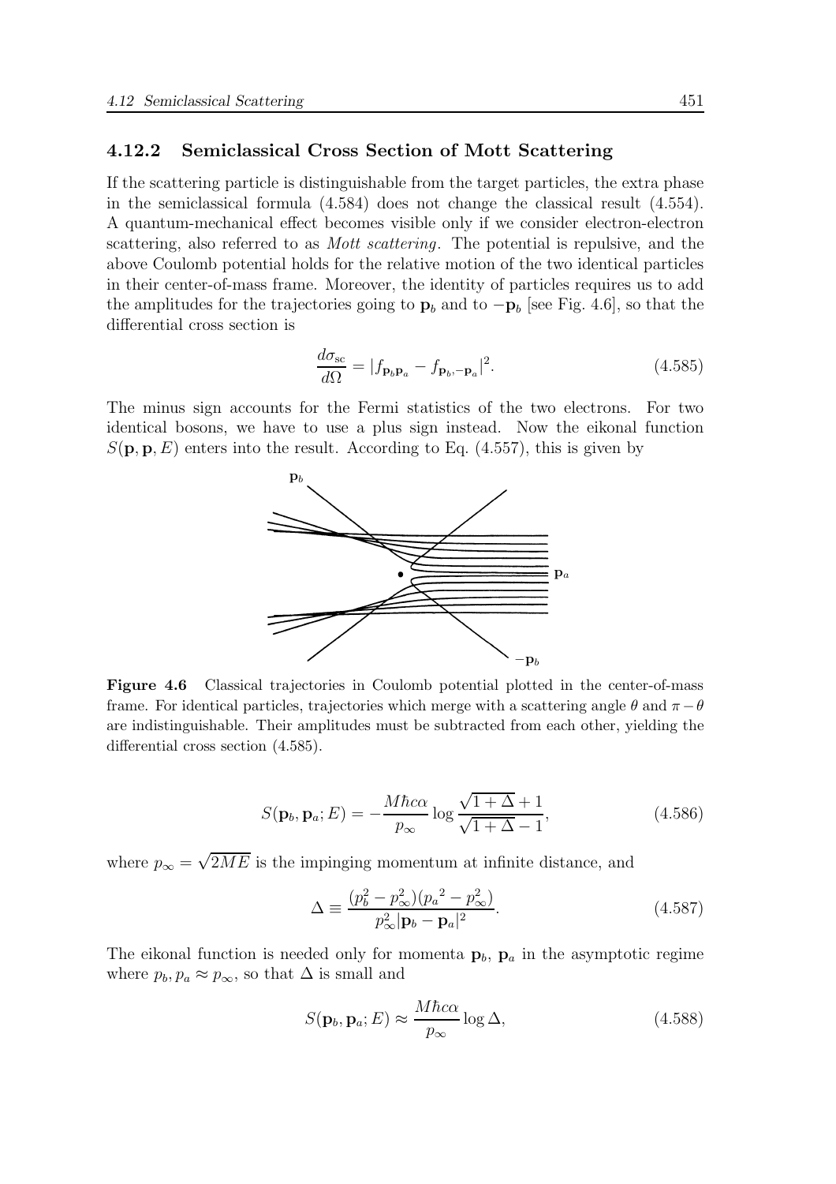### 4.12.2 Semiclassical Cross Section of Mott Scattering

If the scattering particle is distinguishable from the target particles, the extra phase in the semiclassical formula (4.584) does not change the classical result (4.554). A quantum-mechanical effect becomes visible only if we consider electron-electron scattering, also referred to as *Mott scattering*. The potential is repulsive, and the above Coulomb potential holds for the relative motion of the two identical particles in their center-of-mass frame. Moreover, the identity of particles requires us to add the amplitudes for the trajectories going to $\mathbf{p}_b$ and to $-\mathbf{p}_b$ [see Fig. 4.6], so that the differential cross section is

$$\frac{d\sigma_{\rm sc}}{d\Omega} = |f_{\mathbf{p}_b\mathbf{p}_a} - f_{\mathbf{p}_b,-\mathbf{p}_a}|^2. \tag{4.585}$$

The minus sign accounts for the Fermi statistics of the two electrons. For two identical bosons, we have to use a plus sign instead. Now the eikonal function $S(\mathbf{p}, \mathbf{p}, E)$ enters into the result. According to Eq. (4.557), this is given by

**Figure 4.6** Classical trajectories in Coulomb potential plotted in the center-of-mass frame. For identical particles, trajectories which merge with a scattering angle $\theta$ and $\pi - \theta$ are indistinguishable. Their amplitudes must be subtracted from each other, yielding the differential cross section (4.585).

$$S(\mathbf{p}_b, \mathbf{p}_a; E) = -\frac{M\hbar c\alpha}{p_\infty} \log \frac{\sqrt{1+\Delta}+1}{\sqrt{1+\Delta}-1}, \tag{4.586}$$

where $p_\infty = \sqrt{2ME}$ is the impinging momentum at infinite distance, and

$$\Delta \equiv \frac{(p_b^2 - p_\infty^2)({p_a}^2 - p_\infty^2)}{p_\infty^2 |\mathbf{p}_b - \mathbf{p}_a|^2}. \tag{4.587}$$

The eikonal function is needed only for momenta $\mathbf{p}_b$, $\mathbf{p}_a$ in the asymptotic regime where $p_b, p_a \approx p_\infty$, so that $\Delta$ is small and

$$S(\mathbf{p}_b, \mathbf{p}_a; E) \approx \frac{M\hbar c\alpha}{p_\infty} \log \Delta, \tag{4.588}$$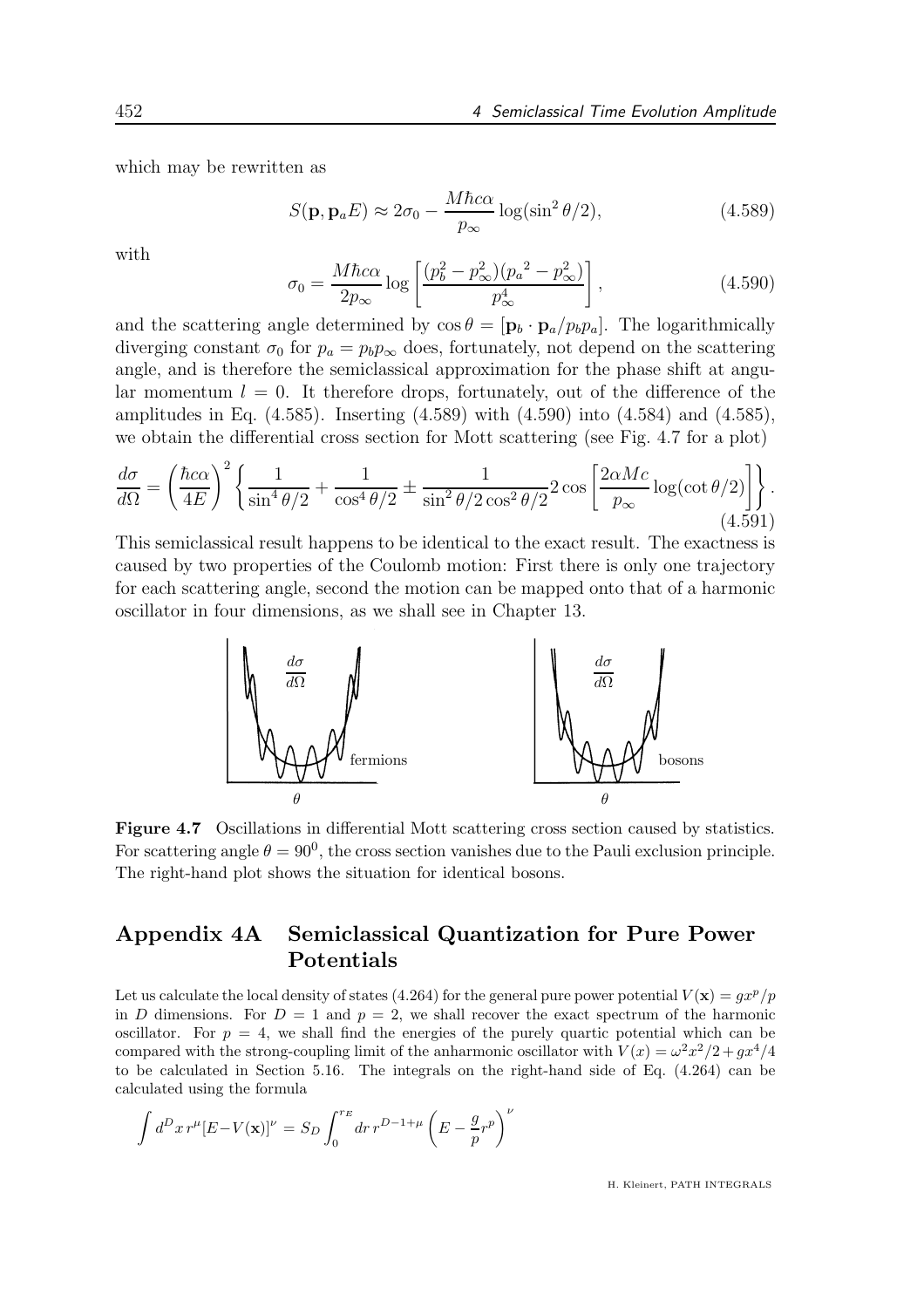which may be rewritten as

$$S(\mathbf{p}, \mathbf{p}_a E) \approx 2\sigma_0 - \frac{M\hbar c\alpha}{p_\infty} \log(\sin^2\theta/2), \tag{4.589}$$

with

$$\sigma_0 = \frac{M\hbar c\alpha}{2p_\infty} \log\left[\frac{(p_b^2 - p_\infty^2)({p_a}^2 - p_\infty^2)}{p_\infty^4}\right], \tag{4.590}$$

and the scattering angle determined by $\cos\theta = [\mathbf{p}_b \cdot \mathbf{p}_a / p_b p_a]$. The logarithmically diverging constant $\sigma_0$ for $p_a = p_b p_\infty$ does, fortunately, not depend on the scattering angle, and is therefore the semiclassical approximation for the phase shift at angular momentum $l = 0$. It therefore drops, fortunately, out of the difference of the amplitudes in Eq. (4.585). Inserting (4.589) with (4.590) into (4.584) and (4.585), we obtain the differential cross section for Mott scattering (see Fig. 4.7 for a plot)

$$\frac{d\sigma}{d\Omega} = \left(\frac{\hbar c\alpha}{4E}\right)^2 \left\{\frac{1}{\sin^4\theta/2} + \frac{1}{\cos^4\theta/2} \pm \frac{1}{\sin^2\theta/2\cos^2\theta/2} 2\cos\left[\frac{2\alpha Mc}{p_\infty}\log(\cot\theta/2)\right]\right\}. \tag{4.591}$$

This semiclassical result happens to be identical to the exact result. The exactness is caused by two properties of the Coulomb motion: First there is only one trajectory for each scattering angle, second the motion can be mapped onto that of a harmonic oscillator in four dimensions, as we shall see in Chapter 13.

**Figure 4.7** Oscillations in differential Mott scattering cross section caused by statistics. For scattering angle $\theta = 90^0$, the cross section vanishes due to the Pauli exclusion principle. The right-hand plot shows the situation for identical bosons.

## Appendix 4A Semiclassical Quantization for Pure Power Potentials

Let us calculate the local density of states (4.264) for the general pure power potential $V(\mathbf{x}) = gx^p/p$ in $D$ dimensions. For $D = 1$ and $p = 2$, we shall recover the exact spectrum of the harmonic oscillator. For $p = 4$, we shall find the energies of the purely quartic potential which can be compared with the strong-coupling limit of the anharmonic oscillator with $V(x) = \omega^2 x^2/2 + gx^4/4$ to be calculated in Section 5.16. The integrals on the right-hand side of Eq. (4.264) can be calculated using the formula

$$\int d^D x\, r^\mu [E - V(\mathbf{x})]^\nu = S_D \int_0^{r_E} dr\, r^{D-1+\mu} \left(E - \frac{g}{p} r^p\right)^\nu$$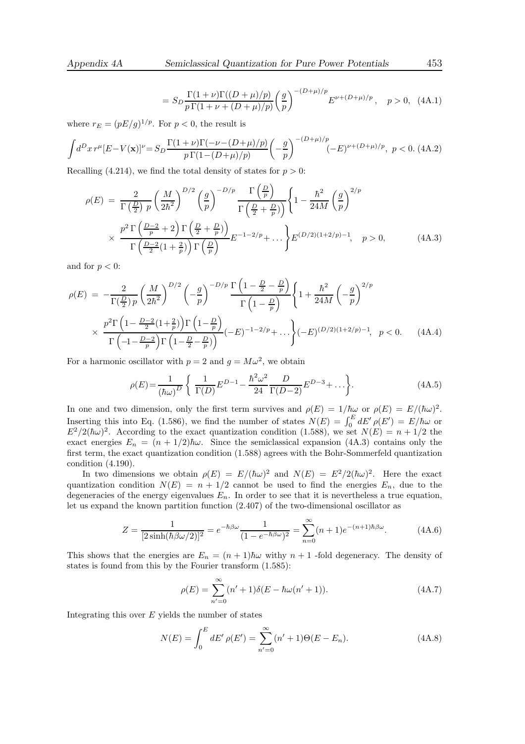$$= S_D \frac{\Gamma(1+\nu)\Gamma((D+\mu)/p)}{p\,\Gamma(1+\nu+(D+\mu)/p)}\left(\frac{g}{p}\right)^{-(D+\mu)/p} E^{\nu+(D+\mu)/p}, \quad p>0, \quad (4A.1)$$

where $r_E = (pE/g)^{1/p}$. For $p<0$, the result is

$$\int d^D x\, r^\mu [E - V(\mathbf{x})]^\nu = S_D \frac{\Gamma(1+\nu)\Gamma(-\nu-(D+\mu)/p)}{p\,\Gamma(1-(D+\mu)/p)}\left(-\frac{g}{p}\right)^{-(D+\mu)/p}(-E)^{\nu+(D+\mu)/p}, \; p<0. \; (4A.2)$$

Recalling (4.214), we find the total density of states for $p>0$:

$$\rho(E) \;=\; \frac{2}{\Gamma\left(\frac{D}{2}\right)\, p}\left(\frac{M}{2\hbar^2}\right)^{D/2}\left(\frac{g}{p}\right)^{-D/p}\frac{\Gamma\left(\frac{D}{p}\right)}{\Gamma\left(\frac{D}{2}+\frac{D}{p}\right)}\Bigg\{1-\frac{\hbar^2}{24M}\left(\frac{g}{p}\right)^{2/p}$$
$$\times\; \frac{p^2\,\Gamma\left(\frac{D-2}{p}+2\right)\Gamma\left(\frac{D}{2}+\frac{D}{p}\right)}{\Gamma\left(\frac{D-2}{2}(1+\frac{2}{p})\right)\Gamma\left(\frac{D}{p}\right)}E^{-1-2/p}+\dots\Bigg\}E^{(D/2)(1+2/p)-1}, \quad p>0, \qquad (4A.3)$$

and for $p<0$:

$$\rho(E) \;=\; -\frac{2}{\Gamma(\frac{D}{2})\,p}\left(\frac{M}{2\hbar^2}\right)^{D/2}\left(-\frac{g}{p}\right)^{-D/p}\frac{\Gamma\left(1-\frac{D}{2}-\frac{D}{p}\right)}{\Gamma\left(1-\frac{D}{p}\right)}\Bigg\{1+\frac{\hbar^2}{24M}\left(-\frac{g}{p}\right)^{2/p}$$
$$\times\; \frac{p^2\Gamma\left(1-\frac{D-2}{2}(1+\frac{2}{p})\right)\Gamma\left(1-\frac{D}{p}\right)}{\Gamma\left(-1-\frac{D-2}{p}\right)\Gamma\left(1-\frac{D}{2}-\frac{D}{p}\right)}(-E)^{-1-2/p}+\dots\Bigg\}(-E)^{(D/2)(1+2/p)-1}, \quad p<0. \qquad (4A.4)$$

For a harmonic oscillator with $p=2$ and $g=M\omega^2$, we obtain

$$\rho(E) = \frac{1}{(\hbar\omega)^D}\left\{\frac{1}{\Gamma(D)}E^{D-1} - \frac{\hbar^2\omega^2}{24}\frac{D}{\Gamma(D-2)}E^{D-3}+\dots\right\}. \qquad (4A.5)$$

In one and two dimension, only the first term survives and $\rho(E) = 1/\hbar\omega$ or $\rho(E) = E/(\hbar\omega)^2$. Inserting this into Eq. (1.586), we find the number of states $N(E) = \int_0^E dE'\,\rho(E') = E/\hbar\omega$ or $E^2/2(\hbar\omega)^2$. According to the exact quantization condition (1.588), we set $N(E) = n+1/2$ the exact energies $E_n = (n+1/2)\hbar\omega$. Since the semiclassical expansion (4A.3) contains only the first term, the exact quantization condition (1.588) agrees with the Bohr-Sommerfeld quantization condition (4.190).

In two dimensions we obtain $\rho(E) = E/(\hbar\omega)^2$ and $N(E) = E^2/2(\hbar\omega)^2$. Here the exact quantization condition $N(E) = n+1/2$ cannot be used to find the energies $E_n$, due to the degeneracies of the energy eigenvalues $E_n$. In order to see that it is nevertheless a true equation, let us expand the known partition function (2.407) of the two-dimensional oscillator as

$$Z = \frac{1}{[2\sinh(\hbar\beta\omega/2)]^2} = e^{-\hbar\beta\omega}\frac{1}{(1-e^{-\hbar\beta\omega})^2} = \sum_{n=0}^{\infty}(n+1)e^{-(n+1)\hbar\beta\omega}. \qquad (4A.6)$$

This shows that the energies are $E_n = (n+1)\hbar\omega$ withy $n+1$ -fold degeneracy. The density of states is found from this by the Fourier transform (1.585):

$$\rho(E) = \sum_{n'=0}^{\infty}(n'+1)\delta(E-\hbar\omega(n'+1)). \qquad (4A.7)$$

Integrating this over $E$ yields the number of states

$$N(E) = \int_0^E dE'\,\rho(E') = \sum_{n'=0}^{\infty}(n'+1)\Theta(E-E_n). \qquad (4A.8)$$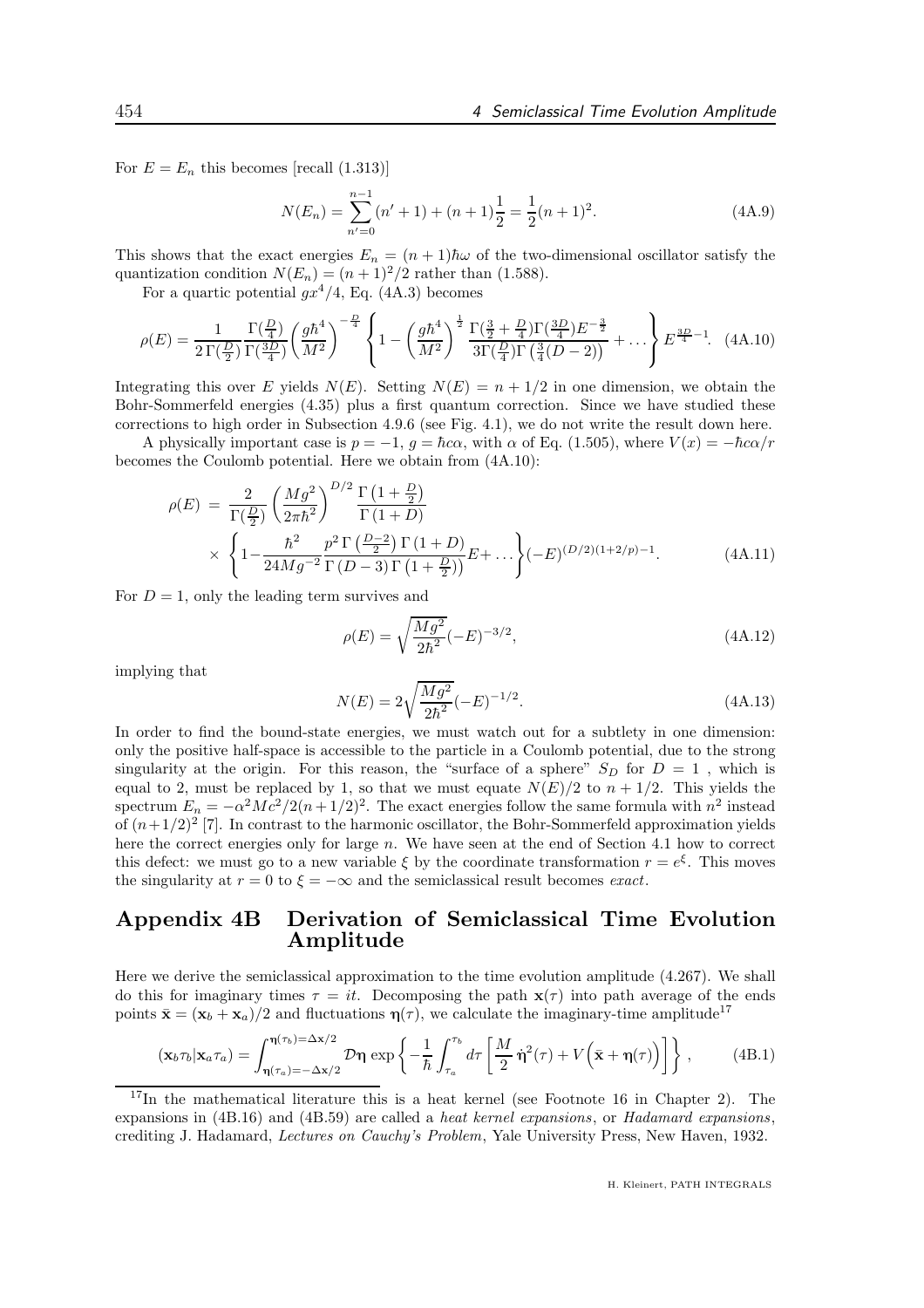For $E = E_n$ this becomes [recall (1.313)]

$$N(E_n) = \sum_{n'=0}^{n-1}(n'+1) + (n+1)\frac{1}{2} = \frac{1}{2}(n+1)^2. \tag{4A.9}$$

This shows that the exact energies $E_n = (n+1)\hbar\omega$ of the two-dimensional oscillator satisfy the quantization condition $N(E_n) = (n+1)^2/2$ rather than (1.588).

For a quartic potential $gx^4/4$, Eq. (4A.3) becomes

$$\rho(E) = \frac{1}{2\,\Gamma(\frac{D}{2})}\frac{\Gamma(\frac{D}{4})}{\Gamma(\frac{3D}{4})}\left(\frac{g\hbar^4}{M^2}\right)^{-\frac{D}{4}}\left\{1 - \left(\frac{g\hbar^4}{M^2}\right)^{\frac{1}{2}}\frac{\Gamma(\frac{3}{2}+\frac{D}{4})\Gamma(\frac{3D}{4})E^{-\frac{3}{2}}}{3\Gamma(\frac{D}{4})\Gamma\left(\frac{3}{4}(D-2)\right)} + \dots\right\}E^{\frac{3D}{4}-1}. \tag{4A.10}$$

Integrating this over $E$ yields $N(E)$. Setting $N(E) = n + 1/2$ in one dimension, we obtain the Bohr-Sommerfeld energies (4.35) plus a first quantum correction. Since we have studied these corrections to high order in Subsection 4.9.6 (see Fig. 4.1), we do not write the result down here.

A physically important case is $p = -1$, $g = \hbar c\alpha$, with $\alpha$ of Eq. (1.505), where $V(x) = -\hbar c\alpha/r$ becomes the Coulomb potential. Here we obtain from (4A.10):

$$\begin{aligned}
\rho(E) \;=\; & \frac{2}{\Gamma(\frac{D}{2})}\left(\frac{Mg^2}{2\pi\hbar^2}\right)^{D/2}\frac{\Gamma\left(1+\frac{D}{2}\right)}{\Gamma\left(1+D\right)} \\
& \times\left\{1 - \frac{\hbar^2}{24Mg^{-2}}\frac{p^2\,\Gamma\left(\frac{D-2}{2}\right)\Gamma\left(1+D\right)}{\Gamma\left(D-3\right)\Gamma\left(1+\frac{D}{2}\right))}E + \dots\right\}(-E)^{(D/2)(1+2/p)-1}.
\end{aligned} \tag{4A.11}$$

For $D = 1$, only the leading term survives and

$$\rho(E) = \sqrt{\frac{Mg^2}{2\hbar^2}}(-E)^{-3/2}, \tag{4A.12}$$

implying that

$$N(E) = 2\sqrt{\frac{Mg^2}{2\hbar^2}}(-E)^{-1/2}. \tag{4A.13}$$

In order to find the bound-state energies, we must watch out for a subtlety in one dimension: only the positive half-space is accessible to the particle in a Coulomb potential, due to the strong singularity at the origin. For this reason, the "surface of a sphere" $S_D$ for $D = 1$ , which is equal to 2, must be replaced by 1, so that we must equate $N(E)/2$ to $n + 1/2$. This yields the spectrum $E_n = -\alpha^2 Mc^2/2(n+1/2)^2$. The exact energies follow the same formula with $n^2$ instead of $(n+1/2)^2$ [7]. In contrast to the harmonic oscillator, the Bohr-Sommerfeld approximation yields here the correct energies only for large $n$. We have seen at the end of Section 4.1 how to correct this defect: we must go to a new variable $\xi$ by the coordinate transformation $r = e^{\xi}$. This moves the singularity at $r = 0$ to $\xi = -\infty$ and the semiclassical result becomes *exact*.

## Appendix 4B Derivation of Semiclassical Time Evolution Amplitude

Here we derive the semiclassical approximation to the time evolution amplitude (4.267). We shall do this for imaginary times $\tau = it$. Decomposing the path $\mathbf{x}(\tau)$ into path average of the ends points $\bar{\mathbf{x}} = (\mathbf{x}_b + \mathbf{x}_a)/2$ and fluctuations $\boldsymbol{\eta}(\tau)$, we calculate the imaginary-time amplitude[17]

$$(\mathbf{x}_b\tau_b|\mathbf{x}_a\tau_a) = \int_{\boldsymbol{\eta}(\tau_a)=-\Delta\mathbf{x}/2}^{\boldsymbol{\eta}(\tau_b)=\Delta\mathbf{x}/2}\mathcal{D}\boldsymbol{\eta}\,\exp\left\{-\frac{1}{\hbar}\int_{\tau_a}^{\tau_b}d\tau\left[\frac{M}{2}\,\dot{\boldsymbol{\eta}}^2(\tau) + V\Big(\bar{\mathbf{x}} + \boldsymbol{\eta}(\tau)\Big)\right]\right\}, \tag{4B.1}$$

[17] In the mathematical literature this is a heat kernel (see Footnote 16 in Chapter 2). The expansions in (4B.16) and (4B.59) are called a *heat kernel expansions*, or *Hadamard expansions*, crediting J. Hadamard, *Lectures on Cauchy's Problem*, Yale University Press, New Haven, 1932.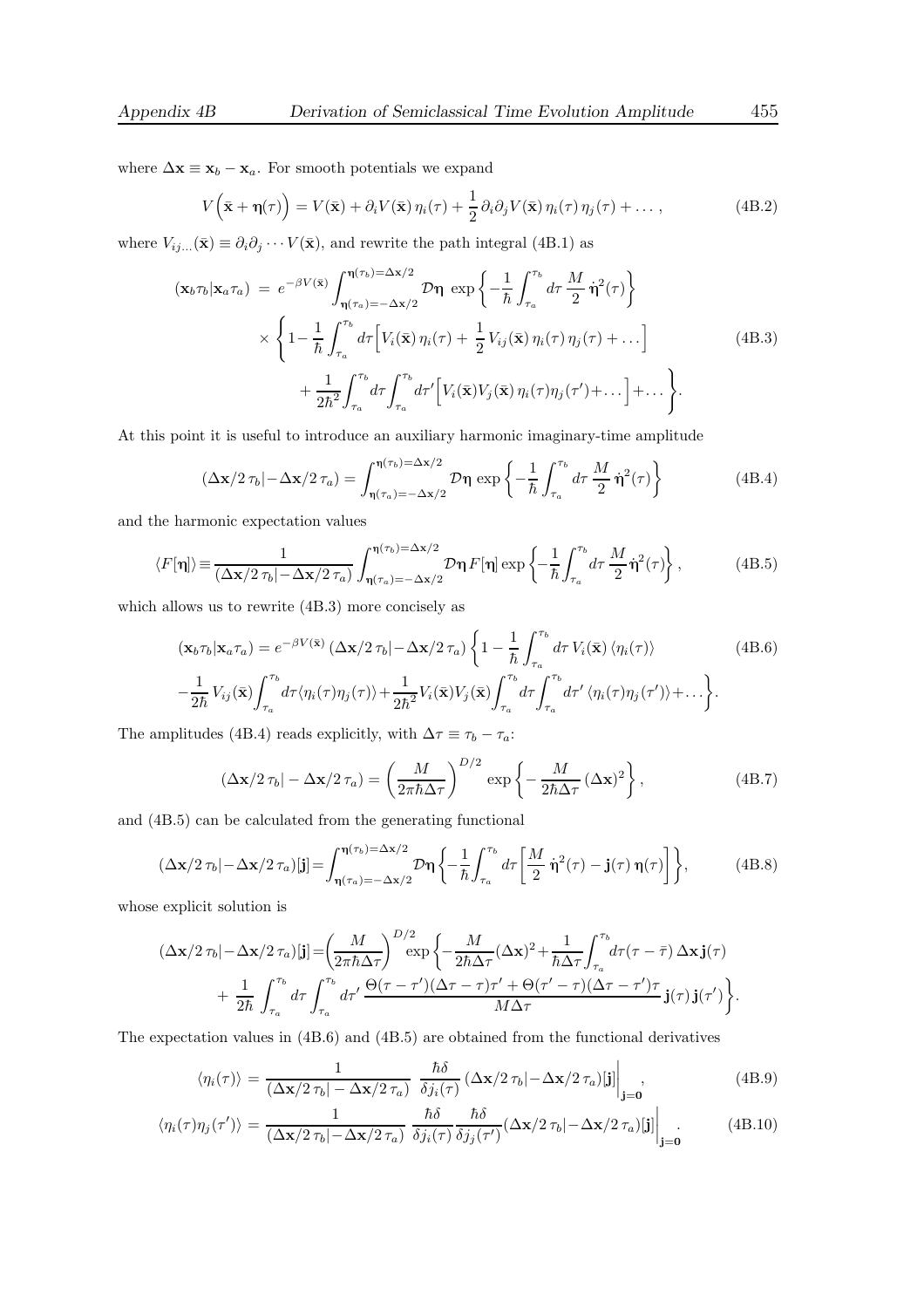where $\Delta\mathbf{x} \equiv \mathbf{x}_b - \mathbf{x}_a$. For smooth potentials we expand

$$V\Big(\bar{\mathbf{x}} + \boldsymbol{\eta}(\tau)\Big) = V(\bar{\mathbf{x}}) + \partial_i V(\bar{\mathbf{x}})\,\eta_i(\tau) + \frac{1}{2}\,\partial_i\partial_j V(\bar{\mathbf{x}})\,\eta_i(\tau)\,\eta_j(\tau) + \dots\,, \tag{4B.2}$$

where $V_{ij\dots}(\bar{\mathbf{x}}) \equiv \partial_i\partial_j\cdots V(\bar{\mathbf{x}})$, and rewrite the path integral (4B.1) as

$$\begin{aligned}(\mathbf{x}_b\tau_b|\mathbf{x}_a\tau_a) \;=\; & e^{-\beta V(\bar{\mathbf{x}})}\int_{\boldsymbol{\eta}(\tau_a)=-\Delta\mathbf{x}/2}^{\boldsymbol{\eta}(\tau_b)=\Delta\mathbf{x}/2}\mathcal{D}\boldsymbol{\eta}\;\exp\left\{-\frac{1}{\hbar}\int_{\tau_a}^{\tau_b}d\tau\,\frac{M}{2}\,\dot{\boldsymbol{\eta}}^2(\tau)\right\}\\ &\times\left\{1-\frac{1}{\hbar}\int_{\tau_a}^{\tau_b}d\tau\Big[V_i(\bar{\mathbf{x}})\,\eta_i(\tau)+\,\frac{1}{2}\,V_{ij}(\bar{\mathbf{x}})\,\eta_i(\tau)\,\eta_j(\tau)+\dots\Big]\right.\\ &\qquad\left.+\,\frac{1}{2\hbar^2}\int_{\tau_a}^{\tau_b}d\tau\int_{\tau_a}^{\tau_b}d\tau'\Big[V_i(\bar{\mathbf{x}})V_j(\bar{\mathbf{x}})\,\eta_i(\tau)\eta_j(\tau')+\dots\Big]+\dots\right\}.\end{aligned} \tag{4B.3}$$

At this point it is useful to introduce an auxiliary harmonic imaginary-time amplitude

$$(\Delta\mathbf{x}/2\,\tau_b|-\Delta\mathbf{x}/2\,\tau_a) = \int_{\boldsymbol{\eta}(\tau_a)=-\Delta\mathbf{x}/2}^{\boldsymbol{\eta}(\tau_b)=\Delta\mathbf{x}/2}\mathcal{D}\boldsymbol{\eta}\;\exp\left\{-\frac{1}{\hbar}\int_{\tau_a}^{\tau_b}d\tau\,\frac{M}{2}\,\dot{\boldsymbol{\eta}}^2(\tau)\right\} \tag{4B.4}$$

and the harmonic expectation values

$$\langle F[\boldsymbol{\eta}]\rangle \equiv \frac{1}{(\Delta\mathbf{x}/2\,\tau_b|-\Delta\mathbf{x}/2\,\tau_a)}\int_{\boldsymbol{\eta}(\tau_a)=-\Delta\mathbf{x}/2}^{\boldsymbol{\eta}(\tau_b)=\Delta\mathbf{x}/2}\mathcal{D}\boldsymbol{\eta}\,F[\boldsymbol{\eta}]\exp\left\{-\frac{1}{\hbar}\int_{\tau_a}^{\tau_b}d\tau\,\frac{M}{2}\,\dot{\boldsymbol{\eta}}^2(\tau)\right\}, \tag{4B.5}$$

which allows us to rewrite (4B.3) more concisely as

$$\begin{aligned}(\mathbf{x}_b\tau_b|\mathbf{x}_a\tau_a) = {}& e^{-\beta V(\bar{\mathbf{x}})}\,(\Delta\mathbf{x}/2\,\tau_b|-\Delta\mathbf{x}/2\,\tau_a)\left\{1-\frac{1}{\hbar}\int_{\tau_a}^{\tau_b}d\tau\,V_i(\bar{\mathbf{x}})\,\langle\eta_i(\tau)\rangle\right. \\ &\left.-\frac{1}{2\hbar}\,V_{ij}(\bar{\mathbf{x}})\int_{\tau_a}^{\tau_b}d\tau\langle\eta_i(\tau)\eta_j(\tau)\rangle+\frac{1}{2\hbar^2}V_i(\bar{\mathbf{x}})V_j(\bar{\mathbf{x}})\int_{\tau_a}^{\tau_b}d\tau\int_{\tau_a}^{\tau_b}d\tau'\,\langle\eta_i(\tau)\eta_j(\tau')\rangle+\dots\right\}.\end{aligned} \tag{4B.6}$$

The amplitudes (4B.4) reads explicitly, with $\Delta\tau \equiv \tau_b - \tau_a$:

$$(\Delta\mathbf{x}/2\,\tau_b|-\Delta\mathbf{x}/2\,\tau_a) = \left(\frac{M}{2\pi\hbar\Delta\tau}\right)^{D/2}\exp\left\{-\,\frac{M}{2\hbar\Delta\tau}\,(\Delta\mathbf{x})^2\right\}, \tag{4B.7}$$

and (4B.5) can be calculated from the generating functional

$$(\Delta\mathbf{x}/2\,\tau_b|-\Delta\mathbf{x}/2\,\tau_a)[\mathbf{j}] = \int_{\boldsymbol{\eta}(\tau_a)=-\Delta\mathbf{x}/2}^{\boldsymbol{\eta}(\tau_b)=\Delta\mathbf{x}/2}\mathcal{D}\boldsymbol{\eta}\left\{-\frac{1}{\hbar}\int_{\tau_a}^{\tau_b}d\tau\left[\frac{M}{2}\,\dot{\boldsymbol{\eta}}^2(\tau)-\mathbf{j}(\tau)\,\boldsymbol{\eta}(\tau)\right]\right\}, \tag{4B.8}$$

whose explicit solution is

$$\begin{aligned}(\Delta\mathbf{x}/2\,\tau_b|-\Delta\mathbf{x}/2\,\tau_a)[\mathbf{j}] = {}&\left(\frac{M}{2\pi\hbar\Delta\tau}\right)^{D/2}\exp\left\{-\frac{M}{2\hbar\Delta\tau}(\Delta\mathbf{x})^2+\frac{1}{\hbar\Delta\tau}\int_{\tau_a}^{\tau_b}d\tau(\tau-\bar{\tau})\,\Delta\mathbf{x}\,\mathbf{j}(\tau)\right.\\ &\left.+\,\frac{1}{2\hbar}\int_{\tau_a}^{\tau_b}d\tau\int_{\tau_a}^{\tau_b}d\tau'\,\frac{\Theta(\tau-\tau')(\Delta\tau-\tau)\tau'+\Theta(\tau'-\tau)(\Delta\tau-\tau')\tau}{M\Delta\tau}\,\mathbf{j}(\tau)\,\mathbf{j}(\tau')\right\}.\end{aligned}$$

The expectation values in (4B.6) and (4B.5) are obtained from the functional derivatives

$$\langle\eta_i(\tau)\rangle = \frac{1}{(\Delta\mathbf{x}/2\,\tau_b|-\Delta\mathbf{x}/2\,\tau_a)}\;\frac{\hbar\delta}{\delta j_i(\tau)}\,(\Delta\mathbf{x}/2\,\tau_b|-\Delta\mathbf{x}/2\,\tau_a)[\mathbf{j}]\bigg|_{\mathbf{j}=\mathbf{0}}, \tag{4B.9}$$

$$\langle\eta_i(\tau)\eta_j(\tau')\rangle = \frac{1}{(\Delta\mathbf{x}/2\,\tau_b|-\Delta\mathbf{x}/2\,\tau_a)}\;\frac{\hbar\delta}{\delta j_i(\tau)}\frac{\hbar\delta}{\delta j_j(\tau')}(\Delta\mathbf{x}/2\,\tau_b|-\Delta\mathbf{x}/2\,\tau_a)[\mathbf{j}]\bigg|_{\mathbf{j}=\mathbf{0}}. \tag{4B.10}$$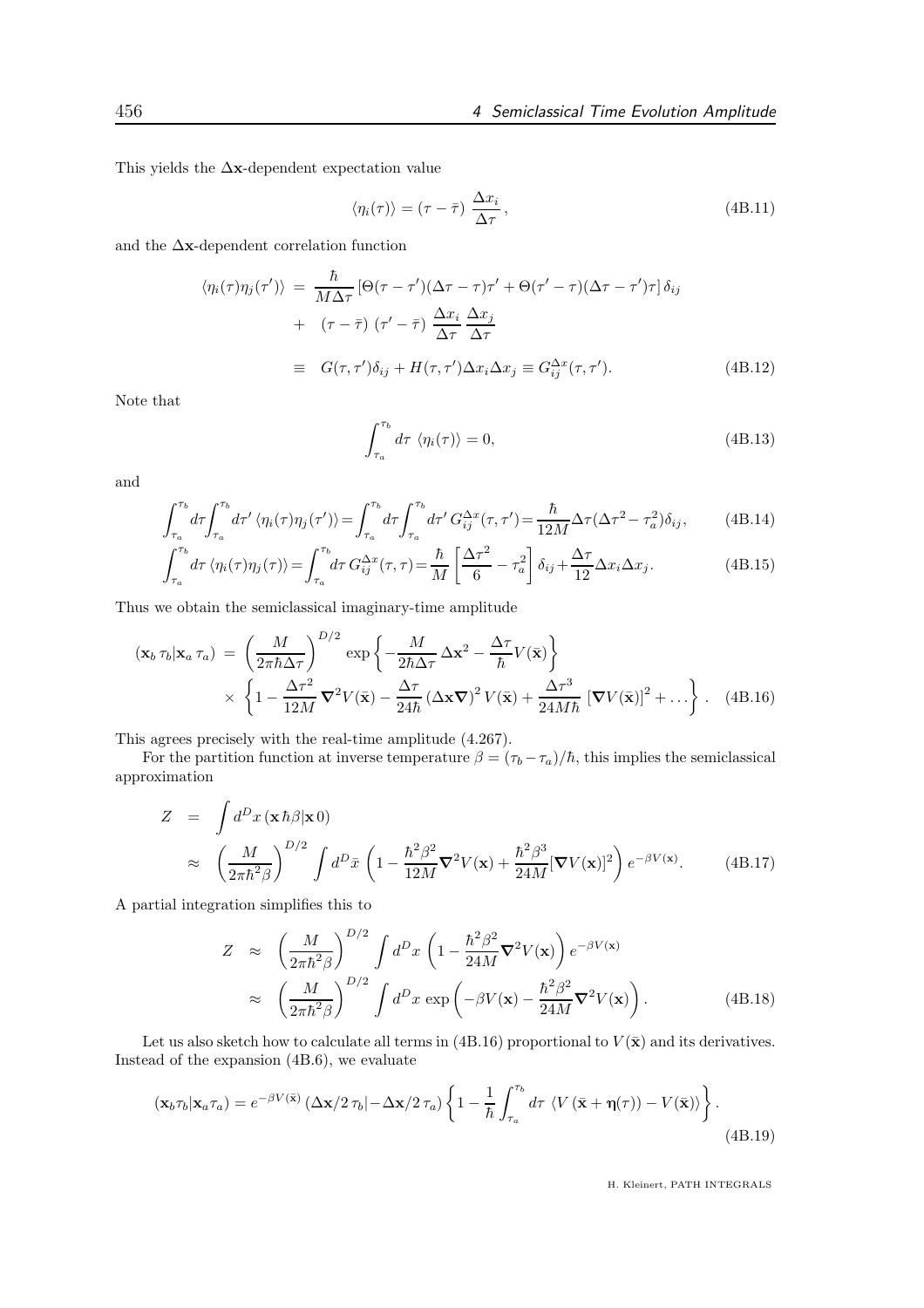This yields the $\Delta\mathbf{x}$-dependent expectation value

$$\langle \eta_i(\tau)\rangle = (\tau - \bar{\tau})\ \frac{\Delta x_i}{\Delta \tau}, \tag{4B.11}$$

and the $\Delta\mathbf{x}$-dependent correlation function

$$\begin{aligned}
\langle \eta_i(\tau)\eta_j(\tau')\rangle &= \frac{\hbar}{M\Delta\tau}\left[\Theta(\tau-\tau')(\Delta\tau-\tau)\tau' + \Theta(\tau'-\tau)(\Delta\tau-\tau')\tau\right]\delta_{ij} \\
&+ \ (\tau-\bar{\tau})\ (\tau'-\bar{\tau})\ \frac{\Delta x_i}{\Delta\tau}\frac{\Delta x_j}{\Delta\tau} \\
&\equiv\ G(\tau,\tau')\delta_{ij} + H(\tau,\tau')\Delta x_i \Delta x_j \equiv G^{\Delta x}_{ij}(\tau,\tau').
\end{aligned} \tag{4B.12}$$

Note that

$$\int_{\tau_a}^{\tau_b} d\tau\ \langle \eta_i(\tau)\rangle = 0, \tag{4B.13}$$

and

$$\int_{\tau_a}^{\tau_b} d\tau \int_{\tau_a}^{\tau_b} d\tau'\ \langle \eta_i(\tau)\eta_j(\tau')\rangle = \int_{\tau_a}^{\tau_b} d\tau \int_{\tau_a}^{\tau_b} d\tau'\ G^{\Delta x}_{ij}(\tau,\tau') = \frac{\hbar}{12M}\Delta\tau(\Delta\tau^2-\tau_a^2)\delta_{ij}, \tag{4B.14}$$

$$\int_{\tau_a}^{\tau_b} d\tau\ \langle \eta_i(\tau)\eta_j(\tau)\rangle = \int_{\tau_a}^{\tau_b} d\tau\, G^{\Delta x}_{ij}(\tau,\tau) = \frac{\hbar}{M}\left[\frac{\Delta\tau^2}{6}-\tau_a^2\right]\delta_{ij} + \frac{\Delta\tau}{12}\Delta x_i\Delta x_j. \tag{4B.15}$$

Thus we obtain the semiclassical imaginary-time amplitude

$$\begin{aligned}
(\mathbf{x}_b\,\tau_b|\mathbf{x}_a\,\tau_a) &= \left(\frac{M}{2\pi\hbar\Delta\tau}\right)^{D/2} \exp\left\{-\frac{M}{2\hbar\Delta\tau}\,\Delta\mathbf{x}^2 - \frac{\Delta\tau}{\hbar}V(\bar{\mathbf{x}})\right\} \\
&\times\ \left\{1 - \frac{\Delta\tau^2}{12M}\,\boldsymbol{\nabla}^2 V(\bar{\mathbf{x}}) - \frac{\Delta\tau}{24\hbar}\,(\Delta\mathbf{x}\boldsymbol{\nabla})^2\,V(\bar{\mathbf{x}}) + \frac{\Delta\tau^3}{24M\hbar}\,\left[\boldsymbol{\nabla}V(\bar{\mathbf{x}})\right]^2 + \dots\right\}.
\end{aligned} \tag{4B.16}$$

This agrees precisely with the real-time amplitude (4.267).

For the partition function at inverse temperature $\beta = (\tau_b - \tau_a)/\hbar$, this implies the semiclassical approximation

$$\begin{aligned}
Z &= \int d^D x\,(\mathbf{x}\,\hbar\beta|\mathbf{x}\,0) \\
&\approx \left(\frac{M}{2\pi\hbar^2\beta}\right)^{D/2} \int d^D\bar{x}\,\left(1 - \frac{\hbar^2\beta^2}{12M}\boldsymbol{\nabla}^2 V(\mathbf{x}) + \frac{\hbar^2\beta^3}{24M}[\boldsymbol{\nabla}V(\mathbf{x})]^2\right) e^{-\beta V(\mathbf{x})}.
\end{aligned} \tag{4B.17}$$

A partial integration simplifies this to

$$\begin{aligned}
Z &\approx \left(\frac{M}{2\pi\hbar^2\beta}\right)^{D/2} \int d^D x\,\left(1 - \frac{\hbar^2\beta^2}{24M}\boldsymbol{\nabla}^2 V(\mathbf{x})\right) e^{-\beta V(\mathbf{x})} \\
&\approx \left(\frac{M}{2\pi\hbar^2\beta}\right)^{D/2} \int d^D x\,\exp\left(-\beta V(\mathbf{x}) - \frac{\hbar^2\beta^2}{24M}\boldsymbol{\nabla}^2 V(\mathbf{x})\right).
\end{aligned} \tag{4B.18}$$

Let us also sketch how to calculate all terms in (4B.16) proportional to $V(\bar{\mathbf{x}})$ and its derivatives. Instead of the expansion (4B.6), we evaluate

$$(\mathbf{x}_b\tau_b|\mathbf{x}_a\tau_a) = e^{-\beta V(\bar{\mathbf{x}})}\,(\Delta\mathbf{x}/2\,\tau_b|-\Delta\mathbf{x}/2\,\tau_a)\left\{1 - \frac{1}{\hbar}\int_{\tau_a}^{\tau_b} d\tau\ \langle V\left(\bar{\mathbf{x}} + \boldsymbol{\eta}(\tau)\right) - V(\bar{\mathbf{x}})\rangle\right\}. \tag{4B.19}$$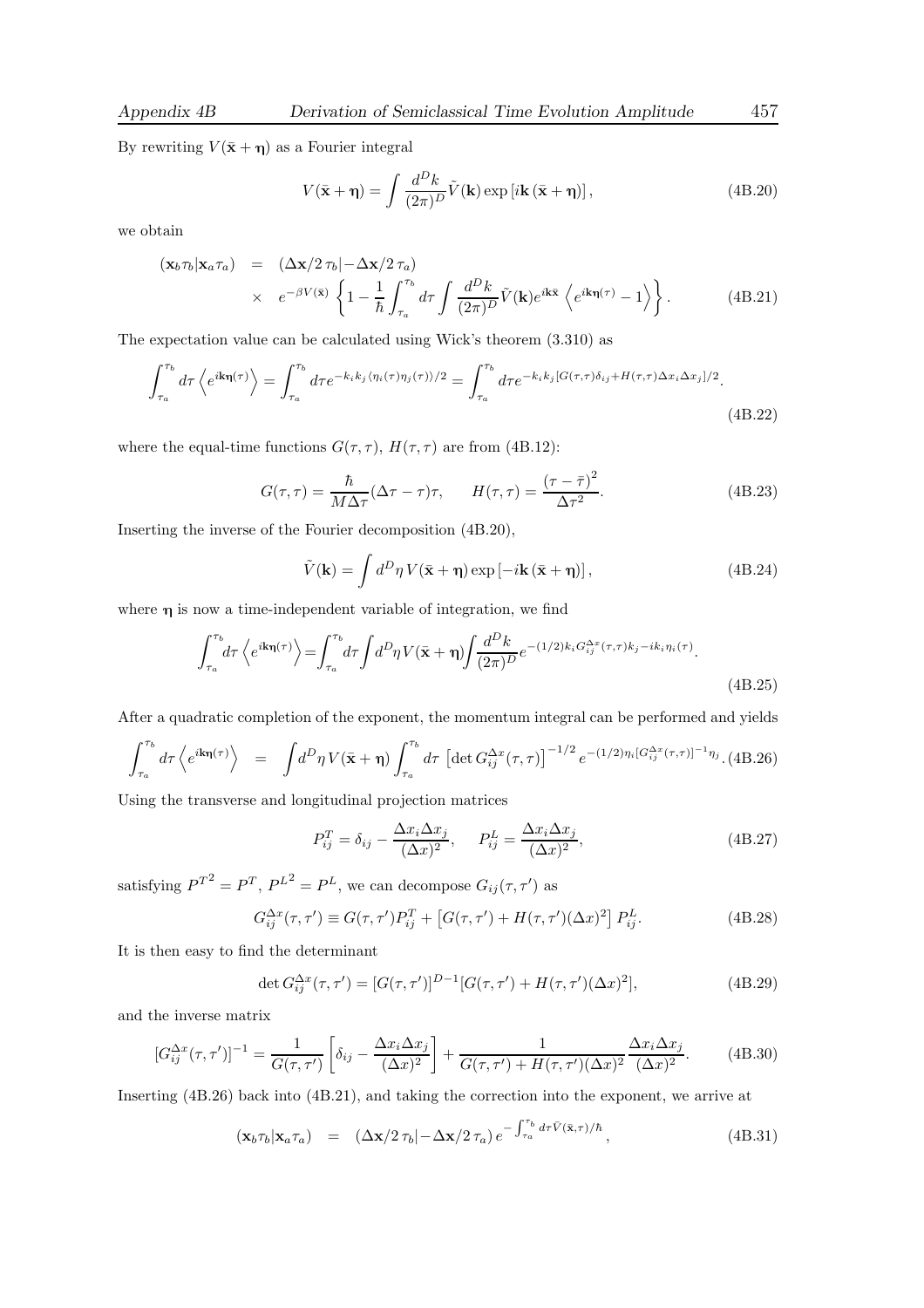By rewriting $V(\bar{\mathbf{x}}+\boldsymbol{\eta})$ as a Fourier integral

$$V(\bar{\mathbf{x}}+\boldsymbol{\eta}) = \int \frac{d^Dk}{(2\pi)^D}\tilde{V}(\mathbf{k})\exp\left[i\mathbf{k}\left(\bar{\mathbf{x}}+\boldsymbol{\eta}\right)\right], \tag{4B.20}$$

we obtain

$$\begin{aligned}(\mathbf{x}_b\tau_b|\mathbf{x}_a\tau_a) &= (\Delta\mathbf{x}/2\,\tau_b|-\Delta\mathbf{x}/2\,\tau_a)\\ &\times\quad e^{-\beta V(\bar{\mathbf{x}})}\left\{1-\frac{1}{\hbar}\int_{\tau_a}^{\tau_b}d\tau\int\frac{d^Dk}{(2\pi)^D}\tilde{V}(\mathbf{k})e^{i\mathbf{k}\bar{\mathbf{x}}}\left\langle e^{i\mathbf{k}\boldsymbol{\eta}(\tau)}-1\right\rangle\right\}.\end{aligned} \tag{4B.21}$$

The expectation value can be calculated using Wick's theorem (3.310) as

$$\int_{\tau_a}^{\tau_b}d\tau\left\langle e^{i\mathbf{k}\boldsymbol{\eta}(\tau)}\right\rangle = \int_{\tau_a}^{\tau_b}d\tau e^{-k_ik_j\langle\eta_i(\tau)\eta_j(\tau)\rangle/2} = \int_{\tau_a}^{\tau_b}d\tau e^{-k_ik_j[G(\tau,\tau)\delta_{ij}+H(\tau,\tau)\Delta x_i\Delta x_j]/2}. \tag{4B.22}$$

where the equal-time functions $G(\tau,\tau)$, $H(\tau,\tau)$ are from (4B.12):

$$G(\tau,\tau) = \frac{\hbar}{M\Delta\tau}(\Delta\tau-\tau)\tau, \qquad H(\tau,\tau) = \frac{(\tau-\bar{\tau})^2}{\Delta\tau^2}. \tag{4B.23}$$

Inserting the inverse of the Fourier decomposition (4B.20),

$$\tilde{V}(\mathbf{k}) = \int d^D\eta\, V(\bar{\mathbf{x}}+\boldsymbol{\eta})\exp\left[-i\mathbf{k}\left(\bar{\mathbf{x}}+\boldsymbol{\eta}\right)\right], \tag{4B.24}$$

where $\boldsymbol{\eta}$ is now a time-independent variable of integration, we find

$$\int_{\tau_a}^{\tau_b}d\tau\left\langle e^{i\mathbf{k}\boldsymbol{\eta}(\tau)}\right\rangle = \int_{\tau_a}^{\tau_b}d\tau\int d^D\eta V(\bar{\mathbf{x}}+\boldsymbol{\eta})\int\frac{d^Dk}{(2\pi)^D}e^{-(1/2)k_iG_{ij}^{\Delta x}(\tau,\tau)k_j-ik_i\eta_i(\tau)}. \tag{4B.25}$$

After a quadratic completion of the exponent, the momentum integral can be performed and yields

$$\int_{\tau_a}^{\tau_b}d\tau\left\langle e^{i\mathbf{k}\boldsymbol{\eta}(\tau)}\right\rangle = \int d^D\eta\, V(\bar{\mathbf{x}}+\boldsymbol{\eta})\int_{\tau_a}^{\tau_b}d\tau\,\left[\det G_{ij}^{\Delta x}(\tau,\tau)\right]^{-1/2}e^{-(1/2)\eta_i[G_{ij}^{\Delta x}(\tau,\tau)]^{-1}\eta_j}. \tag{4B.26}$$

Using the transverse and longitudinal projection matrices

$$P_{ij}^T = \delta_{ij}-\frac{\Delta x_i\Delta x_j}{(\Delta x)^2}, \qquad P_{ij}^L = \frac{\Delta x_i\Delta x_j}{(\Delta x)^2}, \tag{4B.27}$$

satisfying ${P^T}^2 = P^T$, ${P^L}^2 = P^L$, we can decompose $G_{ij}(\tau,\tau')$ as

$$G_{ij}^{\Delta x}(\tau,\tau') \equiv G(\tau,\tau')P_{ij}^T + \left[G(\tau,\tau')+H(\tau,\tau')(\Delta x)^2\right]P_{ij}^L. \tag{4B.28}$$

It is then easy to find the determinant

$$\det G_{ij}^{\Delta x}(\tau,\tau') = [G(\tau,\tau')]^{D-1}[G(\tau,\tau')+H(\tau,\tau')(\Delta x)^2], \tag{4B.29}$$

and the inverse matrix

$$[G_{ij}^{\Delta x}(\tau,\tau')]^{-1} = \frac{1}{G(\tau,\tau')}\left[\delta_{ij}-\frac{\Delta x_i\Delta x_j}{(\Delta x)^2}\right]+\frac{1}{G(\tau,\tau')+H(\tau,\tau')(\Delta x)^2}\frac{\Delta x_i\Delta x_j}{(\Delta x)^2}. \tag{4B.30}$$

Inserting (4B.26) back into (4B.21), and taking the correction into the exponent, we arrive at

$$(\mathbf{x}_b\tau_b|\mathbf{x}_a\tau_a) = (\Delta\mathbf{x}/2\,\tau_b|-\Delta\mathbf{x}/2\,\tau_a)\,e^{-\int_{\tau_a}^{\tau_b}d\tau\bar{V}(\bar{\mathbf{x}},\tau)/\hbar}, \tag{4B.31}$$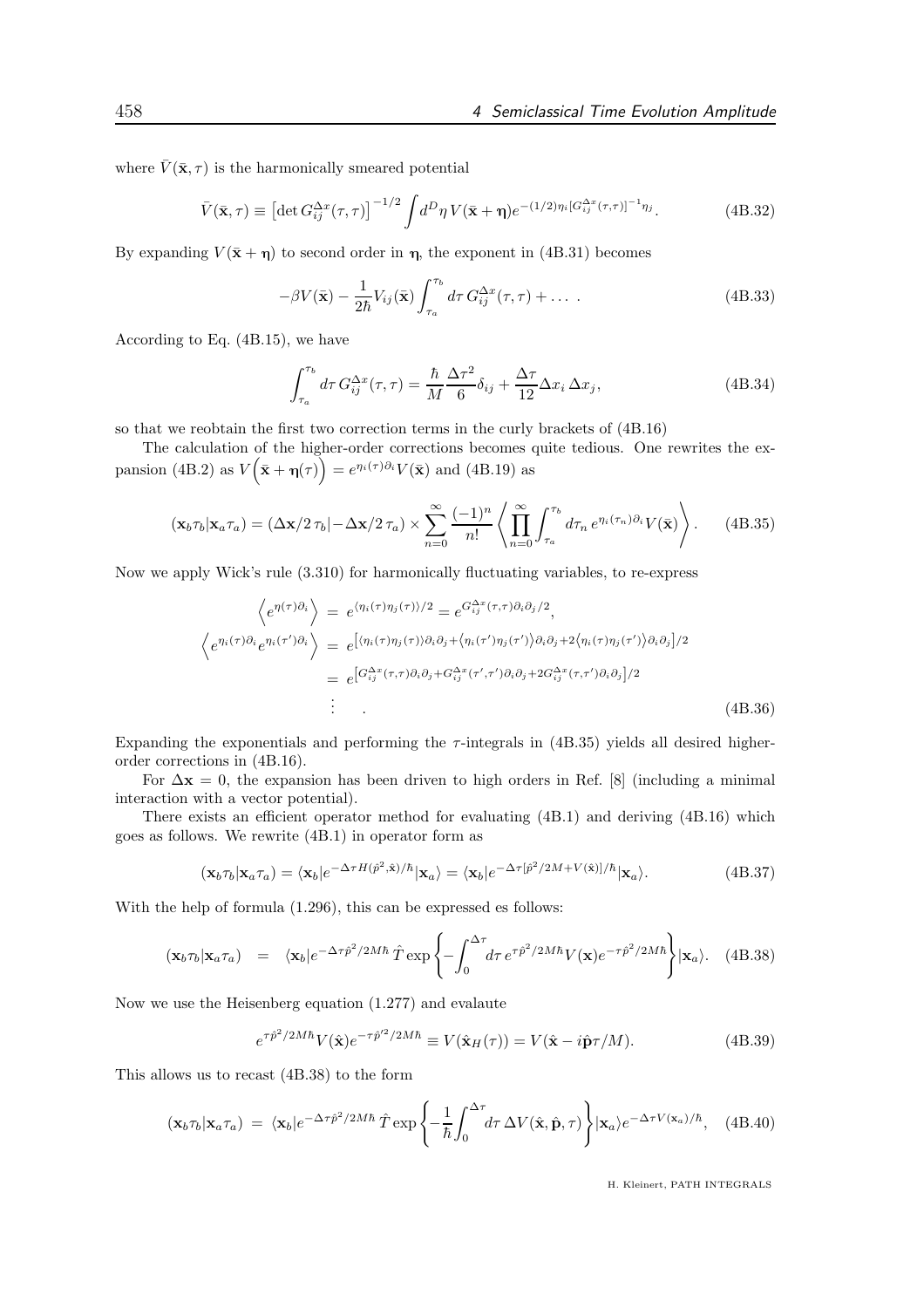where $\bar{V}(\bar{\mathbf{x}}, \tau)$ is the harmonically smeared potential

$$\bar{V}(\bar{\mathbf{x}}, \tau) \equiv \left[\det G_{ij}^{\Delta x}(\tau, \tau)\right]^{-1/2} \int d^D \eta \, V(\bar{\mathbf{x}} + \boldsymbol{\eta}) e^{-(1/2)\eta_i [G_{ij}^{\Delta x}(\tau,\tau)]^{-1} \eta_j}. \tag{4B.32}$$

By expanding $V(\bar{\mathbf{x}} + \boldsymbol{\eta})$ to second order in $\boldsymbol{\eta}$, the exponent in (4B.31) becomes

$$-\beta V(\bar{\mathbf{x}}) - \frac{1}{2\hbar} V_{ij}(\bar{\mathbf{x}}) \int_{\tau_a}^{\tau_b} d\tau \, G_{ij}^{\Delta x}(\tau, \tau) + \dots \ . \tag{4B.33}$$

According to Eq. (4B.15), we have

$$\int_{\tau_a}^{\tau_b} d\tau \, G_{ij}^{\Delta x}(\tau, \tau) = \frac{\hbar}{M} \frac{\Delta \tau^2}{6} \delta_{ij} + \frac{\Delta \tau}{12} \Delta x_i \, \Delta x_j, \tag{4B.34}$$

so that we reobtain the first two correction terms in the curly brackets of (4B.16)

The calculation of the higher-order corrections becomes quite tedious. One rewrites the expansion (4B.2) as $V\Big(\bar{\mathbf{x}} + \boldsymbol{\eta}(\tau)\Big) = e^{\eta_i(\tau)\partial_i} V(\bar{\mathbf{x}})$ and (4B.19) as

$$(\mathbf{x}_b \tau_b | \mathbf{x}_a \tau_a) = (\Delta \mathbf{x}/2 \, \tau_b | -\Delta \mathbf{x}/2 \, \tau_a) \times \sum_{n=0}^{\infty} \frac{(-1)^n}{n!} \left\langle \prod_{n=0}^{\infty} \int_{\tau_a}^{\tau_b} d\tau_n \, e^{\eta_i(\tau_n)\partial_i} V(\bar{\mathbf{x}}) \right\rangle. \tag{4B.35}$$

Now we apply Wick's rule (3.310) for harmonically fluctuating variables, to re-express

$$\begin{aligned}
\left\langle e^{\eta(\tau)\partial_i} \right\rangle &= e^{\langle \eta_i(\tau)\eta_j(\tau)\rangle/2} = e^{G_{ij}^{\Delta x}(\tau,\tau)\partial_i\partial_j/2}, \\
\left\langle e^{\eta_i(\tau)\partial_i} e^{\eta_i(\tau')\partial_i} \right\rangle &= e^{\left[\langle \eta_i(\tau)\eta_j(\tau)\rangle \partial_i\partial_j + \langle \eta_i(\tau')\eta_j(\tau')\rangle \partial_i\partial_j + 2\langle \eta_i(\tau)\eta_j(\tau')\rangle \partial_i\partial_j\right]/2} \\
&= e^{\left[G_{ij}^{\Delta x}(\tau,\tau)\partial_i\partial_j + G_{ij}^{\Delta x}(\tau',\tau')\partial_i\partial_j + 2G_{ij}^{\Delta x}(\tau,\tau')\partial_i\partial_j\right]/2} \\
&\vdots \quad .
\end{aligned} \tag{4B.36}$$

Expanding the exponentials and performing the $\tau$-integrals in (4B.35) yields all desired higher-order corrections in (4B.16).

For $\Delta \mathbf{x} = 0$, the expansion has been driven to high orders in Ref. [8] (including a minimal interaction with a vector potential).

There exists an efficient operator method for evaluating (4B.1) and deriving (4B.16) which goes as follows. We rewrite (4B.1) in operator form as

$$(\mathbf{x}_b \tau_b | \mathbf{x}_a \tau_a) = \langle \mathbf{x}_b | e^{-\Delta \tau H(\hat{p}^2, \hat{\mathbf{x}})/\hbar} | \mathbf{x}_a \rangle = \langle \mathbf{x}_b | e^{-\Delta \tau [\hat{p}^2/2M + V(\hat{\mathbf{x}})]/\hbar} | \mathbf{x}_a \rangle. \tag{4B.37}$$

With the help of formula (1.296), this can be expressed es follows:

$$(\mathbf{x}_b \tau_b | \mathbf{x}_a \tau_a) \;\;=\;\; \langle \mathbf{x}_b | e^{-\Delta \tau \hat{p}^2/2M\hbar} \, \hat{T} \exp \left\{ -\int_0^{\Delta \tau} d\tau \, e^{\tau \hat{p}^2/2M\hbar} V(\mathbf{x}) e^{-\tau \hat{p}^2/2M\hbar} \right\} | \mathbf{x}_a \rangle. \tag{4B.38}$$

Now we use the Heisenberg equation (1.277) and evalaute

$$e^{\tau \hat{p}^2/2M\hbar} V(\hat{\mathbf{x}}) e^{-\tau \hat{p}'^2/2M\hbar} \equiv V(\hat{\mathbf{x}}_H(\tau)) = V(\hat{\mathbf{x}} - i\hat{\mathbf{p}}\tau/M). \tag{4B.39}$$

This allows us to recast (4B.38) to the form

$$(\mathbf{x}_b \tau_b | \mathbf{x}_a \tau_a) \;=\; \langle \mathbf{x}_b | e^{-\Delta \tau \hat{p}^2/2M\hbar} \, \hat{T} \exp \left\{ -\frac{1}{\hbar} \int_0^{\Delta \tau} d\tau \, \Delta V(\hat{\mathbf{x}}, \hat{\mathbf{p}}, \tau) \right\} | \mathbf{x}_a \rangle e^{-\Delta \tau V(\mathbf{x}_a)/\hbar}, \tag{4B.40}$$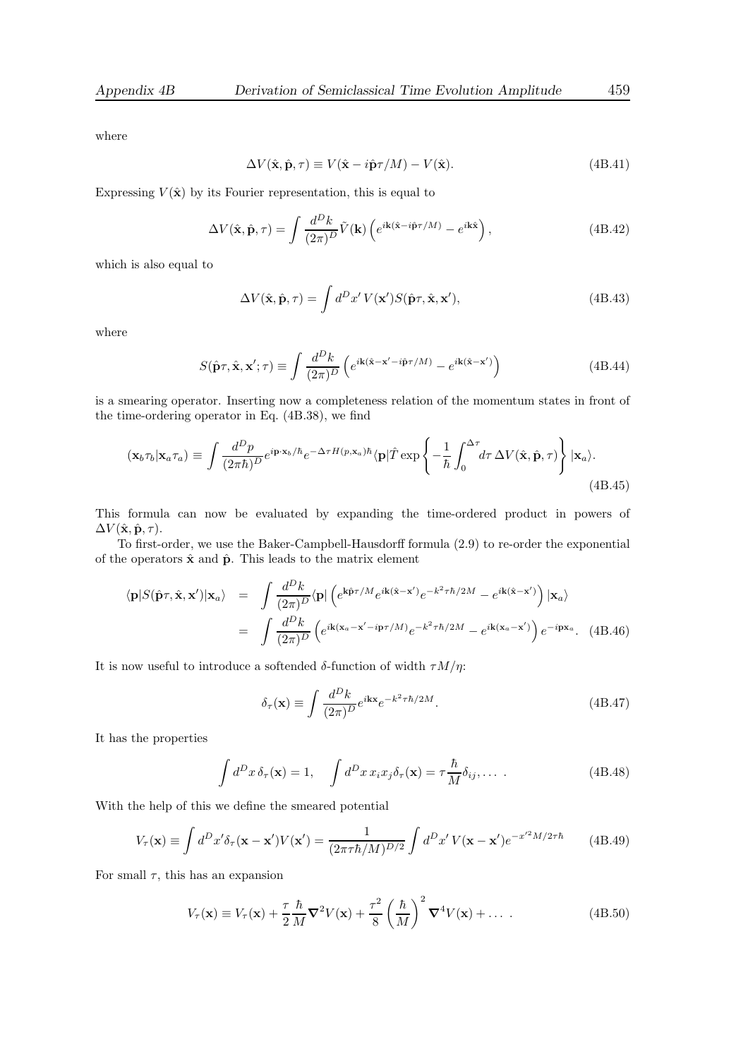where

$$\Delta V(\hat{\mathbf{x}}, \hat{\mathbf{p}}, \tau) \equiv V(\hat{\mathbf{x}} - i\hat{\mathbf{p}}\tau/M) - V(\hat{\mathbf{x}}). \tag{4B.41}$$

Expressing $V(\hat{\mathbf{x}})$ by its Fourier representation, this is equal to

$$\Delta V(\hat{\mathbf{x}}, \hat{\mathbf{p}}, \tau) = \int \frac{d^D k}{(2\pi)^D} \tilde{V}(\mathbf{k}) \left( e^{i\mathbf{k}(\hat{\mathbf{x}} - i\hat{\mathbf{p}}\tau/M)} - e^{i\mathbf{k}\hat{\mathbf{x}}} \right), \tag{4B.42}$$

which is also equal to

$$\Delta V(\hat{\mathbf{x}}, \hat{\mathbf{p}}, \tau) = \int d^D x' \, V(\mathbf{x}') S(\hat{\mathbf{p}}\tau, \hat{\mathbf{x}}, \mathbf{x}'), \tag{4B.43}$$

where

$$S(\hat{\mathbf{p}}\tau, \hat{\mathbf{x}}, \mathbf{x}'; \tau) \equiv \int \frac{d^D k}{(2\pi)^D} \left( e^{i\mathbf{k}(\hat{\mathbf{x}} - \mathbf{x}' - i\hat{\mathbf{p}}\tau/M)} - e^{i\mathbf{k}(\hat{\mathbf{x}} - \mathbf{x}')} \right) \tag{4B.44}$$

is a smearing operator. Inserting now a completeness relation of the momentum states in front of the time-ordering operator in Eq. (4B.38), we find

$$(\mathbf{x}_b \tau_b | \mathbf{x}_a \tau_a) \equiv \int \frac{d^D p}{(2\pi\hbar)^D} e^{i\mathbf{p}\cdot\mathbf{x}_b/\hbar} e^{-\Delta\tau H(p, \mathbf{x}_a)\hbar} \langle \mathbf{p} | \hat{T} \exp\left\{ -\frac{1}{\hbar} \int_0^{\Delta\tau} d\tau \, \Delta V(\hat{\mathbf{x}}, \hat{\mathbf{p}}, \tau) \right\} | \mathbf{x}_a \rangle. \tag{4B.45}$$

This formula can now be evaluated by expanding the time-ordered product in powers of $\Delta V(\hat{\mathbf{x}}, \hat{\mathbf{p}}, \tau)$.

To first-order, we use the Baker-Campbell-Hausdorff formula (2.9) to re-order the exponential of the operators $\hat{\mathbf{x}}$ and $\hat{\mathbf{p}}$. This leads to the matrix element

$$\begin{aligned}
\langle \mathbf{p} | S(\hat{\mathbf{p}}\tau, \hat{\mathbf{x}}, \mathbf{x}') | \mathbf{x}_a \rangle &= \int \frac{d^D k}{(2\pi)^D} \langle \mathbf{p} | \left( e^{\mathbf{k}\hat{\mathbf{p}}\tau/M} e^{i\mathbf{k}(\hat{\mathbf{x}} - \mathbf{x}')} e^{-k^2\tau\hbar/2M} - e^{i\mathbf{k}(\hat{\mathbf{x}} - \mathbf{x}')} \right) | \mathbf{x}_a \rangle \\
&= \int \frac{d^D k}{(2\pi)^D} \left( e^{i\mathbf{k}(\mathbf{x}_a - \mathbf{x}' - i\mathbf{p}\tau/M)} e^{-k^2\tau\hbar/2M} - e^{i\mathbf{k}(\mathbf{x}_a - \mathbf{x}')} \right) e^{-i\mathbf{p}\mathbf{x}_a}.
\end{aligned} \tag{4B.46}$$

It is now useful to introduce a softended $\delta$-function of width $\tau M/\eta$:

$$\delta_\tau(\mathbf{x}) \equiv \int \frac{d^D k}{(2\pi)^D} e^{i\mathbf{k}\mathbf{x}} e^{-k^2\tau\hbar/2M}. \tag{4B.47}$$

It has the properties

$$\int d^D x \, \delta_\tau(\mathbf{x}) = 1, \quad \int d^D x \, x_i x_j \delta_\tau(\mathbf{x}) = \tau \frac{\hbar}{M} \delta_{ij}, \dots \, . \tag{4B.48}$$

With the help of this we define the smeared potential

$$V_\tau(\mathbf{x}) \equiv \int d^D x' \delta_\tau(\mathbf{x} - \mathbf{x}') V(\mathbf{x}') = \frac{1}{(2\pi\tau\hbar/M)^{D/2}} \int d^D x' \, V(\mathbf{x} - \mathbf{x}') e^{-x'^2 M/2\tau\hbar} \tag{4B.49}$$

For small $\tau$, this has an expansion

$$V_\tau(\mathbf{x}) \equiv V_\tau(\mathbf{x}) + \frac{\tau}{2} \frac{\hbar}{M} \boldsymbol{\nabla}^2 V(\mathbf{x}) + \frac{\tau^2}{8} \left( \frac{\hbar}{M} \right)^2 \boldsymbol{\nabla}^4 V(\mathbf{x}) + \dots \, . \tag{4B.50}$$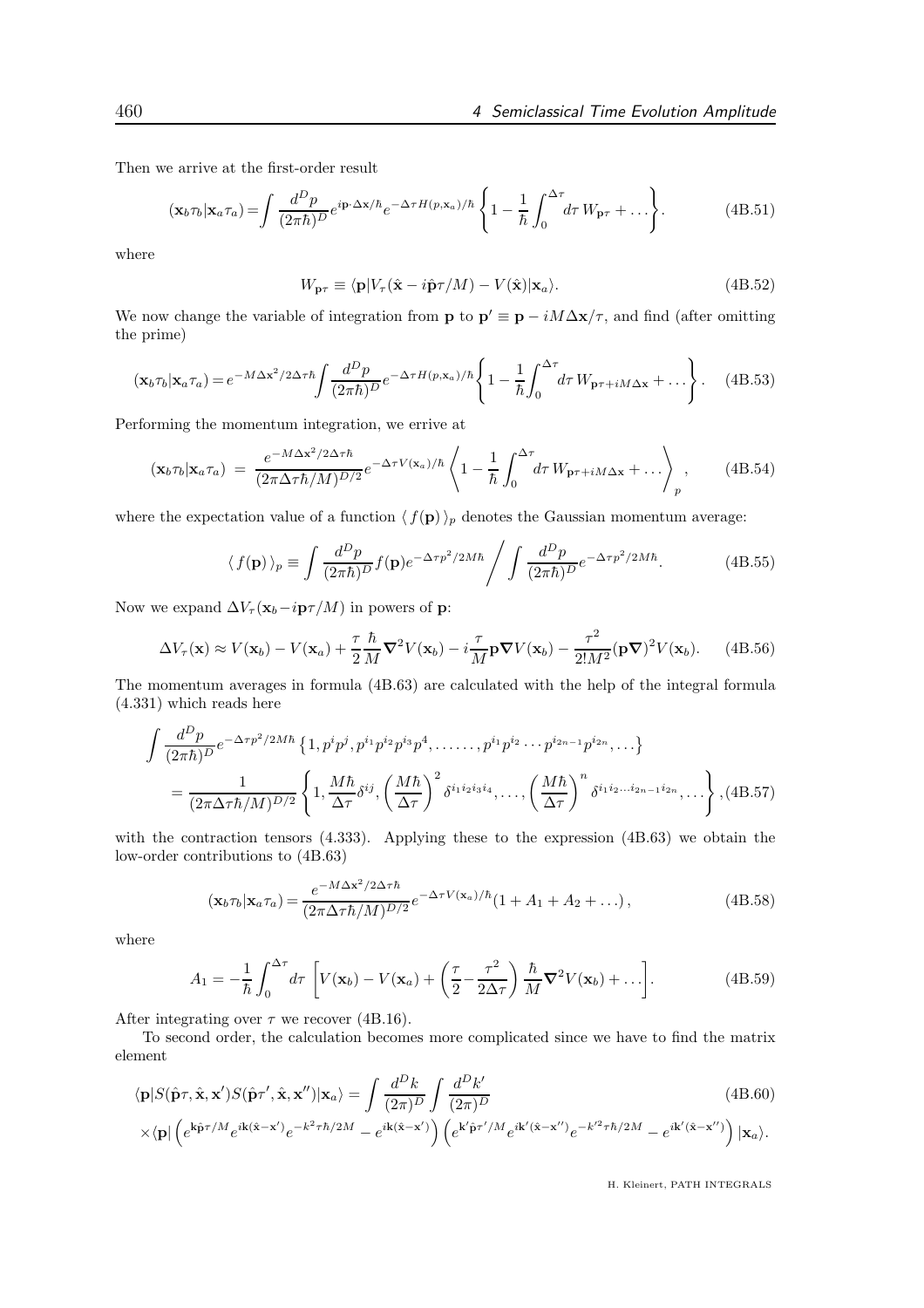Then we arrive at the first-order result

$$(\mathbf{x}_b\tau_b|\mathbf{x}_a\tau_a)=\int\frac{d^Dp}{(2\pi\hbar)^D}e^{i\mathbf{p}\cdot\Delta\mathbf{x}/\hbar}e^{-\Delta\tau H(p,\mathbf{x}_a)/\hbar}\left\{1-\frac{1}{\hbar}\int_0^{\Delta\tau}d\tau\, W_{\mathbf{p}\tau}+\ldots\right\}. \tag{4B.51}$$

where

$$W_{\mathbf{p}\tau}\equiv\langle\mathbf{p}|V_\tau(\hat{\mathbf{x}}-i\hat{\mathbf{p}}\tau/M)-V(\hat{\mathbf{x}})|\mathbf{x}_a\rangle. \tag{4B.52}$$

We now change the variable of integration from $\mathbf{p}$ to $\mathbf{p}'\equiv\mathbf{p}-iM\Delta\mathbf{x}/\tau$, and find (after omitting the prime)

$$(\mathbf{x}_b\tau_b|\mathbf{x}_a\tau_a)=e^{-M\Delta\mathbf{x}^2/2\Delta\tau\hbar}\int\frac{d^Dp}{(2\pi\hbar)^D}e^{-\Delta\tau H(p,\mathbf{x}_a)/\hbar}\left\{1-\frac{1}{\hbar}\int_0^{\Delta\tau}d\tau\, W_{\mathbf{p}\tau+iM\Delta\mathbf{x}}+\ldots\right\}. \tag{4B.53}$$

Performing the momentum integration, we arrive at

$$(\mathbf{x}_b\tau_b|\mathbf{x}_a\tau_a)\;=\;\frac{e^{-M\Delta\mathbf{x}^2/2\Delta\tau\hbar}}{(2\pi\Delta\tau\hbar/M)^{D/2}}e^{-\Delta\tau V(\mathbf{x}_a)/\hbar}\left\langle 1-\frac{1}{\hbar}\int_0^{\Delta\tau}d\tau\, W_{\mathbf{p}\tau+iM\Delta\mathbf{x}}+\ldots\right\rangle_p, \tag{4B.54}$$

where the expectation value of a function $\langle\, f(\mathbf{p})\,\rangle_p$ denotes the Gaussian momentum average:

$$\langle\, f(\mathbf{p})\,\rangle_p\equiv\int\frac{d^Dp}{(2\pi\hbar)^D}f(\mathbf{p})e^{-\Delta\tau p^2/2M\hbar}\Bigg/\int\frac{d^Dp}{(2\pi\hbar)^D}e^{-\Delta\tau p^2/2M\hbar}. \tag{4B.55}$$

Now we expand $\Delta V_\tau(\mathbf{x}_b-i\mathbf{p}\tau/M)$ in powers of $\mathbf{p}$:

$$\Delta V_\tau(\mathbf{x})\approx V(\mathbf{x}_b)-V(\mathbf{x}_a)+\frac{\tau}{2}\frac{\hbar}{M}\boldsymbol{\nabla}^2V(\mathbf{x}_b)-i\frac{\tau}{M}\mathbf{p}\boldsymbol{\nabla}V(\mathbf{x}_b)-\frac{\tau^2}{2!M^2}(\mathbf{p}\boldsymbol{\nabla})^2V(\mathbf{x}_b). \tag{4B.56}$$

The momentum averages in formula (4B.63) are calculated with the help of the integral formula (4.331) which reads here

$$\begin{aligned}&\int\frac{d^Dp}{(2\pi\hbar)^D}e^{-\Delta\tau p^2/2M\hbar}\left\{1,p^ip^j,p^{i_1}p^{i_2}p^{i_3}p^4,\ldots\ldots,p^{i_1}p^{i_2}\cdots p^{i_{2n-1}}p^{i_{2n}},\ldots\right\}\\&\quad=\frac{1}{(2\pi\Delta\tau\hbar/M)^{D/2}}\left\{1,\frac{M\hbar}{\Delta\tau}\delta^{ij},\left(\frac{M\hbar}{\Delta\tau}\right)^2\delta^{i_1i_2i_3i_4},\ldots,\left(\frac{M\hbar}{\Delta\tau}\right)^n\delta^{i_1i_2\ldots i_{2n-1}i_{2n}},\ldots\right\},\end{aligned} \tag{4B.57}$$

with the contraction tensors (4.333). Applying these to the expression (4B.63) we obtain the low-order contributions to (4B.63)

$$(\mathbf{x}_b\tau_b|\mathbf{x}_a\tau_a)=\frac{e^{-M\Delta\mathbf{x}^2/2\Delta\tau\hbar}}{(2\pi\Delta\tau\hbar/M)^{D/2}}e^{-\Delta\tau V(\mathbf{x}_a)/\hbar}(1+A_1+A_2+\ldots), \tag{4B.58}$$

where

$$A_1=-\frac{1}{\hbar}\int_0^{\Delta\tau}d\tau\,\left[V(\mathbf{x}_b)-V(\mathbf{x}_a)+\left(\frac{\tau}{2}-\frac{\tau^2}{2\Delta\tau}\right)\frac{\hbar}{M}\boldsymbol{\nabla}^2V(\mathbf{x}_b)+\ldots\right]. \tag{4B.59}$$

After integrating over $\tau$ we recover (4B.16).

To second order, the calculation becomes more complicated since we have to find the matrix element

$$\begin{aligned}&\langle\mathbf{p}|S(\hat{\mathbf{p}}\tau,\hat{\mathbf{x}},\mathbf{x}')S(\hat{\mathbf{p}}\tau',\hat{\mathbf{x}},\mathbf{x}'')|\mathbf{x}_a\rangle=\int\frac{d^Dk}{(2\pi)^D}\int\frac{d^Dk'}{(2\pi)^D} \qquad (4B.60)\\&\times\langle\mathbf{p}|\left(e^{\mathbf{k}\hat{\mathbf{p}}\tau/M}e^{i\mathbf{k}(\hat{\mathbf{x}}-\mathbf{x}')}e^{-k^2\tau\hbar/2M}-e^{i\mathbf{k}(\hat{\mathbf{x}}-\mathbf{x}')}\right)\left(e^{\mathbf{k}'\hat{\mathbf{p}}\tau'/M}e^{i\mathbf{k}'(\hat{\mathbf{x}}-\mathbf{x}'')}e^{-k'^2\tau\hbar/2M}-e^{i\mathbf{k}'(\hat{\mathbf{x}}-\mathbf{x}'')}\right)|\mathbf{x}_a\rangle.\end{aligned}$$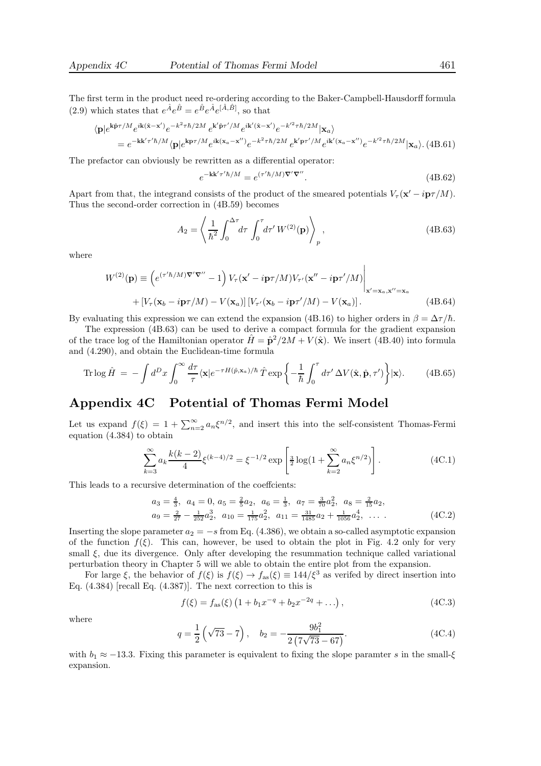The first term in the product need re-ordering according to the Baker-Campbell-Hausdorff formula (2.9) which states that $e^{\hat{A}}e^{\hat{B}} = e^{\hat{B}}e^{\hat{A}}e^{[\hat{A},\hat{B}]}$, so that

$$
\begin{aligned}
&\langle \mathbf{p}|e^{\mathbf{k}\hat{\mathbf{p}}\tau/M}e^{i\mathbf{k}(\hat{\mathbf{x}}-\mathbf{x}')}e^{-k^2\tau\hbar/2M}\,e^{\mathbf{k}'\hat{\mathbf{p}}\tau'/M}e^{i\mathbf{k}'(\hat{\mathbf{x}}-\mathbf{x}')}e^{-k'^2\tau\hbar/2M}|\mathbf{x}_a\rangle \\
&\quad = e^{-\mathbf{k}\mathbf{k}'\tau'\hbar/M}\langle \mathbf{p}|e^{\mathbf{k}\mathbf{p}\tau/M}e^{i\mathbf{k}(\mathbf{x}_a-\mathbf{x}'')}e^{-k^2\tau\hbar/2M}\,e^{\mathbf{k}'\mathbf{p}\tau'/M}e^{i\mathbf{k}'(\mathbf{x}_a-\mathbf{x}'')}e^{-k'^2\tau\hbar/2M}|\mathbf{x}_a\rangle. \quad (4B.61)
\end{aligned}
$$

The prefactor can obviously be rewritten as a differential operator:

$$
e^{-\mathbf{k}\mathbf{k}'\tau'\hbar/M} = e^{(\tau'\hbar/M)\boldsymbol{\nabla}'\boldsymbol{\nabla}''}. \quad (4B.62)
$$

Apart from that, the integrand consists of the product of the smeared potentials $V_\tau(\mathbf{x}' - i\mathbf{p}\tau/M)$. Thus the second-order correction in (4B.59) becomes

$$
A_2 = \left\langle \frac{1}{\hbar^2}\int_0^{\Delta\tau} d\tau \int_0^{\tau} d\tau'\, W^{(2)}(\mathbf{p}) \right\rangle_p, \quad (4B.63)
$$

where

$$
\begin{aligned}
W^{(2)}(\mathbf{p}) \equiv\, & \left(e^{(\tau'\hbar/M)\boldsymbol{\nabla}'\boldsymbol{\nabla}''} - 1\right) V_\tau(\mathbf{x}' - i\mathbf{p}\tau/M) V_{\tau'}(\mathbf{x}'' - i\mathbf{p}\tau'/M)\Big|_{\mathbf{x}'=\mathbf{x}_a,\mathbf{x}''=\mathbf{x}_a} \\
& + \left[V_\tau(\mathbf{x}_b - i\mathbf{p}\tau/M) - V(\mathbf{x}_a)\right]\left[V_{\tau'}(\mathbf{x}_b - i\mathbf{p}\tau'/M) - V(\mathbf{x}_a)\right]. \quad (4B.64)
\end{aligned}
$$

By evaluating this expression we can extend the expansion (4B.16) to higher orders in $\beta = \Delta\tau/\hbar$.

The expression (4B.63) can be used to derive a compact formula for the gradient expansion of the trace log of the Hamiltonian operator $\hat{H} = \hat{\mathbf{p}}^2/2M + V(\hat{\mathbf{x}})$. We insert (4B.40) into formula and (4.290), and obtain the Euclidean-time formula

$$
\mathrm{Tr}\log\hat{H} \;=\; -\int d^D x \int_0^\infty \frac{d\tau}{\tau}\langle \mathbf{x}|e^{-\tau H(\hat{p},\mathbf{x}_a)/\hbar}\,\hat{T}\exp\left\{-\frac{1}{\hbar}\int_0^\tau d\tau'\,\Delta V(\hat{\mathbf{x}},\hat{\mathbf{p}},\tau')\right\}|\mathbf{x}\rangle. \quad (4B.65)
$$

## Appendix 4C Potential of Thomas Fermi Model

Let us expand $f(\xi) = 1 + \sum_{n=2}^{\infty} a_n \xi^{n/2}$, and insert this into the self-consistent Thomas-Fermi equation (4.384) to obtain

$$
\sum_{k=3}^{\infty} a_k \frac{k(k-2)}{4}\xi^{(k-4)/2} = \xi^{-1/2}\exp\left[\tfrac{3}{2}\log(1 + \sum_{k=2}^{\infty} a_n \xi^{n/2})\right]. \quad (4C.1)
$$

This leads to a recursive determination of the coeffcients:

$$
\begin{aligned}
& a_3 = \tfrac{4}{3},\;\; a_4 = 0,\; a_5 = \tfrac{2}{5}a_2,\;\; a_6 = \tfrac{1}{3},\;\; a_7 = \tfrac{3}{70}a_2^2,\;\; a_8 = \tfrac{2}{15}a_2, \\
& a_9 = \tfrac{2}{27} - \tfrac{1}{252}a_2^3,\;\; a_{10} = \tfrac{1}{175}a_2^2,\;\; a_{11} = \tfrac{31}{1485}a_2 + \tfrac{1}{1056}a_2^4,\;\; \ldots\; . \quad (4C.2)
\end{aligned}
$$

Inserting the slope parameter $a_2 = -s$ from Eq. (4.386), we obtain a so-called asymptotic expansion of the function $f(\xi)$. This can, however, be used to obtain the plot in Fig. 4.2 only for very small $\xi$, due its divergence. Only after developing the resummation technique called variational perturbation theory in Chapter 5 will we able to obtain the entire plot from the expansion.

For large $\xi$, the behavior of $f(\xi)$ is $f(\xi) \to f_{\rm as}(\xi) \equiv 144/\xi^3$ as verifed by direct insertion into Eq. (4.384) [recall Eq. (4.387)]. The next correction to this is

$$
f(\xi) = f_{\rm as}(\xi)\left(1 + b_1 x^{-q} + b_2 x^{-2q} + \ldots\right), \quad (4C.3)
$$

where

$$
q = \frac{1}{2}\left(\sqrt{73} - 7\right), \quad b_2 = -\frac{9b_1^2}{2\left(7\sqrt{73} - 67\right)}. \quad (4C.4)
$$

with $b_1 \approx -13.3$. Fixing this parameter is equivalent to fixing the slope paramter $s$ in the small-$\xi$ expansion.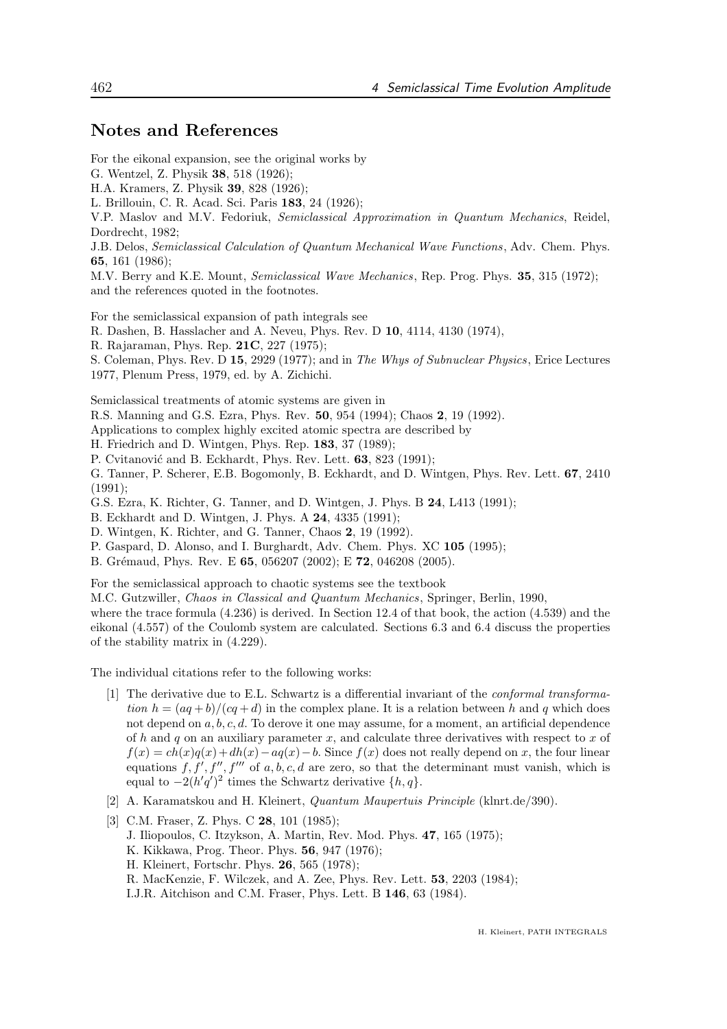## Notes and References

For the eikonal expansion, see the original works by
G. Wentzel, Z. Physik **38**, 518 (1926);
H.A. Kramers, Z. Physik **39**, 828 (1926);
L. Brillouin, C. R. Acad. Sci. Paris **183**, 24 (1926);
V.P. Maslov and M.V. Fedoriuk, *Semiclassical Approximation in Quantum Mechanics*, Reidel, Dordrecht, 1982;
J.B. Delos, *Semiclassical Calculation of Quantum Mechanical Wave Functions*, Adv. Chem. Phys. **65**, 161 (1986);
M.V. Berry and K.E. Mount, *Semiclassical Wave Mechanics*, Rep. Prog. Phys. **35**, 315 (1972);
and the references quoted in the footnotes.

For the semiclassical expansion of path integrals see
R. Dashen, B. Hasslacher and A. Neveu, Phys. Rev. D **10**, 4114, 4130 (1974),
R. Rajaraman, Phys. Rep. **21C**, 227 (1975);
S. Coleman, Phys. Rev. D **15**, 2929 (1977); and in *The Whys of Subnuclear Physics*, Erice Lectures 1977, Plenum Press, 1979, ed. by A. Zichichi.

Semiclassical treatments of atomic systems are given in
R.S. Manning and G.S. Ezra, Phys. Rev. **50**, 954 (1994); Chaos **2**, 19 (1992).
Applications to complex highly excited atomic spectra are described by
H. Friedrich and D. Wintgen, Phys. Rep. **183**, 37 (1989);
P. Cvitanović and B. Eckhardt, Phys. Rev. Lett. **63**, 823 (1991);
G. Tanner, P. Scherer, E.B. Bogomonly, B. Eckhardt, and D. Wintgen, Phys. Rev. Lett. **67**, 2410 (1991);
G.S. Ezra, K. Richter, G. Tanner, and D. Wintgen, J. Phys. B **24**, L413 (1991);
B. Eckhardt and D. Wintgen, J. Phys. A **24**, 4335 (1991);
D. Wintgen, K. Richter, and G. Tanner, Chaos **2**, 19 (1992).
P. Gaspard, D. Alonso, and I. Burghardt, Adv. Chem. Phys. XC **105** (1995);
B. Grémaud, Phys. Rev. E **65**, 056207 (2002); E **72**, 046208 (2005).

For the semiclassical approach to chaotic systems see the textbook
M.C. Gutzwiller, *Chaos in Classical and Quantum Mechanics*, Springer, Berlin, 1990,
where the trace formula (4.236) is derived. In Section 12.4 of that book, the action (4.539) and the eikonal (4.557) of the Coulomb system are calculated. Sections 6.3 and 6.4 discuss the properties of the stability matrix in (4.229).

The individual citations refer to the following works:

[1] The derivative due to E.L. Schwartz is a differential invariant of the *conformal transformation* $h = (aq + b)/(cq + d)$ in the complex plane. It is a relation between $h$ and $q$ which does not depend on $a, b, c, d$. To derove it one may assume, for a moment, an artificial dependence of $h$ and $q$ on an auxiliary parameter $x$, and calculate three derivatives with respect to $x$ of $f(x) = ch(x)q(x) + dh(x) - aq(x) - b$. Since $f(x)$ does not really depend on $x$, the four linear equations $f, f', f'', f'''$ of $a, b, c, d$ are zero, so that the determinant must vanish, which is equal to $-2(h'q')^2$ times the Schwartz derivative $\{h, q\}$.

[2] A. Karamatskou and H. Kleinert, *Quantum Maupertuis Principle* (klnrt.de/390).

[3] C.M. Fraser, Z. Phys. C **28**, 101 (1985);
J. Iliopoulos, C. Itzykson, A. Martin, Rev. Mod. Phys. **47**, 165 (1975);
K. Kikkawa, Prog. Theor. Phys. **56**, 947 (1976);
H. Kleinert, Fortschr. Phys. **26**, 565 (1978);
R. MacKenzie, F. Wilczek, and A. Zee, Phys. Rev. Lett. **53**, 2203 (1984);
I.J.R. Aitchison and C.M. Fraser, Phys. Lett. B **146**, 63 (1984).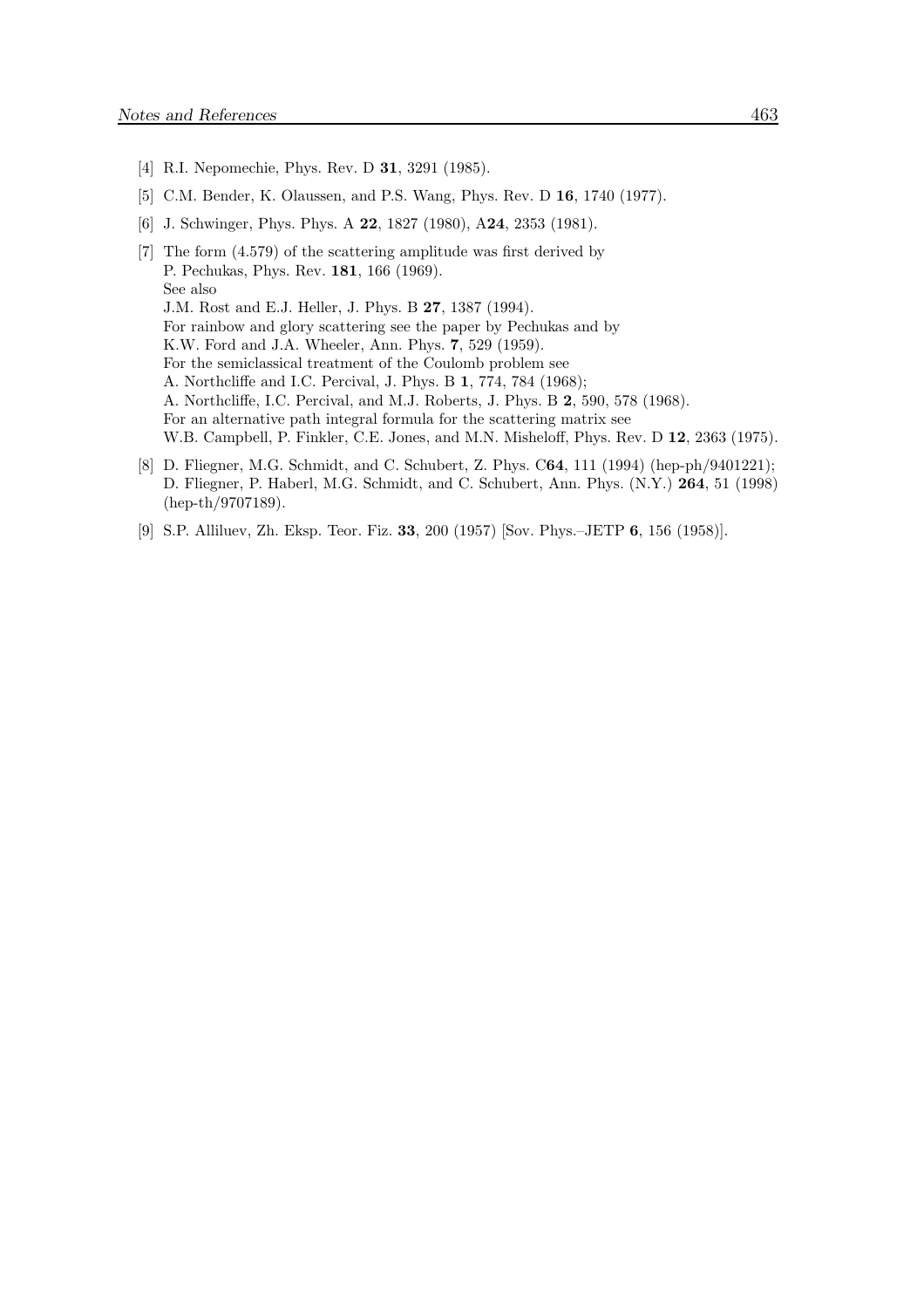[4] R.I. Nepomechie, Phys. Rev. D **31**, 3291 (1985).

[5] C.M. Bender, K. Olaussen, and P.S. Wang, Phys. Rev. D **16**, 1740 (1977).

[6] J. Schwinger, Phys. Phys. A **22**, 1827 (1980), A**24**, 2353 (1981).

[7] The form (4.579) of the scattering amplitude was first derived by
P. Pechukas, Phys. Rev. **181**, 166 (1969).
See also
J.M. Rost and E.J. Heller, J. Phys. B **27**, 1387 (1994).
For rainbow and glory scattering see the paper by Pechukas and by
K.W. Ford and J.A. Wheeler, Ann. Phys. **7**, 529 (1959).
For the semiclassical treatment of the Coulomb problem see
A. Northcliffe and I.C. Percival, J. Phys. B **1**, 774, 784 (1968);
A. Northcliffe, I.C. Percival, and M.J. Roberts, J. Phys. B **2**, 590, 578 (1968).
For an alternative path integral formula for the scattering matrix see
W.B. Campbell, P. Finkler, C.E. Jones, and M.N. Misheloff, Phys. Rev. D **12**, 2363 (1975).

[8] D. Fliegner, M.G. Schmidt, and C. Schubert, Z. Phys. C**64**, 111 (1994) (hep-ph/9401221);
D. Fliegner, P. Haberl, M.G. Schmidt, and C. Schubert, Ann. Phys. (N.Y.) **264**, 51 (1998) (hep-th/9707189).

[9] S.P. Alliluev, Zh. Eksp. Teor. Fiz. **33**, 200 (1957) [Sov. Phys.–JETP **6**, 156 (1958)].